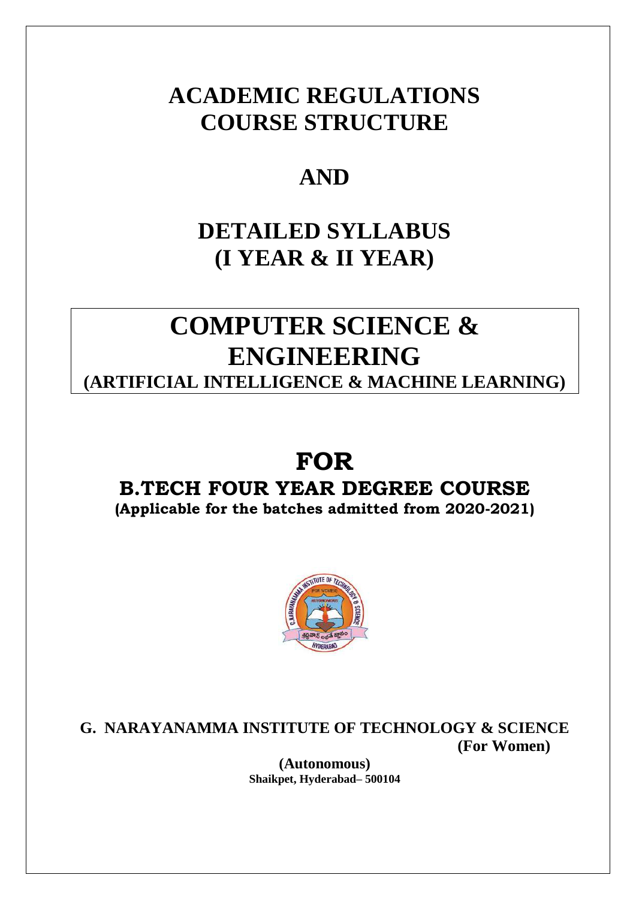# ACADEMIC REGULATIONS
# COURSE STRUCTURE

# AND

# DETAILED SYLLABUS
# (I YEAR & II YEAR)

# COMPUTER SCIENCE & ENGINEERING
## (ARTIFICIAL INTELLIGENCE & MACHINE LEARNING)

# FOR
## B.TECH FOUR YEAR DEGREE COURSE
**(Applicable for the batches admitted from 2020-2021)**

**G. NARAYANAMMA INSTITUTE OF TECHNOLOGY & SCIENCE**
**(For Women)**
**(Autonomous)**
**Shaikpet, Hyderabad– 500104**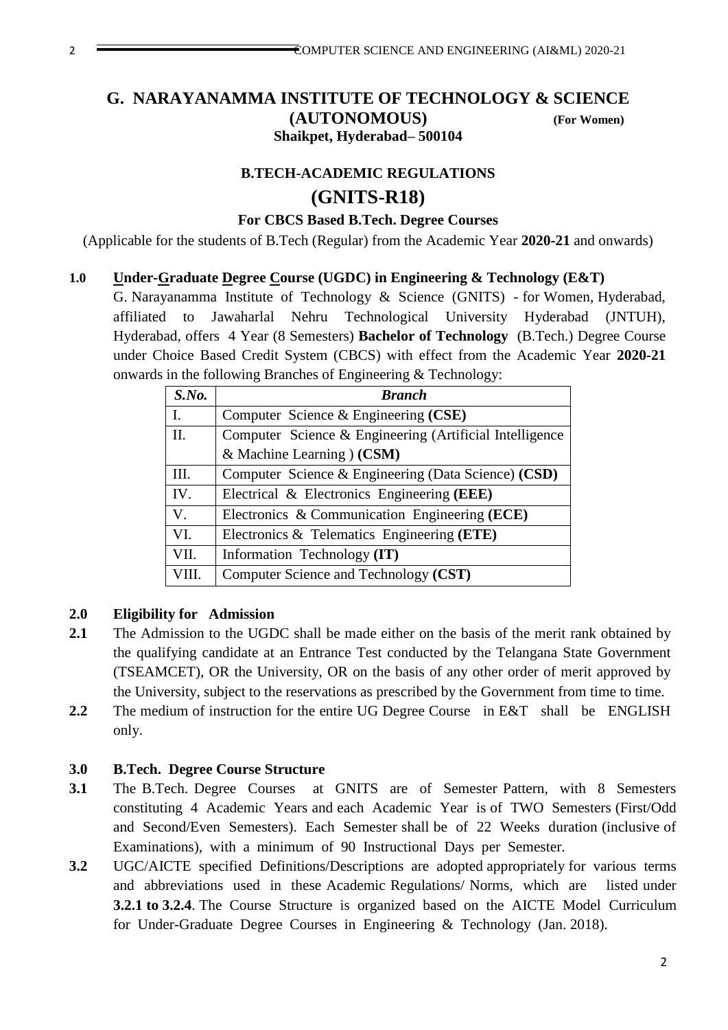# G. NARAYANAMMA INSTITUTE OF TECHNOLOGY & SCIENCE (AUTONOMOUS) (For Women)

**Shaikpet, Hyderabad– 500104**

## B.TECH-ACADEMIC REGULATIONS

## (GNITS-R18)

### For CBCS Based B.Tech. Degree Courses

(Applicable for the students of B.Tech (Regular) from the Academic Year **2020-21** and onwards)

**1.0 Under-Graduate Degree Course (UGDC) in Engineering & Technology (E&T)**

G. Narayanamma Institute of Technology & Science (GNITS) - for Women, Hyderabad, affiliated to Jawaharlal Nehru Technological University Hyderabad (JNTUH), Hyderabad, offers 4 Year (8 Semesters) **Bachelor of Technology** (B.Tech.) Degree Course under Choice Based Credit System (CBCS) with effect from the Academic Year **2020-21** onwards in the following Branches of Engineering & Technology:

| *S.No.* | *Branch* |
|---|---|
| I. | Computer Science & Engineering **(CSE)** |
| II. | Computer Science & Engineering (Artificial Intelligence & Machine Learning ) **(CSM)** |
| III. | Computer Science & Engineering (Data Science) **(CSD)** |
| IV. | Electrical & Electronics Engineering **(EEE)** |
| V. | Electronics & Communication Engineering **(ECE)** |
| VI. | Electronics & Telematics Engineering **(ETE)** |
| VII. | Information Technology **(IT)** |
| VIII. | Computer Science and Technology **(CST)** |

**2.0 Eligibility for Admission**

**2.1** The Admission to the UGDC shall be made either on the basis of the merit rank obtained by the qualifying candidate at an Entrance Test conducted by the Telangana State Government (TSEAMCET), OR the University, OR on the basis of any other order of merit approved by the University, subject to the reservations as prescribed by the Government from time to time.

**2.2** The medium of instruction for the entire UG Degree Course in E&T shall be ENGLISH only.

**3.0 B.Tech. Degree Course Structure**

**3.1** The B.Tech. Degree Courses at GNITS are of Semester Pattern, with 8 Semesters constituting 4 Academic Years and each Academic Year is of TWO Semesters (First/Odd and Second/Even Semesters). Each Semester shall be of 22 Weeks duration (inclusive of Examinations), with a minimum of 90 Instructional Days per Semester.

**3.2** UGC/AICTE specified Definitions/Descriptions are adopted appropriately for various terms and abbreviations used in these Academic Regulations/ Norms, which are listed under **3.2.1 to 3.2.4**. The Course Structure is organized based on the AICTE Model Curriculum for Under-Graduate Degree Courses in Engineering & Technology (Jan. 2018).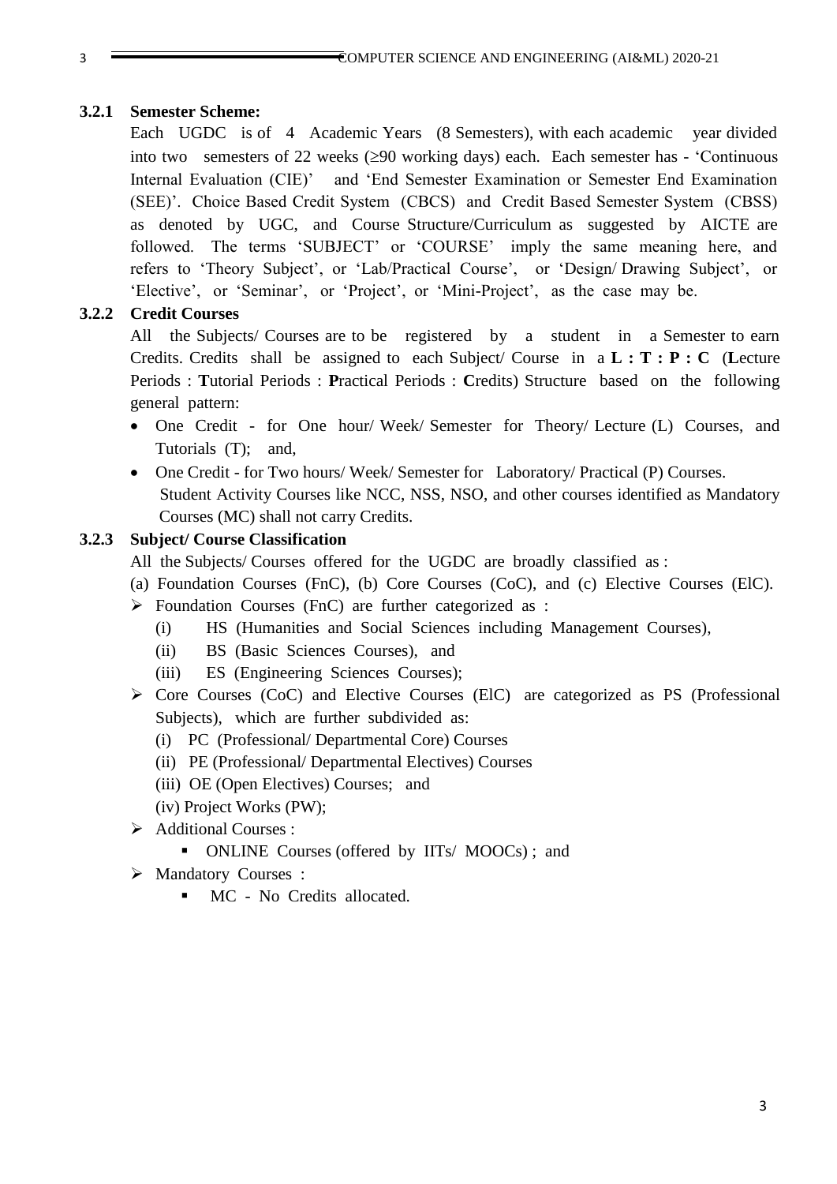### 3.2.1 Semester Scheme:

Each UGDC is of 4 Academic Years (8 Semesters), with each academic year divided into two semesters of 22 weeks (≥90 working days) each. Each semester has - 'Continuous Internal Evaluation (CIE)' and 'End Semester Examination or Semester End Examination (SEE)'. Choice Based Credit System (CBCS) and Credit Based Semester System (CBSS) as denoted by UGC, and Course Structure/Curriculum as suggested by AICTE are followed. The terms 'SUBJECT' or 'COURSE' imply the same meaning here, and refers to 'Theory Subject', or 'Lab/Practical Course', or 'Design/ Drawing Subject', or 'Elective', or 'Seminar', or 'Project', or 'Mini-Project', as the case may be.

### 3.2.2 Credit Courses

All the Subjects/ Courses are to be registered by a student in a Semester to earn Credits. Credits shall be assigned to each Subject/ Course in a **L : T : P : C** (**L**ecture Periods : **T**utorial Periods : **P**ractical Periods : **C**redits) Structure based on the following general pattern:

- One Credit - for One hour/ Week/ Semester for Theory/ Lecture (L) Courses, and Tutorials (T); and,
- One Credit - for Two hours/ Week/ Semester for Laboratory/ Practical (P) Courses.

  Student Activity Courses like NCC, NSS, NSO, and other courses identified as Mandatory Courses (MC) shall not carry Credits.

### 3.2.3 Subject/ Course Classification

All the Subjects/ Courses offered for the UGDC are broadly classified as :

(a) Foundation Courses (FnC), (b) Core Courses (CoC), and (c) Elective Courses (ElC).

- Foundation Courses (FnC) are further categorized as :
  - (i) HS (Humanities and Social Sciences including Management Courses),
  - (ii) BS (Basic Sciences Courses), and
  - (iii) ES (Engineering Sciences Courses);
- Core Courses (CoC) and Elective Courses (ElC) are categorized as PS (Professional Subjects), which are further subdivided as:
  - (i) PC (Professional/ Departmental Core) Courses
  - (ii) PE (Professional/ Departmental Electives) Courses
  - (iii) OE (Open Electives) Courses; and
  - (iv) Project Works (PW);
- Additional Courses :
  - ONLINE Courses (offered by IITs/ MOOCs) ; and
- Mandatory Courses :
  - MC - No Credits allocated.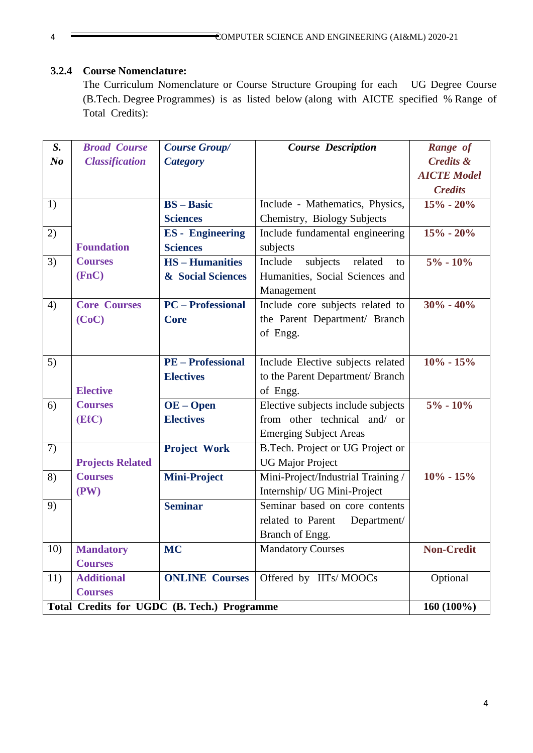### 3.2.4 Course Nomenclature:

The Curriculum Nomenclature or Course Structure Grouping for each UG Degree Course (B.Tech. Degree Programmes) is as listed below (along with AICTE specified % Range of Total Credits):

| *S. No* | *Broad Course Classification* | *Course Group/ Category* | *Course Description* | *Range of Credits & AICTE Model Credits* |
|---|---|---|---|---|
| 1) | **Foundation Courses (FnC)** | **BS – Basic Sciences** | Include - Mathematics, Physics, Chemistry, Biology Subjects | **15% - 20%** |
| 2) | | **ES - Engineering Sciences** | Include fundamental engineering subjects | **15% - 20%** |
| 3) | | **HS – Humanities & Social Sciences** | Include subjects related to Humanities, Social Sciences and Management | **5% - 10%** |
| 4) | **Core Courses (CoC)** | **PC – Professional Core** | Include core subjects related to the Parent Department/ Branch of Engg. | **30% - 40%** |
| 5) | **Elective Courses (EℓC)** | **PE – Professional Electives** | Include Elective subjects related to the Parent Department/ Branch of Engg. | **10% - 15%** |
| 6) | | **OE – Open Electives** | Elective subjects include subjects from other technical and/ or Emerging Subject Areas | **5% - 10%** |
| 7) | **Projects Related Courses (PW)** | **Project Work** | B.Tech. Project or UG Project or UG Major Project | **10% - 15%** |
| 8) | | **Mini-Project** | Mini-Project/Industrial Training / Internship/ UG Mini-Project | |
| 9) | | **Seminar** | Seminar based on core contents related to Parent Department/ Branch of Engg. | |
| 10) | **Mandatory Courses** | **MC** | Mandatory Courses | **Non-Credit** |
| 11) | **Additional Courses** | **ONLINE Courses** | Offered by IITs/ MOOCs | Optional |
| **Total Credits for UGDC (B. Tech.) Programme** | | | | **160 (100%)** |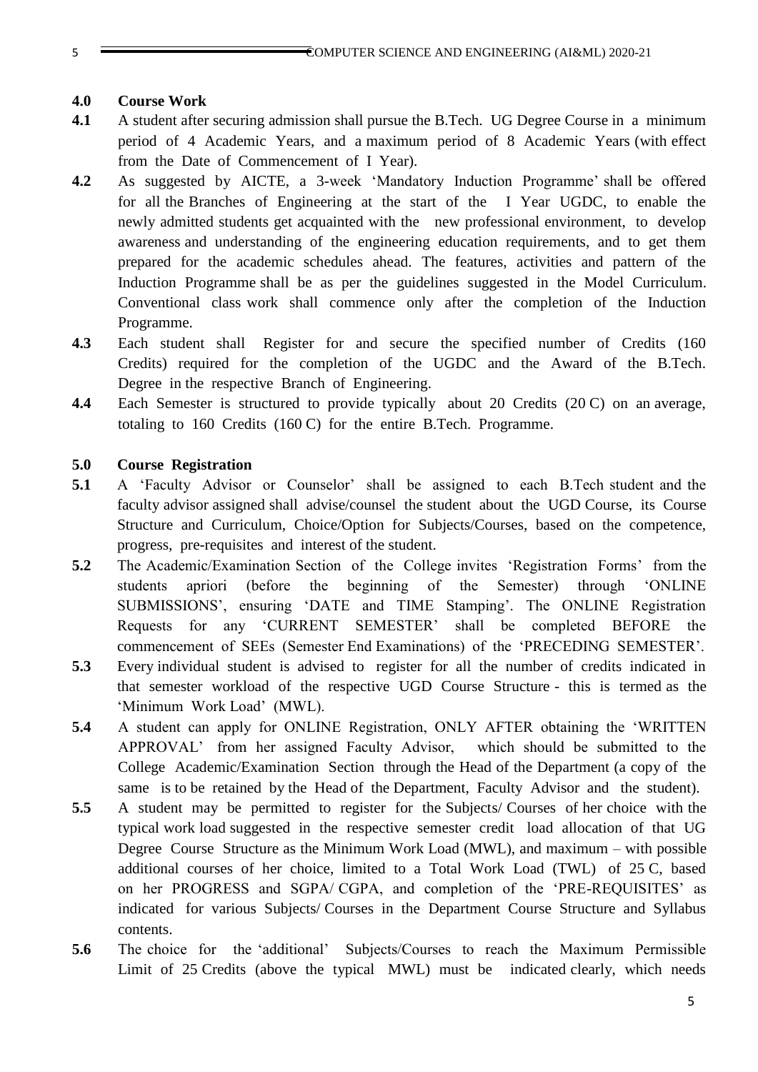## 4.0 Course Work

**4.1** A student after securing admission shall pursue the B.Tech. UG Degree Course in a minimum period of 4 Academic Years, and a maximum period of 8 Academic Years (with effect from the Date of Commencement of I Year).

**4.2** As suggested by AICTE, a 3-week 'Mandatory Induction Programme' shall be offered for all the Branches of Engineering at the start of the I Year UGDC, to enable the newly admitted students get acquainted with the new professional environment, to develop awareness and understanding of the engineering education requirements, and to get them prepared for the academic schedules ahead. The features, activities and pattern of the Induction Programme shall be as per the guidelines suggested in the Model Curriculum. Conventional class work shall commence only after the completion of the Induction Programme.

**4.3** Each student shall Register for and secure the specified number of Credits (160 Credits) required for the completion of the UGDC and the Award of the B.Tech. Degree in the respective Branch of Engineering.

**4.4** Each Semester is structured to provide typically about 20 Credits (20 C) on an average, totaling to 160 Credits (160 C) for the entire B.Tech. Programme.

## 5.0 Course Registration

**5.1** A 'Faculty Advisor or Counselor' shall be assigned to each B.Tech student and the faculty advisor assigned shall advise/counsel the student about the UGD Course, its Course Structure and Curriculum, Choice/Option for Subjects/Courses, based on the competence, progress, pre-requisites and interest of the student.

**5.2** The Academic/Examination Section of the College invites 'Registration Forms' from the students apriori (before the beginning of the Semester) through 'ONLINE SUBMISSIONS', ensuring 'DATE and TIME Stamping'. The ONLINE Registration Requests for any 'CURRENT SEMESTER' shall be completed BEFORE the commencement of SEEs (Semester End Examinations) of the 'PRECEDING SEMESTER'.

**5.3** Every individual student is advised to register for all the number of credits indicated in that semester workload of the respective UGD Course Structure - this is termed as the 'Minimum Work Load' (MWL).

**5.4** A student can apply for ONLINE Registration, ONLY AFTER obtaining the 'WRITTEN APPROVAL' from her assigned Faculty Advisor, which should be submitted to the College Academic/Examination Section through the Head of the Department (a copy of the same is to be retained by the Head of the Department, Faculty Advisor and the student).

**5.5** A student may be permitted to register for the Subjects/ Courses of her choice with the typical work load suggested in the respective semester credit load allocation of that UG Degree Course Structure as the Minimum Work Load (MWL), and maximum – with possible additional courses of her choice, limited to a Total Work Load (TWL) of 25 C, based on her PROGRESS and SGPA/ CGPA, and completion of the 'PRE-REQUISITES' as indicated for various Subjects/ Courses in the Department Course Structure and Syllabus contents.

**5.6** The choice for the 'additional' Subjects/Courses to reach the Maximum Permissible Limit of 25 Credits (above the typical MWL) must be indicated clearly, which needs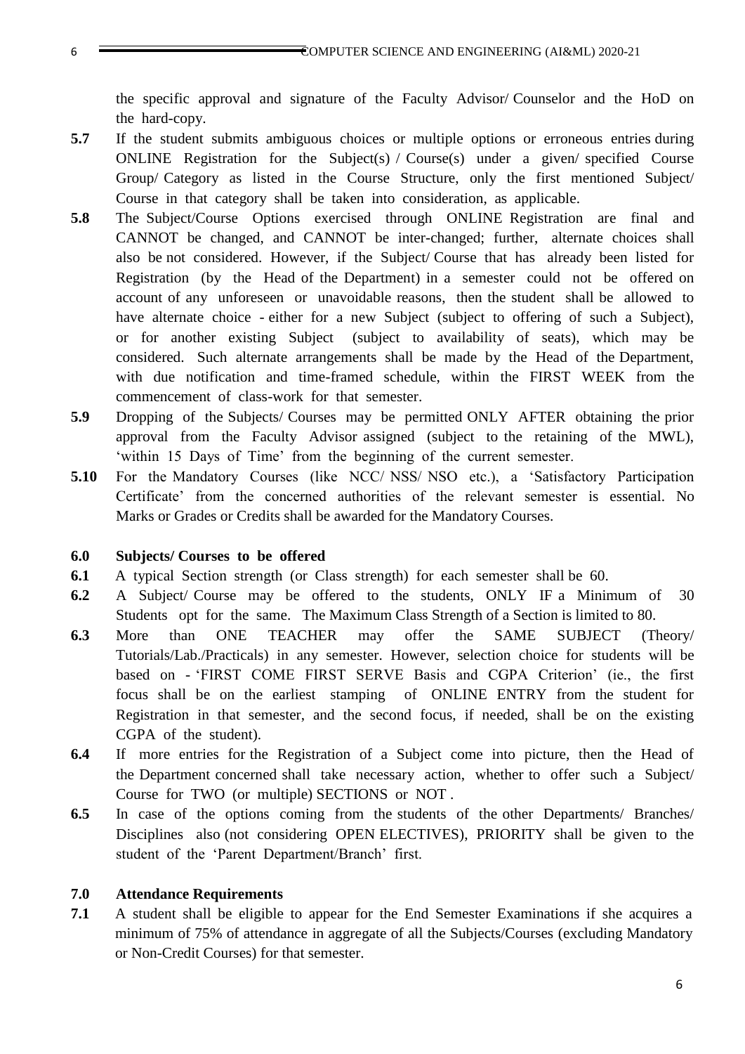the specific approval and signature of the Faculty Advisor/ Counselor and the HoD on the hard-copy.

**5.7** If the student submits ambiguous choices or multiple options or erroneous entries during ONLINE Registration for the Subject(s) / Course(s) under a given/ specified Course Group/ Category as listed in the Course Structure, only the first mentioned Subject/ Course in that category shall be taken into consideration, as applicable.

**5.8** The Subject/Course Options exercised through ONLINE Registration are final and CANNOT be changed, and CANNOT be inter-changed; further, alternate choices shall also be not considered. However, if the Subject/ Course that has already been listed for Registration (by the Head of the Department) in a semester could not be offered on account of any unforeseen or unavoidable reasons, then the student shall be allowed to have alternate choice - either for a new Subject (subject to offering of such a Subject), or for another existing Subject (subject to availability of seats), which may be considered. Such alternate arrangements shall be made by the Head of the Department, with due notification and time-framed schedule, within the FIRST WEEK from the commencement of class-work for that semester.

**5.9** Dropping of the Subjects/ Courses may be permitted ONLY AFTER obtaining the prior approval from the Faculty Advisor assigned (subject to the retaining of the MWL), 'within 15 Days of Time' from the beginning of the current semester.

**5.10** For the Mandatory Courses (like NCC/ NSS/ NSO etc.), a 'Satisfactory Participation Certificate' from the concerned authorities of the relevant semester is essential. No Marks or Grades or Credits shall be awarded for the Mandatory Courses.

## 6.0 Subjects/ Courses to be offered

**6.1** A typical Section strength (or Class strength) for each semester shall be 60.

**6.2** A Subject/ Course may be offered to the students, ONLY IF a Minimum of 30 Students opt for the same. The Maximum Class Strength of a Section is limited to 80.

**6.3** More than ONE TEACHER may offer the SAME SUBJECT (Theory/ Tutorials/Lab./Practicals) in any semester. However, selection choice for students will be based on - 'FIRST COME FIRST SERVE Basis and CGPA Criterion' (ie., the first focus shall be on the earliest stamping of ONLINE ENTRY from the student for Registration in that semester, and the second focus, if needed, shall be on the existing CGPA of the student).

**6.4** If more entries for the Registration of a Subject come into picture, then the Head of the Department concerned shall take necessary action, whether to offer such a Subject/ Course for TWO (or multiple) SECTIONS or NOT .

**6.5** In case of the options coming from the students of the other Departments/ Branches/ Disciplines also (not considering OPEN ELECTIVES), PRIORITY shall be given to the student of the 'Parent Department/Branch' first.

## 7.0 Attendance Requirements

**7.1** A student shall be eligible to appear for the End Semester Examinations if she acquires a minimum of 75% of attendance in aggregate of all the Subjects/Courses (excluding Mandatory or Non-Credit Courses) for that semester.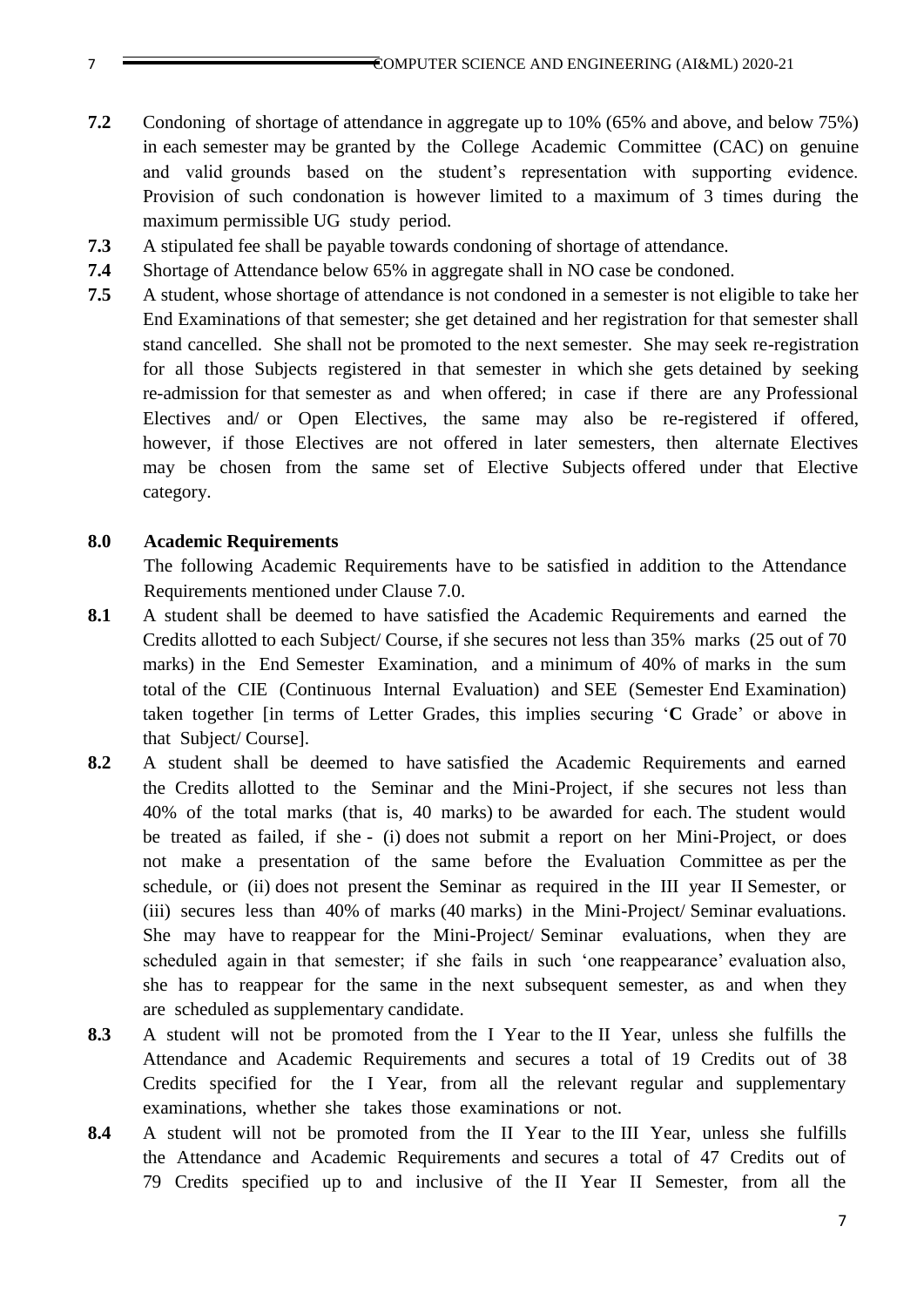**7.2** Condoning of shortage of attendance in aggregate up to 10% (65% and above, and below 75%) in each semester may be granted by the College Academic Committee (CAC) on genuine and valid grounds based on the student's representation with supporting evidence. Provision of such condonation is however limited to a maximum of 3 times during the maximum permissible UG study period.

**7.3** A stipulated fee shall be payable towards condoning of shortage of attendance.

**7.4** Shortage of Attendance below 65% in aggregate shall in NO case be condoned.

**7.5** A student, whose shortage of attendance is not condoned in a semester is not eligible to take her End Examinations of that semester; she get detained and her registration for that semester shall stand cancelled. She shall not be promoted to the next semester. She may seek re-registration for all those Subjects registered in that semester in which she gets detained by seeking re-admission for that semester as and when offered; in case if there are any Professional Electives and/ or Open Electives, the same may also be re-registered if offered, however, if those Electives are not offered in later semesters, then alternate Electives may be chosen from the same set of Elective Subjects offered under that Elective category.

## 8.0 Academic Requirements

The following Academic Requirements have to be satisfied in addition to the Attendance Requirements mentioned under Clause 7.0.

**8.1** A student shall be deemed to have satisfied the Academic Requirements and earned the Credits allotted to each Subject/ Course, if she secures not less than 35% marks (25 out of 70 marks) in the End Semester Examination, and a minimum of 40% of marks in the sum total of the CIE (Continuous Internal Evaluation) and SEE (Semester End Examination) taken together [in terms of Letter Grades, this implies securing '**C** Grade' or above in that Subject/ Course].

**8.2** A student shall be deemed to have satisfied the Academic Requirements and earned the Credits allotted to the Seminar and the Mini-Project, if she secures not less than 40% of the total marks (that is, 40 marks) to be awarded for each. The student would be treated as failed, if she - (i) does not submit a report on her Mini-Project, or does not make a presentation of the same before the Evaluation Committee as per the schedule, or (ii) does not present the Seminar as required in the III year II Semester, or (iii) secures less than 40% of marks (40 marks) in the Mini-Project/ Seminar evaluations. She may have to reappear for the Mini-Project/ Seminar evaluations, when they are scheduled again in that semester; if she fails in such 'one reappearance' evaluation also, she has to reappear for the same in the next subsequent semester, as and when they are scheduled as supplementary candidate.

**8.3** A student will not be promoted from the I Year to the II Year, unless she fulfills the Attendance and Academic Requirements and secures a total of 19 Credits out of 38 Credits specified for the I Year, from all the relevant regular and supplementary examinations, whether she takes those examinations or not.

**8.4** A student will not be promoted from the II Year to the III Year, unless she fulfills the Attendance and Academic Requirements and secures a total of 47 Credits out of 79 Credits specified up to and inclusive of the II Year II Semester, from all the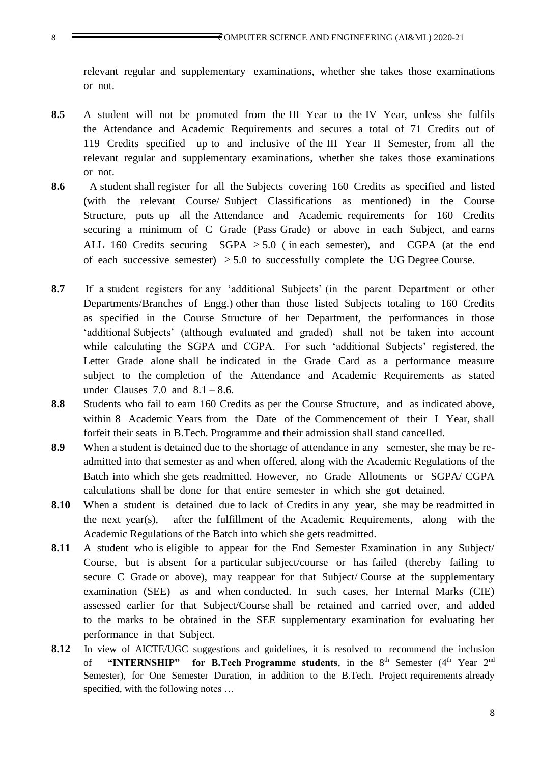relevant regular and supplementary examinations, whether she takes those examinations or not.

**8.5** A student will not be promoted from the III Year to the IV Year, unless she fulfils the Attendance and Academic Requirements and secures a total of 71 Credits out of 119 Credits specified up to and inclusive of the III Year II Semester, from all the relevant regular and supplementary examinations, whether she takes those examinations or not.

**8.6** A student shall register for all the Subjects covering 160 Credits as specified and listed (with the relevant Course/ Subject Classifications as mentioned) in the Course Structure, puts up all the Attendance and Academic requirements for 160 Credits securing a minimum of C Grade (Pass Grade) or above in each Subject, and earns ALL 160 Credits securing SGPA $\geq 5.0$ ( in each semester), and CGPA (at the end of each successive semester) $\geq 5.0$ to successfully complete the UG Degree Course.

**8.7** If a student registers for any 'additional Subjects' (in the parent Department or other Departments/Branches of Engg.) other than those listed Subjects totaling to 160 Credits as specified in the Course Structure of her Department, the performances in those 'additional Subjects' (although evaluated and graded) shall not be taken into account while calculating the SGPA and CGPA. For such 'additional Subjects' registered, the Letter Grade alone shall be indicated in the Grade Card as a performance measure subject to the completion of the Attendance and Academic Requirements as stated under Clauses 7.0 and 8.1 – 8.6.

**8.8** Students who fail to earn 160 Credits as per the Course Structure, and as indicated above, within 8 Academic Years from the Date of the Commencement of their I Year, shall forfeit their seats in B.Tech. Programme and their admission shall stand cancelled.

**8.9** When a student is detained due to the shortage of attendance in any semester, she may be re-admitted into that semester as and when offered, along with the Academic Regulations of the Batch into which she gets readmitted. However, no Grade Allotments or SGPA/ CGPA calculations shall be done for that entire semester in which she got detained.

**8.10** When a student is detained due to lack of Credits in any year, she may be readmitted in the next year(s), after the fulfillment of the Academic Requirements, along with the Academic Regulations of the Batch into which she gets readmitted.

**8.11** A student who is eligible to appear for the End Semester Examination in any Subject/ Course, but is absent for a particular subject/course or has failed (thereby failing to secure C Grade or above), may reappear for that Subject/ Course at the supplementary examination (SEE) as and when conducted. In such cases, her Internal Marks (CIE) assessed earlier for that Subject/Course shall be retained and carried over, and added to the marks to be obtained in the SEE supplementary examination for evaluating her performance in that Subject.

**8.12** In view of AICTE/UGC suggestions and guidelines, it is resolved to recommend the inclusion of **"INTERNSHIP" for B.Tech Programme students**, in the 8th Semester (4th Year 2nd Semester), for One Semester Duration, in addition to the B.Tech. Project requirements already specified, with the following notes …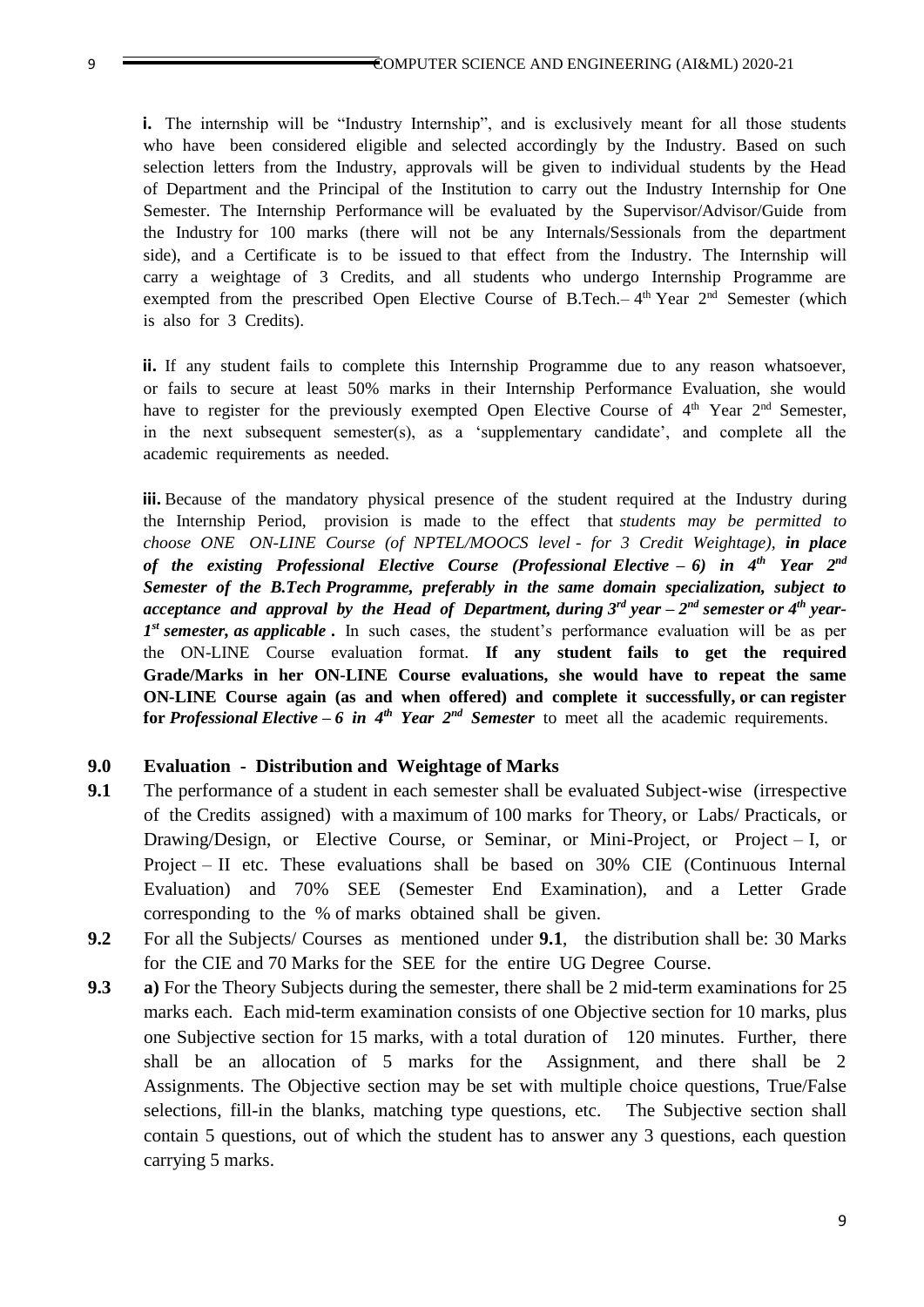**i.** The internship will be "Industry Internship", and is exclusively meant for all those students who have been considered eligible and selected accordingly by the Industry. Based on such selection letters from the Industry, approvals will be given to individual students by the Head of Department and the Principal of the Institution to carry out the Industry Internship for One Semester. The Internship Performance will be evaluated by the Supervisor/Advisor/Guide from the Industry for 100 marks (there will not be any Internals/Sessionals from the department side), and a Certificate is to be issued to that effect from the Industry. The Internship will carry a weightage of 3 Credits, and all students who undergo Internship Programme are exempted from the prescribed Open Elective Course of B.Tech.– 4th Year 2nd Semester (which is also for 3 Credits).

**ii.** If any student fails to complete this Internship Programme due to any reason whatsoever, or fails to secure at least 50% marks in their Internship Performance Evaluation, she would have to register for the previously exempted Open Elective Course of 4th Year 2nd Semester, in the next subsequent semester(s), as a 'supplementary candidate', and complete all the academic requirements as needed.

**iii.** Because of the mandatory physical presence of the student required at the Industry during the Internship Period, provision is made to the effect that *students may be permitted to choose ONE ON-LINE Course (of NPTEL/MOOCS level - for 3 Credit Weightage), **in place of the existing Professional Elective Course (Professional Elective – 6) in 4th Year 2nd Semester of the B.Tech Programme, preferably in the same domain specialization, subject to acceptance and approval by the Head of Department, during 3rd year – 2nd semester or 4th year- 1st semester, as applicable .*** In such cases, the student's performance evaluation will be as per the ON-LINE Course evaluation format. **If any student fails to get the required Grade/Marks in her ON-LINE Course evaluations, she would have to repeat the same ON-LINE Course again (as and when offered) and complete it successfully, or can register for *Professional Elective – 6 in 4th Year 2nd Semester*** to meet all the academic requirements.

## 9.0 Evaluation - Distribution and Weightage of Marks

**9.1** The performance of a student in each semester shall be evaluated Subject-wise (irrespective of the Credits assigned) with a maximum of 100 marks for Theory, or Labs/ Practicals, or Drawing/Design, or Elective Course, or Seminar, or Mini-Project, or Project – I, or Project – II etc. These evaluations shall be based on 30% CIE (Continuous Internal Evaluation) and 70% SEE (Semester End Examination), and a Letter Grade corresponding to the % of marks obtained shall be given.

**9.2** For all the Subjects/ Courses as mentioned under **9.1**, the distribution shall be: 30 Marks for the CIE and 70 Marks for the SEE for the entire UG Degree Course.

**9.3** **a)** For the Theory Subjects during the semester, there shall be 2 mid-term examinations for 25 marks each. Each mid-term examination consists of one Objective section for 10 marks, plus one Subjective section for 15 marks, with a total duration of 120 minutes. Further, there shall be an allocation of 5 marks for the Assignment, and there shall be 2 Assignments. The Objective section may be set with multiple choice questions, True/False selections, fill-in the blanks, matching type questions, etc. The Subjective section shall contain 5 questions, out of which the student has to answer any 3 questions, each question carrying 5 marks.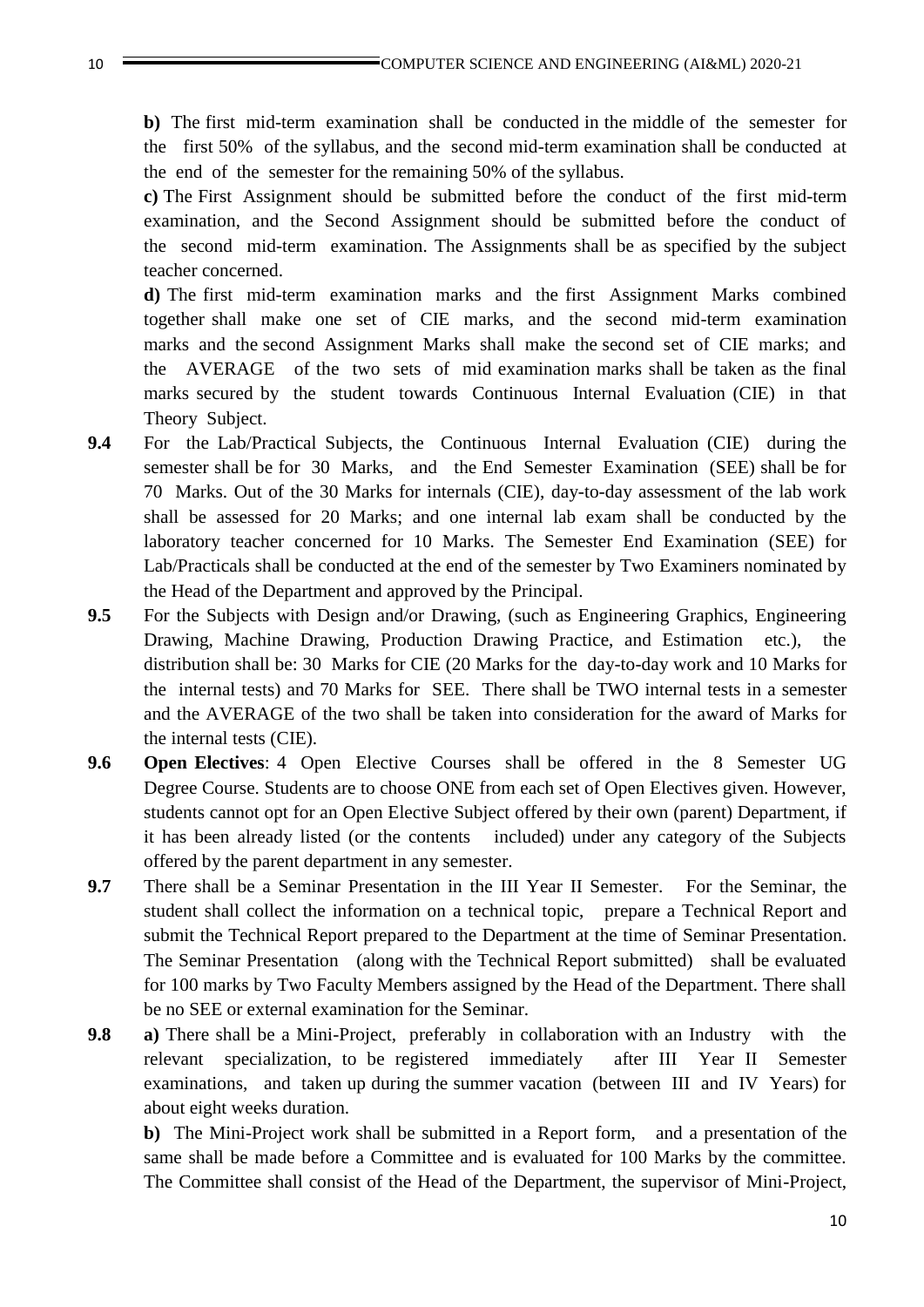**b)** The first mid-term examination shall be conducted in the middle of the semester for the first 50% of the syllabus, and the second mid-term examination shall be conducted at the end of the semester for the remaining 50% of the syllabus.

**c)** The First Assignment should be submitted before the conduct of the first mid-term examination, and the Second Assignment should be submitted before the conduct of the second mid-term examination. The Assignments shall be as specified by the subject teacher concerned.

**d)** The first mid-term examination marks and the first Assignment Marks combined together shall make one set of CIE marks, and the second mid-term examination marks and the second Assignment Marks shall make the second set of CIE marks; and the AVERAGE of the two sets of mid examination marks shall be taken as the final marks secured by the student towards Continuous Internal Evaluation (CIE) in that Theory Subject.

**9.4** For the Lab/Practical Subjects, the Continuous Internal Evaluation (CIE) during the semester shall be for 30 Marks, and the End Semester Examination (SEE) shall be for 70 Marks. Out of the 30 Marks for internals (CIE), day-to-day assessment of the lab work shall be assessed for 20 Marks; and one internal lab exam shall be conducted by the laboratory teacher concerned for 10 Marks. The Semester End Examination (SEE) for Lab/Practicals shall be conducted at the end of the semester by Two Examiners nominated by the Head of the Department and approved by the Principal.

**9.5** For the Subjects with Design and/or Drawing, (such as Engineering Graphics, Engineering Drawing, Machine Drawing, Production Drawing Practice, and Estimation etc.), the distribution shall be: 30 Marks for CIE (20 Marks for the day-to-day work and 10 Marks for the internal tests) and 70 Marks for SEE. There shall be TWO internal tests in a semester and the AVERAGE of the two shall be taken into consideration for the award of Marks for the internal tests (CIE).

**9.6** **Open Electives**: 4 Open Elective Courses shall be offered in the 8 Semester UG Degree Course. Students are to choose ONE from each set of Open Electives given. However, students cannot opt for an Open Elective Subject offered by their own (parent) Department, if it has been already listed (or the contents included) under any category of the Subjects offered by the parent department in any semester.

**9.7** There shall be a Seminar Presentation in the III Year II Semester. For the Seminar, the student shall collect the information on a technical topic, prepare a Technical Report and submit the Technical Report prepared to the Department at the time of Seminar Presentation. The Seminar Presentation (along with the Technical Report submitted) shall be evaluated for 100 marks by Two Faculty Members assigned by the Head of the Department. There shall be no SEE or external examination for the Seminar.

**9.8** **a)** There shall be a Mini-Project, preferably in collaboration with an Industry with the relevant specialization, to be registered immediately after III Year II Semester examinations, and taken up during the summer vacation (between III and IV Years) for about eight weeks duration.

**b)** The Mini-Project work shall be submitted in a Report form, and a presentation of the same shall be made before a Committee and is evaluated for 100 Marks by the committee. The Committee shall consist of the Head of the Department, the supervisor of Mini-Project,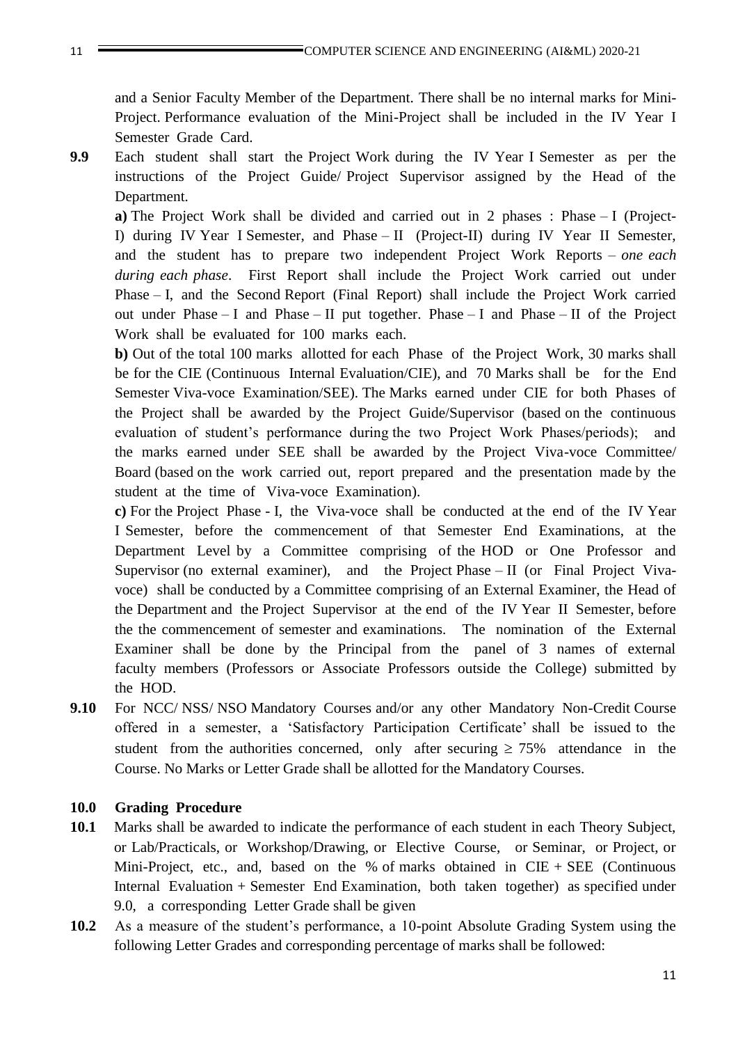and a Senior Faculty Member of the Department. There shall be no internal marks for Mini-Project. Performance evaluation of the Mini-Project shall be included in the IV Year I Semester Grade Card.

**9.9** Each student shall start the Project Work during the IV Year I Semester as per the instructions of the Project Guide/ Project Supervisor assigned by the Head of the Department.

**a)** The Project Work shall be divided and carried out in 2 phases : Phase – I (Project-I) during IV Year I Semester, and Phase – II (Project-II) during IV Year II Semester, and the student has to prepare two independent Project Work Reports – *one each during each phase*. First Report shall include the Project Work carried out under Phase – I, and the Second Report (Final Report) shall include the Project Work carried out under Phase – I and Phase – II put together. Phase – I and Phase – II of the Project Work shall be evaluated for 100 marks each.

**b)** Out of the total 100 marks allotted for each Phase of the Project Work, 30 marks shall be for the CIE (Continuous Internal Evaluation/CIE), and 70 Marks shall be for the End Semester Viva-voce Examination/SEE). The Marks earned under CIE for both Phases of the Project shall be awarded by the Project Guide/Supervisor (based on the continuous evaluation of student's performance during the two Project Work Phases/periods); and the marks earned under SEE shall be awarded by the Project Viva-voce Committee/ Board (based on the work carried out, report prepared and the presentation made by the student at the time of Viva-voce Examination).

**c)** For the Project Phase - I, the Viva-voce shall be conducted at the end of the IV Year I Semester, before the commencement of that Semester End Examinations, at the Department Level by a Committee comprising of the HOD or One Professor and Supervisor (no external examiner), and the Project Phase – II (or Final Project Viva-voce) shall be conducted by a Committee comprising of an External Examiner, the Head of the Department and the Project Supervisor at the end of the IV Year II Semester, before the the commencement of semester and examinations. The nomination of the External Examiner shall be done by the Principal from the panel of 3 names of external faculty members (Professors or Associate Professors outside the College) submitted by the HOD.

**9.10** For NCC/ NSS/ NSO Mandatory Courses and/or any other Mandatory Non-Credit Course offered in a semester, a 'Satisfactory Participation Certificate' shall be issued to the student from the authorities concerned, only after securing $\geq 75\%$ attendance in the Course. No Marks or Letter Grade shall be allotted for the Mandatory Courses.

## 10.0 Grading Procedure

**10.1** Marks shall be awarded to indicate the performance of each student in each Theory Subject, or Lab/Practicals, or Workshop/Drawing, or Elective Course, or Seminar, or Project, or Mini-Project, etc., and, based on the % of marks obtained in CIE + SEE (Continuous Internal Evaluation + Semester End Examination, both taken together) as specified under 9.0, a corresponding Letter Grade shall be given

**10.2** As a measure of the student's performance, a 10-point Absolute Grading System using the following Letter Grades and corresponding percentage of marks shall be followed: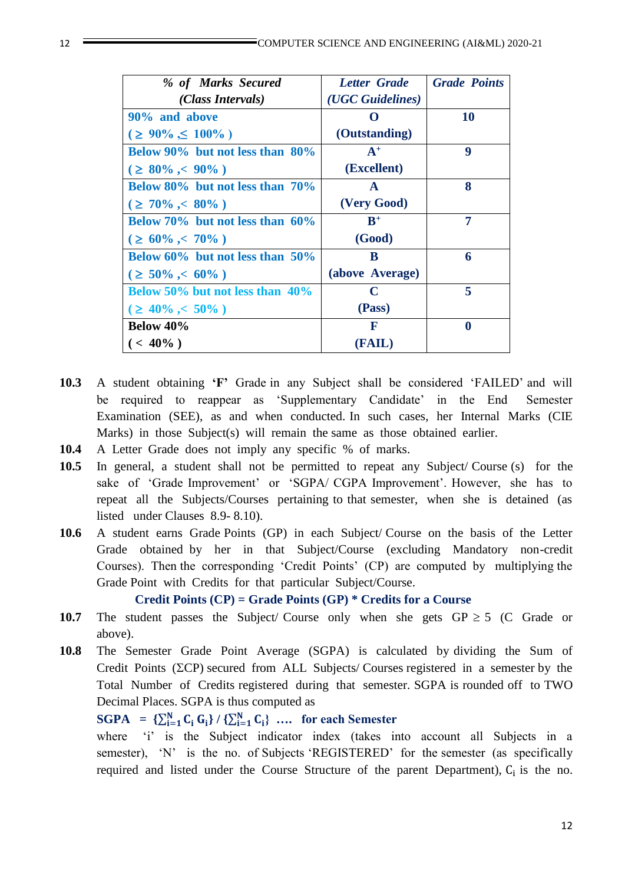| *% of Marks Secured (Class Intervals)* | *Letter Grade (UGC Guidelines)* | *Grade Points* |
|---|---|---|
| **90% and above ($\geq$ 90% ,$\leq$ 100% )** | **O (Outstanding)** | **10** |
| **Below 90% but not less than 80% ($\geq$ 80% ,< 90% )** | **$A^+$ (Excellent)** | **9** |
| **Below 80% but not less than 70% ($\geq$ 70% ,< 80% )** | **A (Very Good)** | **8** |
| **Below 70% but not less than 60% ($\geq$ 60% ,< 70% )** | **$B^+$ (Good)** | **7** |
| **Below 60% but not less than 50% ($\geq$ 50% ,< 60% )** | **B (above Average)** | **6** |
| **Below 50% but not less than 40% ($\geq$ 40% ,< 50% )** | **C (Pass)** | **5** |
| **Below 40% ( < 40% )** | **F (FAIL)** | **0** |

**10.3** A student obtaining **'F'** Grade in any Subject shall be considered 'FAILED' and will be required to reappear as 'Supplementary Candidate' in the End Semester Examination (SEE), as and when conducted. In such cases, her Internal Marks (CIE Marks) in those Subject(s) will remain the same as those obtained earlier.

**10.4** A Letter Grade does not imply any specific % of marks.

**10.5** In general, a student shall not be permitted to repeat any Subject/ Course (s) for the sake of 'Grade Improvement' or 'SGPA/ CGPA Improvement'. However, she has to repeat all the Subjects/Courses pertaining to that semester, when she is detained (as listed under Clauses 8.9- 8.10).

**10.6** A student earns Grade Points (GP) in each Subject/ Course on the basis of the Letter Grade obtained by her in that Subject/Course (excluding Mandatory non-credit Courses). Then the corresponding 'Credit Points' (CP) are computed by multiplying the Grade Point with Credits for that particular Subject/Course.

**Credit Points (CP) = Grade Points (GP) * Credits for a Course**

**10.7** The student passes the Subject/ Course only when she gets GP $\geq$ 5 (C Grade or above).

**10.8** The Semester Grade Point Average (SGPA) is calculated by dividing the Sum of Credit Points ($\Sigma$CP) secured from ALL Subjects/ Courses registered in a semester by the Total Number of Credits registered during that semester. SGPA is rounded off to TWO Decimal Places. SGPA is thus computed as

**SGPA** $= \{\sum_{i=1}^{N} C_i\, G_i\} \,/\, \{\sum_{i=1}^{N} C_i\}$ **…. for each Semester**

where 'i' is the Subject indicator index (takes into account all Subjects in a semester), 'N' is the no. of Subjects 'REGISTERED' for the semester (as specifically required and listed under the Course Structure of the parent Department), $C_i$ is the no.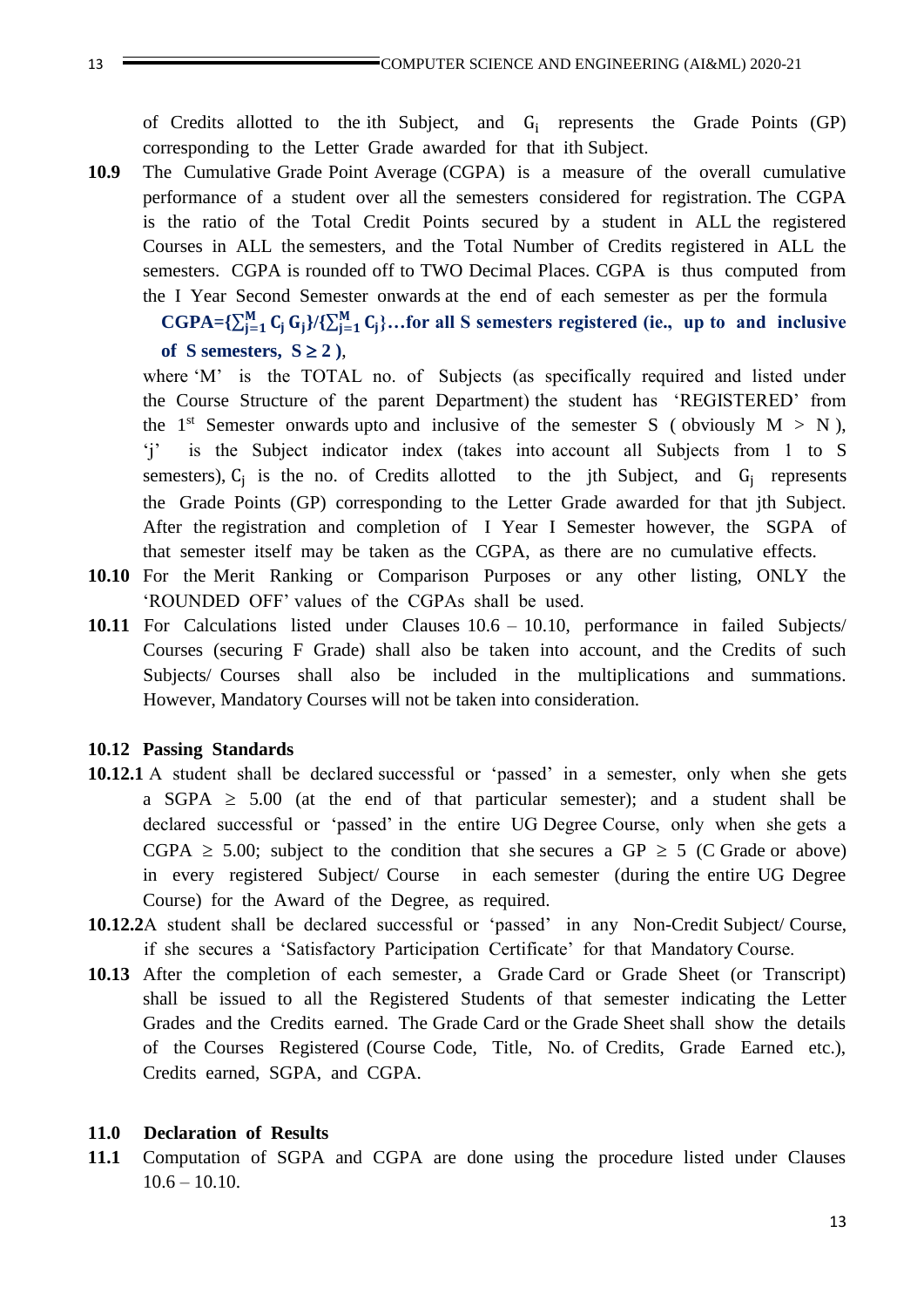of Credits allotted to the ith Subject, and $G_i$ represents the Grade Points (GP) corresponding to the Letter Grade awarded for that ith Subject.

**10.9** The Cumulative Grade Point Average (CGPA) is a measure of the overall cumulative performance of a student over all the semesters considered for registration. The CGPA is the ratio of the Total Credit Points secured by a student in ALL the registered Courses in ALL the semesters, and the Total Number of Credits registered in ALL the semesters. CGPA is rounded off to TWO Decimal Places. CGPA is thus computed from the I Year Second Semester onwards at the end of each semester as per the formula

**CGPA=$\{\sum_{j=1}^{M} C_j G_j\}/\{\sum_{j=1}^{M} C_j\}$…for all S semesters registered (ie., up to and inclusive of S semesters, $S \geq 2$ ),**

where 'M' is the TOTAL no. of Subjects (as specifically required and listed under the Course Structure of the parent Department) the student has 'REGISTERED' from the 1st Semester onwards upto and inclusive of the semester S ( obviously M > N ), 'j' is the Subject indicator index (takes into account all Subjects from 1 to S semesters), $C_j$ is the no. of Credits allotted to the jth Subject, and $G_j$ represents the Grade Points (GP) corresponding to the Letter Grade awarded for that jth Subject. After the registration and completion of I Year I Semester however, the SGPA of that semester itself may be taken as the CGPA, as there are no cumulative effects.

**10.10** For the Merit Ranking or Comparison Purposes or any other listing, ONLY the 'ROUNDED OFF' values of the CGPAs shall be used.

**10.11** For Calculations listed under Clauses 10.6 – 10.10, performance in failed Subjects/ Courses (securing F Grade) shall also be taken into account, and the Credits of such Subjects/ Courses shall also be included in the multiplications and summations. However, Mandatory Courses will not be taken into consideration.

**10.12 Passing Standards**

**10.12.1** A student shall be declared successful or 'passed' in a semester, only when she gets a SGPA $\geq$ 5.00 (at the end of that particular semester); and a student shall be declared successful or 'passed' in the entire UG Degree Course, only when she gets a CGPA $\geq$ 5.00; subject to the condition that she secures a GP $\geq$ 5 (C Grade or above) in every registered Subject/ Course in each semester (during the entire UG Degree Course) for the Award of the Degree, as required.

**10.12.2** A student shall be declared successful or 'passed' in any Non-Credit Subject/ Course, if she secures a 'Satisfactory Participation Certificate' for that Mandatory Course.

**10.13** After the completion of each semester, a Grade Card or Grade Sheet (or Transcript) shall be issued to all the Registered Students of that semester indicating the Letter Grades and the Credits earned. The Grade Card or the Grade Sheet shall show the details of the Courses Registered (Course Code, Title, No. of Credits, Grade Earned etc.), Credits earned, SGPA, and CGPA.

## 11.0 Declaration of Results

**11.1** Computation of SGPA and CGPA are done using the procedure listed under Clauses 10.6 – 10.10.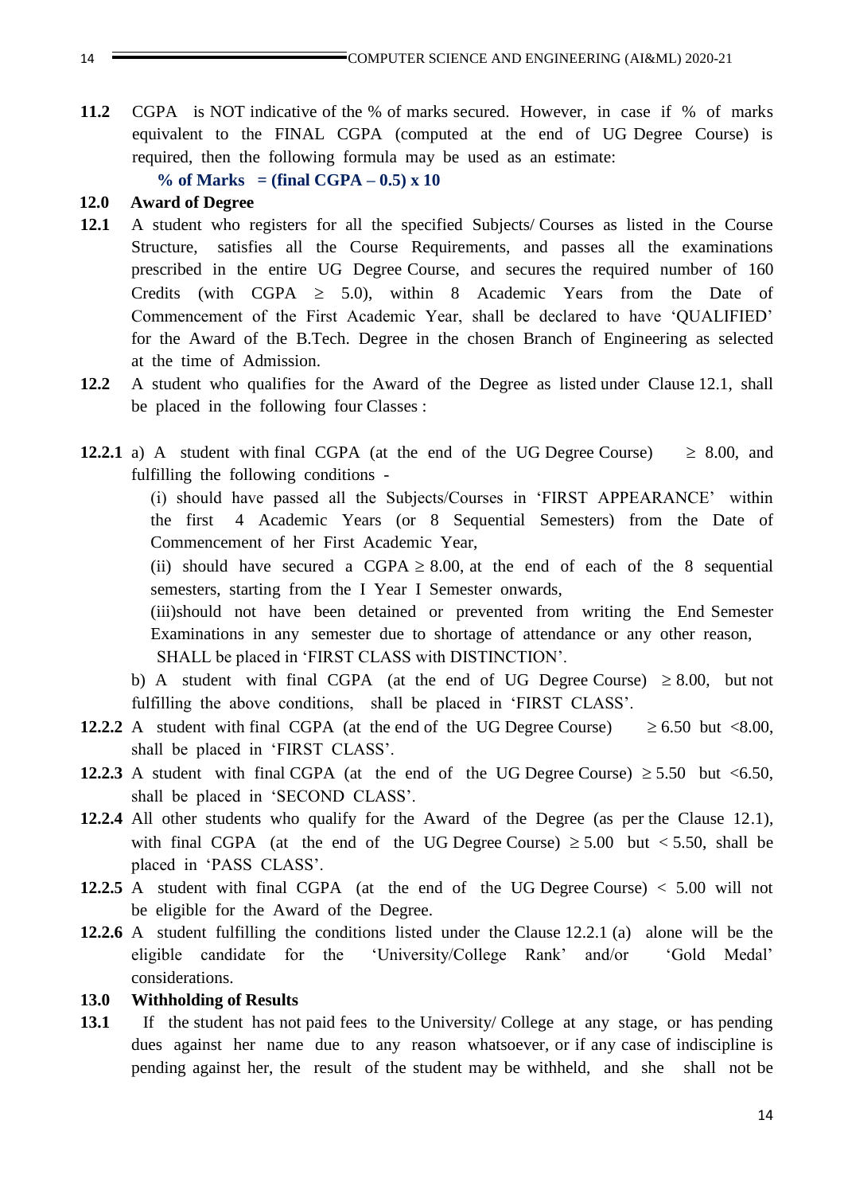**11.2** CGPA is NOT indicative of the % of marks secured. However, in case if % of marks equivalent to the FINAL CGPA (computed at the end of UG Degree Course) is required, then the following formula may be used as an estimate:

**% of Marks = (final CGPA – 0.5) x 10**

## 12.0 Award of Degree

**12.1** A student who registers for all the specified Subjects/ Courses as listed in the Course Structure, satisfies all the Course Requirements, and passes all the examinations prescribed in the entire UG Degree Course, and secures the required number of 160 Credits (with CGPA $\geq$ 5.0), within 8 Academic Years from the Date of Commencement of the First Academic Year, shall be declared to have 'QUALIFIED' for the Award of the B.Tech. Degree in the chosen Branch of Engineering as selected at the time of Admission.

**12.2** A student who qualifies for the Award of the Degree as listed under Clause 12.1, shall be placed in the following four Classes :

**12.2.1** a) A student with final CGPA (at the end of the UG Degree Course) $\geq$ 8.00, and fulfilling the following conditions -

(i) should have passed all the Subjects/Courses in 'FIRST APPEARANCE' within the first 4 Academic Years (or 8 Sequential Semesters) from the Date of Commencement of her First Academic Year,

(ii) should have secured a CGPA $\geq$ 8.00, at the end of each of the 8 sequential semesters, starting from the I Year I Semester onwards,

(iii)should not have been detained or prevented from writing the End Semester Examinations in any semester due to shortage of attendance or any other reason,

SHALL be placed in 'FIRST CLASS with DISTINCTION'.

b) A student with final CGPA (at the end of UG Degree Course) $\geq$ 8.00, but not fulfilling the above conditions, shall be placed in 'FIRST CLASS'.

**12.2.2** A student with final CGPA (at the end of the UG Degree Course) $\geq$ 6.50 but <8.00, shall be placed in 'FIRST CLASS'.

**12.2.3** A student with final CGPA (at the end of the UG Degree Course) $\geq$ 5.50 but <6.50, shall be placed in 'SECOND CLASS'.

**12.2.4** All other students who qualify for the Award of the Degree (as per the Clause 12.1), with final CGPA (at the end of the UG Degree Course) $\geq$ 5.00 but < 5.50, shall be placed in 'PASS CLASS'.

**12.2.5** A student with final CGPA (at the end of the UG Degree Course) < 5.00 will not be eligible for the Award of the Degree.

**12.2.6** A student fulfilling the conditions listed under the Clause 12.2.1 (a) alone will be the eligible candidate for the 'University/College Rank' and/or 'Gold Medal' considerations.

## 13.0 Withholding of Results

**13.1** If the student has not paid fees to the University/ College at any stage, or has pending dues against her name due to any reason whatsoever, or if any case of indiscipline is pending against her, the result of the student may be withheld, and she shall not be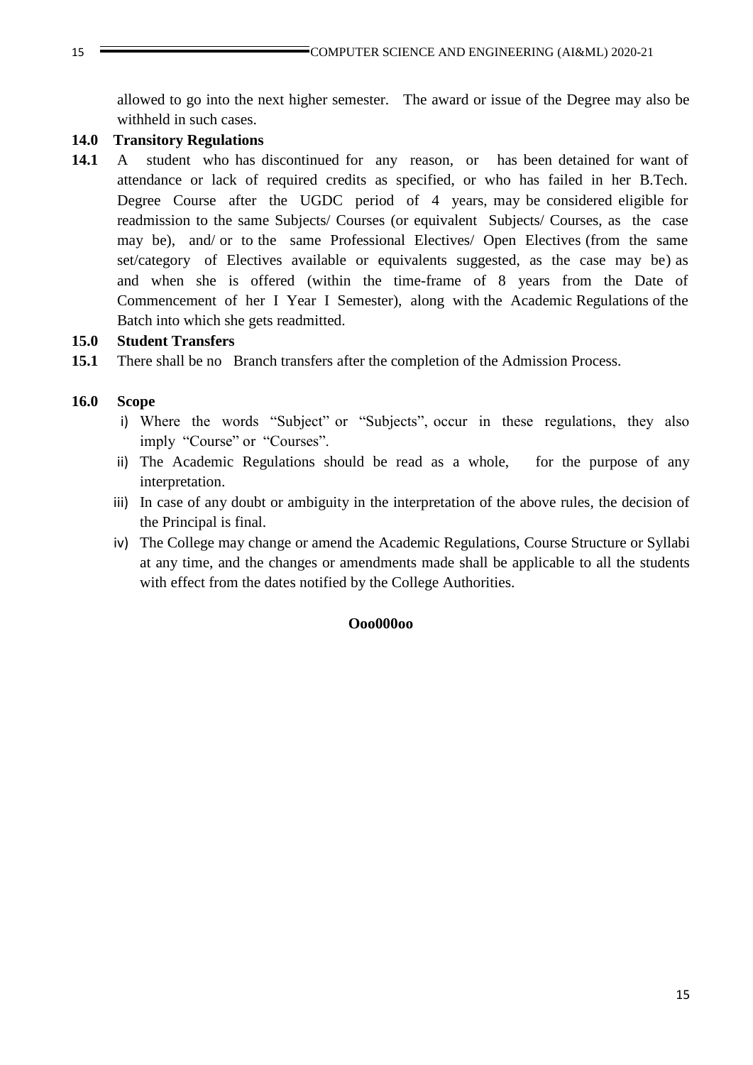allowed to go into the next higher semester. The award or issue of the Degree may also be withheld in such cases.

**14.0 Transitory Regulations**

**14.1** A student who has discontinued for any reason, or has been detained for want of attendance or lack of required credits as specified, or who has failed in her B.Tech. Degree Course after the UGDC period of 4 years, may be considered eligible for readmission to the same Subjects/ Courses (or equivalent Subjects/ Courses, as the case may be), and/ or to the same Professional Electives/ Open Electives (from the same set/category of Electives available or equivalents suggested, as the case may be) as and when she is offered (within the time-frame of 8 years from the Date of Commencement of her I Year I Semester), along with the Academic Regulations of the Batch into which she gets readmitted.

**15.0 Student Transfers**

**15.1** There shall be no Branch transfers after the completion of the Admission Process.

**16.0 Scope**

i) Where the words "Subject" or "Subjects", occur in these regulations, they also imply "Course" or "Courses".

ii) The Academic Regulations should be read as a whole, for the purpose of any interpretation.

iii) In case of any doubt or ambiguity in the interpretation of the above rules, the decision of the Principal is final.

iv) The College may change or amend the Academic Regulations, Course Structure or Syllabi at any time, and the changes or amendments made shall be applicable to all the students with effect from the dates notified by the College Authorities.

**Ooo000oo**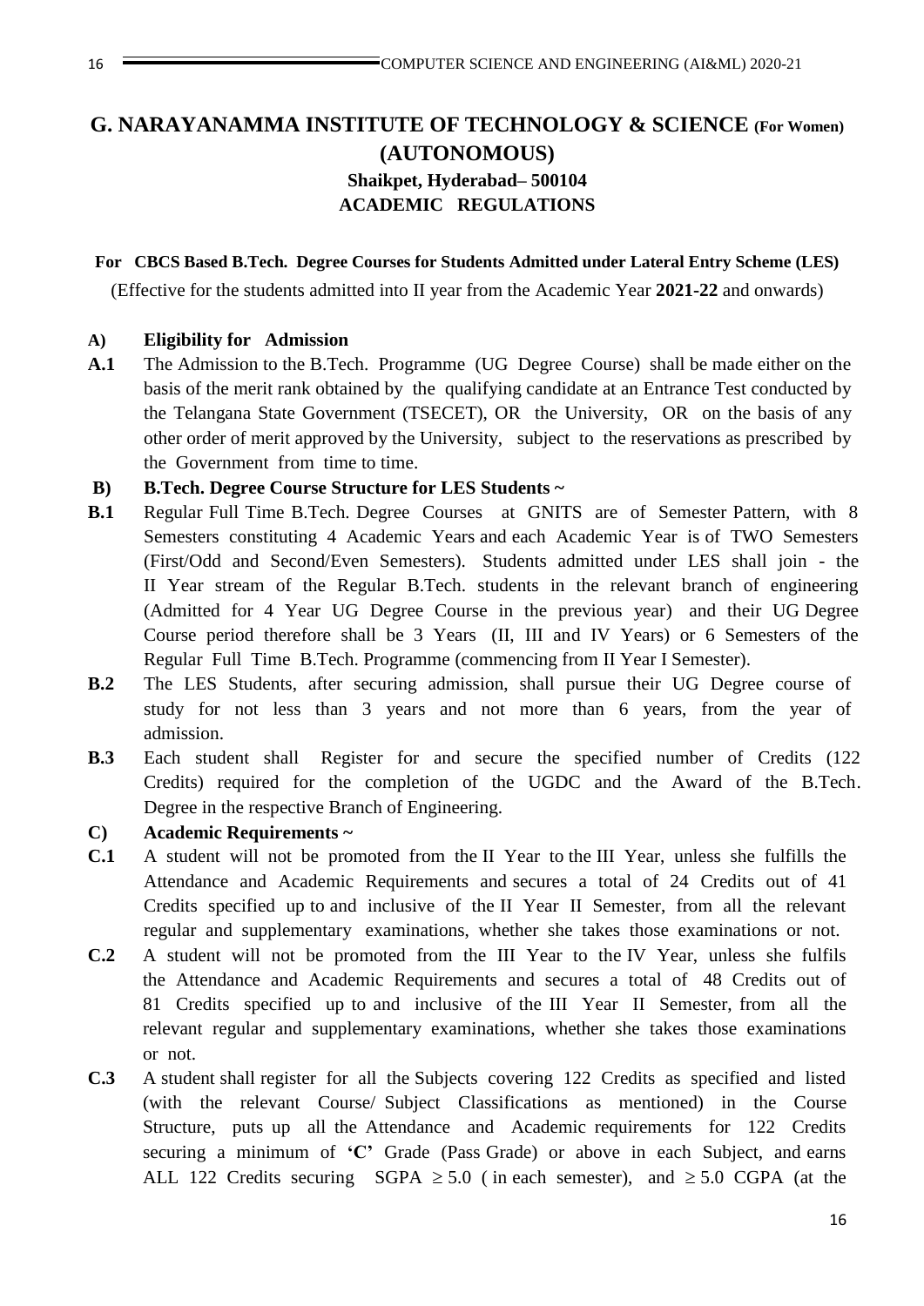# G. NARAYANAMMA INSTITUTE OF TECHNOLOGY & SCIENCE (For Women) (AUTONOMOUS)

### Shaikpet, Hyderabad– 500104

### ACADEMIC REGULATIONS

**For CBCS Based B.Tech. Degree Courses for Students Admitted under Lateral Entry Scheme (LES)**

(Effective for the students admitted into II year from the Academic Year **2021-22** and onwards)

**A) Eligibility for Admission**

**A.1** The Admission to the B.Tech. Programme (UG Degree Course) shall be made either on the basis of the merit rank obtained by the qualifying candidate at an Entrance Test conducted by the Telangana State Government (TSECET), OR the University, OR on the basis of any other order of merit approved by the University, subject to the reservations as prescribed by the Government from time to time.

**B) B.Tech. Degree Course Structure for LES Students ~**

**B.1** Regular Full Time B.Tech. Degree Courses at GNITS are of Semester Pattern, with 8 Semesters constituting 4 Academic Years and each Academic Year is of TWO Semesters (First/Odd and Second/Even Semesters). Students admitted under LES shall join - the II Year stream of the Regular B.Tech. students in the relevant branch of engineering (Admitted for 4 Year UG Degree Course in the previous year) and their UG Degree Course period therefore shall be 3 Years (II, III and IV Years) or 6 Semesters of the Regular Full Time B.Tech. Programme (commencing from II Year I Semester).

**B.2** The LES Students, after securing admission, shall pursue their UG Degree course of study for not less than 3 years and not more than 6 years, from the year of admission.

**B.3** Each student shall Register for and secure the specified number of Credits (122 Credits) required for the completion of the UGDC and the Award of the B.Tech. Degree in the respective Branch of Engineering.

**C) Academic Requirements ~**

**C.1** A student will not be promoted from the II Year to the III Year, unless she fulfills the Attendance and Academic Requirements and secures a total of 24 Credits out of 41 Credits specified up to and inclusive of the II Year II Semester, from all the relevant regular and supplementary examinations, whether she takes those examinations or not.

**C.2** A student will not be promoted from the III Year to the IV Year, unless she fulfils the Attendance and Academic Requirements and secures a total of 48 Credits out of 81 Credits specified up to and inclusive of the III Year II Semester, from all the relevant regular and supplementary examinations, whether she takes those examinations or not.

**C.3** A student shall register for all the Subjects covering 122 Credits as specified and listed (with the relevant Course/ Subject Classifications as mentioned) in the Course Structure, puts up all the Attendance and Academic requirements for 122 Credits securing a minimum of **'C'** Grade (Pass Grade) or above in each Subject, and earns ALL 122 Credits securing SGPA $\geq 5.0$ ( in each semester), and $\geq 5.0$ CGPA (at the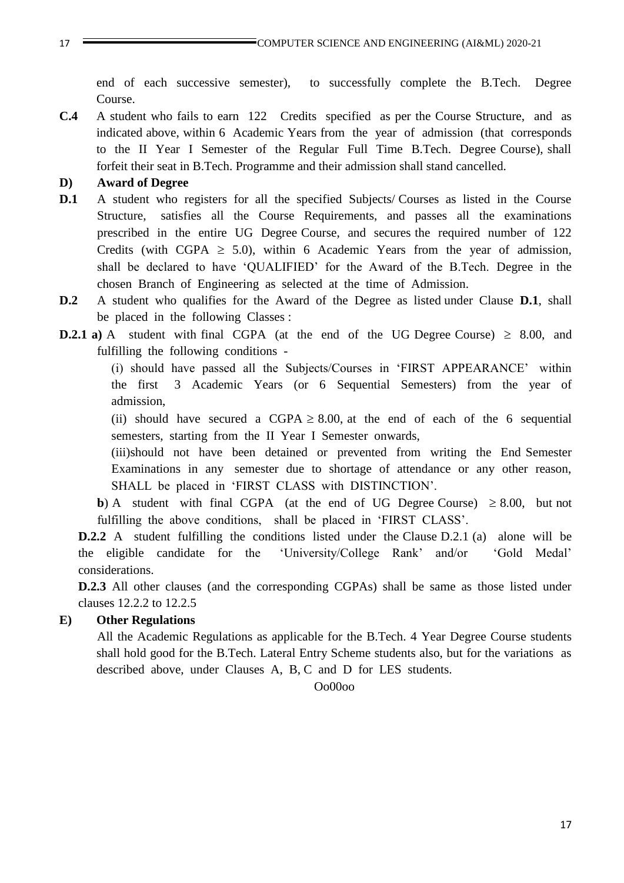end of each successive semester), to successfully complete the B.Tech. Degree Course.

**C.4** A student who fails to earn 122 Credits specified as per the Course Structure, and as indicated above, within 6 Academic Years from the year of admission (that corresponds to the II Year I Semester of the Regular Full Time B.Tech. Degree Course), shall forfeit their seat in B.Tech. Programme and their admission shall stand cancelled.

**D) Award of Degree**

**D.1** A student who registers for all the specified Subjects/ Courses as listed in the Course Structure, satisfies all the Course Requirements, and passes all the examinations prescribed in the entire UG Degree Course, and secures the required number of 122 Credits (with CGPA $\geq$ 5.0), within 6 Academic Years from the year of admission, shall be declared to have 'QUALIFIED' for the Award of the B.Tech. Degree in the chosen Branch of Engineering as selected at the time of Admission.

**D.2** A student who qualifies for the Award of the Degree as listed under Clause **D.1**, shall be placed in the following Classes :

**D.2.1 a)** A student with final CGPA (at the end of the UG Degree Course) $\geq$ 8.00, and fulfilling the following conditions -

(i) should have passed all the Subjects/Courses in 'FIRST APPEARANCE' within the first 3 Academic Years (or 6 Sequential Semesters) from the year of admission,

(ii) should have secured a CGPA $\geq$ 8.00, at the end of each of the 6 sequential semesters, starting from the II Year I Semester onwards,

(iii)should not have been detained or prevented from writing the End Semester Examinations in any semester due to shortage of attendance or any other reason, SHALL be placed in 'FIRST CLASS with DISTINCTION'.

**b**) A student with final CGPA (at the end of UG Degree Course) $\geq$ 8.00, but not fulfilling the above conditions, shall be placed in 'FIRST CLASS'.

**D.2.2** A student fulfilling the conditions listed under the Clause D.2.1 (a) alone will be the eligible candidate for the 'University/College Rank' and/or 'Gold Medal' considerations.

**D.2.3** All other clauses (and the corresponding CGPAs) shall be same as those listed under clauses 12.2.2 to 12.2.5

**E) Other Regulations**

All the Academic Regulations as applicable for the B.Tech. 4 Year Degree Course students shall hold good for the B.Tech. Lateral Entry Scheme students also, but for the variations as described above, under Clauses A, B, C and D for LES students.

Oo00oo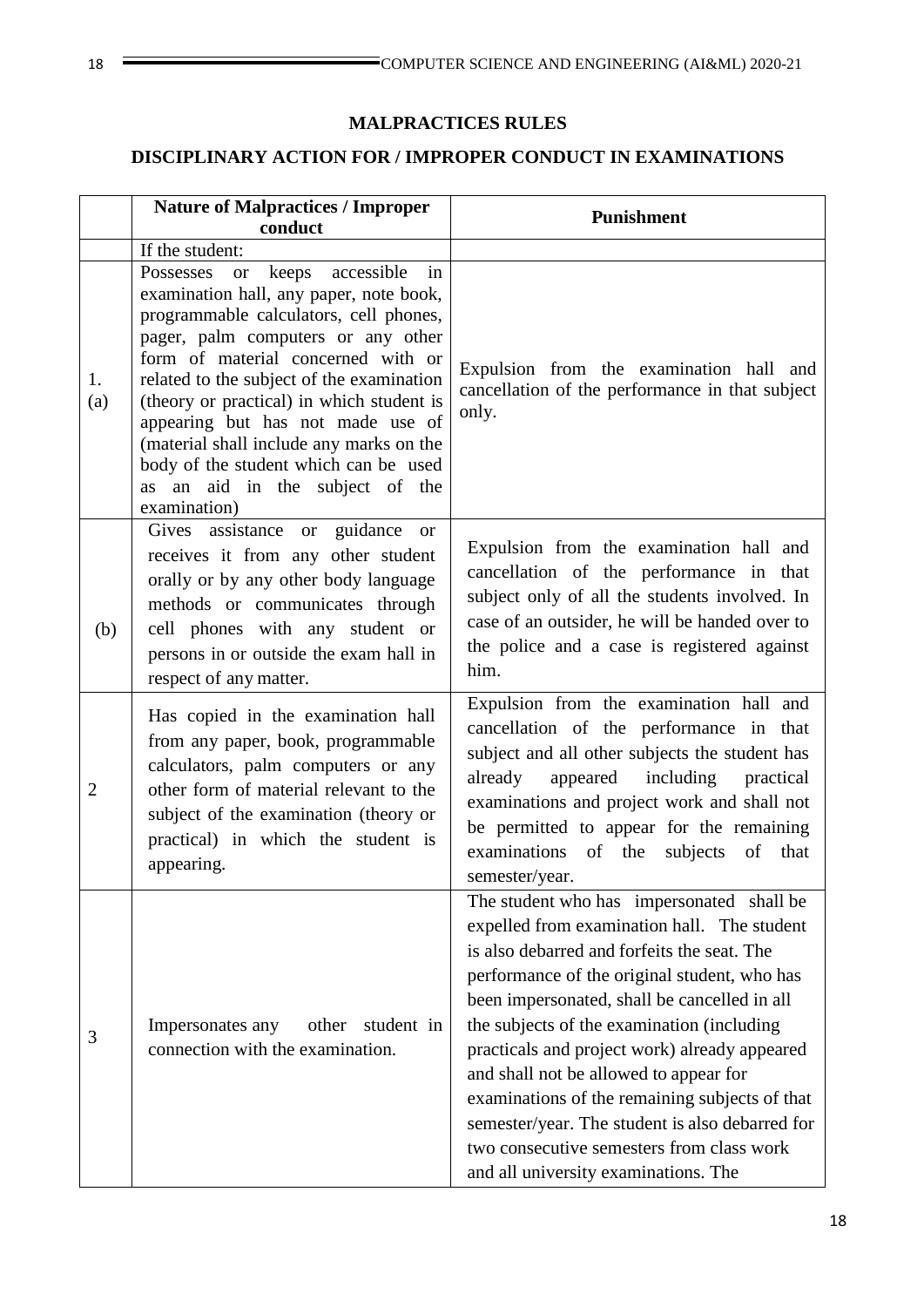## MALPRACTICES RULES

## DISCIPLINARY ACTION FOR / IMPROPER CONDUCT IN EXAMINATIONS

| | Nature of Malpractices / Improper conduct | Punishment |
|---|---|---|
| | If the student: | |
| 1. (a) | Possesses or keeps accessible in examination hall, any paper, note book, programmable calculators, cell phones, pager, palm computers or any other form of material concerned with or related to the subject of the examination (theory or practical) in which student is appearing but has not made use of (material shall include any marks on the body of the student which can be used as an aid in the subject of the examination) | Expulsion from the examination hall and cancellation of the performance in that subject only. |
| (b) | Gives assistance or guidance or receives it from any other student orally or by any other body language methods or communicates through cell phones with any student or persons in or outside the exam hall in respect of any matter. | Expulsion from the examination hall and cancellation of the performance in that subject only of all the students involved. In case of an outsider, he will be handed over to the police and a case is registered against him. |
| 2 | Has copied in the examination hall from any paper, book, programmable calculators, palm computers or any other form of material relevant to the subject of the examination (theory or practical) in which the student is appearing. | Expulsion from the examination hall and cancellation of the performance in that subject and all other subjects the student has already appeared including practical examinations and project work and shall not be permitted to appear for the remaining examinations of the subjects of that semester/year. |
| 3 | Impersonates any other student in connection with the examination. | The student who has impersonated shall be expelled from examination hall. The student is also debarred and forfeits the seat. The performance of the original student, who has been impersonated, shall be cancelled in all the subjects of the examination (including practicals and project work) already appeared and shall not be allowed to appear for examinations of the remaining subjects of that semester/year. The student is also debarred for two consecutive semesters from class work and all university examinations. The |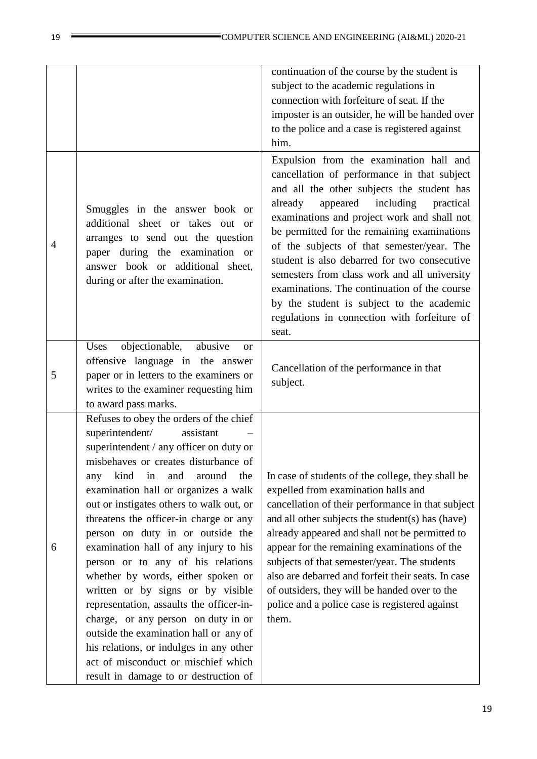| | | |
|---|---|---|
| | | continuation of the course by the student is subject to the academic regulations in connection with forfeiture of seat. If the imposter is an outsider, he will be handed over to the police and a case is registered against him. |
| 4 | Smuggles in the answer book or additional sheet or takes out or arranges to send out the question paper during the examination or answer book or additional sheet, during or after the examination. | Expulsion from the examination hall and cancellation of performance in that subject and all the other subjects the student has already appeared including practical examinations and project work and shall not be permitted for the remaining examinations of the subjects of that semester/year. The student is also debarred for two consecutive semesters from class work and all university examinations. The continuation of the course by the student is subject to the academic regulations in connection with forfeiture of seat. |
| 5 | Uses objectionable, abusive or offensive language in the answer paper or in letters to the examiners or writes to the examiner requesting him to award pass marks. | Cancellation of the performance in that subject. |
| 6 | Refuses to obey the orders of the chief superintendent/ assistant – superintendent / any officer on duty or misbehaves or creates disturbance of any kind in and around the examination hall or organizes a walk out or instigates others to walk out, or threatens the officer-in charge or any person on duty in or outside the examination hall of any injury to his person or to any of his relations whether by words, either spoken or written or by signs or by visible representation, assaults the officer-in-charge, or any person on duty in or outside the examination hall or any of his relations, or indulges in any other act of misconduct or mischief which result in damage to or destruction of | In case of students of the college, they shall be expelled from examination halls and cancellation of their performance in that subject and all other subjects the student(s) has (have) already appeared and shall not be permitted to appear for the remaining examinations of the subjects of that semester/year. The students also are debarred and forfeit their seats. In case of outsiders, they will be handed over to the police and a police case is registered against them. |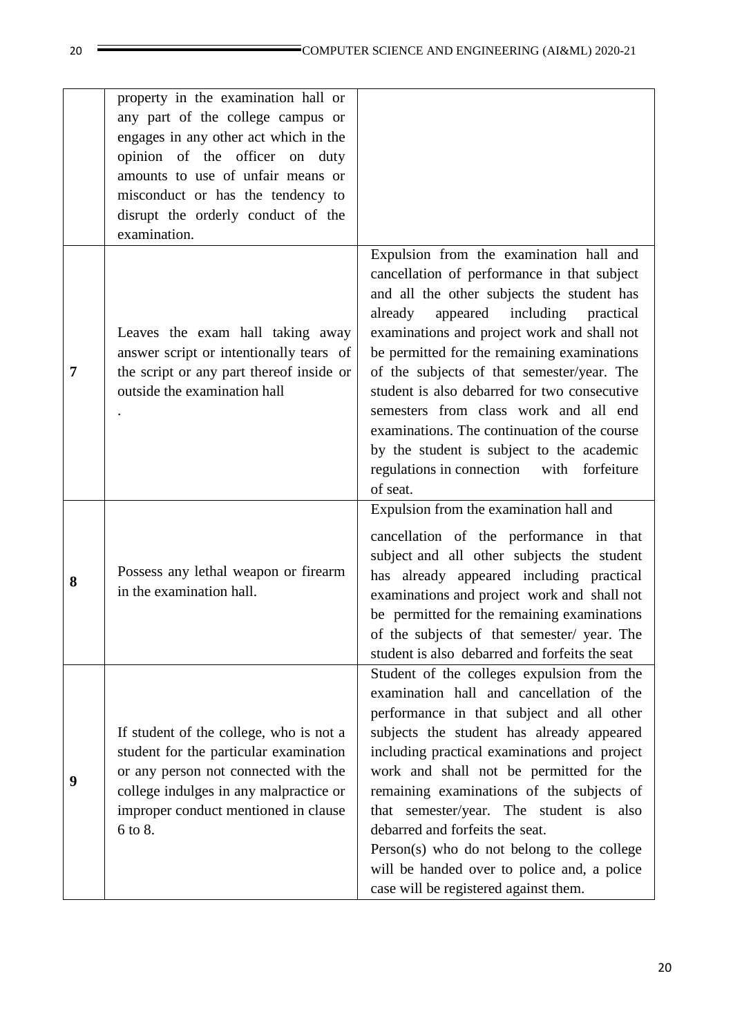|   |   |   |
|---|---|---|
|   | property in the examination hall or any part of the college campus or engages in any other act which in the opinion of the officer on duty amounts to use of unfair means or misconduct or has the tendency to disrupt the orderly conduct of the examination. |   |
| **7** | Leaves the exam hall taking away answer script or intentionally tears of the script or any part thereof inside or outside the examination hall . | Expulsion from the examination hall and cancellation of performance in that subject and all the other subjects the student has already appeared including practical examinations and project work and shall not be permitted for the remaining examinations of the subjects of that semester/year. The student is also debarred for two consecutive semesters from class work and all end examinations. The continuation of the course by the student is subject to the academic regulations in connection with forfeiture of seat. |
| **8** | Possess any lethal weapon or firearm in the examination hall. | Expulsion from the examination hall and cancellation of the performance in that subject and all other subjects the student has already appeared including practical examinations and project work and shall not be permitted for the remaining examinations of the subjects of that semester/ year. The student is also debarred and forfeits the seat |
| **9** | If student of the college, who is not a student for the particular examination or any person not connected with the college indulges in any malpractice or improper conduct mentioned in clause 6 to 8. | Student of the colleges expulsion from the examination hall and cancellation of the performance in that subject and all other subjects the student has already appeared including practical examinations and project work and shall not be permitted for the remaining examinations of the subjects of that semester/year. The student is also debarred and forfeits the seat. Person(s) who do not belong to the college will be handed over to police and, a police case will be registered against them. |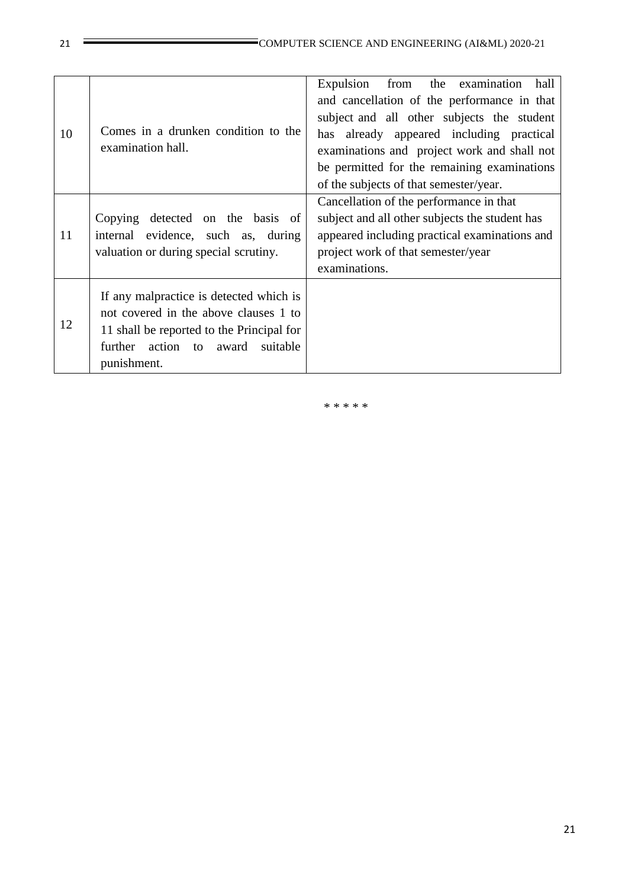| | | |
|---|---|---|
| 10 | Comes in a drunken condition to the examination hall. | Expulsion from the examination hall and cancellation of the performance in that subject and all other subjects the student has already appeared including practical examinations and project work and shall not be permitted for the remaining examinations of the subjects of that semester/year. |
| 11 | Copying detected on the basis of internal evidence, such as, during valuation or during special scrutiny. | Cancellation of the performance in that subject and all other subjects the student has appeared including practical examinations and project work of that semester/year examinations. |
| 12 | If any malpractice is detected which is not covered in the above clauses 1 to 11 shall be reported to the Principal for further action to award suitable punishment. | |

* * * * *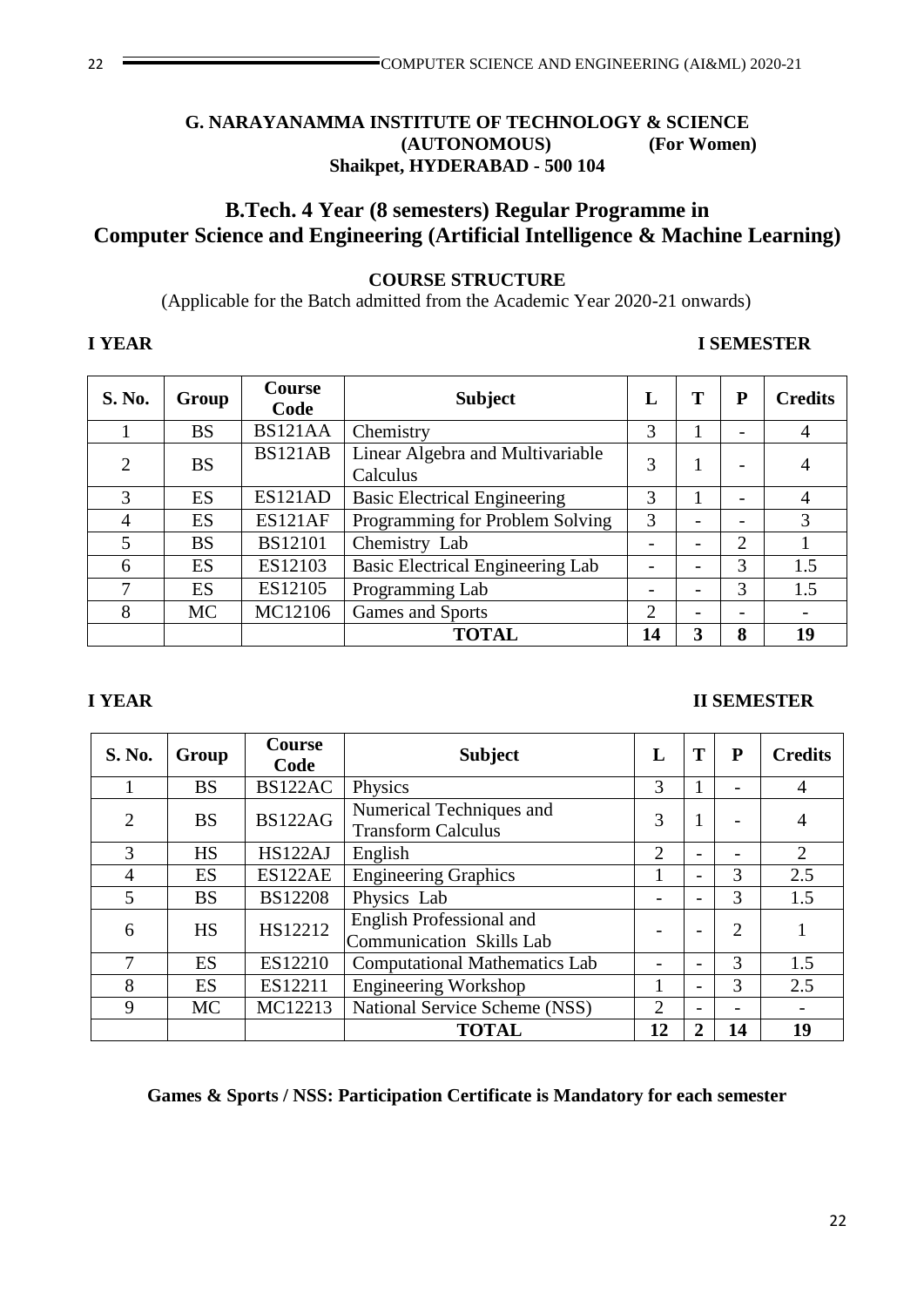**G. NARAYANAMMA INSTITUTE OF TECHNOLOGY & SCIENCE**
**(AUTONOMOUS) (For Women)**
**Shaikpet, HYDERABAD - 500 104**

## B.Tech. 4 Year (8 semesters) Regular Programme in Computer Science and Engineering (Artificial Intelligence & Machine Learning)

### COURSE STRUCTURE

(Applicable for the Batch admitted from the Academic Year 2020-21 onwards)

**I YEAR** **I SEMESTER**

| S. No. | Group | Course Code | Subject | L | T | P | Credits |
|---|---|---|---|---|---|---|---|
| 1 | BS | BS121AA | Chemistry | 3 | 1 | - | 4 |
| 2 | BS | BS121AB | Linear Algebra and Multivariable Calculus | 3 | 1 | - | 4 |
| 3 | ES | ES121AD | Basic Electrical Engineering | 3 | 1 | - | 4 |
| 4 | ES | ES121AF | Programming for Problem Solving | 3 | - | - | 3 |
| 5 | BS | BS12101 | Chemistry Lab | - | - | 2 | 1 |
| 6 | ES | ES12103 | Basic Electrical Engineering Lab | - | - | 3 | 1.5 |
| 7 | ES | ES12105 | Programming Lab | - | - | 3 | 1.5 |
| 8 | MC | MC12106 | Games and Sports | 2 | - | - | - |
| | | | **TOTAL** | **14** | **3** | **8** | **19** |

**I YEAR** **II SEMESTER**

| S. No. | Group | Course Code | Subject | L | T | P | Credits |
|---|---|---|---|---|---|---|---|
| 1 | BS | BS122AC | Physics | 3 | 1 | - | 4 |
| 2 | BS | BS122AG | Numerical Techniques and Transform Calculus | 3 | 1 | - | 4 |
| 3 | HS | HS122AJ | English | 2 | - | - | 2 |
| 4 | ES | ES122AE | Engineering Graphics | 1 | - | 3 | 2.5 |
| 5 | BS | BS12208 | Physics Lab | - | - | 3 | 1.5 |
| 6 | HS | HS12212 | English Professional and Communication Skills Lab | - | - | 2 | 1 |
| 7 | ES | ES12210 | Computational Mathematics Lab | - | - | 3 | 1.5 |
| 8 | ES | ES12211 | Engineering Workshop | 1 | - | 3 | 2.5 |
| 9 | MC | MC12213 | National Service Scheme (NSS) | 2 | - | - | - |
| | | | **TOTAL** | **12** | **2** | **14** | **19** |

**Games & Sports / NSS: Participation Certificate is Mandatory for each semester**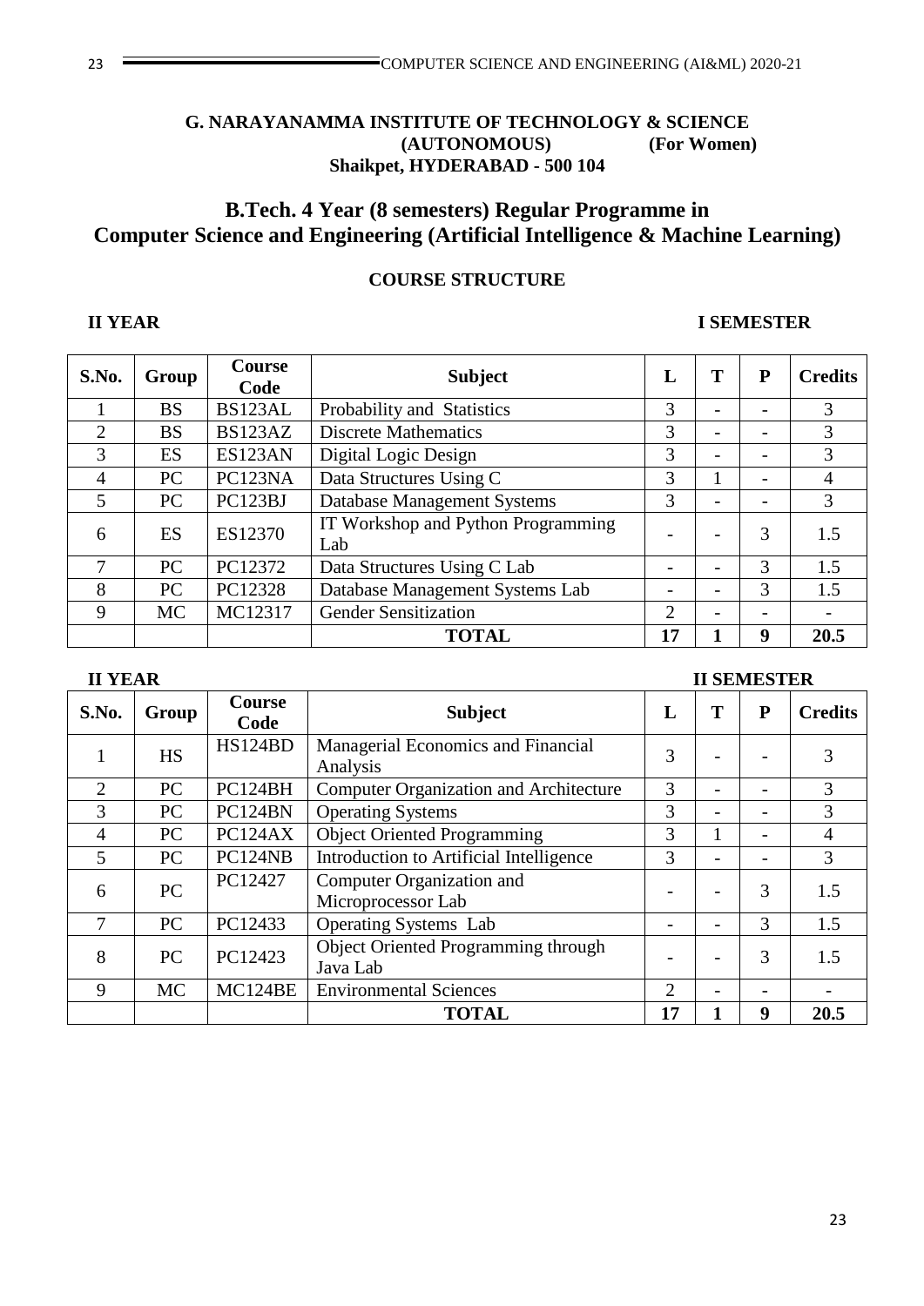**G. NARAYANAMMA INSTITUTE OF TECHNOLOGY & SCIENCE**
**(AUTONOMOUS) (For Women)**
**Shaikpet, HYDERABAD - 500 104**

## B.Tech. 4 Year (8 semesters) Regular Programme in Computer Science and Engineering (Artificial Intelligence & Machine Learning)

### COURSE STRUCTURE

**II YEAR** **I SEMESTER**

| S.No. | Group | Course Code | Subject | L | T | P | Credits |
|---|---|---|---|---|---|---|---|
| 1 | BS | BS123AL | Probability and Statistics | 3 | - | - | 3 |
| 2 | BS | BS123AZ | Discrete Mathematics | 3 | - | - | 3 |
| 3 | ES | ES123AN | Digital Logic Design | 3 | - | - | 3 |
| 4 | PC | PC123NA | Data Structures Using C | 3 | 1 | - | 4 |
| 5 | PC | PC123BJ | Database Management Systems | 3 | - | - | 3 |
| 6 | ES | ES12370 | IT Workshop and Python Programming Lab | - | - | 3 | 1.5 |
| 7 | PC | PC12372 | Data Structures Using C Lab | - | - | 3 | 1.5 |
| 8 | PC | PC12328 | Database Management Systems Lab | - | - | 3 | 1.5 |
| 9 | MC | MC12317 | Gender Sensitization | 2 | - | - | - |
| | | | **TOTAL** | **17** | **1** | **9** | **20.5** |

**II YEAR** **II SEMESTER**

| S.No. | Group | Course Code | Subject | L | T | P | Credits |
|---|---|---|---|---|---|---|---|
| 1 | HS | HS124BD | Managerial Economics and Financial Analysis | 3 | - | - | 3 |
| 2 | PC | PC124BH | Computer Organization and Architecture | 3 | - | - | 3 |
| 3 | PC | PC124BN | Operating Systems | 3 | - | - | 3 |
| 4 | PC | PC124AX | Object Oriented Programming | 3 | 1 | - | 4 |
| 5 | PC | PC124NB | Introduction to Artificial Intelligence | 3 | - | - | 3 |
| 6 | PC | PC12427 | Computer Organization and Microprocessor Lab | - | - | 3 | 1.5 |
| 7 | PC | PC12433 | Operating Systems Lab | - | - | 3 | 1.5 |
| 8 | PC | PC12423 | Object Oriented Programming through Java Lab | - | - | 3 | 1.5 |
| 9 | MC | MC124BE | Environmental Sciences | 2 | - | - | - |
| | | | **TOTAL** | **17** | **1** | **9** | **20.5** |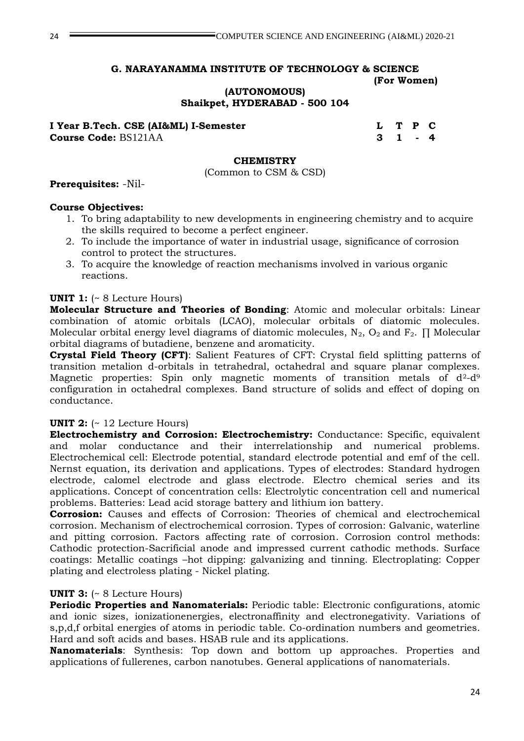**G. NARAYANAMMA INSTITUTE OF TECHNOLOGY & SCIENCE**
**(For Women)**
**(AUTONOMOUS)**
**Shaikpet, HYDERABAD - 500 104**

| **I Year B.Tech. CSE (AI&ML) I-Semester** | **L** | **T** | **P** | **C** |
|---|---|---|---|---|
| **Course Code:** BS121AA | **3** | **1** | **-** | **4** |

## CHEMISTRY

(Common to CSM & CSD)

**Prerequisites:** -Nil-

**Course Objectives:**

1. To bring adaptability to new developments in engineering chemistry and to acquire the skills required to become a perfect engineer.
2. To include the importance of water in industrial usage, significance of corrosion control to protect the structures.
3. To acquire the knowledge of reaction mechanisms involved in various organic reactions.

**UNIT 1:** (~ 8 Lecture Hours)

**Molecular Structure and Theories of Bonding**: Atomic and molecular orbitals: Linear combination of atomic orbitals (LCAO), molecular orbitals of diatomic molecules. Molecular orbital energy level diagrams of diatomic molecules, $N_2$, $O_2$ and $F_2$. ∏ Molecular orbital diagrams of butadiene, benzene and aromaticity.

**Crystal Field Theory (CFT)**: Salient Features of CFT: Crystal field splitting patterns of transition metalion d-orbitals in tetrahedral, octahedral and square planar complexes. Magnetic properties: Spin only magnetic moments of transition metals of $d^2$-$d^9$ configuration in octahedral complexes. Band structure of solids and effect of doping on conductance.

**UNIT 2:** (~ 12 Lecture Hours)

**Electrochemistry and Corrosion: Electrochemistry:** Conductance: Specific, equivalent and molar conductance and their interrelationship and numerical problems. Electrochemical cell: Electrode potential, standard electrode potential and emf of the cell. Nernst equation, its derivation and applications. Types of electrodes: Standard hydrogen electrode, calomel electrode and glass electrode. Electro chemical series and its applications. Concept of concentration cells: Electrolytic concentration cell and numerical problems. Batteries: Lead acid storage battery and lithium ion battery.

**Corrosion:** Causes and effects of Corrosion: Theories of chemical and electrochemical corrosion. Mechanism of electrochemical corrosion. Types of corrosion: Galvanic, waterline and pitting corrosion. Factors affecting rate of corrosion. Corrosion control methods: Cathodic protection-Sacrificial anode and impressed current cathodic methods. Surface coatings: Metallic coatings –hot dipping: galvanizing and tinning. Electroplating: Copper plating and electroless plating - Nickel plating.

**UNIT 3:** (~ 8 Lecture Hours)

**Periodic Properties and Nanomaterials:** Periodic table: Electronic configurations, atomic and ionic sizes, ionizationenergies, electronaffinity and electronegativity. Variations of s,p,d,f orbital energies of atoms in periodic table. Co-ordination numbers and geometries. Hard and soft acids and bases. HSAB rule and its applications.

**Nanomaterials**: Synthesis: Top down and bottom up approaches. Properties and applications of fullerenes, carbon nanotubes. General applications of nanomaterials.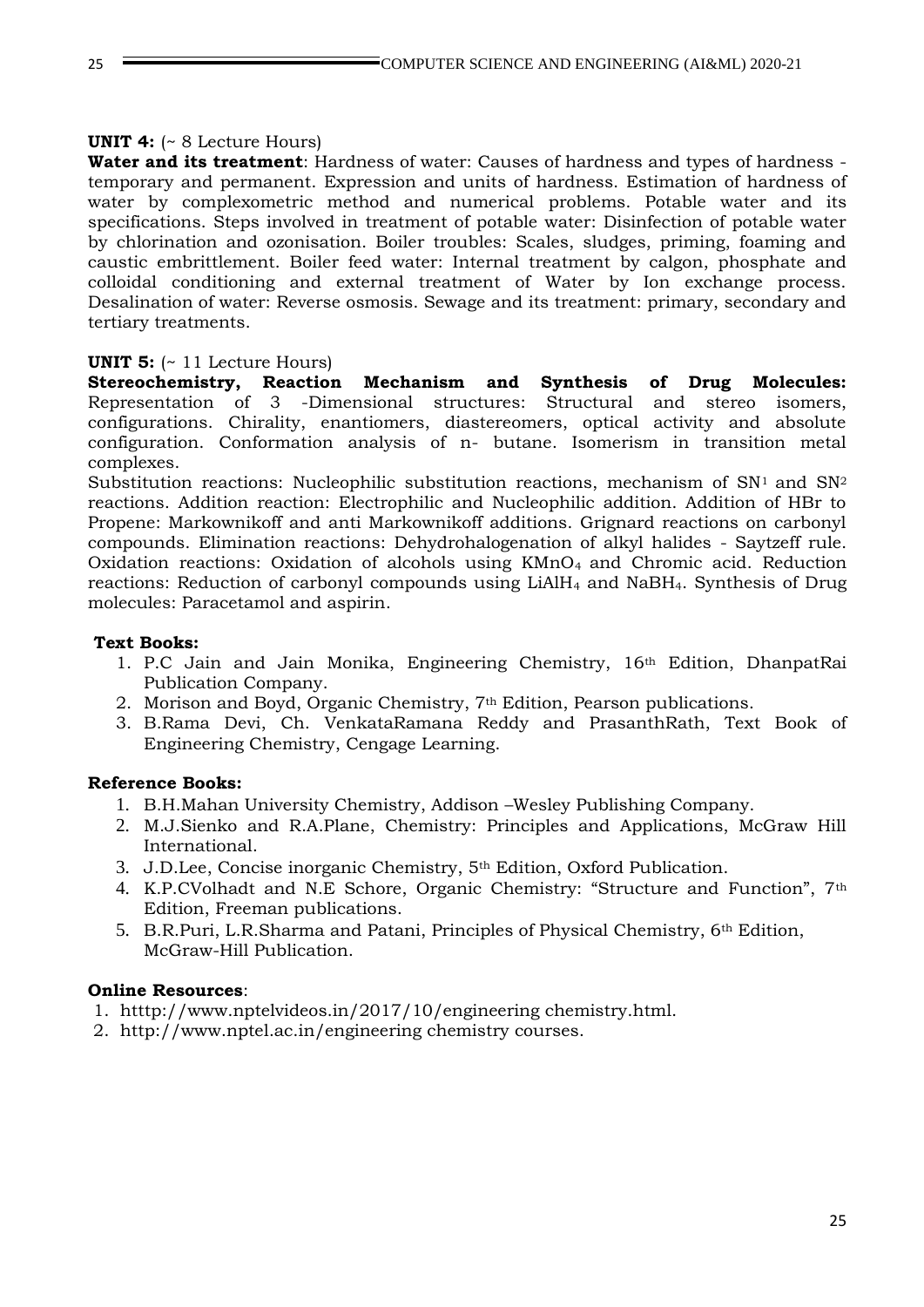**UNIT 4:** (~ 8 Lecture Hours)

**Water and its treatment**: Hardness of water: Causes of hardness and types of hardness - temporary and permanent. Expression and units of hardness. Estimation of hardness of water by complexometric method and numerical problems. Potable water and its specifications. Steps involved in treatment of potable water: Disinfection of potable water by chlorination and ozonisation. Boiler troubles: Scales, sludges, priming, foaming and caustic embrittlement. Boiler feed water: Internal treatment by calgon, phosphate and colloidal conditioning and external treatment of Water by Ion exchange process. Desalination of water: Reverse osmosis. Sewage and its treatment: primary, secondary and tertiary treatments.

**UNIT 5:** (~ 11 Lecture Hours)

**Stereochemistry, Reaction Mechanism and Synthesis of Drug Molecules:** Representation of 3 -Dimensional structures: Structural and stereo isomers, configurations. Chirality, enantiomers, diastereomers, optical activity and absolute configuration. Conformation analysis of n- butane. Isomerism in transition metal complexes.

Substitution reactions: Nucleophilic substitution reactions, mechanism of $SN^1$ and $SN^2$ reactions. Addition reaction: Electrophilic and Nucleophilic addition. Addition of HBr to Propene: Markownikoff and anti Markownikoff additions. Grignard reactions on carbonyl compounds. Elimination reactions: Dehydrohalogenation of alkyl halides - Saytzeff rule. Oxidation reactions: Oxidation of alcohols using $KMnO_4$ and Chromic acid. Reduction reactions: Reduction of carbonyl compounds using $LiAlH_4$ and $NaBH_4$. Synthesis of Drug molecules: Paracetamol and aspirin.

**Text Books:**

1. P.C Jain and Jain Monika, Engineering Chemistry, 16th Edition, DhanpatRai Publication Company.
2. Morison and Boyd, Organic Chemistry, 7th Edition, Pearson publications.
3. B.Rama Devi, Ch. VenkataRamana Reddy and PrasanthRath, Text Book of Engineering Chemistry, Cengage Learning.

**Reference Books:**

1. B.H.Mahan University Chemistry, Addison –Wesley Publishing Company.
2. M.J.Sienko and R.A.Plane, Chemistry: Principles and Applications, McGraw Hill International.
3. J.D.Lee, Concise inorganic Chemistry, 5th Edition, Oxford Publication.
4. K.P.CVolhadt and N.E Schore, Organic Chemistry: "Structure and Function", 7th Edition, Freeman publications.
5. B.R.Puri, L.R.Sharma and Patani, Principles of Physical Chemistry, 6th Edition, McGraw-Hill Publication.

**Online Resources**:

1. htttp://www.nptelvideos.in/2017/10/engineering chemistry.html.
2. http://www.nptel.ac.in/engineering chemistry courses.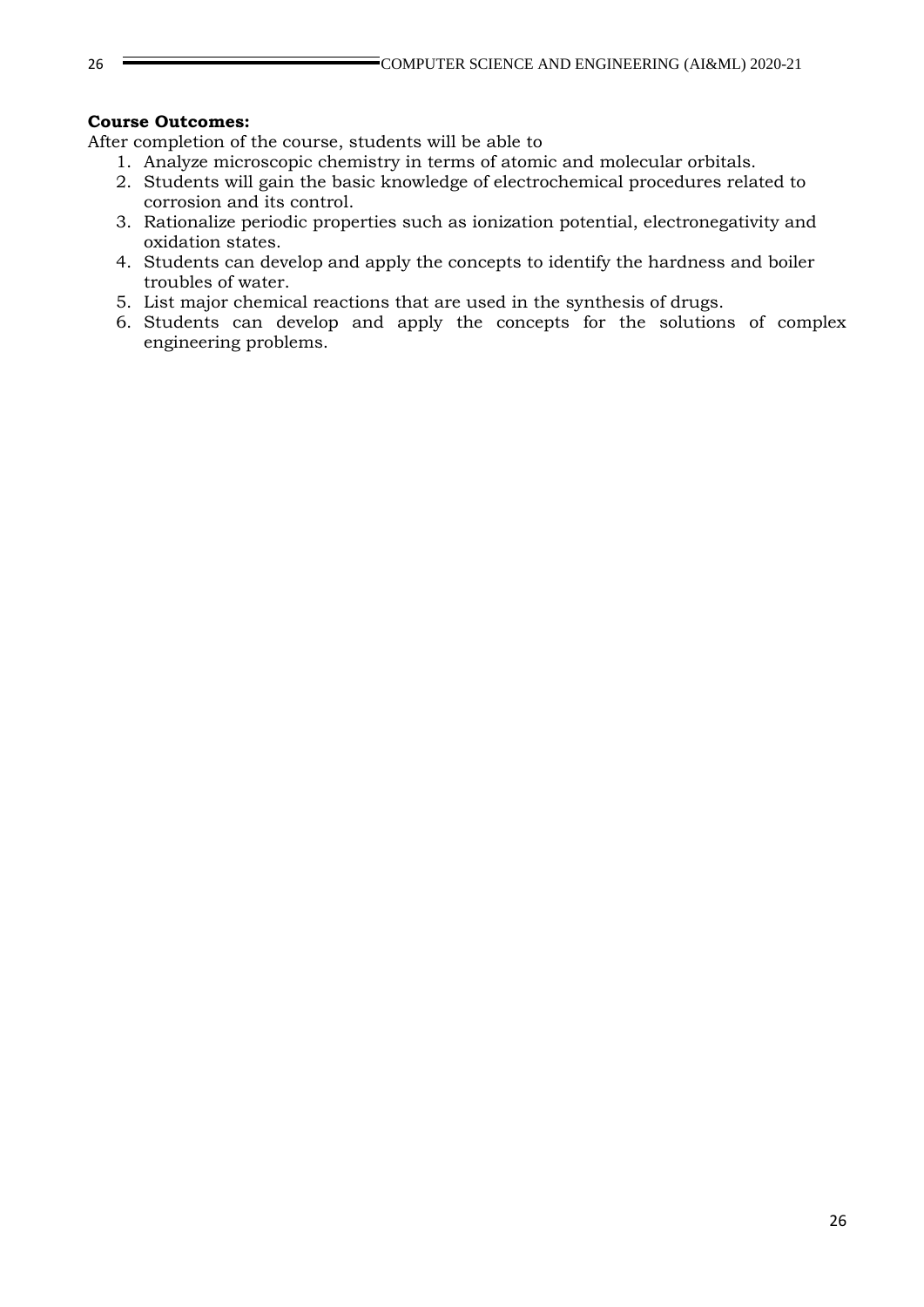**Course Outcomes:**

After completion of the course, students will be able to

1. Analyze microscopic chemistry in terms of atomic and molecular orbitals.
2. Students will gain the basic knowledge of electrochemical procedures related to corrosion and its control.
3. Rationalize periodic properties such as ionization potential, electronegativity and oxidation states.
4. Students can develop and apply the concepts to identify the hardness and boiler troubles of water.
5. List major chemical reactions that are used in the synthesis of drugs.
6. Students can develop and apply the concepts for the solutions of complex engineering problems.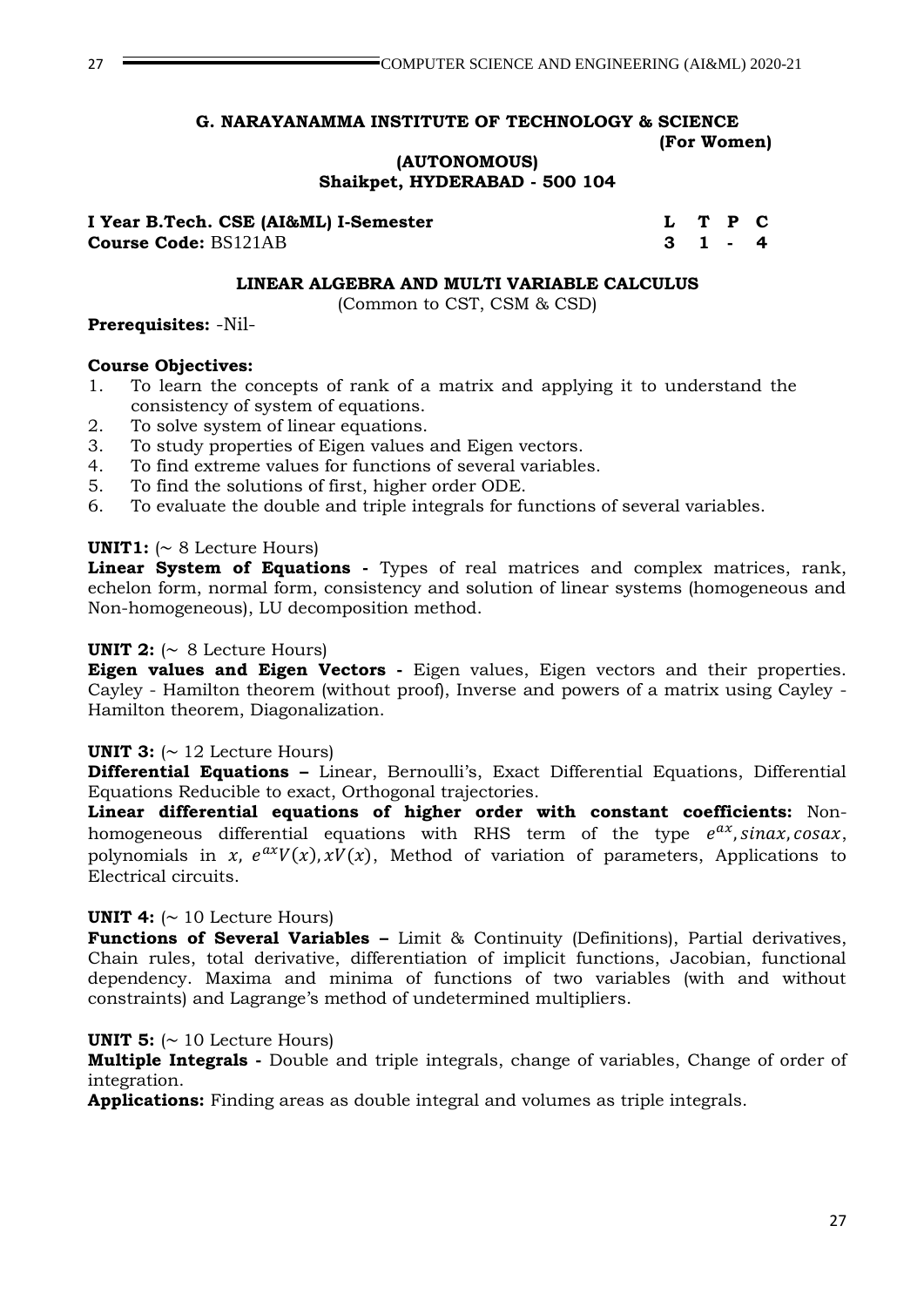## G. NARAYANAMMA INSTITUTE OF TECHNOLOGY & SCIENCE

**(For Women)**

**(AUTONOMOUS)**

**Shaikpet, HYDERABAD - 500 104**

| **I Year B.Tech. CSE (AI&ML) I-Semester** | **L** | **T** | **P** | **C** |
|---|---|---|---|---|
| **Course Code:** BS121AB | **3** | **1** | **-** | **4** |

### LINEAR ALGEBRA AND MULTI VARIABLE CALCULUS

(Common to CST, CSM & CSD)

**Prerequisites:** -Nil-

**Course Objectives:**

1. To learn the concepts of rank of a matrix and applying it to understand the consistency of system of equations.
2. To solve system of linear equations.
3. To study properties of Eigen values and Eigen vectors.
4. To find extreme values for functions of several variables.
5. To find the solutions of first, higher order ODE.
6. To evaluate the double and triple integrals for functions of several variables.

**UNIT1:** (~ 8 Lecture Hours)

**Linear System of Equations -** Types of real matrices and complex matrices, rank, echelon form, normal form, consistency and solution of linear systems (homogeneous and Non-homogeneous), LU decomposition method.

**UNIT 2:** (~ 8 Lecture Hours)

**Eigen values and Eigen Vectors -** Eigen values, Eigen vectors and their properties. Cayley - Hamilton theorem (without proof), Inverse and powers of a matrix using Cayley - Hamilton theorem, Diagonalization.

**UNIT 3:** (~ 12 Lecture Hours)

**Differential Equations –** Linear, Bernoulli's, Exact Differential Equations, Differential Equations Reducible to exact, Orthogonal trajectories.

**Linear differential equations of higher order with constant coefficients:** Non-homogeneous differential equations with RHS term of the type $e^{ax}, sinax, cosax$, polynomials in $x$, $e^{ax}V(x), xV(x)$, Method of variation of parameters, Applications to Electrical circuits.

**UNIT 4:** (~ 10 Lecture Hours)

**Functions of Several Variables –** Limit & Continuity (Definitions), Partial derivatives, Chain rules, total derivative, differentiation of implicit functions, Jacobian, functional dependency. Maxima and minima of functions of two variables (with and without constraints) and Lagrange's method of undetermined multipliers.

**UNIT 5:** (~ 10 Lecture Hours)

**Multiple Integrals -** Double and triple integrals, change of variables, Change of order of integration.

**Applications:** Finding areas as double integral and volumes as triple integrals.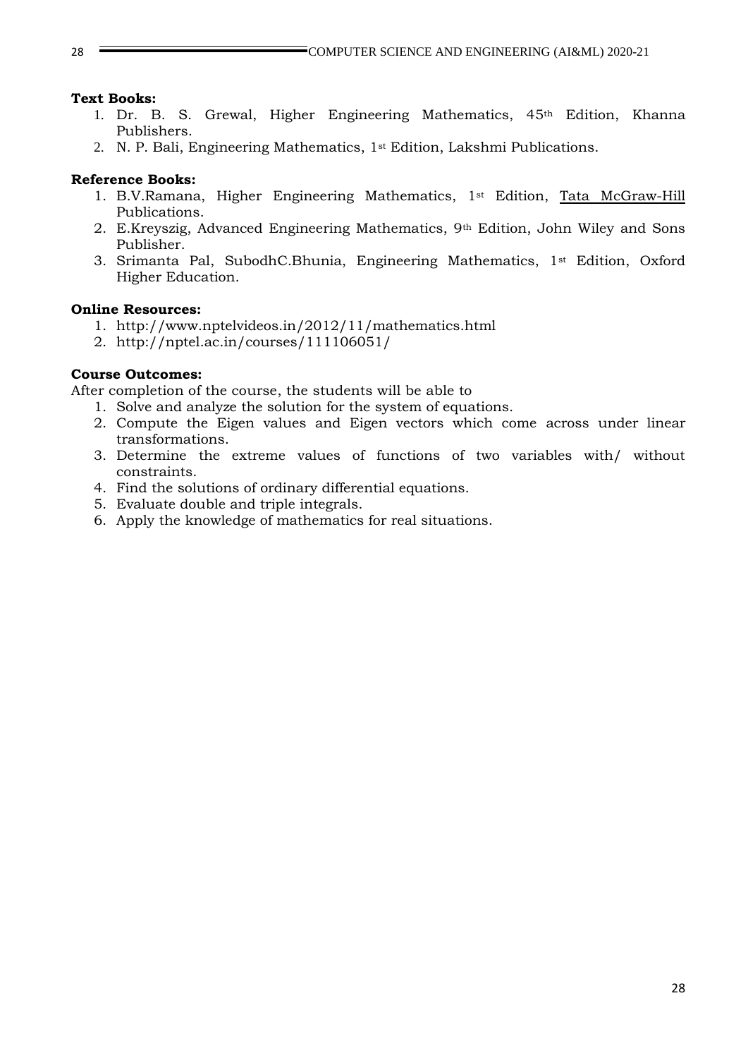**Text Books:**

1. Dr. B. S. Grewal, Higher Engineering Mathematics, 45th Edition, Khanna Publishers.
2. N. P. Bali, Engineering Mathematics, 1st Edition, Lakshmi Publications.

**Reference Books:**

1. B.V.Ramana, Higher Engineering Mathematics, 1st Edition, Tata McGraw-Hill Publications.
2. E.Kreyszig, Advanced Engineering Mathematics, 9th Edition, John Wiley and Sons Publisher.
3. Srimanta Pal, SubodhC.Bhunia, Engineering Mathematics, 1st Edition, Oxford Higher Education.

**Online Resources:**

1. http://www.nptelvideos.in/2012/11/mathematics.html
2. http://nptel.ac.in/courses/111106051/

**Course Outcomes:**

After completion of the course, the students will be able to

1. Solve and analyze the solution for the system of equations.
2. Compute the Eigen values and Eigen vectors which come across under linear transformations.
3. Determine the extreme values of functions of two variables with/ without constraints.
4. Find the solutions of ordinary differential equations.
5. Evaluate double and triple integrals.
6. Apply the knowledge of mathematics for real situations.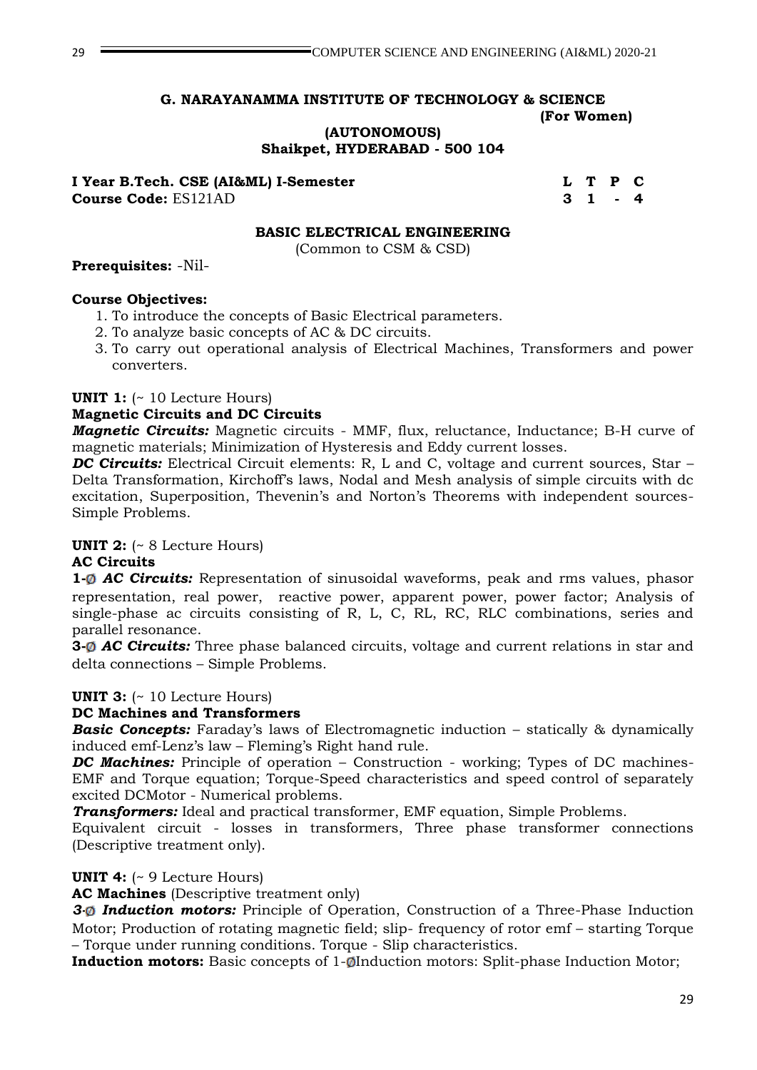**G. NARAYANAMMA INSTITUTE OF TECHNOLOGY & SCIENCE**
**(For Women)**
**(AUTONOMOUS)**
**Shaikpet, HYDERABAD - 500 104**

| **I Year B.Tech. CSE (AI&ML) I-Semester** | **L** | **T** | **P** | **C** |
|---|---|---|---|---|
| **Course Code:** ES121AD | **3** | **1** | **-** | **4** |

## BASIC ELECTRICAL ENGINEERING

(Common to CSM & CSD)

**Prerequisites:** -Nil-

**Course Objectives:**

1. To introduce the concepts of Basic Electrical parameters.
2. To analyze basic concepts of AC & DC circuits.
3. To carry out operational analysis of Electrical Machines, Transformers and power converters.

**UNIT 1:** (~ 10 Lecture Hours)

**Magnetic Circuits and DC Circuits**

***Magnetic Circuits:*** Magnetic circuits - MMF, flux, reluctance, Inductance; B-H curve of magnetic materials; Minimization of Hysteresis and Eddy current losses.

***DC Circuits:*** Electrical Circuit elements: R, L and C, voltage and current sources, Star – Delta Transformation, Kirchoff's laws, Nodal and Mesh analysis of simple circuits with dc excitation, Superposition, Thevenin's and Norton's Theorems with independent sources- Simple Problems.

**UNIT 2:** (~ 8 Lecture Hours)

**AC Circuits**

**1-Ø *AC Circuits:*** Representation of sinusoidal waveforms, peak and rms values, phasor representation, real power, reactive power, apparent power, power factor; Analysis of single-phase ac circuits consisting of R, L, C, RL, RC, RLC combinations, series and parallel resonance.

**3-Ø *AC Circuits:*** Three phase balanced circuits, voltage and current relations in star and delta connections – Simple Problems.

**UNIT 3:** (~ 10 Lecture Hours)

**DC Machines and Transformers**

***Basic Concepts:*** Faraday's laws of Electromagnetic induction – statically & dynamically induced emf-Lenz's law – Fleming's Right hand rule.

***DC Machines:*** Principle of operation – Construction - working; Types of DC machines- EMF and Torque equation; Torque-Speed characteristics and speed control of separately excited DCMotor - Numerical problems.

***Transformers:*** Ideal and practical transformer, EMF equation, Simple Problems.

Equivalent circuit - losses in transformers, Three phase transformer connections (Descriptive treatment only).

**UNIT 4:** (~ 9 Lecture Hours)

**AC Machines** (Descriptive treatment only)

***3-Ø Induction motors:*** Principle of Operation, Construction of a Three-Phase Induction Motor; Production of rotating magnetic field; slip- frequency of rotor emf – starting Torque – Torque under running conditions. Torque - Slip characteristics.

**Induction motors:** Basic concepts of 1-ØInduction motors: Split-phase Induction Motor;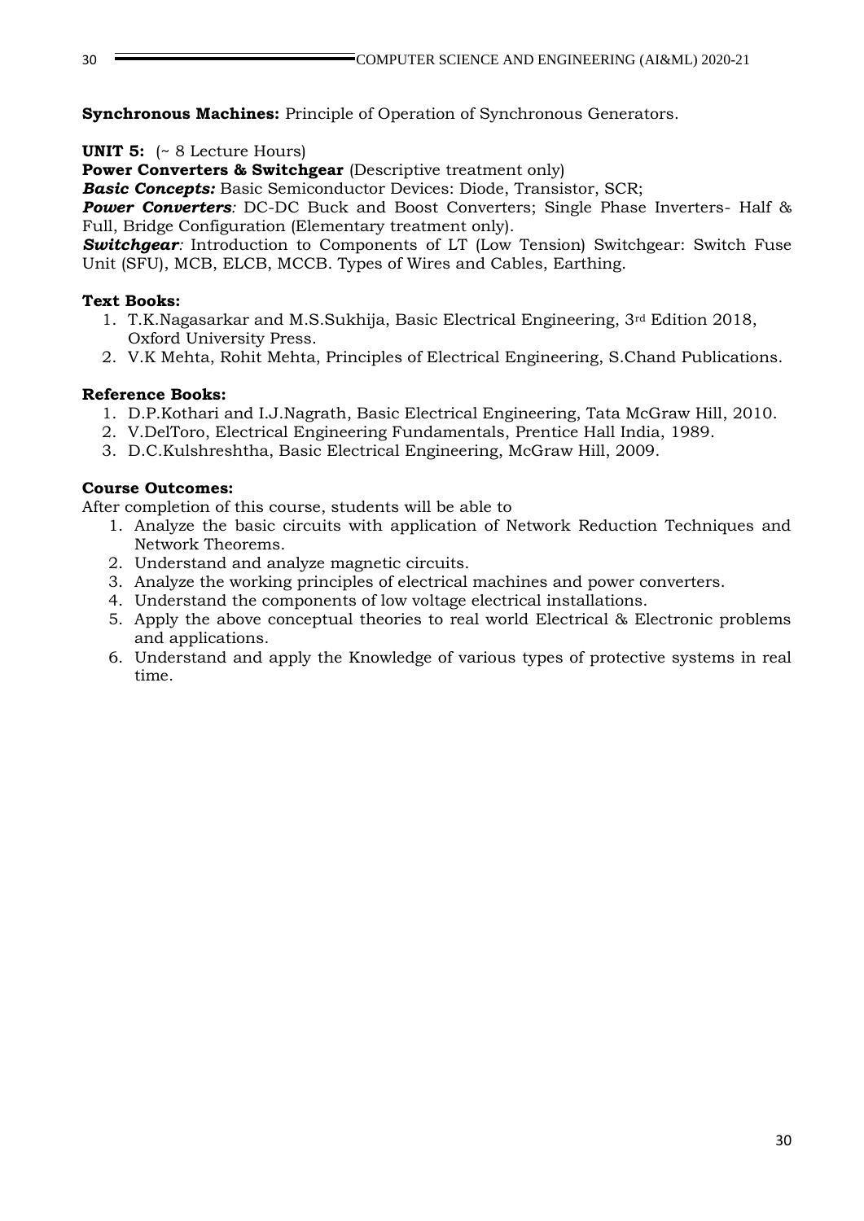**Synchronous Machines:** Principle of Operation of Synchronous Generators.

**UNIT 5:** (~ 8 Lecture Hours)

**Power Converters & Switchgear** (Descriptive treatment only)

***Basic Concepts:*** Basic Semiconductor Devices: Diode, Transistor, SCR;

***Power Converters****:* DC-DC Buck and Boost Converters; Single Phase Inverters- Half & Full, Bridge Configuration (Elementary treatment only).

***Switchgear****:* Introduction to Components of LT (Low Tension) Switchgear: Switch Fuse Unit (SFU), MCB, ELCB, MCCB. Types of Wires and Cables, Earthing.

**Text Books:**

1. T.K.Nagasarkar and M.S.Sukhija, Basic Electrical Engineering, 3rd Edition 2018, Oxford University Press.
2. V.K Mehta, Rohit Mehta, Principles of Electrical Engineering, S.Chand Publications.

**Reference Books:**

1. D.P.Kothari and I.J.Nagrath, Basic Electrical Engineering, Tata McGraw Hill, 2010.
2. V.DelToro, Electrical Engineering Fundamentals, Prentice Hall India, 1989.
3. D.C.Kulshreshtha, Basic Electrical Engineering, McGraw Hill, 2009.

**Course Outcomes:**

After completion of this course, students will be able to

1. Analyze the basic circuits with application of Network Reduction Techniques and Network Theorems.
2. Understand and analyze magnetic circuits.
3. Analyze the working principles of electrical machines and power converters.
4. Understand the components of low voltage electrical installations.
5. Apply the above conceptual theories to real world Electrical & Electronic problems and applications.
6. Understand and apply the Knowledge of various types of protective systems in real time.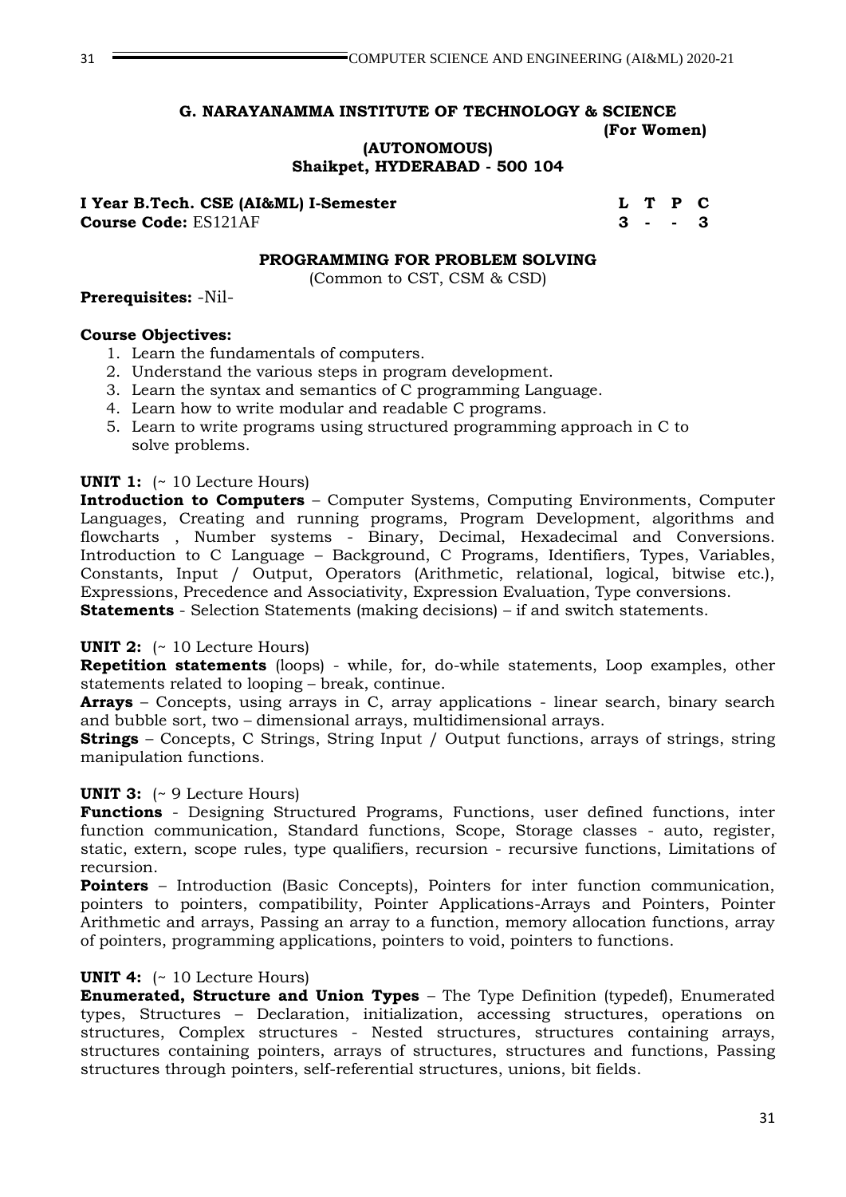**G. NARAYANAMMA INSTITUTE OF TECHNOLOGY & SCIENCE**
**(For Women)**
**(AUTONOMOUS)**
**Shaikpet, HYDERABAD - 500 104**

| I Year B.Tech. CSE (AI&ML) I-Semester | L | T | P | C |
|---|---|---|---|---|
| **Course Code:** ES121AF | 3 | - | - | 3 |

## PROGRAMMING FOR PROBLEM SOLVING

(Common to CST, CSM & CSD)

**Prerequisites:** -Nil-

**Course Objectives:**

1. Learn the fundamentals of computers.
2. Understand the various steps in program development.
3. Learn the syntax and semantics of C programming Language.
4. Learn how to write modular and readable C programs.
5. Learn to write programs using structured programming approach in C to solve problems.

**UNIT 1:** (~ 10 Lecture Hours)
**Introduction to Computers** – Computer Systems, Computing Environments, Computer Languages, Creating and running programs, Program Development, algorithms and flowcharts , Number systems - Binary, Decimal, Hexadecimal and Conversions. Introduction to C Language – Background, C Programs, Identifiers, Types, Variables, Constants, Input / Output, Operators (Arithmetic, relational, logical, bitwise etc.), Expressions, Precedence and Associativity, Expression Evaluation, Type conversions.
**Statements** - Selection Statements (making decisions) – if and switch statements.

**UNIT 2:** (~ 10 Lecture Hours)
**Repetition statements** (loops) - while, for, do-while statements, Loop examples, other statements related to looping – break, continue.
**Arrays** – Concepts, using arrays in C, array applications - linear search, binary search and bubble sort, two – dimensional arrays, multidimensional arrays.
**Strings** – Concepts, C Strings, String Input / Output functions, arrays of strings, string manipulation functions.

**UNIT 3:** (~ 9 Lecture Hours)
**Functions** - Designing Structured Programs, Functions, user defined functions, inter function communication, Standard functions, Scope, Storage classes - auto, register, static, extern, scope rules, type qualifiers, recursion - recursive functions, Limitations of recursion.
**Pointers** – Introduction (Basic Concepts), Pointers for inter function communication, pointers to pointers, compatibility, Pointer Applications-Arrays and Pointers, Pointer Arithmetic and arrays, Passing an array to a function, memory allocation functions, array of pointers, programming applications, pointers to void, pointers to functions.

**UNIT 4:** (~ 10 Lecture Hours)
**Enumerated, Structure and Union Types** – The Type Definition (typedef), Enumerated types, Structures – Declaration, initialization, accessing structures, operations on structures, Complex structures - Nested structures, structures containing arrays, structures containing pointers, arrays of structures, structures and functions, Passing structures through pointers, self-referential structures, unions, bit fields.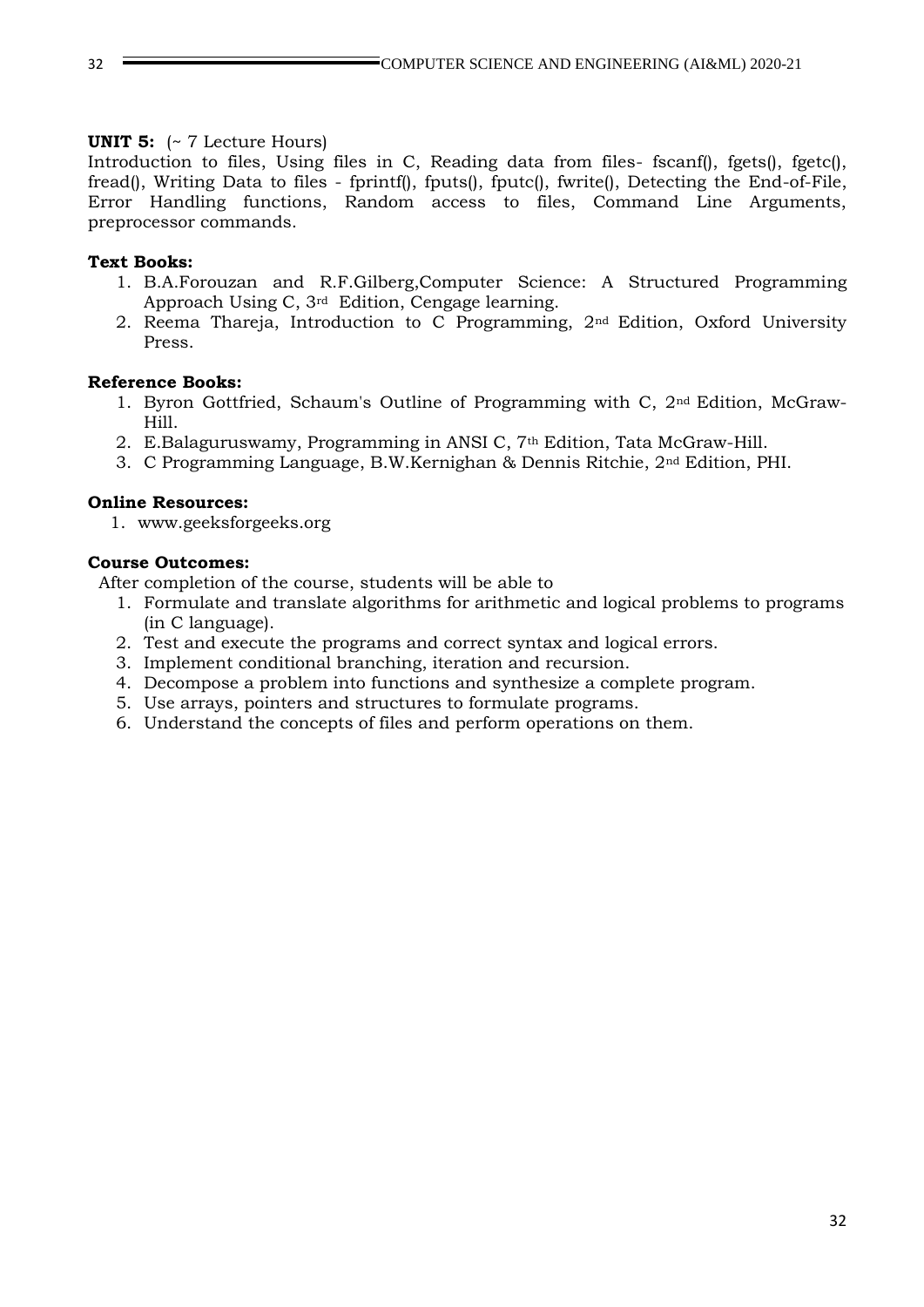**UNIT 5:** (~ 7 Lecture Hours)
Introduction to files, Using files in C, Reading data from files- fscanf(), fgets(), fgetc(), fread(), Writing Data to files - fprintf(), fputs(), fputc(), fwrite(), Detecting the End-of-File, Error Handling functions, Random access to files, Command Line Arguments, preprocessor commands.

**Text Books:**

1. B.A.Forouzan and R.F.Gilberg,Computer Science: A Structured Programming Approach Using C, 3rd Edition, Cengage learning.
2. Reema Thareja, Introduction to C Programming, 2nd Edition, Oxford University Press.

**Reference Books:**

1. Byron Gottfried, Schaum's Outline of Programming with C, 2nd Edition, McGraw-Hill.
2. E.Balaguruswamy, Programming in ANSI C, 7th Edition, Tata McGraw-Hill.
3. C Programming Language, B.W.Kernighan & Dennis Ritchie, 2nd Edition, PHI.

**Online Resources:**

1. www.geeksforgeeks.org

**Course Outcomes:**

After completion of the course, students will be able to

1. Formulate and translate algorithms for arithmetic and logical problems to programs (in C language).
2. Test and execute the programs and correct syntax and logical errors.
3. Implement conditional branching, iteration and recursion.
4. Decompose a problem into functions and synthesize a complete program.
5. Use arrays, pointers and structures to formulate programs.
6. Understand the concepts of files and perform operations on them.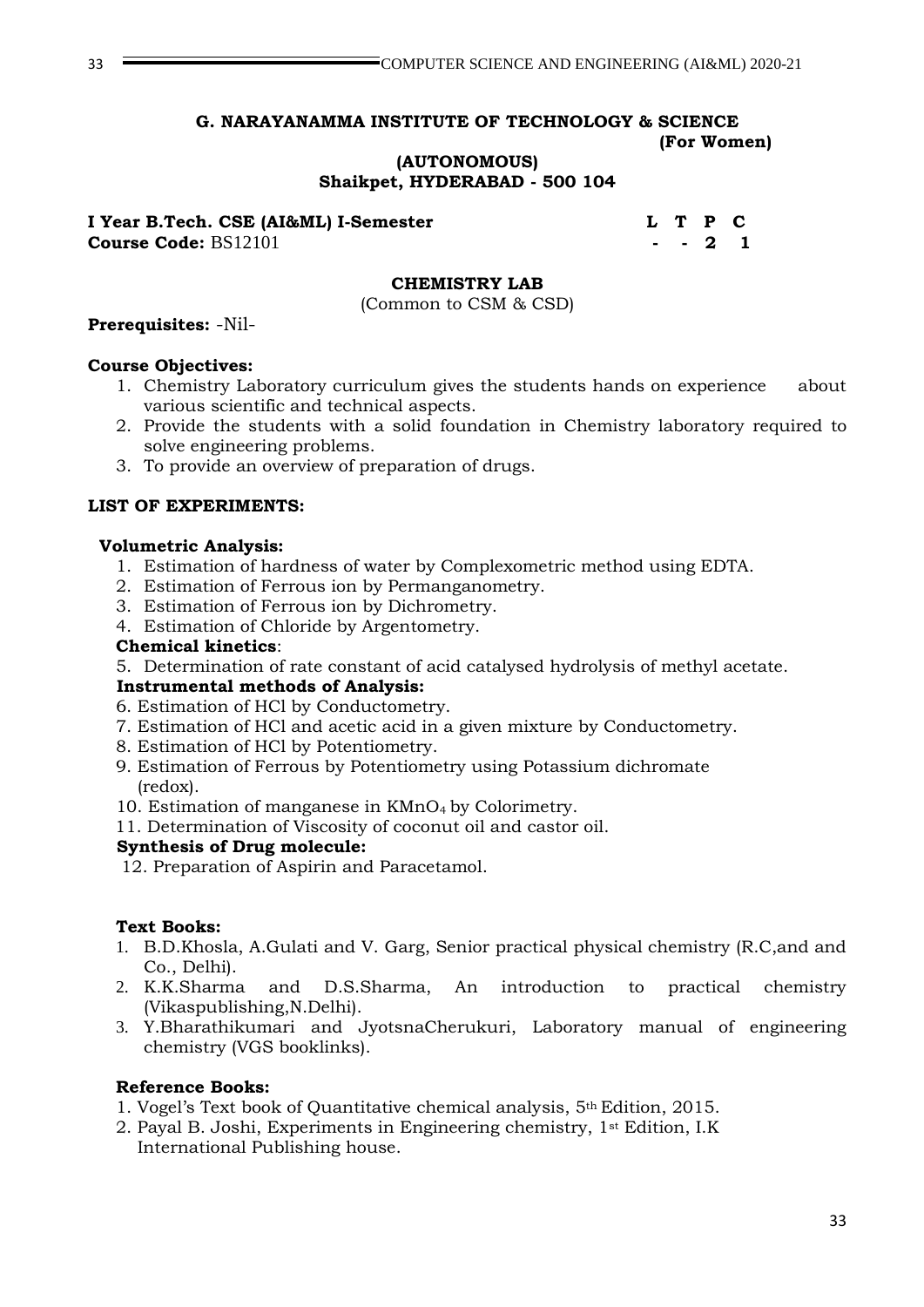**G. NARAYANAMMA INSTITUTE OF TECHNOLOGY & SCIENCE**
**(For Women)**
**(AUTONOMOUS)**
**Shaikpet, HYDERABAD - 500 104**

**I Year B.Tech. CSE (AI&ML) I-Semester**

**Course Code:** BS12101

| L | T | P | C |
|---|---|---|---|
| - | - | 2 | 1 |

## CHEMISTRY LAB

(Common to CSM & CSD)

**Prerequisites:** -Nil-

**Course Objectives:**

1. Chemistry Laboratory curriculum gives the students hands on experience about various scientific and technical aspects.
2. Provide the students with a solid foundation in Chemistry laboratory required to solve engineering problems.
3. To provide an overview of preparation of drugs.

**LIST OF EXPERIMENTS:**

**Volumetric Analysis:**

1. Estimation of hardness of water by Complexometric method using EDTA.
2. Estimation of Ferrous ion by Permanganometry.
3. Estimation of Ferrous ion by Dichrometry.
4. Estimation of Chloride by Argentometry.

**Chemical kinetics**:

5. Determination of rate constant of acid catalysed hydrolysis of methyl acetate.

**Instrumental methods of Analysis:**

6. Estimation of HCl by Conductometry.
7. Estimation of HCl and acetic acid in a given mixture by Conductometry.
8. Estimation of HCl by Potentiometry.
9. Estimation of Ferrous by Potentiometry using Potassium dichromate (redox).
10. Estimation of manganese in $KMnO_4$ by Colorimetry.
11. Determination of Viscosity of coconut oil and castor oil.

**Synthesis of Drug molecule:**

12. Preparation of Aspirin and Paracetamol.

**Text Books:**

1. B.D.Khosla, A.Gulati and V. Garg, Senior practical physical chemistry (R.C,and and Co., Delhi).
2. K.K.Sharma and D.S.Sharma, An introduction to practical chemistry (Vikaspublishing,N.Delhi).
3. Y.Bharathikumari and JyotsnaCherukuri, Laboratory manual of engineering chemistry (VGS booklinks).

**Reference Books:**

1. Vogel's Text book of Quantitative chemical analysis, 5th Edition, 2015.
2. Payal B. Joshi, Experiments in Engineering chemistry, 1st Edition, I.K International Publishing house.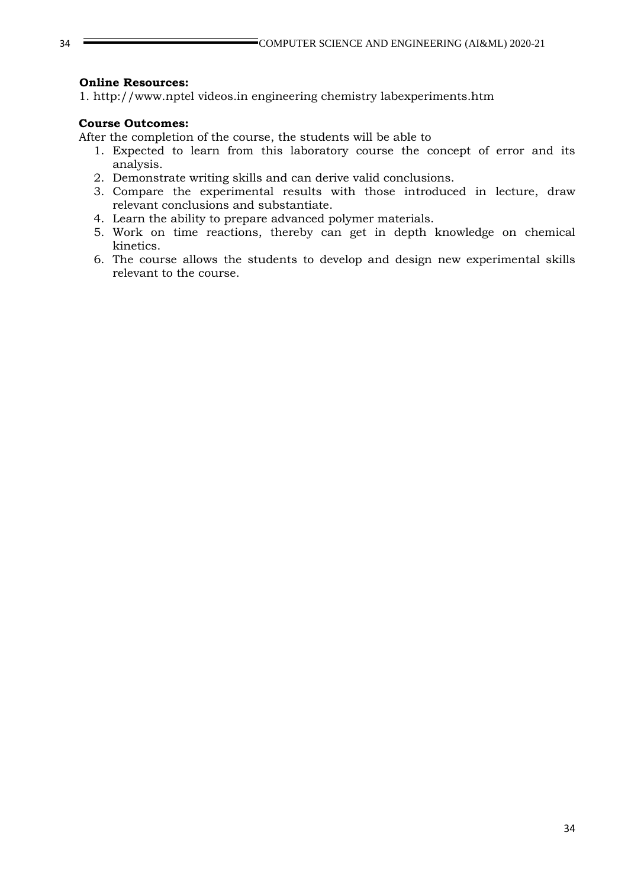**Online Resources:**

1. http://www.nptel videos.in engineering chemistry labexperiments.htm

**Course Outcomes:**

After the completion of the course, the students will be able to

1. Expected to learn from this laboratory course the concept of error and its analysis.
2. Demonstrate writing skills and can derive valid conclusions.
3. Compare the experimental results with those introduced in lecture, draw relevant conclusions and substantiate.
4. Learn the ability to prepare advanced polymer materials.
5. Work on time reactions, thereby can get in depth knowledge on chemical kinetics.
6. The course allows the students to develop and design new experimental skills relevant to the course.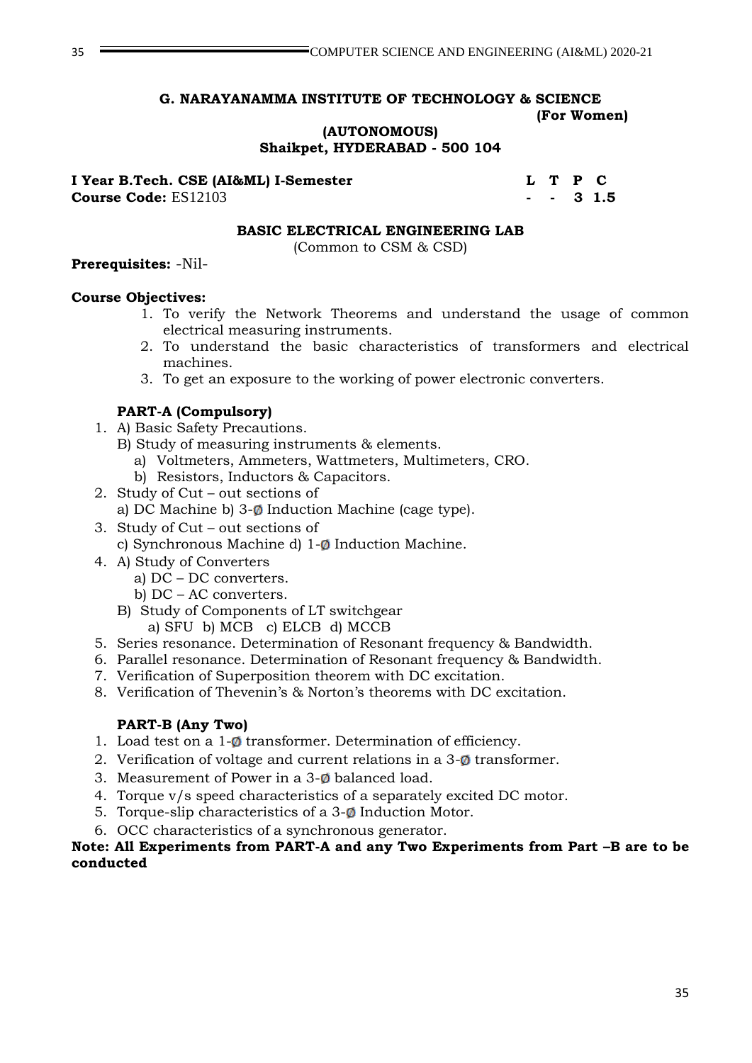**G. NARAYANAMMA INSTITUTE OF TECHNOLOGY & SCIENCE**
**(For Women)**
**(AUTONOMOUS)**
**Shaikpet, HYDERABAD - 500 104**

**I Year B.Tech. CSE (AI&ML) I-Semester**
**Course Code:** ES12103

| L | T | P | C |
|---|---|---|---|
| - | - | 3 | 1.5 |

## BASIC ELECTRICAL ENGINEERING LAB

(Common to CSM & CSD)

**Prerequisites:** -Nil-

**Course Objectives:**

1. To verify the Network Theorems and understand the usage of common electrical measuring instruments.
2. To understand the basic characteristics of transformers and electrical machines.
3. To get an exposure to the working of power electronic converters.

### PART-A (Compulsory)

1. A) Basic Safety Precautions.
   B) Study of measuring instruments & elements.
      a) Voltmeters, Ammeters, Wattmeters, Multimeters, CRO.
      b) Resistors, Inductors & Capacitors.
2. Study of Cut – out sections of
   a) DC Machine b) 3-Ø Induction Machine (cage type).
3. Study of Cut – out sections of
   c) Synchronous Machine d) 1-Ø Induction Machine.
4. A) Study of Converters
      a) DC – DC converters.
      b) DC – AC converters.
   B) Study of Components of LT switchgear
      a) SFU b) MCB c) ELCB d) MCCB
5. Series resonance. Determination of Resonant frequency & Bandwidth.
6. Parallel resonance. Determination of Resonant frequency & Bandwidth.
7. Verification of Superposition theorem with DC excitation.
8. Verification of Thevenin's & Norton's theorems with DC excitation.

### PART-B (Any Two)

1. Load test on a 1-Ø transformer. Determination of efficiency.
2. Verification of voltage and current relations in a 3-Ø transformer.
3. Measurement of Power in a 3-Ø balanced load.
4. Torque v/s speed characteristics of a separately excited DC motor.
5. Torque-slip characteristics of a 3-Ø Induction Motor.
6. OCC characteristics of a synchronous generator.

**Note: All Experiments from PART-A and any Two Experiments from Part –B are to be conducted**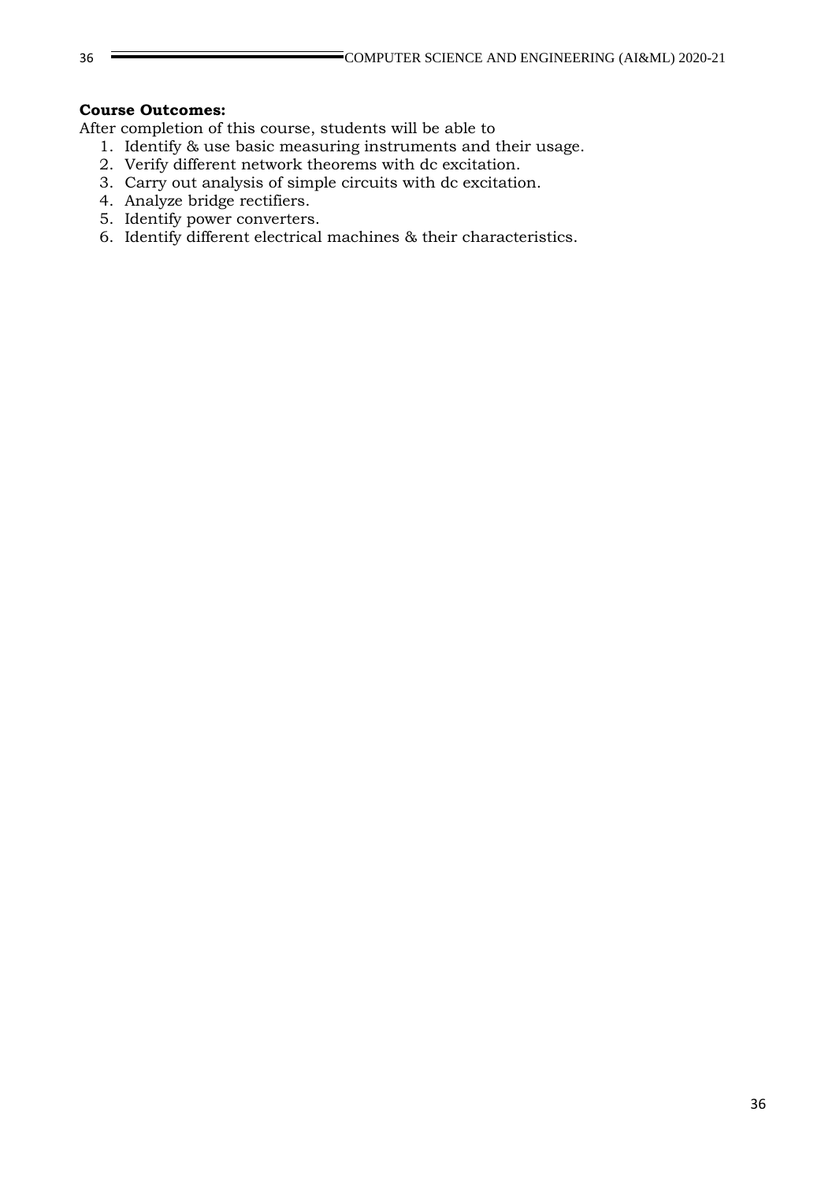**Course Outcomes:**

After completion of this course, students will be able to

1. Identify & use basic measuring instruments and their usage.
2. Verify different network theorems with dc excitation.
3. Carry out analysis of simple circuits with dc excitation.
4. Analyze bridge rectifiers.
5. Identify power converters.
6. Identify different electrical machines & their characteristics.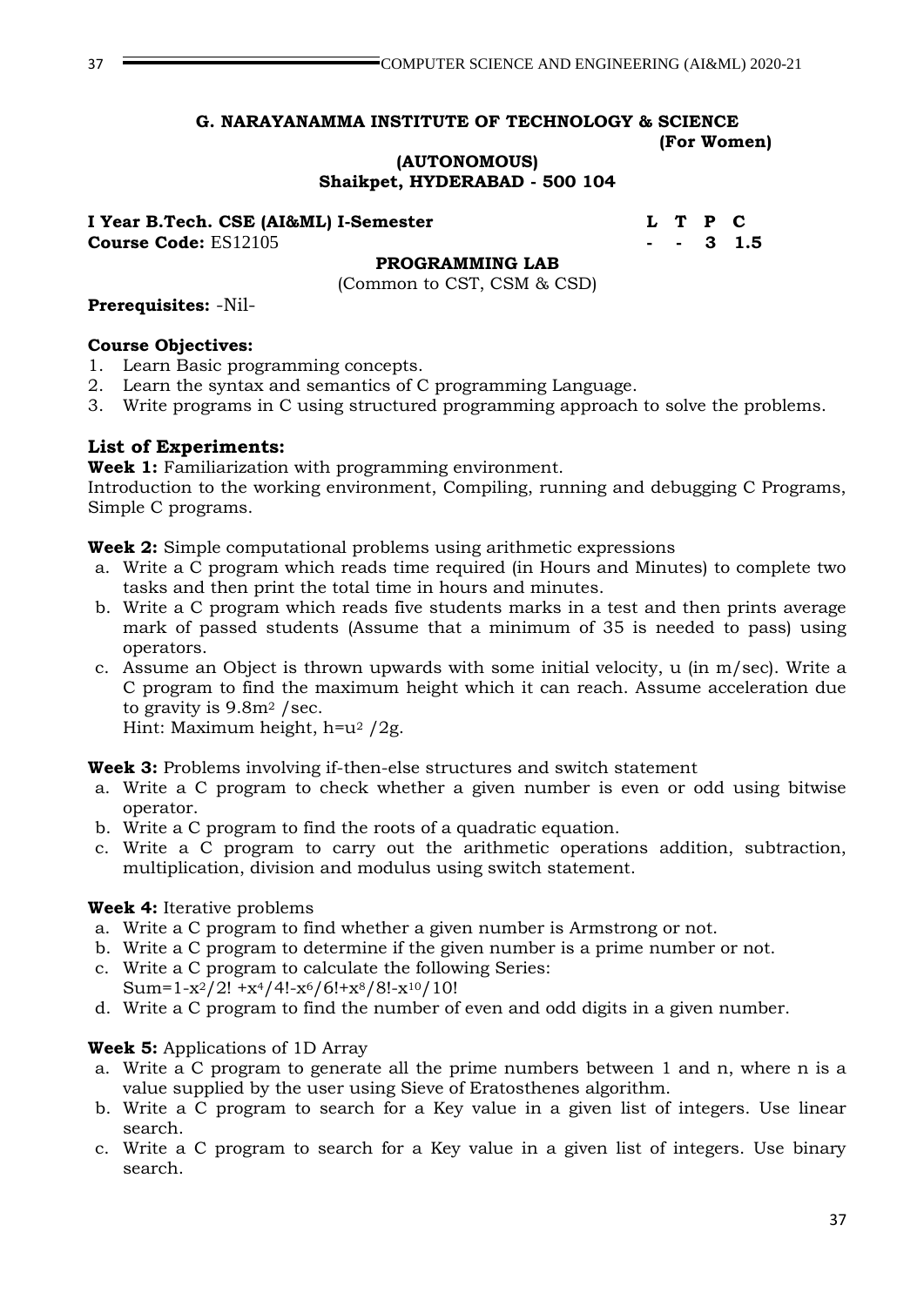**G. NARAYANAMMA INSTITUTE OF TECHNOLOGY & SCIENCE**
**(For Women)**
**(AUTONOMOUS)**
**Shaikpet, HYDERABAD - 500 104**

**I Year B.Tech. CSE (AI&ML) I-Semester**

**Course Code:** ES12105

| L | T | P | C |
|---|---|---|---|
| - | - | 3 | 1.5 |

**PROGRAMMING LAB**

(Common to CST, CSM & CSD)

**Prerequisites:** -Nil-

**Course Objectives:**

1. Learn Basic programming concepts.
2. Learn the syntax and semantics of C programming Language.
3. Write programs in C using structured programming approach to solve the problems.

## List of Experiments:

**Week 1:** Familiarization with programming environment.
Introduction to the working environment, Compiling, running and debugging C Programs, Simple C programs.

**Week 2:** Simple computational problems using arithmetic expressions

a. Write a C program which reads time required (in Hours and Minutes) to complete two tasks and then print the total time in hours and minutes.
b. Write a C program which reads five students marks in a test and then prints average mark of passed students (Assume that a minimum of 35 is needed to pass) using operators.
c. Assume an Object is thrown upwards with some initial velocity, u (in m/sec). Write a C program to find the maximum height which it can reach. Assume acceleration due to gravity is $9.8m^2$ /sec.
   Hint: Maximum height, $h=u^2 /2g$.

**Week 3:** Problems involving if-then-else structures and switch statement

a. Write a C program to check whether a given number is even or odd using bitwise operator.
b. Write a C program to find the roots of a quadratic equation.
c. Write a C program to carry out the arithmetic operations addition, subtraction, multiplication, division and modulus using switch statement.

**Week 4:** Iterative problems

a. Write a C program to find whether a given number is Armstrong or not.
b. Write a C program to determine if the given number is a prime number or not.
c. Write a C program to calculate the following Series:
   $Sum=1-x^2/2! +x^4/4!-x^6/6!+x^8/8!-x^{10}/10!$
d. Write a C program to find the number of even and odd digits in a given number.

**Week 5:** Applications of 1D Array

a. Write a C program to generate all the prime numbers between 1 and n, where n is a value supplied by the user using Sieve of Eratosthenes algorithm.
b. Write a C program to search for a Key value in a given list of integers. Use linear search.
c. Write a C program to search for a Key value in a given list of integers. Use binary search.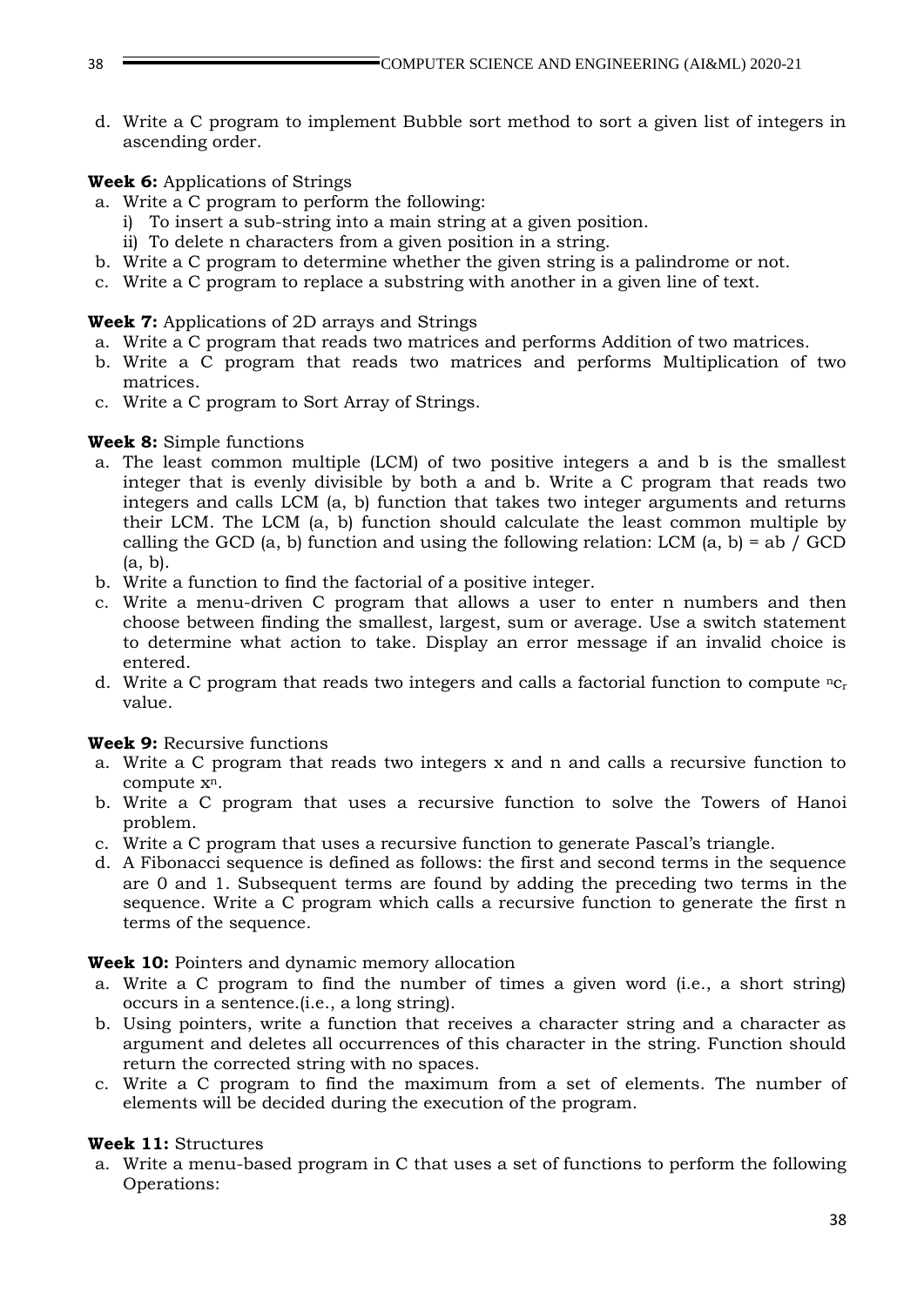d. Write a C program to implement Bubble sort method to sort a given list of integers in ascending order.

**Week 6:** Applications of Strings

a. Write a C program to perform the following:
   i) To insert a sub-string into a main string at a given position.
   ii) To delete n characters from a given position in a string.
b. Write a C program to determine whether the given string is a palindrome or not.
c. Write a C program to replace a substring with another in a given line of text.

**Week 7:** Applications of 2D arrays and Strings

a. Write a C program that reads two matrices and performs Addition of two matrices.
b. Write a C program that reads two matrices and performs Multiplication of two matrices.
c. Write a C program to Sort Array of Strings.

**Week 8:** Simple functions

a. The least common multiple (LCM) of two positive integers a and b is the smallest integer that is evenly divisible by both a and b. Write a C program that reads two integers and calls LCM (a, b) function that takes two integer arguments and returns their LCM. The LCM (a, b) function should calculate the least common multiple by calling the GCD (a, b) function and using the following relation: LCM (a, b) = ab / GCD (a, b).
b. Write a function to find the factorial of a positive integer.
c. Write a menu-driven C program that allows a user to enter n numbers and then choose between finding the smallest, largest, sum or average. Use a switch statement to determine what action to take. Display an error message if an invalid choice is entered.
d. Write a C program that reads two integers and calls a factorial function to compute ${}^{n}c_{r}$ value.

**Week 9:** Recursive functions

a. Write a C program that reads two integers x and n and calls a recursive function to compute $x^n$.
b. Write a C program that uses a recursive function to solve the Towers of Hanoi problem.
c. Write a C program that uses a recursive function to generate Pascal's triangle.
d. A Fibonacci sequence is defined as follows: the first and second terms in the sequence are 0 and 1. Subsequent terms are found by adding the preceding two terms in the sequence. Write a C program which calls a recursive function to generate the first n terms of the sequence.

**Week 10:** Pointers and dynamic memory allocation

a. Write a C program to find the number of times a given word (i.e., a short string) occurs in a sentence.(i.e., a long string).
b. Using pointers, write a function that receives a character string and a character as argument and deletes all occurrences of this character in the string. Function should return the corrected string with no spaces.
c. Write a C program to find the maximum from a set of elements. The number of elements will be decided during the execution of the program.

**Week 11:** Structures

a. Write a menu-based program in C that uses a set of functions to perform the following Operations: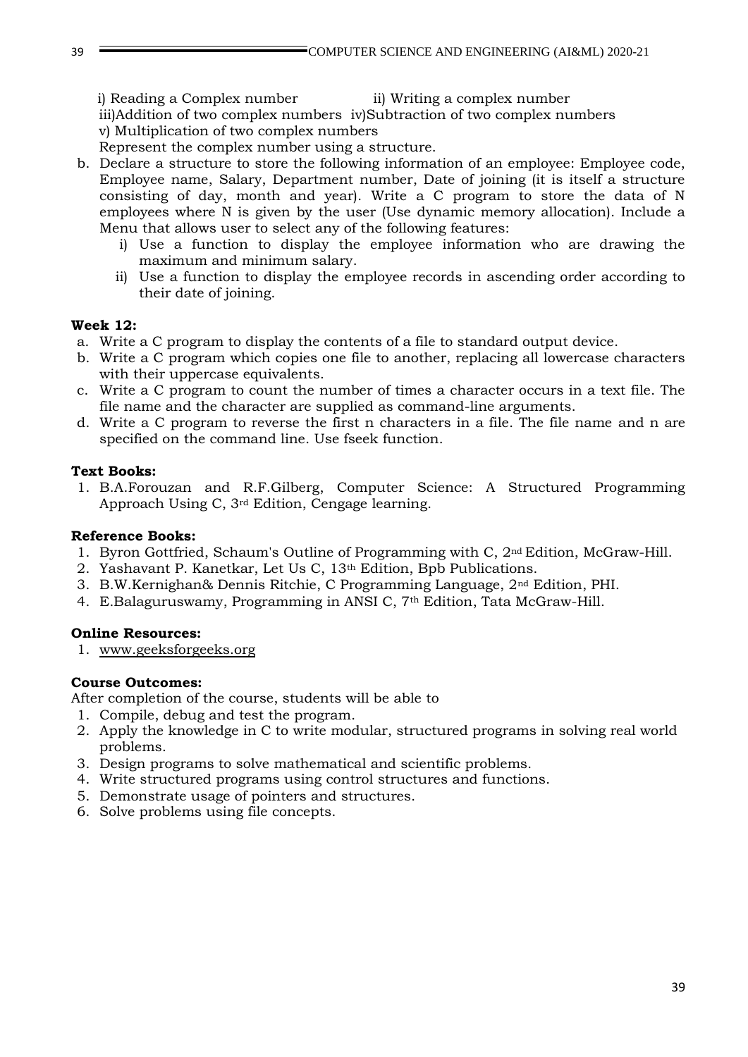i) Reading a Complex number ii) Writing a complex number
iii)Addition of two complex numbers iv)Subtraction of two complex numbers
v) Multiplication of two complex numbers
Represent the complex number using a structure.

b. Declare a structure to store the following information of an employee: Employee code, Employee name, Salary, Department number, Date of joining (it is itself a structure consisting of day, month and year). Write a C program to store the data of N employees where N is given by the user (Use dynamic memory allocation). Include a Menu that allows user to select any of the following features:
   i) Use a function to display the employee information who are drawing the maximum and minimum salary.
   ii) Use a function to display the employee records in ascending order according to their date of joining.

**Week 12:**

a. Write a C program to display the contents of a file to standard output device.
b. Write a C program which copies one file to another, replacing all lowercase characters with their uppercase equivalents.
c. Write a C program to count the number of times a character occurs in a text file. The file name and the character are supplied as command-line arguments.
d. Write a C program to reverse the first n characters in a file. The file name and n are specified on the command line. Use fseek function.

**Text Books:**

1. B.A.Forouzan and R.F.Gilberg, Computer Science: A Structured Programming Approach Using C, 3rd Edition, Cengage learning.

**Reference Books:**

1. Byron Gottfried, Schaum's Outline of Programming with C, 2nd Edition, McGraw-Hill.
2. Yashavant P. Kanetkar, Let Us C, 13th Edition, Bpb Publications.
3. B.W.Kernighan& Dennis Ritchie, C Programming Language, 2nd Edition, PHI.
4. E.Balaguruswamy, Programming in ANSI C, 7th Edition, Tata McGraw-Hill.

**Online Resources:**

1. www.geeksforgeeks.org

**Course Outcomes:**

After completion of the course, students will be able to

1. Compile, debug and test the program.
2. Apply the knowledge in C to write modular, structured programs in solving real world problems.
3. Design programs to solve mathematical and scientific problems.
4. Write structured programs using control structures and functions.
5. Demonstrate usage of pointers and structures.
6. Solve problems using file concepts.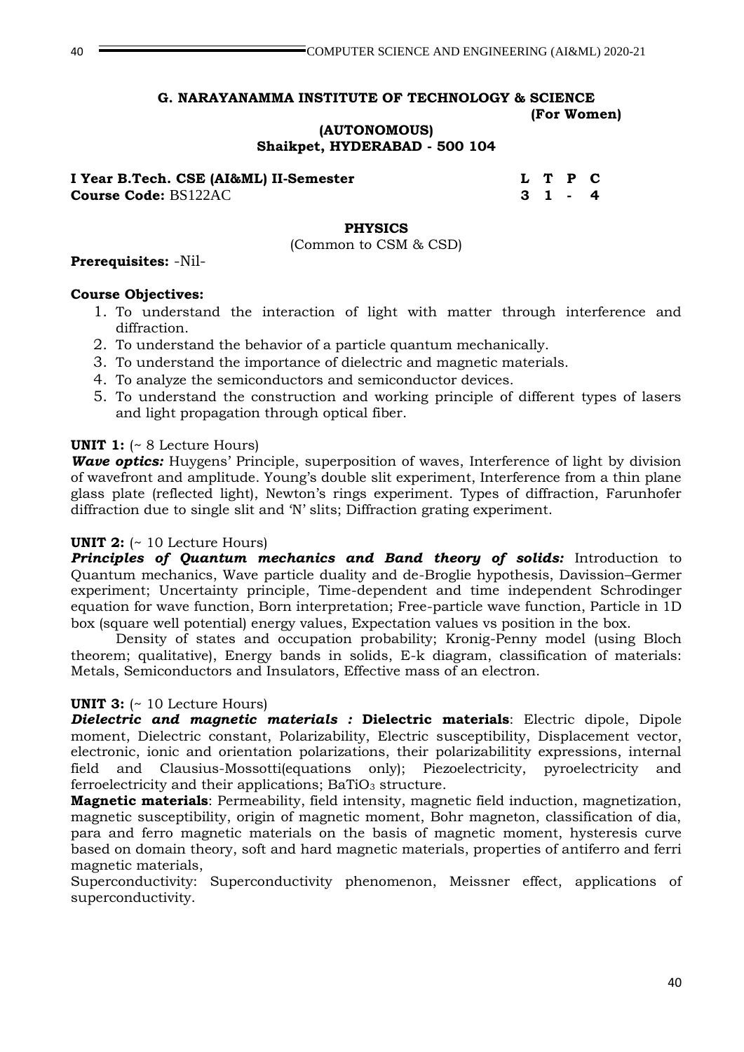**G. NARAYANAMMA INSTITUTE OF TECHNOLOGY & SCIENCE**
**(For Women)**
**(AUTONOMOUS)**
**Shaikpet, HYDERABAD - 500 104**

**I Year B.Tech. CSE (AI&ML) II-Semester**
**Course Code:** BS122AC

| L | T | P | C |
|---|---|---|---|
| 3 | 1 | - | 4 |

## PHYSICS

(Common to CSM & CSD)

**Prerequisites:** -Nil-

**Course Objectives:**

1. To understand the interaction of light with matter through interference and diffraction.
2. To understand the behavior of a particle quantum mechanically.
3. To understand the importance of dielectric and magnetic materials.
4. To analyze the semiconductors and semiconductor devices.
5. To understand the construction and working principle of different types of lasers and light propagation through optical fiber.

**UNIT 1:** (~ 8 Lecture Hours)
***Wave optics:*** Huygens' Principle, superposition of waves, Interference of light by division of wavefront and amplitude. Young's double slit experiment, Interference from a thin plane glass plate (reflected light), Newton's rings experiment. Types of diffraction, Farunhofer diffraction due to single slit and 'N' slits; Diffraction grating experiment.

**UNIT 2:** (~ 10 Lecture Hours)
***Principles of Quantum mechanics and Band theory of solids:*** Introduction to Quantum mechanics, Wave particle duality and de-Broglie hypothesis, Davission–Germer experiment; Uncertainty principle, Time-dependent and time independent Schrodinger equation for wave function, Born interpretation; Free-particle wave function, Particle in 1D box (square well potential) energy values, Expectation values vs position in the box.

Density of states and occupation probability; Kronig-Penny model (using Bloch theorem; qualitative), Energy bands in solids, E-k diagram, classification of materials: Metals, Semiconductors and Insulators, Effective mass of an electron.

**UNIT 3:** (~ 10 Lecture Hours)
***Dielectric and magnetic materials :*** **Dielectric materials**: Electric dipole, Dipole moment, Dielectric constant, Polarizability, Electric susceptibility, Displacement vector, electronic, ionic and orientation polarizations, their polarizabilitity expressions, internal field and Clausius-Mossotti(equations only); Piezoelectricity, pyroelectricity and ferroelectricity and their applications; $BaTiO_3$ structure.

**Magnetic materials**: Permeability, field intensity, magnetic field induction, magnetization, magnetic susceptibility, origin of magnetic moment, Bohr magneton, classification of dia, para and ferro magnetic materials on the basis of magnetic moment, hysteresis curve based on domain theory, soft and hard magnetic materials, properties of antiferro and ferri magnetic materials,

Superconductivity: Superconductivity phenomenon, Meissner effect, applications of superconductivity.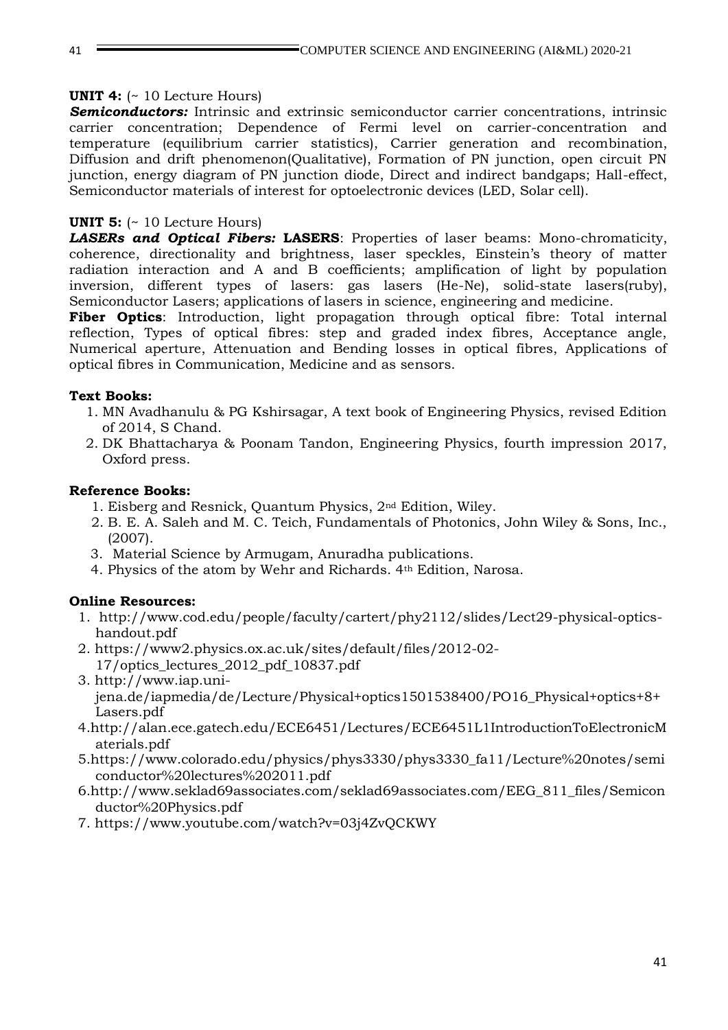**UNIT 4:** (~ 10 Lecture Hours)

***Semiconductors:*** Intrinsic and extrinsic semiconductor carrier concentrations, intrinsic carrier concentration; Dependence of Fermi level on carrier-concentration and temperature (equilibrium carrier statistics), Carrier generation and recombination, Diffusion and drift phenomenon(Qualitative), Formation of PN junction, open circuit PN junction, energy diagram of PN junction diode, Direct and indirect bandgaps; Hall-effect, Semiconductor materials of interest for optoelectronic devices (LED, Solar cell).

**UNIT 5:** (~ 10 Lecture Hours)

***LASERs and Optical Fibers:*** **LASERS**: Properties of laser beams: Mono-chromaticity, coherence, directionality and brightness, laser speckles, Einstein's theory of matter radiation interaction and A and B coefficients; amplification of light by population inversion, different types of lasers: gas lasers (He-Ne), solid-state lasers(ruby), Semiconductor Lasers; applications of lasers in science, engineering and medicine.

**Fiber Optics**: Introduction, light propagation through optical fibre: Total internal reflection, Types of optical fibres: step and graded index fibres, Acceptance angle, Numerical aperture, Attenuation and Bending losses in optical fibres, Applications of optical fibres in Communication, Medicine and as sensors.

**Text Books:**

1. MN Avadhanulu & PG Kshirsagar, A text book of Engineering Physics, revised Edition of 2014, S Chand.
2. DK Bhattacharya & Poonam Tandon, Engineering Physics, fourth impression 2017, Oxford press.

**Reference Books:**

1. Eisberg and Resnick, Quantum Physics, 2nd Edition, Wiley.
2. B. E. A. Saleh and M. C. Teich, Fundamentals of Photonics, John Wiley & Sons, Inc., (2007).
3. Material Science by Armugam, Anuradha publications.
4. Physics of the atom by Wehr and Richards. 4th Edition, Narosa.

**Online Resources:**

1. http://www.cod.edu/people/faculty/cartert/phy2112/slides/Lect29-physical-optics-handout.pdf
2. https://www2.physics.ox.ac.uk/sites/default/files/2012-02-17/optics_lectures_2012_pdf_10837.pdf
3. http://www.iap.uni-jena.de/iapmedia/de/Lecture/Physical+optics1501538400/PO16_Physical+optics+8+Lasers.pdf
4. http://alan.ece.gatech.edu/ECE6451/Lectures/ECE6451L1IntroductionToElectronicMaterials.pdf
5. https://www.colorado.edu/physics/phys3330/phys3330_fa11/Lecture%20notes/semiconductor%20lectures%202011.pdf
6. http://www.seklad69associates.com/seklad69associates.com/EEG_811_files/Semiconductor%20Physics.pdf
7. https://www.youtube.com/watch?v=03j4ZvQCKWY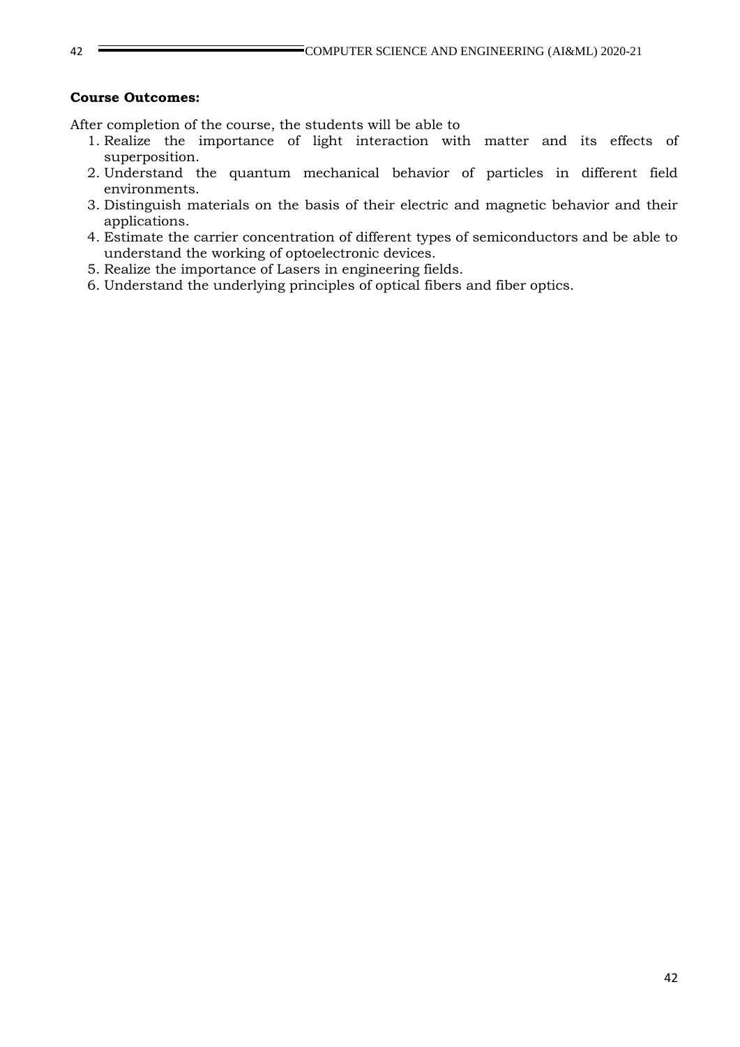**Course Outcomes:**

After completion of the course, the students will be able to

1. Realize the importance of light interaction with matter and its effects of superposition.
2. Understand the quantum mechanical behavior of particles in different field environments.
3. Distinguish materials on the basis of their electric and magnetic behavior and their applications.
4. Estimate the carrier concentration of different types of semiconductors and be able to understand the working of optoelectronic devices.
5. Realize the importance of Lasers in engineering fields.
6. Understand the underlying principles of optical fibers and fiber optics.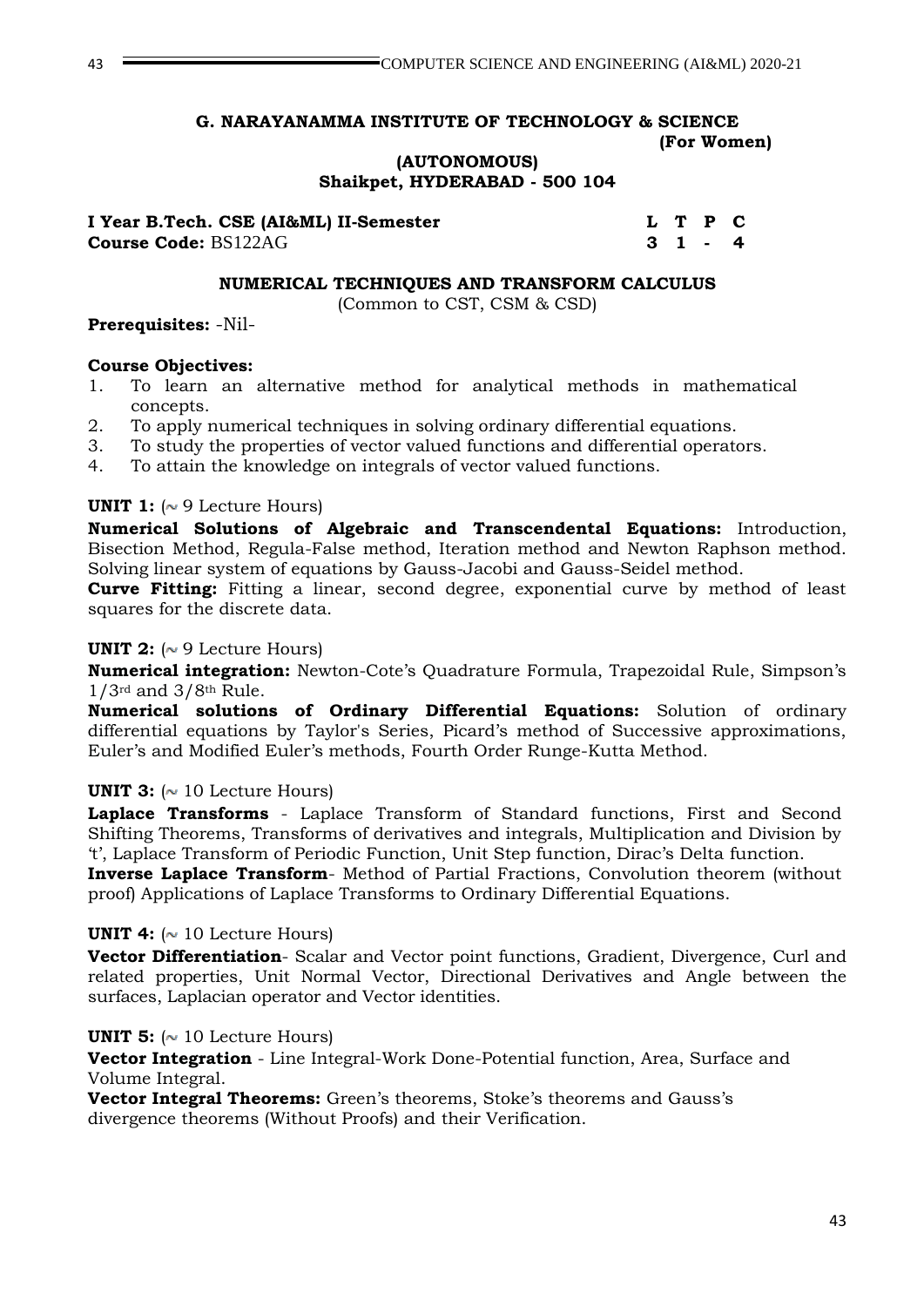**G. NARAYANAMMA INSTITUTE OF TECHNOLOGY & SCIENCE**
**(For Women)**
**(AUTONOMOUS)**
**Shaikpet, HYDERABAD - 500 104**

| **I Year B.Tech. CSE (AI&ML) II-Semester** | **L** | **T** | **P** | **C** |
|---|---|---|---|---|
| **Course Code:** BS122AG | **3** | **1** | **-** | **4** |

## NUMERICAL TECHNIQUES AND TRANSFORM CALCULUS

(Common to CST, CSM & CSD)

**Prerequisites:** -Nil-

**Course Objectives:**

1. To learn an alternative method for analytical methods in mathematical concepts.
2. To apply numerical techniques in solving ordinary differential equations.
3. To study the properties of vector valued functions and differential operators.
4. To attain the knowledge on integrals of vector valued functions.

**UNIT 1:** (~ 9 Lecture Hours)

**Numerical Solutions of Algebraic and Transcendental Equations:** Introduction, Bisection Method, Regula-False method, Iteration method and Newton Raphson method. Solving linear system of equations by Gauss-Jacobi and Gauss-Seidel method.

**Curve Fitting:** Fitting a linear, second degree, exponential curve by method of least squares for the discrete data.

**UNIT 2:** (~ 9 Lecture Hours)

**Numerical integration:** Newton-Cote's Quadrature Formula, Trapezoidal Rule, Simpson's $1/3^{rd}$ and $3/8^{th}$ Rule.

**Numerical solutions of Ordinary Differential Equations:** Solution of ordinary differential equations by Taylor's Series, Picard's method of Successive approximations, Euler's and Modified Euler's methods, Fourth Order Runge-Kutta Method.

**UNIT 3:** (~ 10 Lecture Hours)

**Laplace Transforms** - Laplace Transform of Standard functions, First and Second Shifting Theorems, Transforms of derivatives and integrals, Multiplication and Division by 't', Laplace Transform of Periodic Function, Unit Step function, Dirac's Delta function.

**Inverse Laplace Transform**- Method of Partial Fractions, Convolution theorem (without proof) Applications of Laplace Transforms to Ordinary Differential Equations.

**UNIT 4:** (~ 10 Lecture Hours)

**Vector Differentiation**- Scalar and Vector point functions, Gradient, Divergence, Curl and related properties, Unit Normal Vector, Directional Derivatives and Angle between the surfaces, Laplacian operator and Vector identities.

**UNIT 5:** (~ 10 Lecture Hours)

**Vector Integration** - Line Integral-Work Done-Potential function, Area, Surface and Volume Integral.

**Vector Integral Theorems:** Green's theorems, Stoke's theorems and Gauss's divergence theorems (Without Proofs) and their Verification.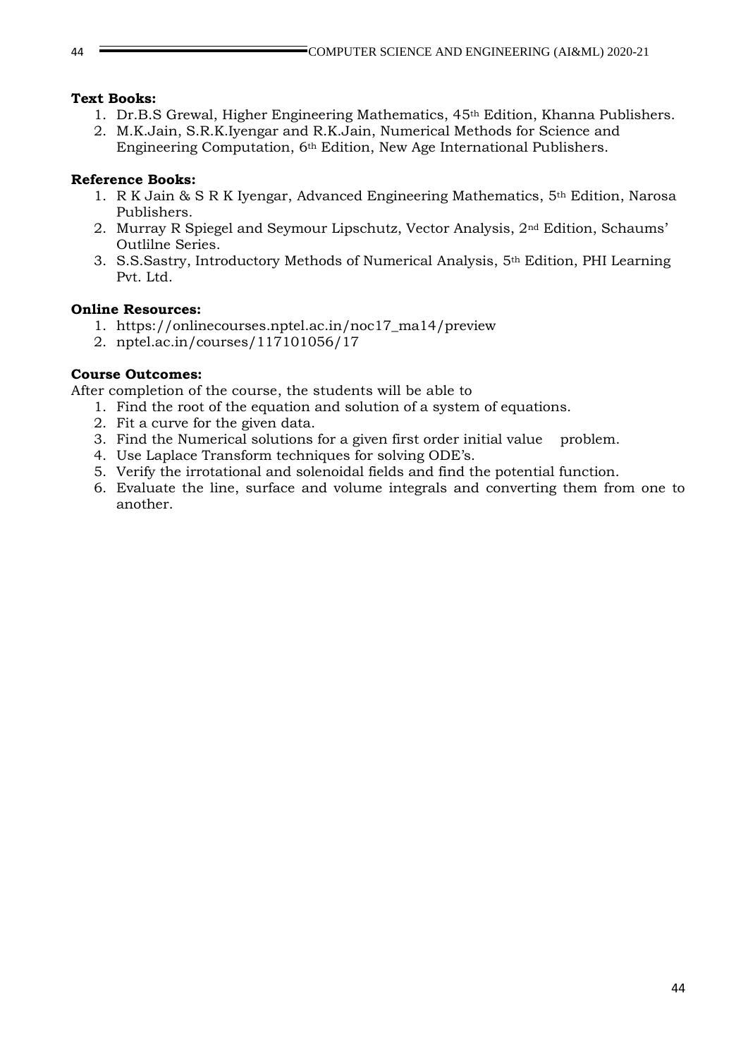**Text Books:**

1. Dr.B.S Grewal, Higher Engineering Mathematics, 45th Edition, Khanna Publishers.
2. M.K.Jain, S.R.K.Iyengar and R.K.Jain, Numerical Methods for Science and Engineering Computation, 6th Edition, New Age International Publishers.

**Reference Books:**

1. R K Jain & S R K Iyengar, Advanced Engineering Mathematics, 5th Edition, Narosa Publishers.
2. Murray R Spiegel and Seymour Lipschutz, Vector Analysis, 2nd Edition, Schaums' Outlilne Series.
3. S.S.Sastry, Introductory Methods of Numerical Analysis, 5th Edition, PHI Learning Pvt. Ltd.

**Online Resources:**

1. https://onlinecourses.nptel.ac.in/noc17_ma14/preview
2. nptel.ac.in/courses/117101056/17

**Course Outcomes:**

After completion of the course, the students will be able to

1. Find the root of the equation and solution of a system of equations.
2. Fit a curve for the given data.
3. Find the Numerical solutions for a given first order initial value problem.
4. Use Laplace Transform techniques for solving ODE's.
5. Verify the irrotational and solenoidal fields and find the potential function.
6. Evaluate the line, surface and volume integrals and converting them from one to another.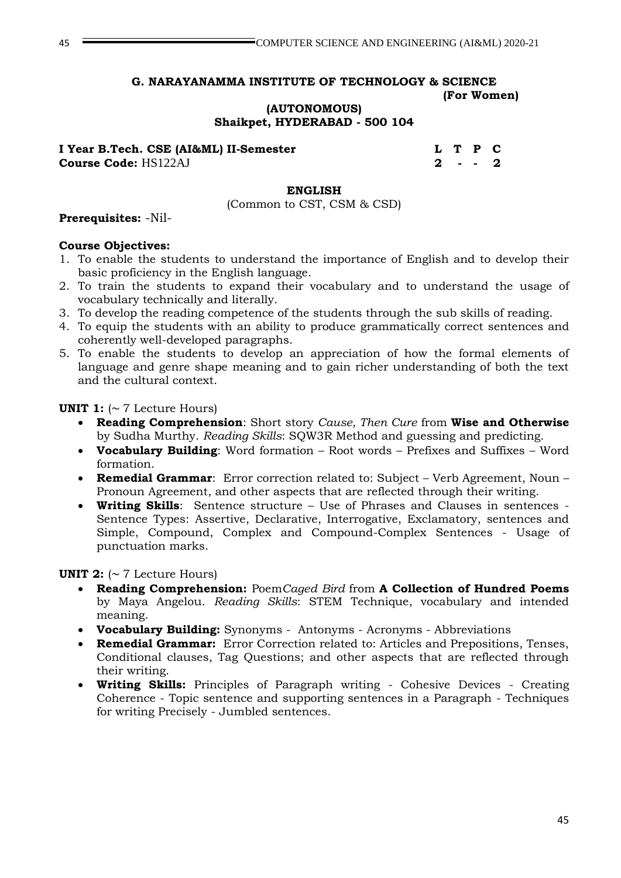**G. NARAYANAMMA INSTITUTE OF TECHNOLOGY & SCIENCE**
**(For Women)**
**(AUTONOMOUS)**
**Shaikpet, HYDERABAD - 500 104**

**I Year B.Tech. CSE (AI&ML) II-Semester**
**Course Code:** HS122AJ

| L | T | P | C |
|---|---|---|---|
| 2 | - | - | 2 |

**ENGLISH**
(Common to CST, CSM & CSD)

**Prerequisites:** -Nil-

**Course Objectives:**

1. To enable the students to understand the importance of English and to develop their basic proficiency in the English language.
2. To train the students to expand their vocabulary and to understand the usage of vocabulary technically and literally.
3. To develop the reading competence of the students through the sub skills of reading.
4. To equip the students with an ability to produce grammatically correct sentences and coherently well-developed paragraphs.
5. To enable the students to develop an appreciation of how the formal elements of language and genre shape meaning and to gain richer understanding of both the text and the cultural context.

**UNIT 1:** (~ 7 Lecture Hours)

- **Reading Comprehension**: Short story *Cause, Then Cure* from **Wise and Otherwise** by Sudha Murthy. *Reading Skills*: SQW3R Method and guessing and predicting.
- **Vocabulary Building**: Word formation – Root words – Prefixes and Suffixes – Word formation.
- **Remedial Grammar**: Error correction related to: Subject – Verb Agreement, Noun – Pronoun Agreement, and other aspects that are reflected through their writing.
- **Writing Skills**: Sentence structure – Use of Phrases and Clauses in sentences - Sentence Types: Assertive, Declarative, Interrogative, Exclamatory, sentences and Simple, Compound, Complex and Compound-Complex Sentences - Usage of punctuation marks.

**UNIT 2:** (~ 7 Lecture Hours)

- **Reading Comprehension:** Poem*Caged Bird* from **A Collection of Hundred Poems** by Maya Angelou. *Reading Skills*: STEM Technique, vocabulary and intended meaning.
- **Vocabulary Building:** Synonyms - Antonyms - Acronyms - Abbreviations
- **Remedial Grammar:** Error Correction related to: Articles and Prepositions, Tenses, Conditional clauses, Tag Questions; and other aspects that are reflected through their writing.
- **Writing Skills:** Principles of Paragraph writing - Cohesive Devices - Creating Coherence - Topic sentence and supporting sentences in a Paragraph - Techniques for writing Precisely - Jumbled sentences.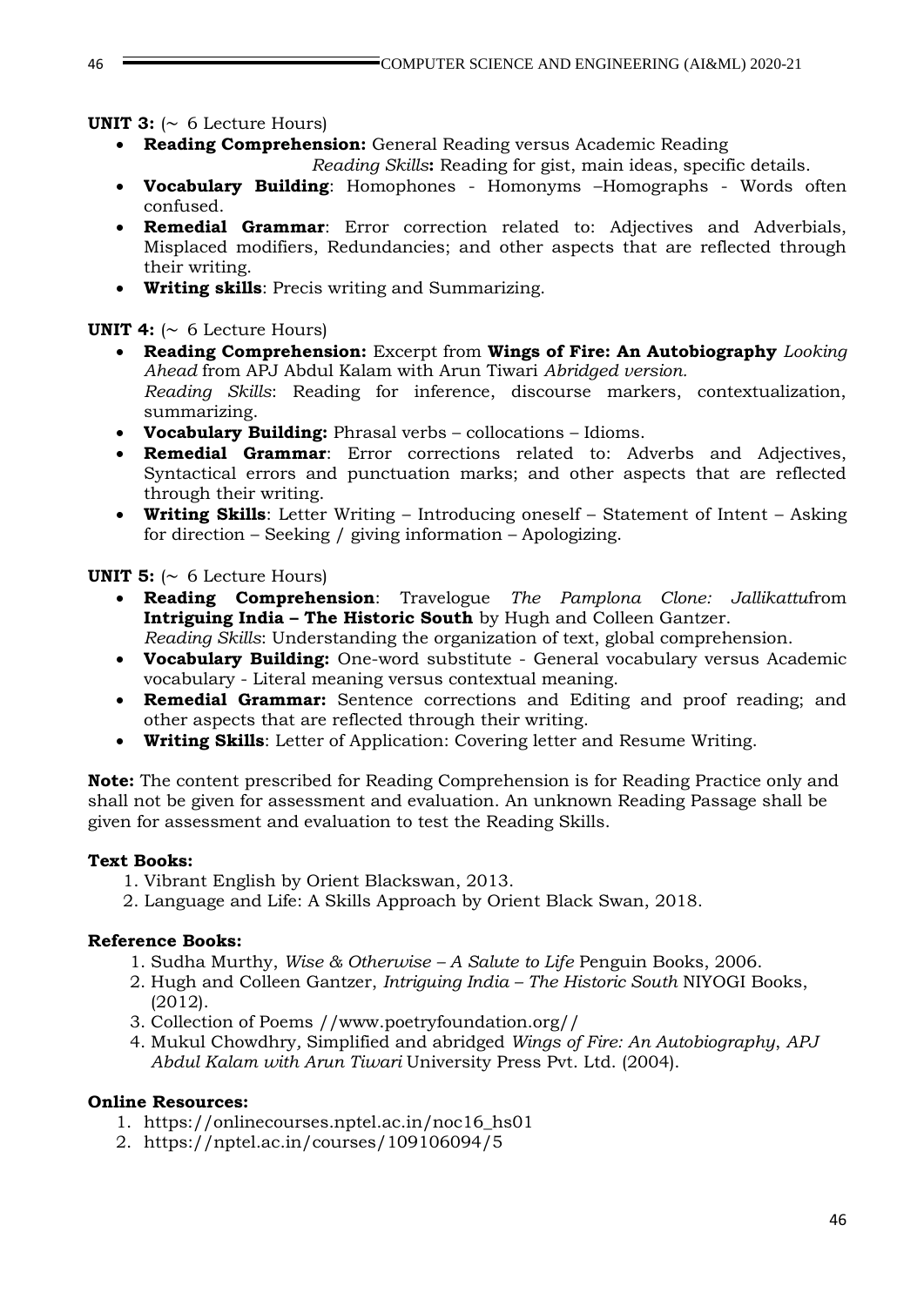**UNIT 3:** (~ 6 Lecture Hours)

- **Reading Comprehension:** General Reading versus Academic Reading
  *Reading Skills***:** Reading for gist, main ideas, specific details.
- **Vocabulary Building**: Homophones - Homonyms –Homographs - Words often confused.
- **Remedial Grammar**: Error correction related to: Adjectives and Adverbials, Misplaced modifiers, Redundancies; and other aspects that are reflected through their writing.
- **Writing skills**: Precis writing and Summarizing.

**UNIT 4:** (~ 6 Lecture Hours)

- **Reading Comprehension:** Excerpt from **Wings of Fire: An Autobiography** *Looking Ahead* from APJ Abdul Kalam with Arun Tiwari *Abridged version.*
  *Reading Skills*: Reading for inference, discourse markers, contextualization, summarizing.
- **Vocabulary Building:** Phrasal verbs – collocations – Idioms.
- **Remedial Grammar**: Error corrections related to: Adverbs and Adjectives, Syntactical errors and punctuation marks; and other aspects that are reflected through their writing.
- **Writing Skills**: Letter Writing – Introducing oneself – Statement of Intent – Asking for direction – Seeking / giving information – Apologizing.

**UNIT 5:** (~ 6 Lecture Hours)

- **Reading Comprehension**: Travelogue *The Pamplona Clone: Jallikattu*from **Intriguing India – The Historic South** by Hugh and Colleen Gantzer.
  *Reading Skills*: Understanding the organization of text, global comprehension.
- **Vocabulary Building:** One-word substitute - General vocabulary versus Academic vocabulary - Literal meaning versus contextual meaning.
- **Remedial Grammar:** Sentence corrections and Editing and proof reading; and other aspects that are reflected through their writing.
- **Writing Skills**: Letter of Application: Covering letter and Resume Writing.

**Note:** The content prescribed for Reading Comprehension is for Reading Practice only and shall not be given for assessment and evaluation. An unknown Reading Passage shall be given for assessment and evaluation to test the Reading Skills.

**Text Books:**

1. Vibrant English by Orient Blackswan, 2013.
2. Language and Life: A Skills Approach by Orient Black Swan, 2018.

**Reference Books:**

1. Sudha Murthy, *Wise & Otherwise – A Salute to Life* Penguin Books, 2006.
2. Hugh and Colleen Gantzer, *Intriguing India – The Historic South* NIYOGI Books, (2012).
3. Collection of Poems //www.poetryfoundation.org//
4. Mukul Chowdhry, Simplified and abridged *Wings of Fire: An Autobiography*, *APJ Abdul Kalam with Arun Tiwari* University Press Pvt. Ltd. (2004).

**Online Resources:**

1. https://onlinecourses.nptel.ac.in/noc16_hs01
2. https://nptel.ac.in/courses/109106094/5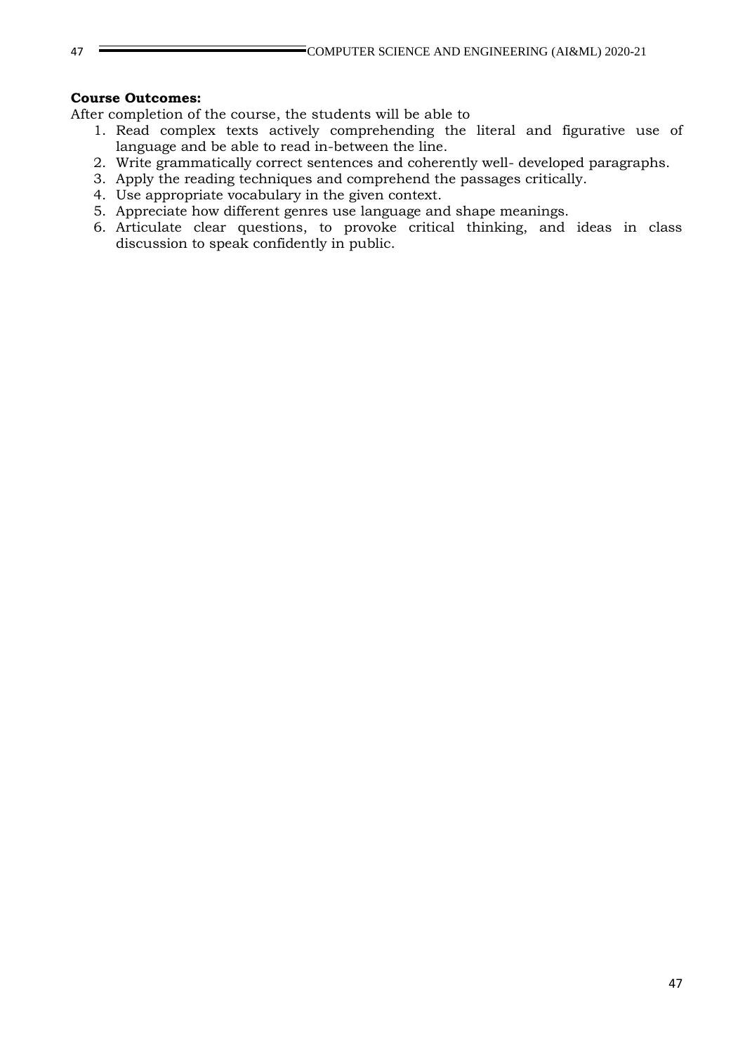**Course Outcomes:**

After completion of the course, the students will be able to

1. Read complex texts actively comprehending the literal and figurative use of language and be able to read in-between the line.
2. Write grammatically correct sentences and coherently well- developed paragraphs.
3. Apply the reading techniques and comprehend the passages critically.
4. Use appropriate vocabulary in the given context.
5. Appreciate how different genres use language and shape meanings.
6. Articulate clear questions, to provoke critical thinking, and ideas in class discussion to speak confidently in public.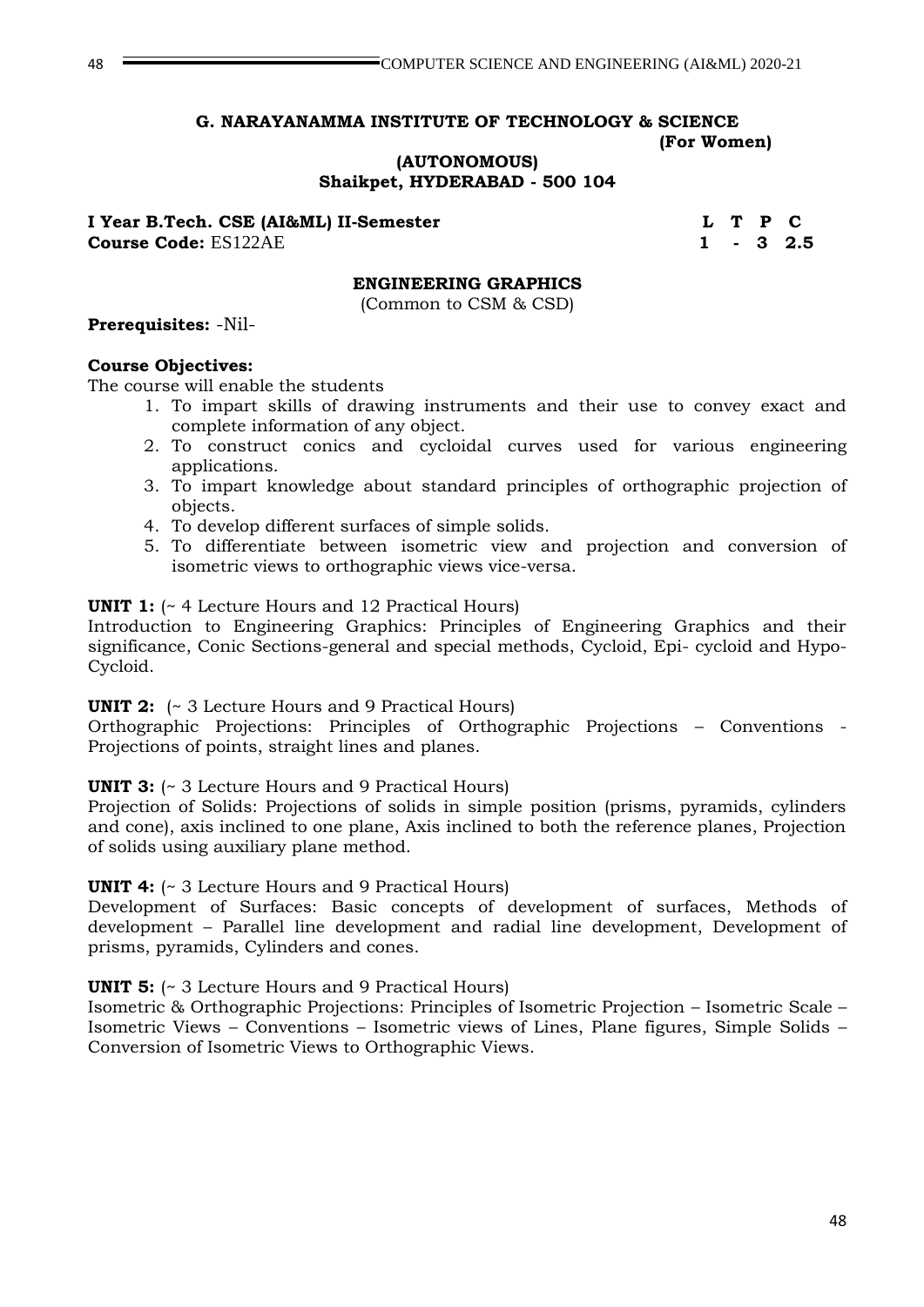**G. NARAYANAMMA INSTITUTE OF TECHNOLOGY & SCIENCE**
**(For Women)**
**(AUTONOMOUS)**
**Shaikpet, HYDERABAD - 500 104**

**I Year B.Tech. CSE (AI&ML) II-Semester**
**Course Code:** ES122AE

| L | T | P | C |
|---|---|---|---|
| 1 | - | 3 | 2.5 |

## ENGINEERING GRAPHICS

(Common to CSM & CSD)

**Prerequisites:** -Nil-

**Course Objectives:**

The course will enable the students

1. To impart skills of drawing instruments and their use to convey exact and complete information of any object.
2. To construct conics and cycloidal curves used for various engineering applications.
3. To impart knowledge about standard principles of orthographic projection of objects.
4. To develop different surfaces of simple solids.
5. To differentiate between isometric view and projection and conversion of isometric views to orthographic views vice-versa.

**UNIT 1:** (~ 4 Lecture Hours and 12 Practical Hours)

Introduction to Engineering Graphics: Principles of Engineering Graphics and their significance, Conic Sections-general and special methods, Cycloid, Epi- cycloid and Hypo-Cycloid.

**UNIT 2:** (~ 3 Lecture Hours and 9 Practical Hours)

Orthographic Projections: Principles of Orthographic Projections – Conventions - Projections of points, straight lines and planes.

**UNIT 3:** (~ 3 Lecture Hours and 9 Practical Hours)

Projection of Solids: Projections of solids in simple position (prisms, pyramids, cylinders and cone), axis inclined to one plane, Axis inclined to both the reference planes, Projection of solids using auxiliary plane method.

**UNIT 4:** (~ 3 Lecture Hours and 9 Practical Hours)

Development of Surfaces: Basic concepts of development of surfaces, Methods of development – Parallel line development and radial line development, Development of prisms, pyramids, Cylinders and cones.

**UNIT 5:** (~ 3 Lecture Hours and 9 Practical Hours)

Isometric & Orthographic Projections: Principles of Isometric Projection – Isometric Scale – Isometric Views – Conventions – Isometric views of Lines, Plane figures, Simple Solids – Conversion of Isometric Views to Orthographic Views.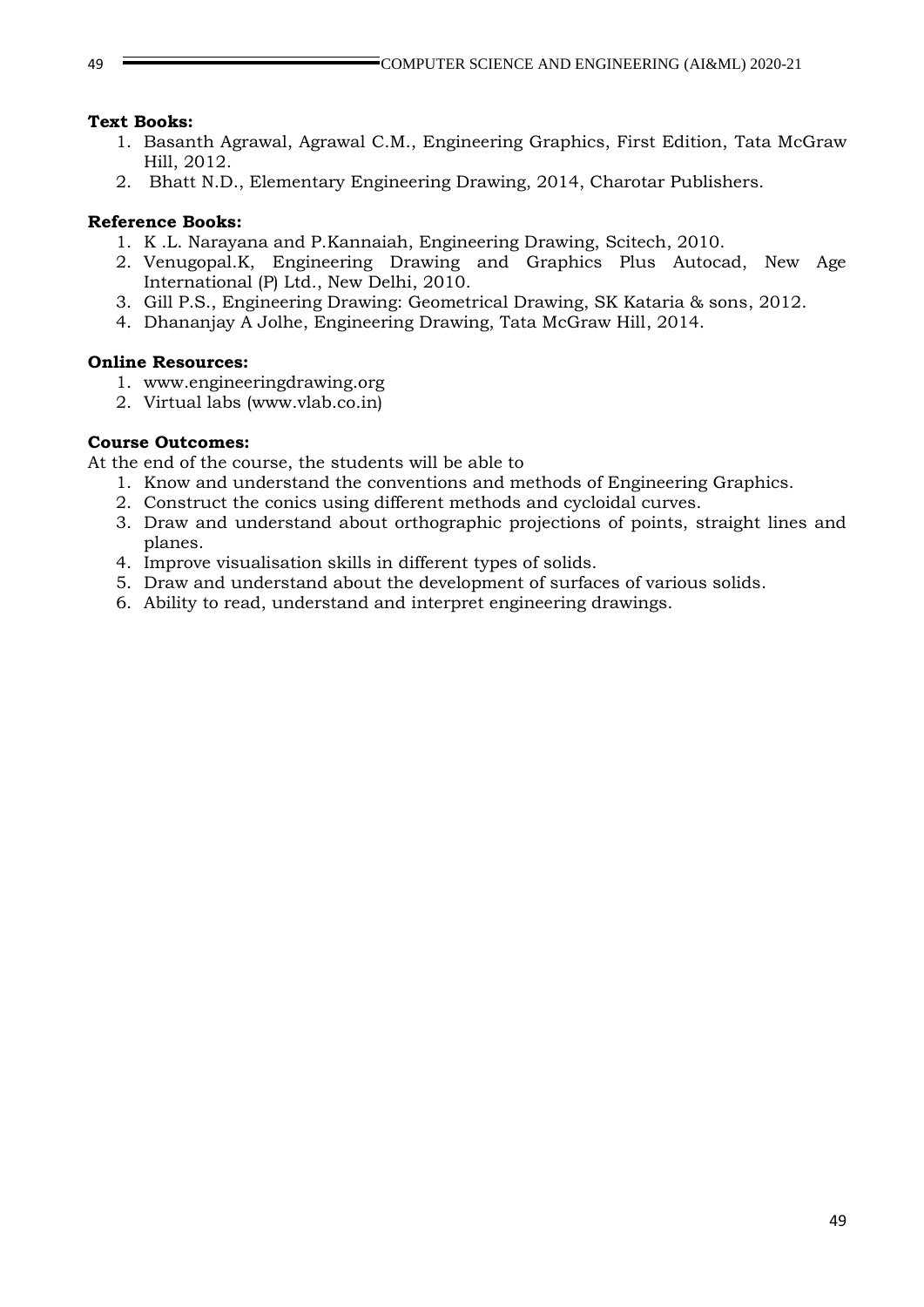**Text Books:**

1. Basanth Agrawal, Agrawal C.M., Engineering Graphics, First Edition, Tata McGraw Hill, 2012.
2. Bhatt N.D., Elementary Engineering Drawing, 2014, Charotar Publishers.

**Reference Books:**

1. K .L. Narayana and P.Kannaiah, Engineering Drawing, Scitech, 2010.
2. Venugopal.K, Engineering Drawing and Graphics Plus Autocad, New Age International (P) Ltd., New Delhi, 2010.
3. Gill P.S., Engineering Drawing: Geometrical Drawing, SK Kataria & sons, 2012.
4. Dhananjay A Jolhe, Engineering Drawing, Tata McGraw Hill, 2014.

**Online Resources:**

1. www.engineeringdrawing.org
2. Virtual labs (www.vlab.co.in)

**Course Outcomes:**

At the end of the course, the students will be able to

1. Know and understand the conventions and methods of Engineering Graphics.
2. Construct the conics using different methods and cycloidal curves.
3. Draw and understand about orthographic projections of points, straight lines and planes.
4. Improve visualisation skills in different types of solids.
5. Draw and understand about the development of surfaces of various solids.
6. Ability to read, understand and interpret engineering drawings.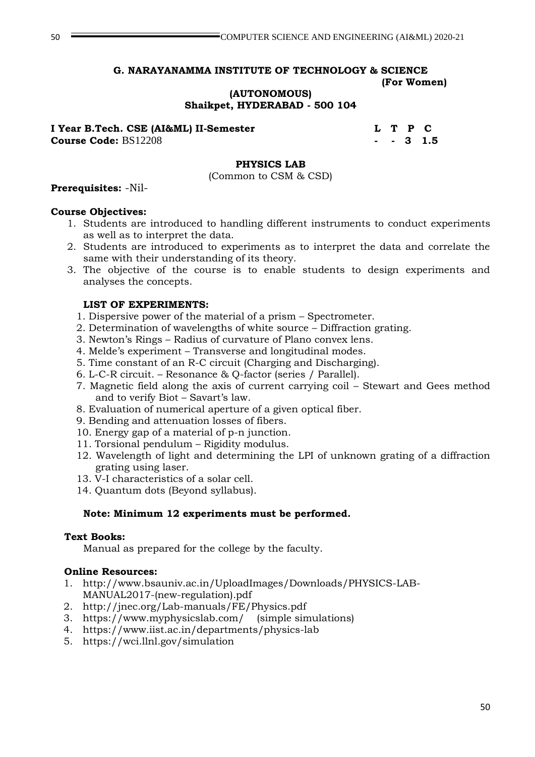**G. NARAYANAMMA INSTITUTE OF TECHNOLOGY & SCIENCE**
**(For Women)**
**(AUTONOMOUS)**
**Shaikpet, HYDERABAD - 500 104**

| **I Year B.Tech. CSE (AI&ML) II-Semester** | **L** | **T** | **P** | **C** |
|---|---|---|---|---|
| **Course Code:** BS12208 | **-** | **-** | **3** | **1.5** |

## PHYSICS LAB

(Common to CSM & CSD)

**Prerequisites:** -Nil-

**Course Objectives:**

1. Students are introduced to handling different instruments to conduct experiments as well as to interpret the data.
2. Students are introduced to experiments as to interpret the data and correlate the same with their understanding of its theory.
3. The objective of the course is to enable students to design experiments and analyses the concepts.

**LIST OF EXPERIMENTS:**

1. Dispersive power of the material of a prism – Spectrometer.
2. Determination of wavelengths of white source – Diffraction grating.
3. Newton's Rings – Radius of curvature of Plano convex lens.
4. Melde's experiment – Transverse and longitudinal modes.
5. Time constant of an R-C circuit (Charging and Discharging).
6. L-C-R circuit. – Resonance & Q-factor (series / Parallel).
7. Magnetic field along the axis of current carrying coil – Stewart and Gees method and to verify Biot – Savart's law.
8. Evaluation of numerical aperture of a given optical fiber.
9. Bending and attenuation losses of fibers.
10. Energy gap of a material of p-n junction.
11. Torsional pendulum – Rigidity modulus.
12. Wavelength of light and determining the LPI of unknown grating of a diffraction grating using laser.
13. V-I characteristics of a solar cell.
14. Quantum dots (Beyond syllabus).

**Note: Minimum 12 experiments must be performed.**

**Text Books:**

Manual as prepared for the college by the faculty.

**Online Resources:**

1. http://www.bsauniv.ac.in/UploadImages/Downloads/PHYSICS-LAB-MANUAL2017-(new-regulation).pdf
2. http://jnec.org/Lab-manuals/FE/Physics.pdf
3. https://www.myphysicslab.com/ (simple simulations)
4. https://www.iist.ac.in/departments/physics-lab
5. https://wci.llnl.gov/simulation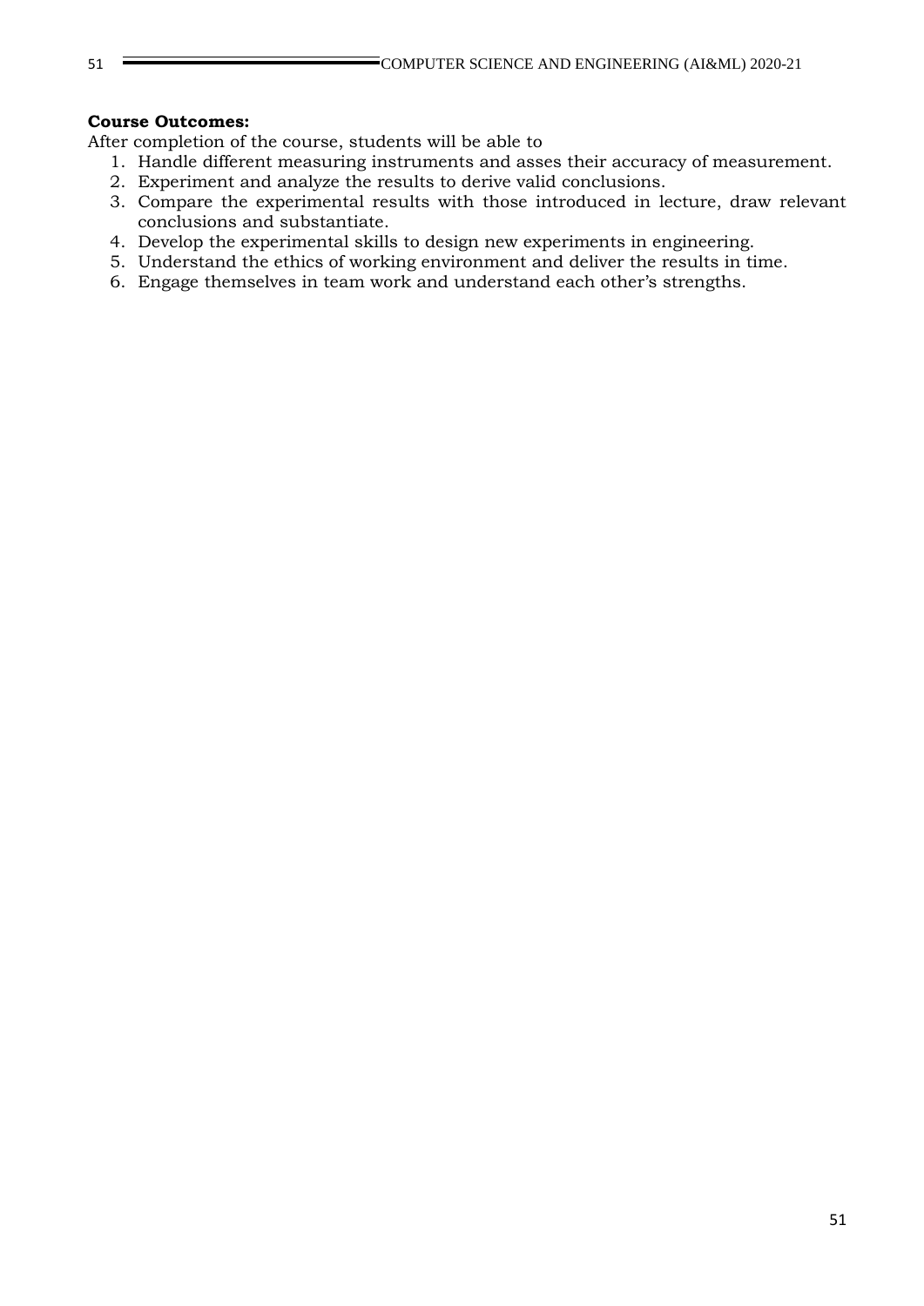**Course Outcomes:**

After completion of the course, students will be able to

1. Handle different measuring instruments and asses their accuracy of measurement.
2. Experiment and analyze the results to derive valid conclusions.
3. Compare the experimental results with those introduced in lecture, draw relevant conclusions and substantiate.
4. Develop the experimental skills to design new experiments in engineering.
5. Understand the ethics of working environment and deliver the results in time.
6. Engage themselves in team work and understand each other's strengths.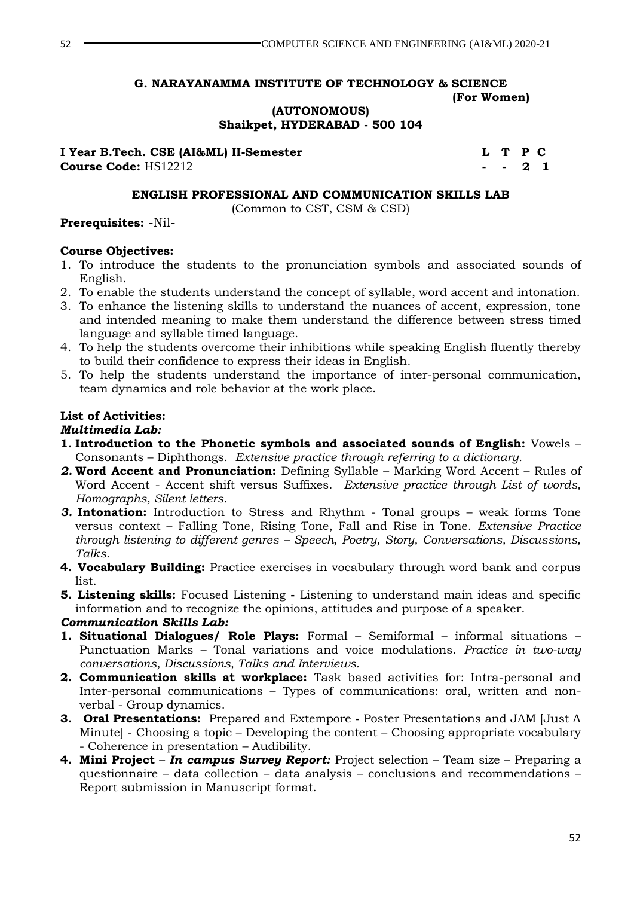**G. NARAYANAMMA INSTITUTE OF TECHNOLOGY & SCIENCE**
**(For Women)**
**(AUTONOMOUS)**
**Shaikpet, HYDERABAD - 500 104**

| I Year B.Tech. CSE (AI&ML) II-Semester | L | T | P | C |
|---|---|---|---|---|
| **Course Code:** HS12212 | - | - | 2 | 1 |

## ENGLISH PROFESSIONAL AND COMMUNICATION SKILLS LAB

(Common to CST, CSM & CSD)

**Prerequisites:** -Nil-

**Course Objectives:**

1. To introduce the students to the pronunciation symbols and associated sounds of English.
2. To enable the students understand the concept of syllable, word accent and intonation.
3. To enhance the listening skills to understand the nuances of accent, expression, tone and intended meaning to make them understand the difference between stress timed language and syllable timed language.
4. To help the students overcome their inhibitions while speaking English fluently thereby to build their confidence to express their ideas in English.
5. To help the students understand the importance of inter-personal communication, team dynamics and role behavior at the work place.

**List of Activities:**

***Multimedia Lab:***

1. **Introduction to the Phonetic symbols and associated sounds of English:** Vowels – Consonants – Diphthongs. *Extensive practice through referring to a dictionary.*
2. **Word Accent and Pronunciation:** Defining Syllable – Marking Word Accent – Rules of Word Accent - Accent shift versus Suffixes. *Extensive practice through List of words, Homographs, Silent letters.*
3. **Intonation:** Introduction to Stress and Rhythm - Tonal groups – weak forms Tone versus context – Falling Tone, Rising Tone, Fall and Rise in Tone. *Extensive Practice through listening to different genres – Speech, Poetry, Story, Conversations, Discussions, Talks.*
4. **Vocabulary Building:** Practice exercises in vocabulary through word bank and corpus list.
5. **Listening skills:** Focused Listening **-** Listening to understand main ideas and specific information and to recognize the opinions, attitudes and purpose of a speaker.

***Communication Skills Lab:***

1. **Situational Dialogues/ Role Plays:** Formal – Semiformal – informal situations – Punctuation Marks – Tonal variations and voice modulations. *Practice in two-way conversations, Discussions, Talks and Interviews.*
2. **Communication skills at workplace:** Task based activities for: Intra-personal and Inter-personal communications – Types of communications: oral, written and non-verbal - Group dynamics.
3. **Oral Presentations:** Prepared and Extempore **-** Poster Presentations and JAM [Just A Minute] - Choosing a topic – Developing the content – Choosing appropriate vocabulary - Coherence in presentation – Audibility.
4. **Mini Project** – ***In campus Survey Report:*** Project selection – Team size – Preparing a questionnaire – data collection – data analysis – conclusions and recommendations – Report submission in Manuscript format.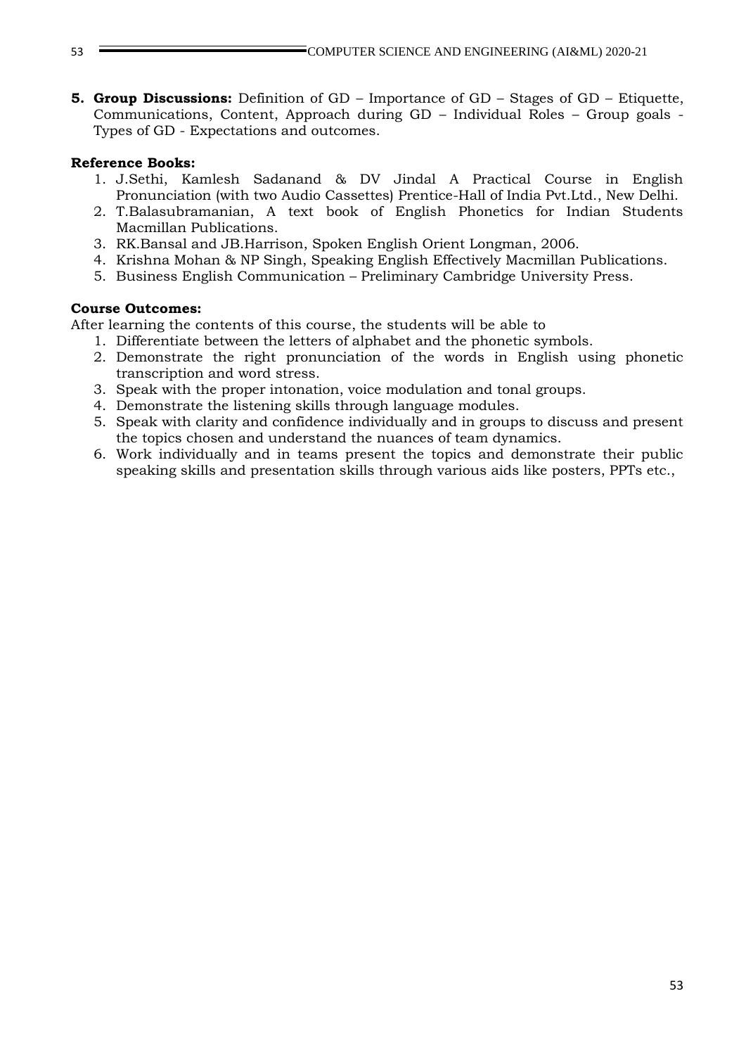**5. Group Discussions:** Definition of GD – Importance of GD – Stages of GD – Etiquette, Communications, Content, Approach during GD – Individual Roles – Group goals - Types of GD - Expectations and outcomes.

**Reference Books:**

1. J.Sethi, Kamlesh Sadanand & DV Jindal A Practical Course in English Pronunciation (with two Audio Cassettes) Prentice-Hall of India Pvt.Ltd., New Delhi.
2. T.Balasubramanian, A text book of English Phonetics for Indian Students Macmillan Publications.
3. RK.Bansal and JB.Harrison, Spoken English Orient Longman, 2006.
4. Krishna Mohan & NP Singh, Speaking English Effectively Macmillan Publications.
5. Business English Communication – Preliminary Cambridge University Press.

**Course Outcomes:**

After learning the contents of this course, the students will be able to

1. Differentiate between the letters of alphabet and the phonetic symbols.
2. Demonstrate the right pronunciation of the words in English using phonetic transcription and word stress.
3. Speak with the proper intonation, voice modulation and tonal groups.
4. Demonstrate the listening skills through language modules.
5. Speak with clarity and confidence individually and in groups to discuss and present the topics chosen and understand the nuances of team dynamics.
6. Work individually and in teams present the topics and demonstrate their public speaking skills and presentation skills through various aids like posters, PPTs etc.,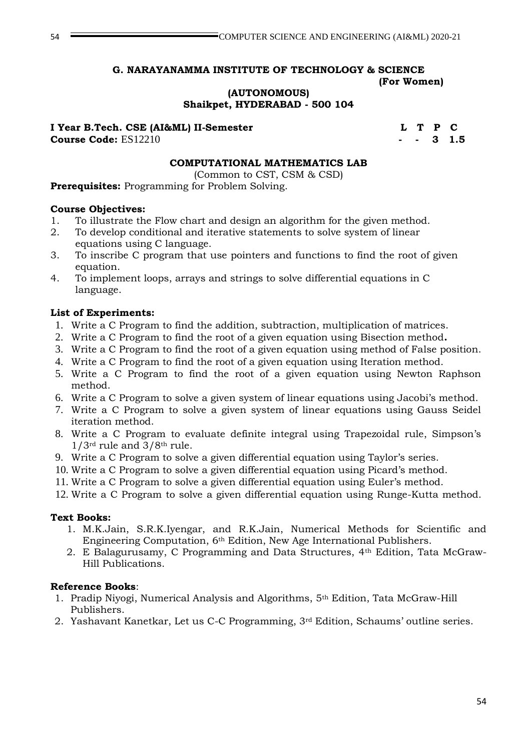**G. NARAYANAMMA INSTITUTE OF TECHNOLOGY & SCIENCE**
**(For Women)**
**(AUTONOMOUS)**
**Shaikpet, HYDERABAD - 500 104**

**I Year B.Tech. CSE (AI&ML) II-Semester**
**Course Code:** ES12210

| L | T | P | C |
|---|---|---|---|
| - | - | 3 | 1.5 |

## COMPUTATIONAL MATHEMATICS LAB

(Common to CST, CSM & CSD)

**Prerequisites:** Programming for Problem Solving.

**Course Objectives:**

1. To illustrate the Flow chart and design an algorithm for the given method.
2. To develop conditional and iterative statements to solve system of linear equations using C language.
3. To inscribe C program that use pointers and functions to find the root of given equation.
4. To implement loops, arrays and strings to solve differential equations in C language.

**List of Experiments:**

1. Write a C Program to find the addition, subtraction, multiplication of matrices.
2. Write a C Program to find the root of a given equation using Bisection method**.**
3. Write a C Program to find the root of a given equation using method of False position.
4. Write a C Program to find the root of a given equation using Iteration method.
5. Write a C Program to find the root of a given equation using Newton Raphson method.
6. Write a C Program to solve a given system of linear equations using Jacobi's method.
7. Write a C Program to solve a given system of linear equations using Gauss Seidel iteration method.
8. Write a C Program to evaluate definite integral using Trapezoidal rule, Simpson's 1/3rd rule and 3/8th rule.
9. Write a C Program to solve a given differential equation using Taylor's series.
10. Write a C Program to solve a given differential equation using Picard's method.
11. Write a C Program to solve a given differential equation using Euler's method.
12. Write a C Program to solve a given differential equation using Runge-Kutta method.

**Text Books:**

1. M.K.Jain, S.R.K.Iyengar, and R.K.Jain, Numerical Methods for Scientific and Engineering Computation, 6th Edition, New Age International Publishers.
2. E Balagurusamy, C Programming and Data Structures, 4th Edition, Tata McGraw-Hill Publications.

**Reference Books**:

1. Pradip Niyogi, Numerical Analysis and Algorithms, 5th Edition, Tata McGraw-Hill Publishers.
2. Yashavant Kanetkar, Let us C-C Programming, 3rd Edition, Schaums' outline series.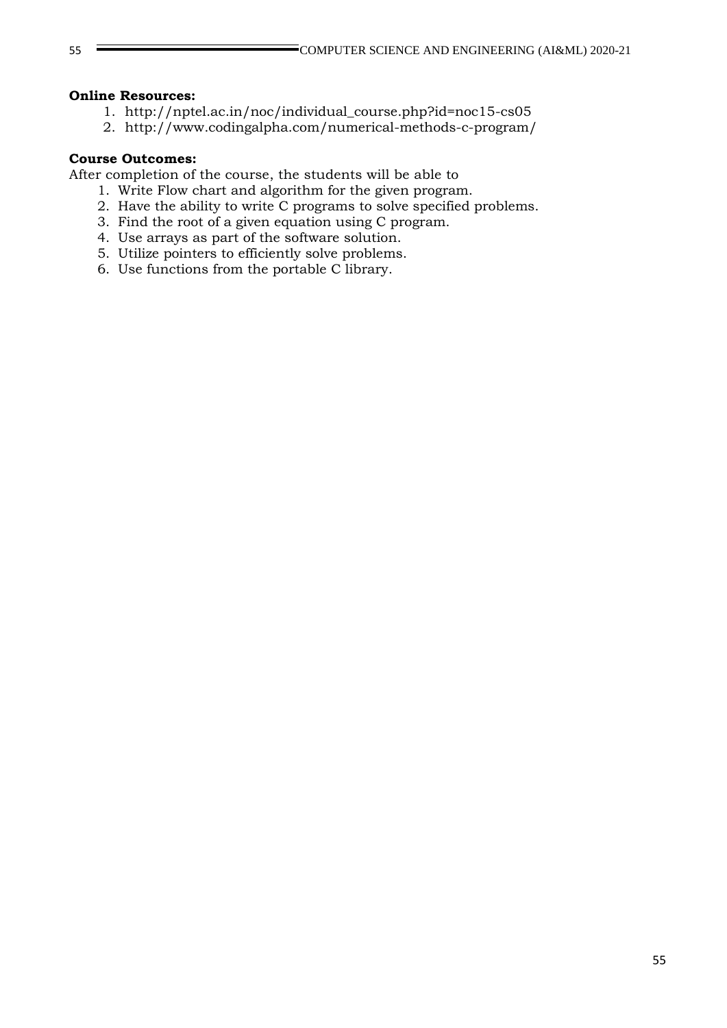**Online Resources:**

1. http://nptel.ac.in/noc/individual_course.php?id=noc15-cs05
2. http://www.codingalpha.com/numerical-methods-c-program/

**Course Outcomes:**

After completion of the course, the students will be able to

1. Write Flow chart and algorithm for the given program.
2. Have the ability to write C programs to solve specified problems.
3. Find the root of a given equation using C program.
4. Use arrays as part of the software solution.
5. Utilize pointers to efficiently solve problems.
6. Use functions from the portable C library.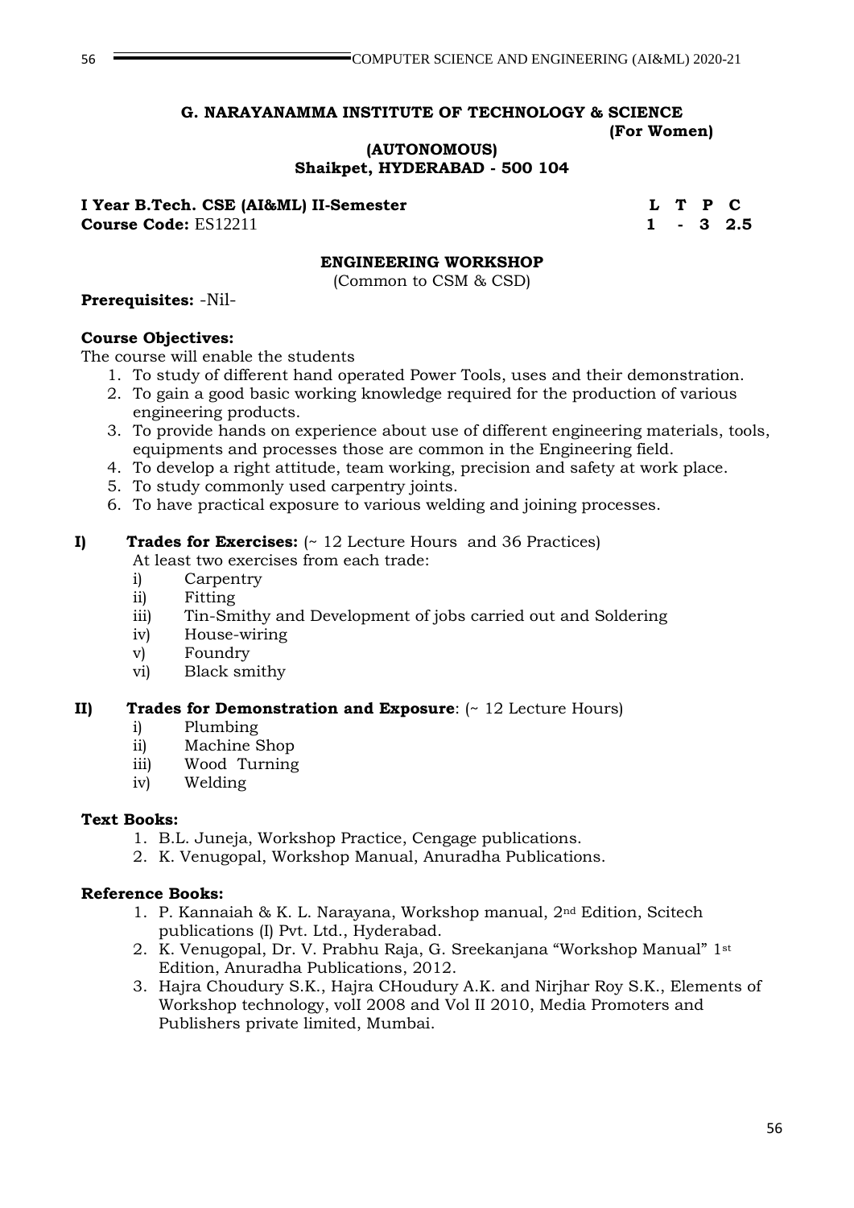**G. NARAYANAMMA INSTITUTE OF TECHNOLOGY & SCIENCE**
**(For Women)**
**(AUTONOMOUS)**
**Shaikpet, HYDERABAD - 500 104**

**I Year B.Tech. CSE (AI&ML) II-Semester**
**Course Code:** ES12211

| L | T | P | C |
|---|---|---|---|
| 1 | - | 3 | 2.5 |

## ENGINEERING WORKSHOP

(Common to CSM & CSD)

**Prerequisites:** -Nil-

**Course Objectives:**

The course will enable the students

1. To study of different hand operated Power Tools, uses and their demonstration.
2. To gain a good basic working knowledge required for the production of various engineering products.
3. To provide hands on experience about use of different engineering materials, tools, equipments and processes those are common in the Engineering field.
4. To develop a right attitude, team working, precision and safety at work place.
5. To study commonly used carpentry joints.
6. To have practical exposure to various welding and joining processes.

**I) Trades for Exercises:** (~ 12 Lecture Hours and 36 Practices)

At least two exercises from each trade:

i) Carpentry
ii) Fitting
iii) Tin-Smithy and Development of jobs carried out and Soldering
iv) House-wiring
v) Foundry
vi) Black smithy

**II) Trades for Demonstration and Exposure**: (~ 12 Lecture Hours)

i) Plumbing
ii) Machine Shop
iii) Wood Turning
iv) Welding

**Text Books:**

1. B.L. Juneja, Workshop Practice, Cengage publications.
2. K. Venugopal, Workshop Manual, Anuradha Publications.

**Reference Books:**

1. P. Kannaiah & K. L. Narayana, Workshop manual, 2nd Edition, Scitech publications (I) Pvt. Ltd., Hyderabad.
2. K. Venugopal, Dr. V. Prabhu Raja, G. Sreekanjana "Workshop Manual" 1st Edition, Anuradha Publications, 2012.
3. Hajra Choudury S.K., Hajra CHoudury A.K. and Nirjhar Roy S.K., Elements of Workshop technology, volI 2008 and Vol II 2010, Media Promoters and Publishers private limited, Mumbai.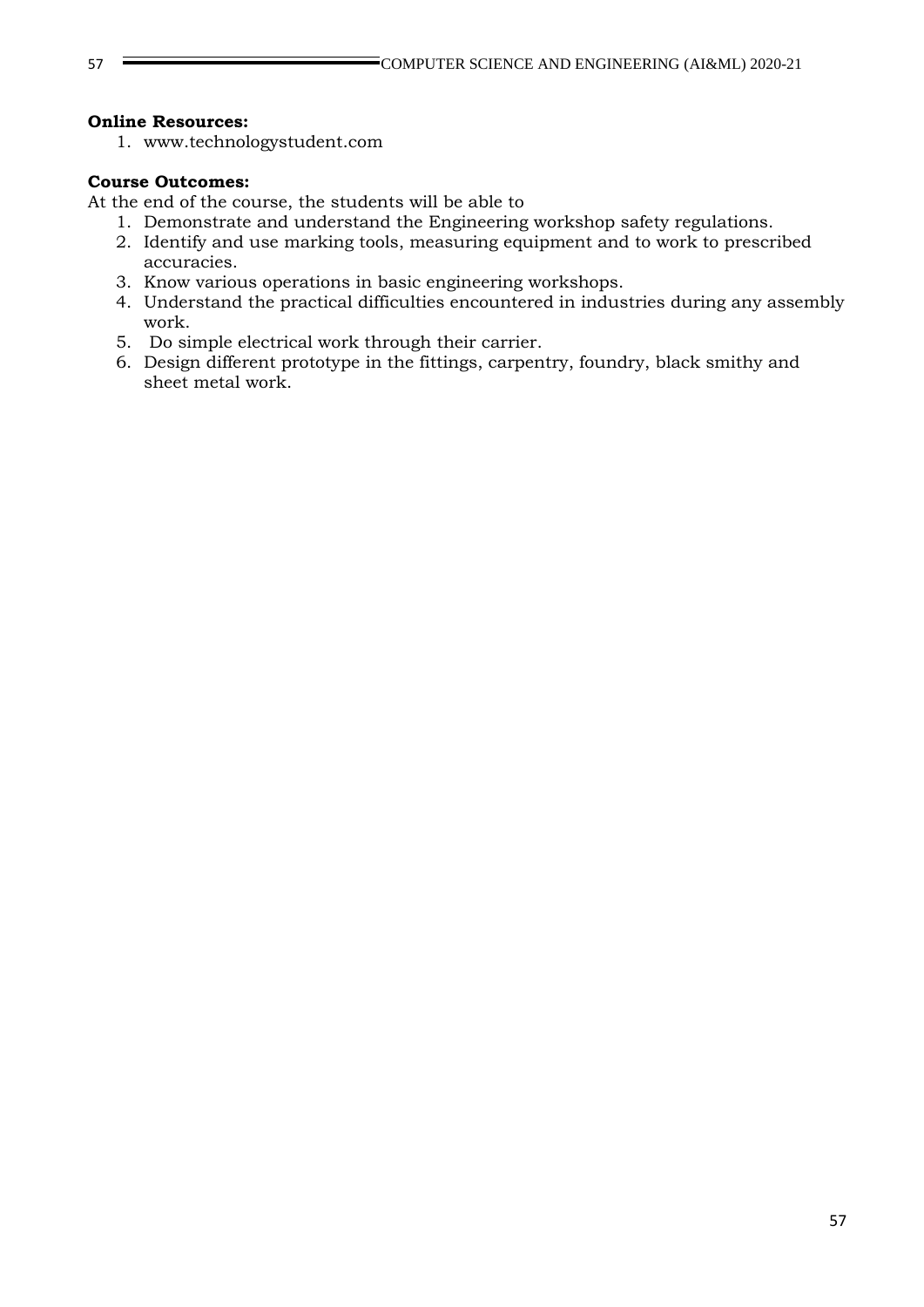**Online Resources:**

1. www.technologystudent.com

**Course Outcomes:**

At the end of the course, the students will be able to

1. Demonstrate and understand the Engineering workshop safety regulations.
2. Identify and use marking tools, measuring equipment and to work to prescribed accuracies.
3. Know various operations in basic engineering workshops.
4. Understand the practical difficulties encountered in industries during any assembly work.
5. Do simple electrical work through their carrier.
6. Design different prototype in the fittings, carpentry, foundry, black smithy and sheet metal work.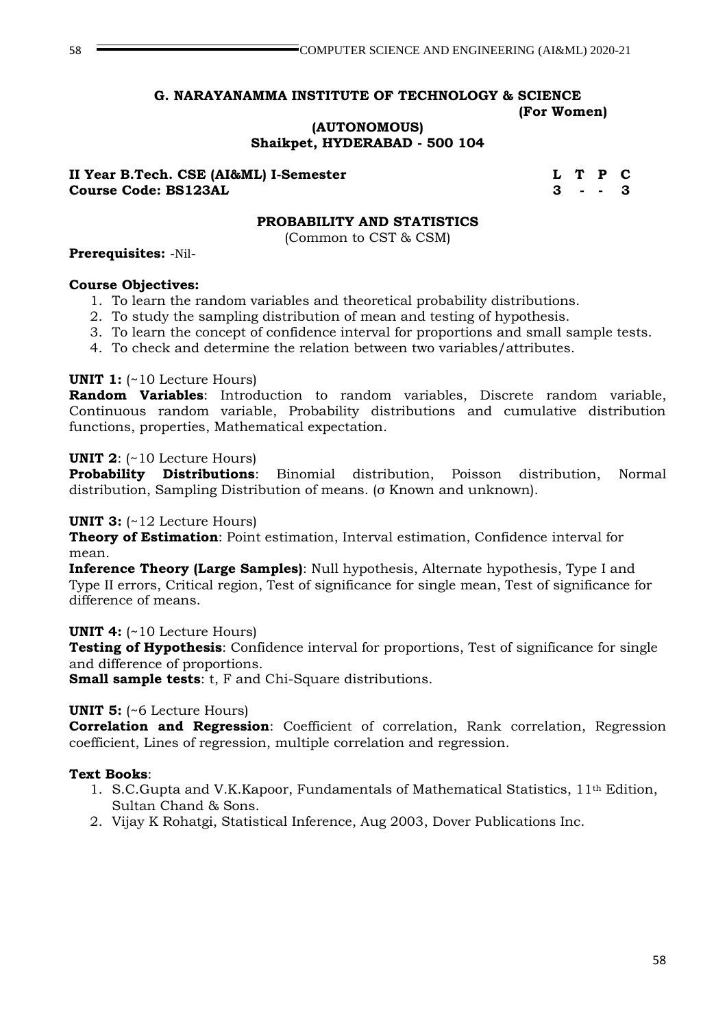**G. NARAYANAMMA INSTITUTE OF TECHNOLOGY & SCIENCE**
**(For Women)**
**(AUTONOMOUS)**
**Shaikpet, HYDERABAD - 500 104**

| **II Year B.Tech. CSE (AI&ML) I-Semester** | **L** | **T** | **P** | **C** |
|---|---|---|---|---|
| **Course Code: BS123AL** | **3** | **-** | **-** | **3** |

## PROBABILITY AND STATISTICS

(Common to CST & CSM)

**Prerequisites:** -Nil-

**Course Objectives:**

1. To learn the random variables and theoretical probability distributions.
2. To study the sampling distribution of mean and testing of hypothesis.
3. To learn the concept of confidence interval for proportions and small sample tests.
4. To check and determine the relation between two variables/attributes.

**UNIT 1:** (~10 Lecture Hours)
**Random Variables**: Introduction to random variables, Discrete random variable, Continuous random variable, Probability distributions and cumulative distribution functions, properties, Mathematical expectation.

**UNIT 2**: (~10 Lecture Hours)
**Probability Distributions**: Binomial distribution, Poisson distribution, Normal distribution, Sampling Distribution of means. (σ Known and unknown).

**UNIT 3:** (~12 Lecture Hours)
**Theory of Estimation**: Point estimation, Interval estimation, Confidence interval for mean.
**Inference Theory (Large Samples)**: Null hypothesis, Alternate hypothesis, Type I and Type II errors, Critical region, Test of significance for single mean, Test of significance for difference of means.

**UNIT 4:** (~10 Lecture Hours)
**Testing of Hypothesis**: Confidence interval for proportions, Test of significance for single and difference of proportions.
**Small sample tests**: t, F and Chi-Square distributions.

**UNIT 5:** (~6 Lecture Hours)
**Correlation and Regression**: Coefficient of correlation, Rank correlation, Regression coefficient, Lines of regression, multiple correlation and regression.

**Text Books**:

1. S.C.Gupta and V.K.Kapoor, Fundamentals of Mathematical Statistics, 11th Edition, Sultan Chand & Sons.
2. Vijay K Rohatgi, Statistical Inference, Aug 2003, Dover Publications Inc.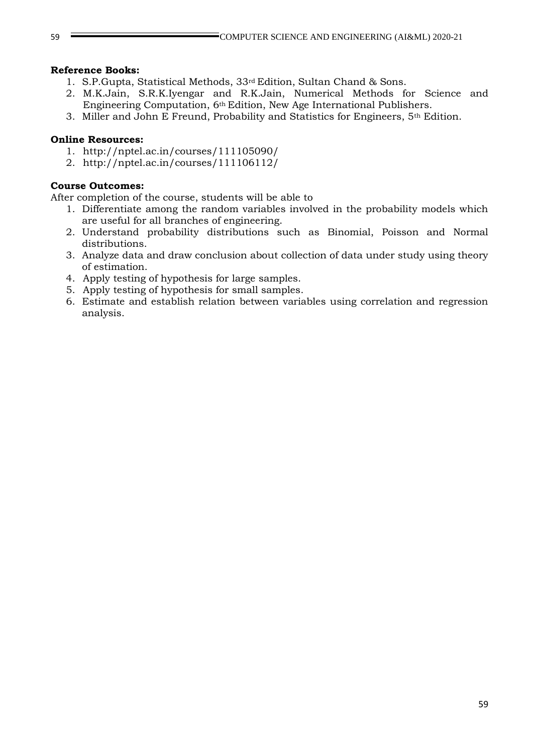**Reference Books:**

1. S.P.Gupta, Statistical Methods, 33rd Edition, Sultan Chand & Sons.
2. M.K.Jain, S.R.K.Iyengar and R.K.Jain, Numerical Methods for Science and Engineering Computation, 6th Edition, New Age International Publishers.
3. Miller and John E Freund, Probability and Statistics for Engineers, 5th Edition.

**Online Resources:**

1. http://nptel.ac.in/courses/111105090/
2. http://nptel.ac.in/courses/111106112/

**Course Outcomes:**

After completion of the course, students will be able to

1. Differentiate among the random variables involved in the probability models which are useful for all branches of engineering.
2. Understand probability distributions such as Binomial, Poisson and Normal distributions.
3. Analyze data and draw conclusion about collection of data under study using theory of estimation.
4. Apply testing of hypothesis for large samples.
5. Apply testing of hypothesis for small samples.
6. Estimate and establish relation between variables using correlation and regression analysis.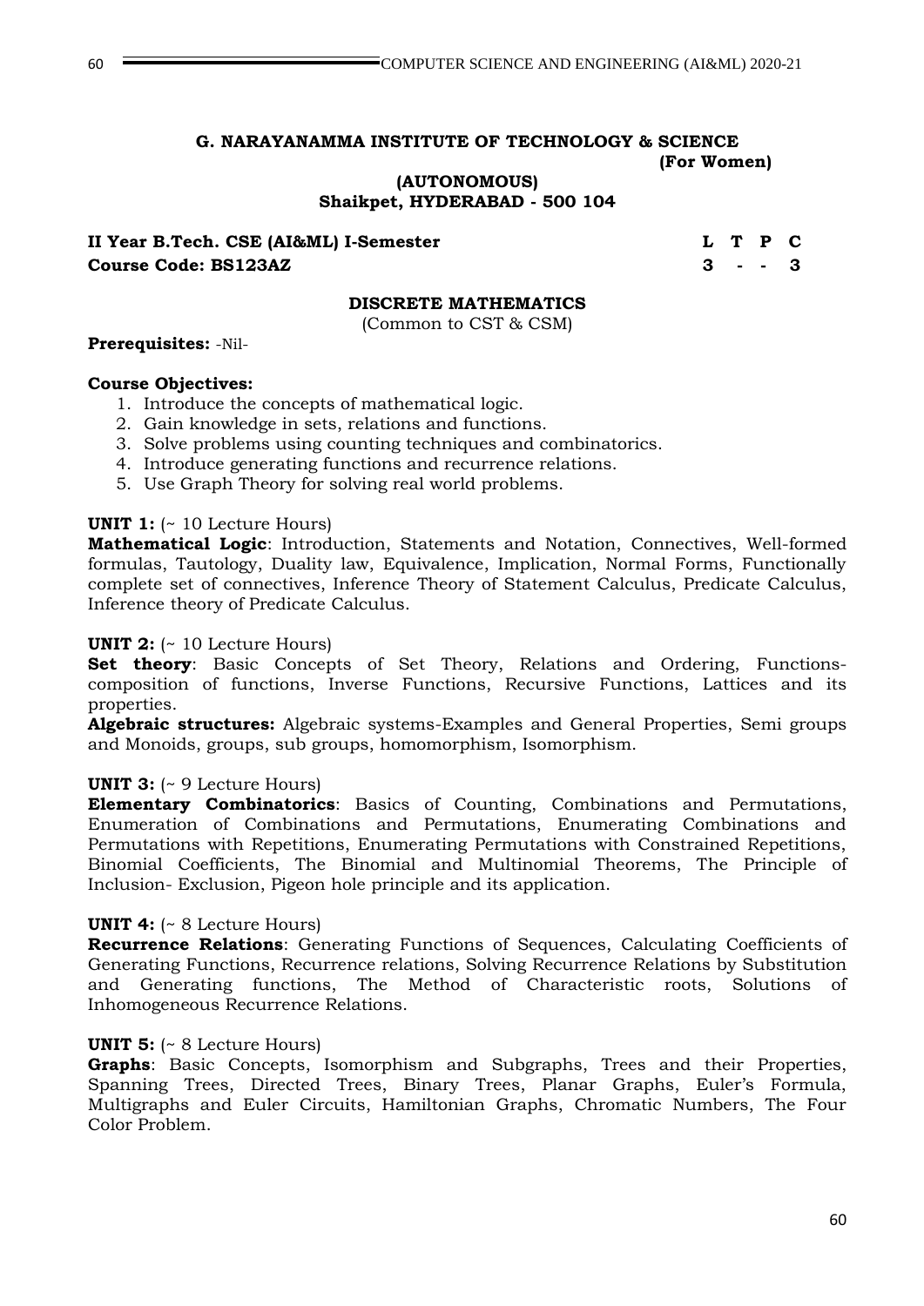**G. NARAYANAMMA INSTITUTE OF TECHNOLOGY & SCIENCE**
**(For Women)**
**(AUTONOMOUS)**
**Shaikpet, HYDERABAD - 500 104**

| **II Year B.Tech. CSE (AI&ML) I-Semester** | **L** | **T** | **P** | **C** |
|---|---|---|---|---|
| **Course Code: BS123AZ** | **3** | **-** | **-** | **3** |

## DISCRETE MATHEMATICS

(Common to CST & CSM)

**Prerequisites:** -Nil-

**Course Objectives:**

1. Introduce the concepts of mathematical logic.
2. Gain knowledge in sets, relations and functions.
3. Solve problems using counting techniques and combinatorics.
4. Introduce generating functions and recurrence relations.
5. Use Graph Theory for solving real world problems.

**UNIT 1:** (~ 10 Lecture Hours)

**Mathematical Logic**: Introduction, Statements and Notation, Connectives, Well-formed formulas, Tautology, Duality law, Equivalence, Implication, Normal Forms, Functionally complete set of connectives, Inference Theory of Statement Calculus, Predicate Calculus, Inference theory of Predicate Calculus.

**UNIT 2:** (~ 10 Lecture Hours)

**Set theory**: Basic Concepts of Set Theory, Relations and Ordering, Functions-composition of functions, Inverse Functions, Recursive Functions, Lattices and its properties.

**Algebraic structures:** Algebraic systems-Examples and General Properties, Semi groups and Monoids, groups, sub groups, homomorphism, Isomorphism.

**UNIT 3:** (~ 9 Lecture Hours)

**Elementary Combinatorics**: Basics of Counting, Combinations and Permutations, Enumeration of Combinations and Permutations, Enumerating Combinations and Permutations with Repetitions, Enumerating Permutations with Constrained Repetitions, Binomial Coefficients, The Binomial and Multinomial Theorems, The Principle of Inclusion- Exclusion, Pigeon hole principle and its application.

**UNIT 4:** (~ 8 Lecture Hours)

**Recurrence Relations**: Generating Functions of Sequences, Calculating Coefficients of Generating Functions, Recurrence relations, Solving Recurrence Relations by Substitution and Generating functions, The Method of Characteristic roots, Solutions of Inhomogeneous Recurrence Relations.

**UNIT 5:** (~ 8 Lecture Hours)

**Graphs**: Basic Concepts, Isomorphism and Subgraphs, Trees and their Properties, Spanning Trees, Directed Trees, Binary Trees, Planar Graphs, Euler's Formula, Multigraphs and Euler Circuits, Hamiltonian Graphs, Chromatic Numbers, The Four Color Problem.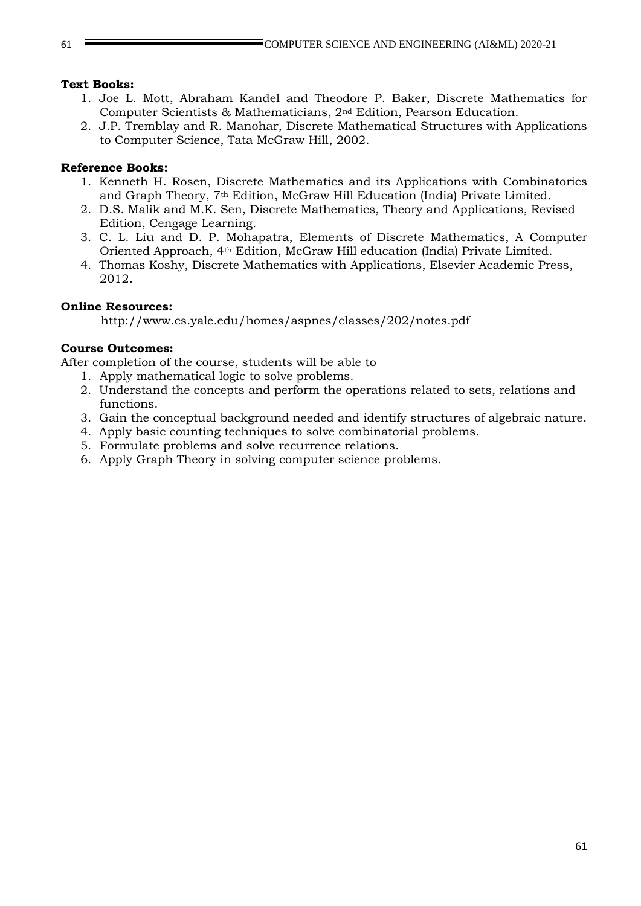**Text Books:**

1. Joe L. Mott, Abraham Kandel and Theodore P. Baker, Discrete Mathematics for Computer Scientists & Mathematicians, 2nd Edition, Pearson Education.
2. J.P. Tremblay and R. Manohar, Discrete Mathematical Structures with Applications to Computer Science, Tata McGraw Hill, 2002.

**Reference Books:**

1. Kenneth H. Rosen, Discrete Mathematics and its Applications with Combinatorics and Graph Theory, 7th Edition, McGraw Hill Education (India) Private Limited.
2. D.S. Malik and M.K. Sen, Discrete Mathematics, Theory and Applications, Revised Edition, Cengage Learning.
3. C. L. Liu and D. P. Mohapatra, Elements of Discrete Mathematics, A Computer Oriented Approach, 4th Edition, McGraw Hill education (India) Private Limited.
4. Thomas Koshy, Discrete Mathematics with Applications, Elsevier Academic Press, 2012.

**Online Resources:**

http://www.cs.yale.edu/homes/aspnes/classes/202/notes.pdf

**Course Outcomes:**

After completion of the course, students will be able to

1. Apply mathematical logic to solve problems.
2. Understand the concepts and perform the operations related to sets, relations and functions.
3. Gain the conceptual background needed and identify structures of algebraic nature.
4. Apply basic counting techniques to solve combinatorial problems.
5. Formulate problems and solve recurrence relations.
6. Apply Graph Theory in solving computer science problems.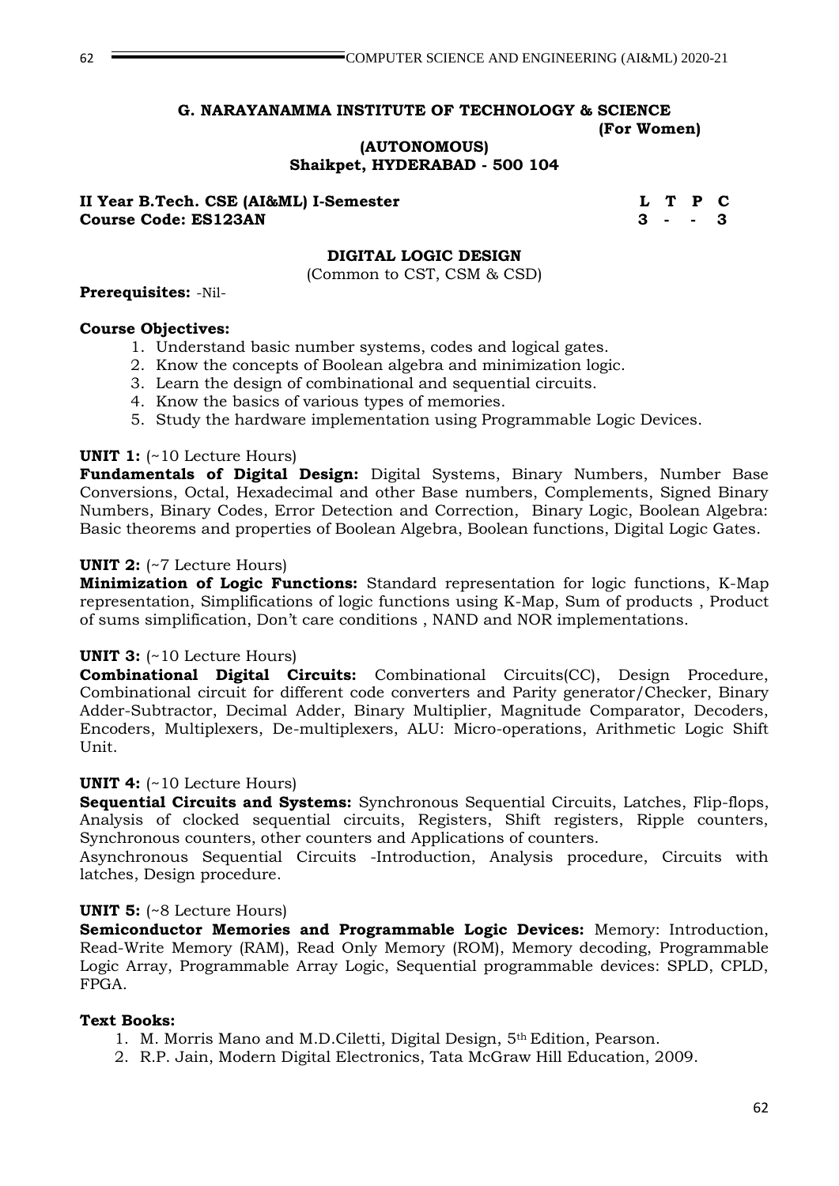**G. NARAYANAMMA INSTITUTE OF TECHNOLOGY & SCIENCE**
**(For Women)**
**(AUTONOMOUS)**
**Shaikpet, HYDERABAD - 500 104**

**II Year B.Tech. CSE (AI&ML) I-Semester**
**Course Code: ES123AN**

| L | T | P | C |
|---|---|---|---|
| 3 | - | - | 3 |

## DIGITAL LOGIC DESIGN

(Common to CST, CSM & CSD)

**Prerequisites:** -Nil-

**Course Objectives:**

1. Understand basic number systems, codes and logical gates.
2. Know the concepts of Boolean algebra and minimization logic.
3. Learn the design of combinational and sequential circuits.
4. Know the basics of various types of memories.
5. Study the hardware implementation using Programmable Logic Devices.

**UNIT 1:** (~10 Lecture Hours)

**Fundamentals of Digital Design:** Digital Systems, Binary Numbers, Number Base Conversions, Octal, Hexadecimal and other Base numbers, Complements, Signed Binary Numbers, Binary Codes, Error Detection and Correction, Binary Logic, Boolean Algebra: Basic theorems and properties of Boolean Algebra, Boolean functions, Digital Logic Gates.

**UNIT 2:** (~7 Lecture Hours)

**Minimization of Logic Functions:** Standard representation for logic functions, K-Map representation, Simplifications of logic functions using K-Map, Sum of products , Product of sums simplification, Don't care conditions , NAND and NOR implementations.

**UNIT 3:** (~10 Lecture Hours)

**Combinational Digital Circuits:** Combinational Circuits(CC), Design Procedure, Combinational circuit for different code converters and Parity generator/Checker, Binary Adder-Subtractor, Decimal Adder, Binary Multiplier, Magnitude Comparator, Decoders, Encoders, Multiplexers, De-multiplexers, ALU: Micro-operations, Arithmetic Logic Shift Unit.

**UNIT 4:** (~10 Lecture Hours)

**Sequential Circuits and Systems:** Synchronous Sequential Circuits, Latches, Flip-flops, Analysis of clocked sequential circuits, Registers, Shift registers, Ripple counters, Synchronous counters, other counters and Applications of counters.

Asynchronous Sequential Circuits -Introduction, Analysis procedure, Circuits with latches, Design procedure.

**UNIT 5:** (~8 Lecture Hours)

**Semiconductor Memories and Programmable Logic Devices:** Memory: Introduction, Read-Write Memory (RAM), Read Only Memory (ROM), Memory decoding, Programmable Logic Array, Programmable Array Logic, Sequential programmable devices: SPLD, CPLD, FPGA.

**Text Books:**

1. M. Morris Mano and M.D.Ciletti, Digital Design, 5th Edition, Pearson.
2. R.P. Jain, Modern Digital Electronics, Tata McGraw Hill Education, 2009.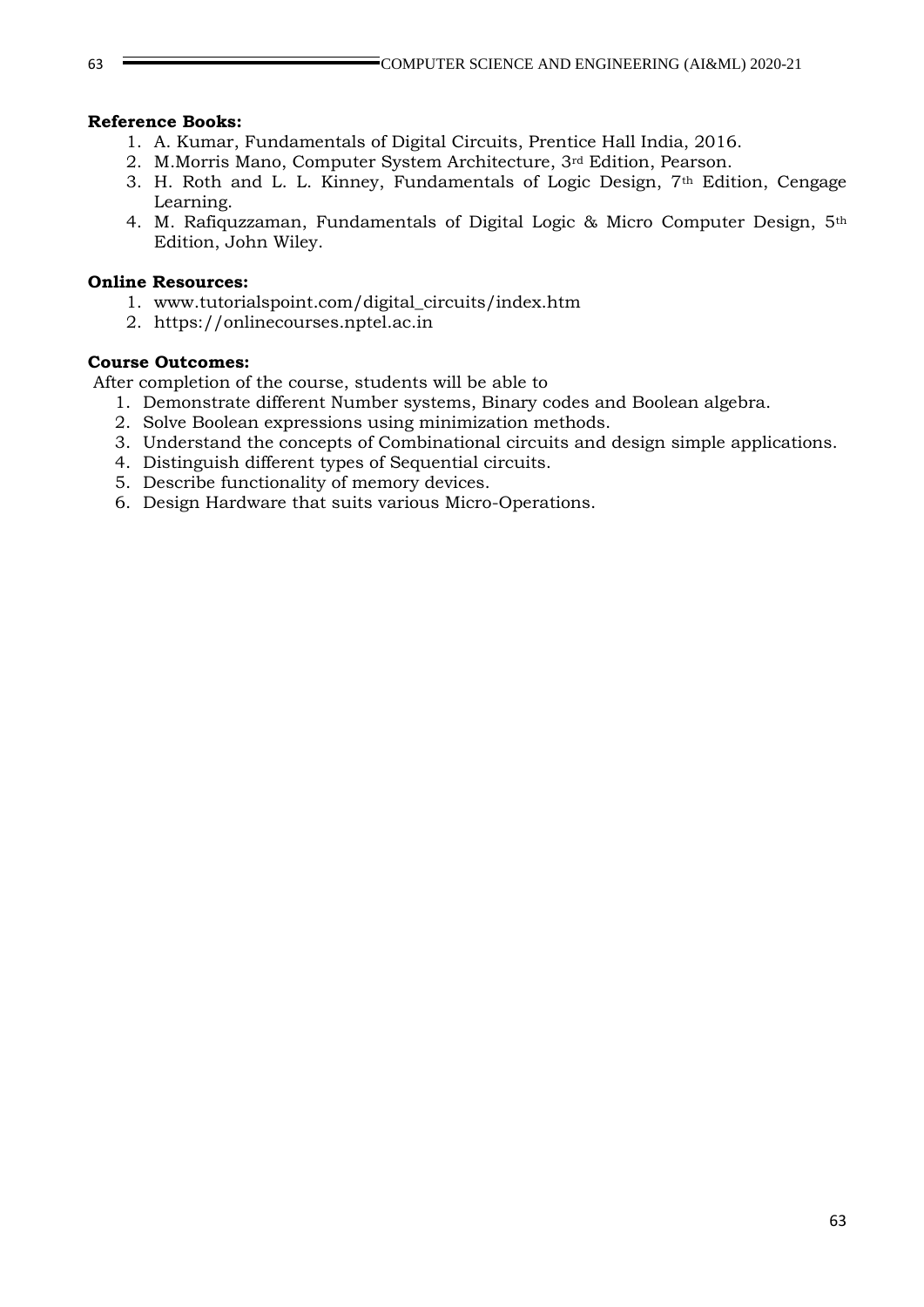**Reference Books:**

1. A. Kumar, Fundamentals of Digital Circuits, Prentice Hall India, 2016.
2. M.Morris Mano, Computer System Architecture, 3rd Edition, Pearson.
3. H. Roth and L. L. Kinney, Fundamentals of Logic Design, 7th Edition, Cengage Learning.
4. M. Rafiquzzaman, Fundamentals of Digital Logic & Micro Computer Design, 5th Edition, John Wiley.

**Online Resources:**

1. www.tutorialspoint.com/digital_circuits/index.htm
2. https://onlinecourses.nptel.ac.in

**Course Outcomes:**

After completion of the course, students will be able to

1. Demonstrate different Number systems, Binary codes and Boolean algebra.
2. Solve Boolean expressions using minimization methods.
3. Understand the concepts of Combinational circuits and design simple applications.
4. Distinguish different types of Sequential circuits.
5. Describe functionality of memory devices.
6. Design Hardware that suits various Micro-Operations.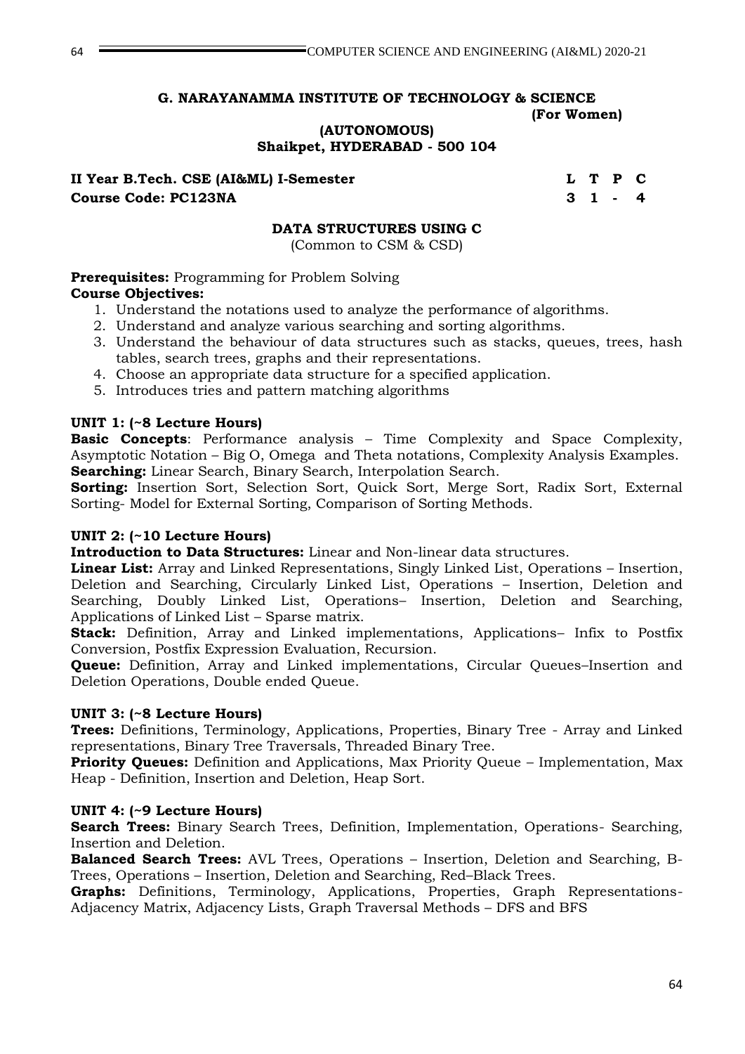**G. NARAYANAMMA INSTITUTE OF TECHNOLOGY & SCIENCE**
**(For Women)**
**(AUTONOMOUS)**
**Shaikpet, HYDERABAD - 500 104**

| **II Year B.Tech. CSE (AI&ML) I-Semester** | **L** | **T** | **P** | **C** |
|---|---|---|---|---|
| **Course Code: PC123NA** | **3** | **1** | **-** | **4** |

## DATA STRUCTURES USING C

(Common to CSM & CSD)

**Prerequisites:** Programming for Problem Solving

**Course Objectives:**

1. Understand the notations used to analyze the performance of algorithms.
2. Understand and analyze various searching and sorting algorithms.
3. Understand the behaviour of data structures such as stacks, queues, trees, hash tables, search trees, graphs and their representations.
4. Choose an appropriate data structure for a specified application.
5. Introduces tries and pattern matching algorithms

**UNIT 1: (~8 Lecture Hours)**

**Basic Concepts**: Performance analysis – Time Complexity and Space Complexity, Asymptotic Notation – Big O, Omega and Theta notations, Complexity Analysis Examples.
**Searching:** Linear Search, Binary Search, Interpolation Search.

**Sorting:** Insertion Sort, Selection Sort, Quick Sort, Merge Sort, Radix Sort, External Sorting- Model for External Sorting, Comparison of Sorting Methods.

**UNIT 2: (~10 Lecture Hours)**

**Introduction to Data Structures:** Linear and Non-linear data structures.

**Linear List:** Array and Linked Representations, Singly Linked List, Operations – Insertion, Deletion and Searching, Circularly Linked List, Operations – Insertion, Deletion and Searching, Doubly Linked List, Operations– Insertion, Deletion and Searching, Applications of Linked List – Sparse matrix.

**Stack:** Definition, Array and Linked implementations, Applications– Infix to Postfix Conversion, Postfix Expression Evaluation, Recursion.

**Queue:** Definition, Array and Linked implementations, Circular Queues–Insertion and Deletion Operations, Double ended Queue.

**UNIT 3: (~8 Lecture Hours)**

**Trees:** Definitions, Terminology, Applications, Properties, Binary Tree - Array and Linked representations, Binary Tree Traversals, Threaded Binary Tree.

**Priority Queues:** Definition and Applications, Max Priority Queue – Implementation, Max Heap - Definition, Insertion and Deletion, Heap Sort.

**UNIT 4: (~9 Lecture Hours)**

**Search Trees:** Binary Search Trees, Definition, Implementation, Operations- Searching, Insertion and Deletion.

**Balanced Search Trees:** AVL Trees, Operations – Insertion, Deletion and Searching, B-Trees, Operations – Insertion, Deletion and Searching, Red–Black Trees.

**Graphs:** Definitions, Terminology, Applications, Properties, Graph Representations- Adjacency Matrix, Adjacency Lists, Graph Traversal Methods – DFS and BFS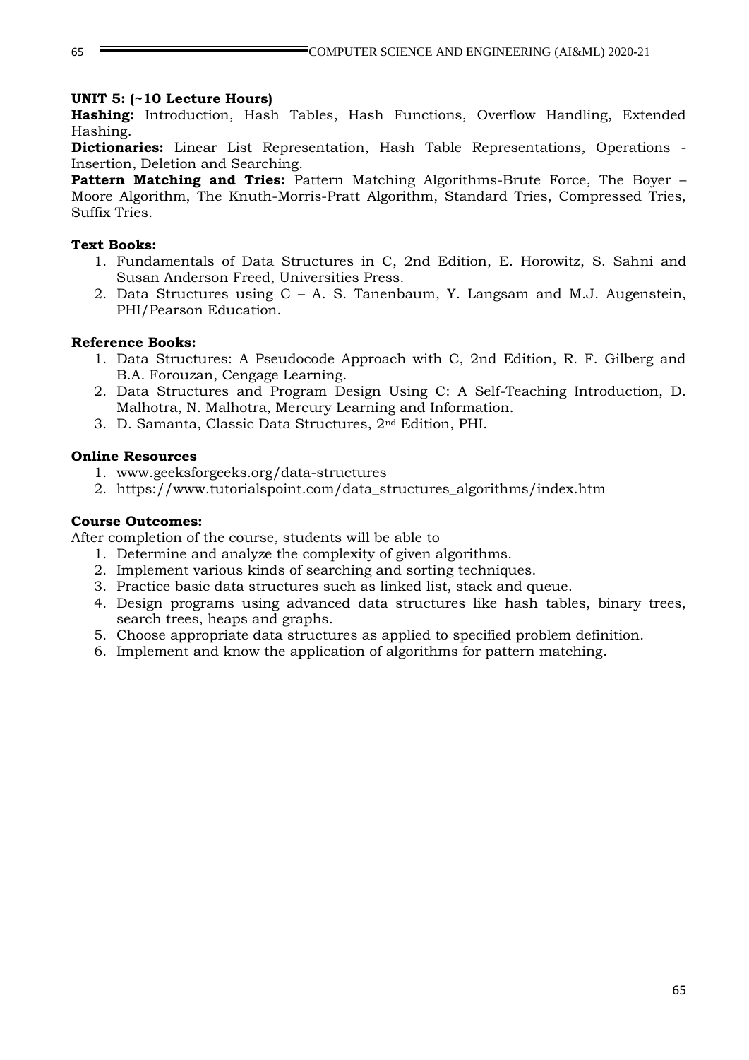**UNIT 5: (~10 Lecture Hours)**

**Hashing:** Introduction, Hash Tables, Hash Functions, Overflow Handling, Extended Hashing.

**Dictionaries:** Linear List Representation, Hash Table Representations, Operations - Insertion, Deletion and Searching.

**Pattern Matching and Tries:** Pattern Matching Algorithms-Brute Force, The Boyer – Moore Algorithm, The Knuth-Morris-Pratt Algorithm, Standard Tries, Compressed Tries, Suffix Tries.

**Text Books:**

1. Fundamentals of Data Structures in C, 2nd Edition, E. Horowitz, S. Sahni and Susan Anderson Freed, Universities Press.
2. Data Structures using C – A. S. Tanenbaum, Y. Langsam and M.J. Augenstein, PHI/Pearson Education.

**Reference Books:**

1. Data Structures: A Pseudocode Approach with C, 2nd Edition, R. F. Gilberg and B.A. Forouzan, Cengage Learning.
2. Data Structures and Program Design Using C: A Self-Teaching Introduction, D. Malhotra, N. Malhotra, Mercury Learning and Information.
3. D. Samanta, Classic Data Structures, 2nd Edition, PHI.

**Online Resources**

1. www.geeksforgeeks.org/data-structures
2. https://www.tutorialspoint.com/data_structures_algorithms/index.htm

**Course Outcomes:**

After completion of the course, students will be able to

1. Determine and analyze the complexity of given algorithms.
2. Implement various kinds of searching and sorting techniques.
3. Practice basic data structures such as linked list, stack and queue.
4. Design programs using advanced data structures like hash tables, binary trees, search trees, heaps and graphs.
5. Choose appropriate data structures as applied to specified problem definition.
6. Implement and know the application of algorithms for pattern matching.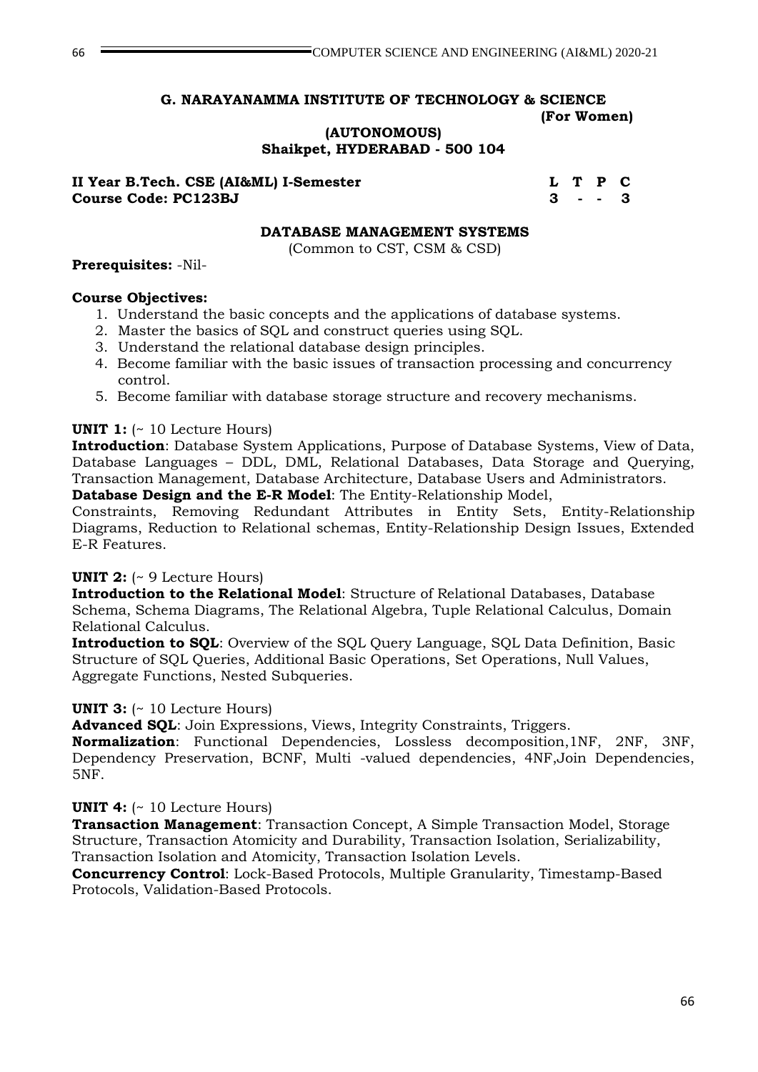**G. NARAYANAMMA INSTITUTE OF TECHNOLOGY & SCIENCE**
**(For Women)**
**(AUTONOMOUS)**
**Shaikpet, HYDERABAD - 500 104**

**II Year B.Tech. CSE (AI&ML) I-Semester**
**Course Code: PC123BJ**

| L | T | P | C |
|---|---|---|---|
| 3 | - | - | 3 |

## DATABASE MANAGEMENT SYSTEMS

(Common to CST, CSM & CSD)

**Prerequisites:** -Nil-

**Course Objectives:**

1. Understand the basic concepts and the applications of database systems.
2. Master the basics of SQL and construct queries using SQL.
3. Understand the relational database design principles.
4. Become familiar with the basic issues of transaction processing and concurrency control.
5. Become familiar with database storage structure and recovery mechanisms.

**UNIT 1:** (~ 10 Lecture Hours)

**Introduction**: Database System Applications, Purpose of Database Systems, View of Data, Database Languages – DDL, DML, Relational Databases, Data Storage and Querying, Transaction Management, Database Architecture, Database Users and Administrators.
**Database Design and the E-R Model**: The Entity-Relationship Model,
Constraints, Removing Redundant Attributes in Entity Sets, Entity-Relationship Diagrams, Reduction to Relational schemas, Entity-Relationship Design Issues, Extended E-R Features.

**UNIT 2:** (~ 9 Lecture Hours)

**Introduction to the Relational Model**: Structure of Relational Databases, Database Schema, Schema Diagrams, The Relational Algebra, Tuple Relational Calculus, Domain Relational Calculus.
**Introduction to SQL**: Overview of the SQL Query Language, SQL Data Definition, Basic Structure of SQL Queries, Additional Basic Operations, Set Operations, Null Values, Aggregate Functions, Nested Subqueries.

**UNIT 3:** (~ 10 Lecture Hours)

**Advanced SQL**: Join Expressions, Views, Integrity Constraints, Triggers.
**Normalization**: Functional Dependencies, Lossless decomposition,1NF, 2NF, 3NF, Dependency Preservation, BCNF, Multi -valued dependencies, 4NF,Join Dependencies, 5NF.

**UNIT 4:** (~ 10 Lecture Hours)

**Transaction Management**: Transaction Concept, A Simple Transaction Model, Storage Structure, Transaction Atomicity and Durability, Transaction Isolation, Serializability, Transaction Isolation and Atomicity, Transaction Isolation Levels.
**Concurrency Control**: Lock-Based Protocols, Multiple Granularity, Timestamp-Based Protocols, Validation-Based Protocols.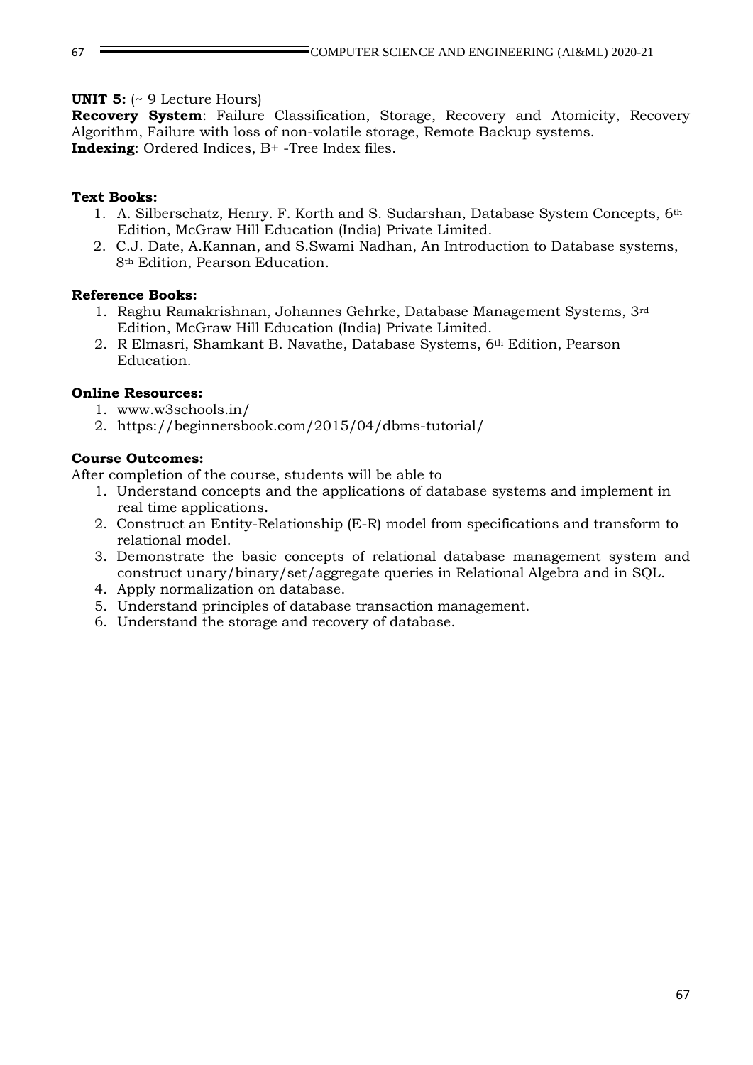**UNIT 5:** (~ 9 Lecture Hours)
**Recovery System**: Failure Classification, Storage, Recovery and Atomicity, Recovery Algorithm, Failure with loss of non-volatile storage, Remote Backup systems.
**Indexing**: Ordered Indices, B+ -Tree Index files.

**Text Books:**

1. A. Silberschatz, Henry. F. Korth and S. Sudarshan, Database System Concepts, 6th Edition, McGraw Hill Education (India) Private Limited.
2. C.J. Date, A.Kannan, and S.Swami Nadhan, An Introduction to Database systems, 8th Edition, Pearson Education.

**Reference Books:**

1. Raghu Ramakrishnan, Johannes Gehrke, Database Management Systems, 3rd Edition, McGraw Hill Education (India) Private Limited.
2. R Elmasri, Shamkant B. Navathe, Database Systems, 6th Edition, Pearson Education.

**Online Resources:**

1. www.w3schools.in/
2. https://beginnersbook.com/2015/04/dbms-tutorial/

**Course Outcomes:**

After completion of the course, students will be able to

1. Understand concepts and the applications of database systems and implement in real time applications.
2. Construct an Entity-Relationship (E-R) model from specifications and transform to relational model.
3. Demonstrate the basic concepts of relational database management system and construct unary/binary/set/aggregate queries in Relational Algebra and in SQL.
4. Apply normalization on database.
5. Understand principles of database transaction management.
6. Understand the storage and recovery of database.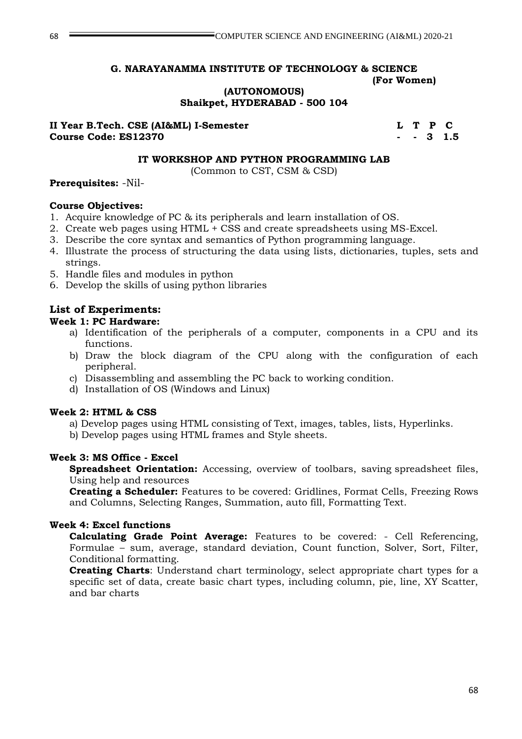**G. NARAYANAMMA INSTITUTE OF TECHNOLOGY & SCIENCE**
**(For Women)**
**(AUTONOMOUS)**
**Shaikpet, HYDERABAD - 500 104**

| II Year B.Tech. CSE (AI&ML) I-Semester | L | T | P | C |
|---|---|---|---|---|
| Course Code: ES12370 | - | - | 3 | 1.5 |

## IT WORKSHOP AND PYTHON PROGRAMMING LAB

(Common to CST, CSM & CSD)

**Prerequisites:** -Nil-

**Course Objectives:**

1. Acquire knowledge of PC & its peripherals and learn installation of OS.
2. Create web pages using HTML + CSS and create spreadsheets using MS-Excel.
3. Describe the core syntax and semantics of Python programming language.
4. Illustrate the process of structuring the data using lists, dictionaries, tuples, sets and strings.
5. Handle files and modules in python
6. Develop the skills of using python libraries

### List of Experiments:

**Week 1: PC Hardware:**

a) Identification of the peripherals of a computer, components in a CPU and its functions.
b) Draw the block diagram of the CPU along with the configuration of each peripheral.
c) Disassembling and assembling the PC back to working condition.
d) Installation of OS (Windows and Linux)

**Week 2: HTML & CSS**

a) Develop pages using HTML consisting of Text, images, tables, lists, Hyperlinks.
b) Develop pages using HTML frames and Style sheets.

**Week 3: MS Office - Excel**

**Spreadsheet Orientation:** Accessing, overview of toolbars, saving spreadsheet files, Using help and resources

**Creating a Scheduler:** Features to be covered: Gridlines, Format Cells, Freezing Rows and Columns, Selecting Ranges, Summation, auto fill, Formatting Text.

**Week 4: Excel functions**

**Calculating Grade Point Average:** Features to be covered: - Cell Referencing, Formulae – sum, average, standard deviation, Count function, Solver, Sort, Filter, Conditional formatting.

**Creating Charts**: Understand chart terminology, select appropriate chart types for a specific set of data, create basic chart types, including column, pie, line, XY Scatter, and bar charts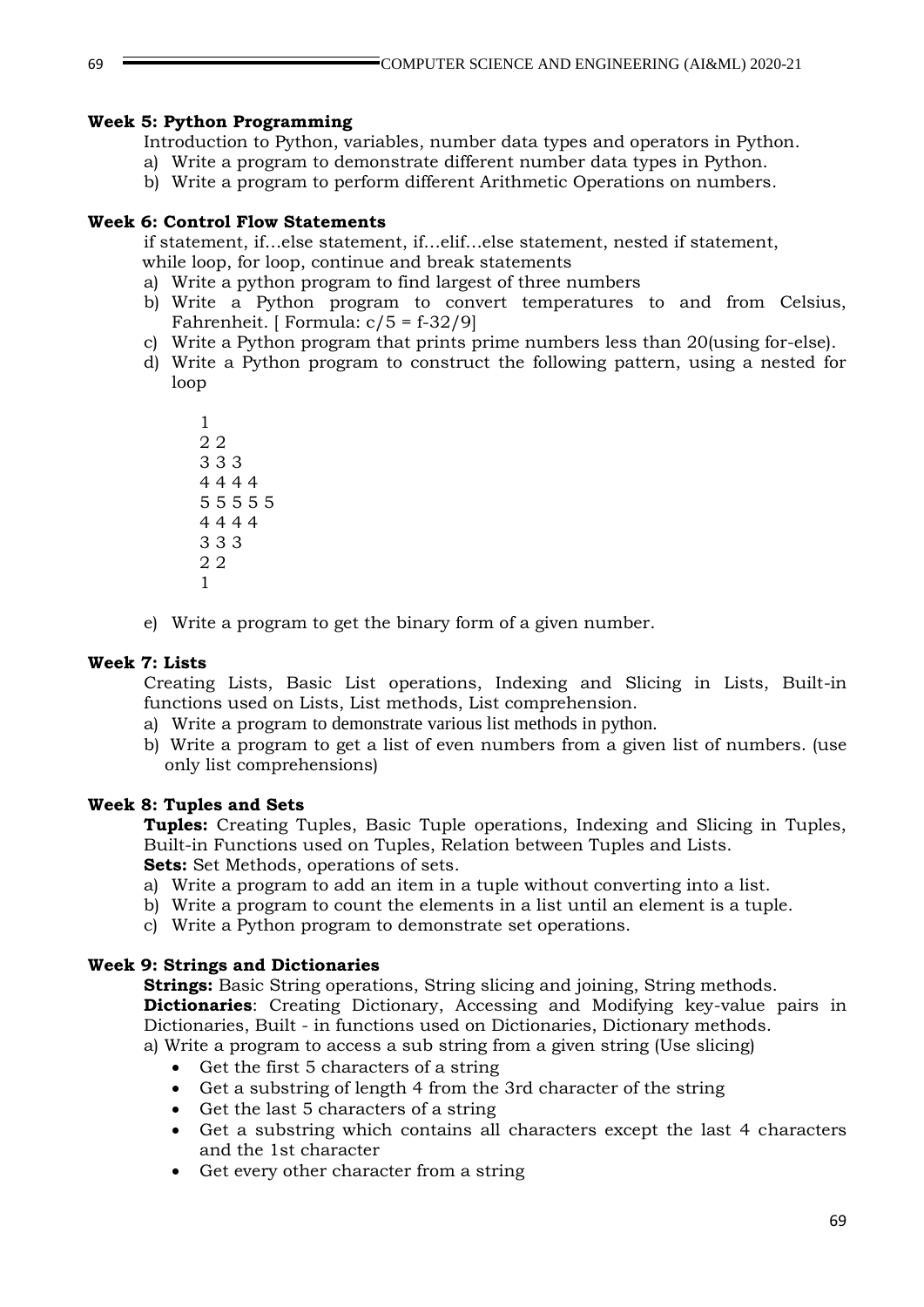**Week 5: Python Programming**

Introduction to Python, variables, number data types and operators in Python.

a) Write a program to demonstrate different number data types in Python.

b) Write a program to perform different Arithmetic Operations on numbers.

**Week 6: Control Flow Statements**

if statement, if...else statement, if...elif...else statement, nested if statement, while loop, for loop, continue and break statements

a) Write a python program to find largest of three numbers

b) Write a Python program to convert temperatures to and from Celsius, Fahrenheit. [ Formula: $c/5 = f-32/9$]

c) Write a Python program that prints prime numbers less than 20(using for-else).

d) Write a Python program to construct the following pattern, using a nested for loop

```
1
2 2
3 3 3
4 4 4 4
5 5 5 5 5
4 4 4 4
3 3 3
2 2
1
```

e) Write a program to get the binary form of a given number.

**Week 7: Lists**

Creating Lists, Basic List operations, Indexing and Slicing in Lists, Built-in functions used on Lists, List methods, List comprehension.

a) Write a program to demonstrate various list methods in python.

b) Write a program to get a list of even numbers from a given list of numbers. (use only list comprehensions)

**Week 8: Tuples and Sets**

**Tuples:** Creating Tuples, Basic Tuple operations, Indexing and Slicing in Tuples, Built-in Functions used on Tuples, Relation between Tuples and Lists.

**Sets:** Set Methods, operations of sets.

a) Write a program to add an item in a tuple without converting into a list.

b) Write a program to count the elements in a list until an element is a tuple.

c) Write a Python program to demonstrate set operations.

**Week 9: Strings and Dictionaries**

**Strings:** Basic String operations, String slicing and joining, String methods.

**Dictionaries**: Creating Dictionary, Accessing and Modifying key-value pairs in Dictionaries, Built - in functions used on Dictionaries, Dictionary methods.

a) Write a program to access a sub string from a given string (Use slicing)

- Get the first 5 characters of a string
- Get a substring of length 4 from the 3rd character of the string
- Get the last 5 characters of a string
- Get a substring which contains all characters except the last 4 characters and the 1st character
- Get every other character from a string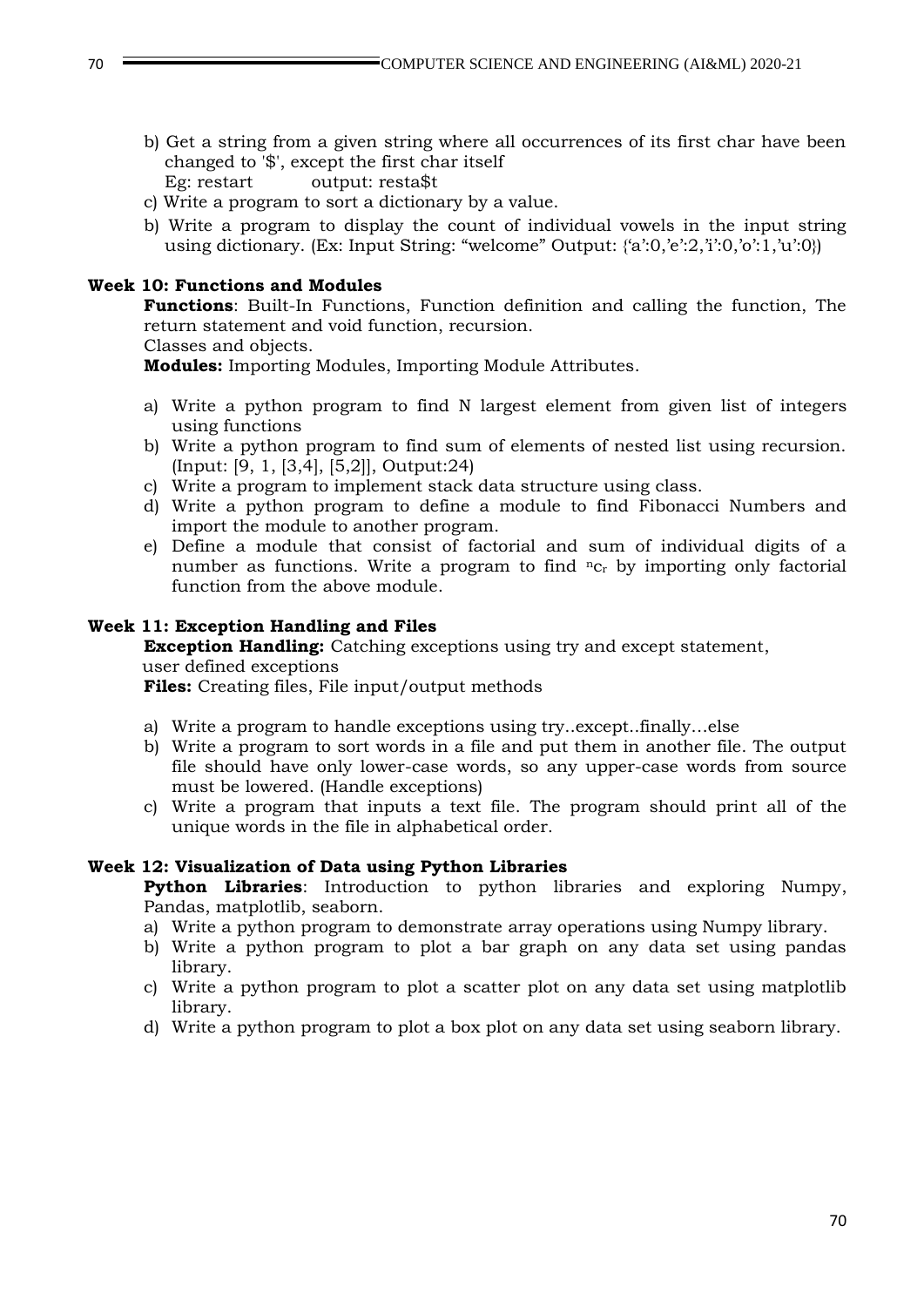b) Get a string from a given string where all occurrences of its first char have been changed to '$', except the first char itself
   Eg: restart          output: resta$t

c) Write a program to sort a dictionary by a value.

b) Write a program to display the count of individual vowels in the input string using dictionary. (Ex: Input String: “welcome” Output: {‘a’:0,’e’:2,’i’:0,’o’:1,’u’:0})

**Week 10: Functions and Modules**

**Functions**: Built-In Functions, Function definition and calling the function, The return statement and void function, recursion.

Classes and objects.

**Modules:** Importing Modules, Importing Module Attributes.

a) Write a python program to find N largest element from given list of integers using functions
b) Write a python program to find sum of elements of nested list using recursion. (Input: [9, 1, [3,4], [5,2]], Output:24)
c) Write a program to implement stack data structure using class.
d) Write a python program to define a module to find Fibonacci Numbers and import the module to another program.
e) Define a module that consist of factorial and sum of individual digits of a number as functions. Write a program to find ${}^{n}C_{r}$ by importing only factorial function from the above module.

**Week 11: Exception Handling and Files**

**Exception Handling:** Catching exceptions using try and except statement, user defined exceptions

**Files:** Creating files, File input/output methods

a) Write a program to handle exceptions using try..except..finally…else
b) Write a program to sort words in a file and put them in another file. The output file should have only lower-case words, so any upper-case words from source must be lowered. (Handle exceptions)
c) Write a program that inputs a text file. The program should print all of the unique words in the file in alphabetical order.

**Week 12: Visualization of Data using Python Libraries**

**Python Libraries**: Introduction to python libraries and exploring Numpy, Pandas, matplotlib, seaborn.

a) Write a python program to demonstrate array operations using Numpy library.
b) Write a python program to plot a bar graph on any data set using pandas library.
c) Write a python program to plot a scatter plot on any data set using matplotlib library.
d) Write a python program to plot a box plot on any data set using seaborn library.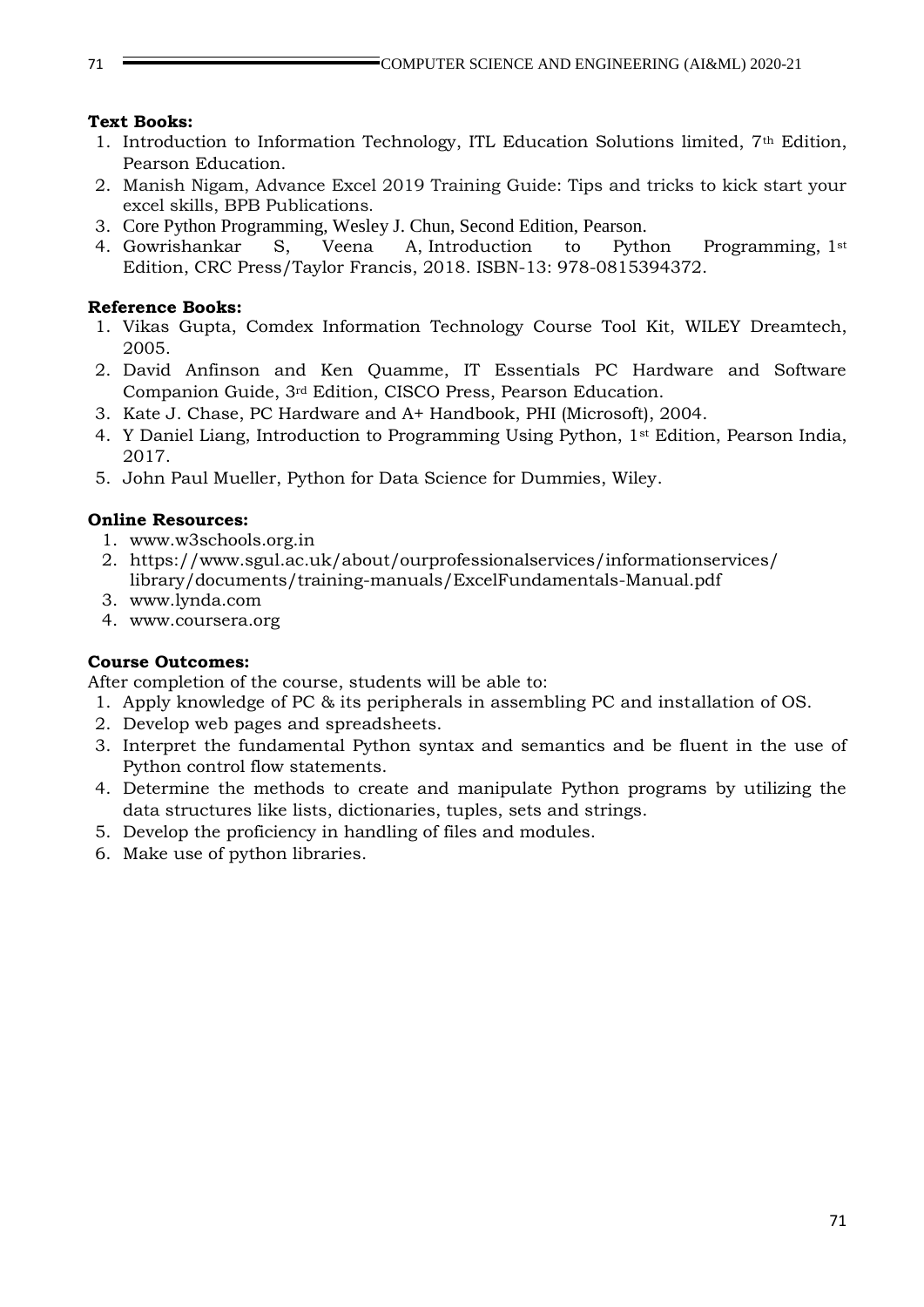**Text Books:**

1. Introduction to Information Technology, ITL Education Solutions limited, 7th Edition, Pearson Education.
2. Manish Nigam, Advance Excel 2019 Training Guide: Tips and tricks to kick start your excel skills, BPB Publications.
3. Core Python Programming, Wesley J. Chun, Second Edition, Pearson.
4. Gowrishankar S, Veena A, Introduction to Python Programming, 1st Edition, CRC Press/Taylor Francis, 2018. ISBN-13: 978-0815394372.

**Reference Books:**

1. Vikas Gupta, Comdex Information Technology Course Tool Kit, WILEY Dreamtech, 2005.
2. David Anfinson and Ken Quamme, IT Essentials PC Hardware and Software Companion Guide, 3rd Edition, CISCO Press, Pearson Education.
3. Kate J. Chase, PC Hardware and A+ Handbook, PHI (Microsoft), 2004.
4. Y Daniel Liang, Introduction to Programming Using Python, 1st Edition, Pearson India, 2017.
5. John Paul Mueller, Python for Data Science for Dummies, Wiley.

**Online Resources:**

1. www.w3schools.org.in
2. https://www.sgul.ac.uk/about/ourprofessionalservices/informationservices/library/documents/training-manuals/ExcelFundamentals-Manual.pdf
3. www.lynda.com
4. www.coursera.org

**Course Outcomes:**

After completion of the course, students will be able to:

1. Apply knowledge of PC & its peripherals in assembling PC and installation of OS.
2. Develop web pages and spreadsheets.
3. Interpret the fundamental Python syntax and semantics and be fluent in the use of Python control flow statements.
4. Determine the methods to create and manipulate Python programs by utilizing the data structures like lists, dictionaries, tuples, sets and strings.
5. Develop the proficiency in handling of files and modules.
6. Make use of python libraries.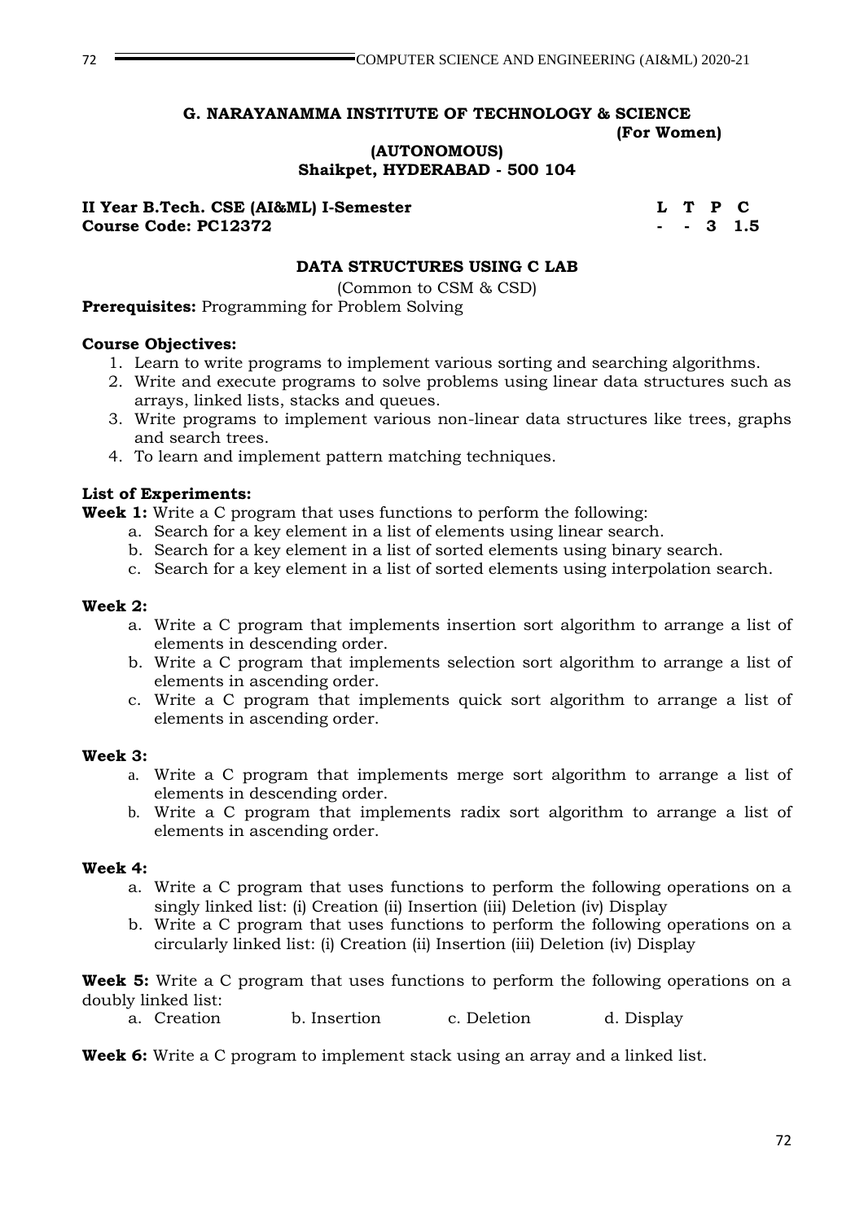**G. NARAYANAMMA INSTITUTE OF TECHNOLOGY & SCIENCE**
**(For Women)**
**(AUTONOMOUS)**
**Shaikpet, HYDERABAD - 500 104**

| **II Year B.Tech. CSE (AI&ML) I-Semester** | **L** | **T** | **P** | **C** |
|---|---|---|---|---|
| **Course Code: PC12372** | **-** | **-** | **3** | **1.5** |

## DATA STRUCTURES USING C LAB

(Common to CSM & CSD)

**Prerequisites:** Programming for Problem Solving

**Course Objectives:**

1. Learn to write programs to implement various sorting and searching algorithms.
2. Write and execute programs to solve problems using linear data structures such as arrays, linked lists, stacks and queues.
3. Write programs to implement various non-linear data structures like trees, graphs and search trees.
4. To learn and implement pattern matching techniques.

**List of Experiments:**

**Week 1:** Write a C program that uses functions to perform the following:

a. Search for a key element in a list of elements using linear search.
b. Search for a key element in a list of sorted elements using binary search.
c. Search for a key element in a list of sorted elements using interpolation search.

**Week 2:**

a. Write a C program that implements insertion sort algorithm to arrange a list of elements in descending order.
b. Write a C program that implements selection sort algorithm to arrange a list of elements in ascending order.
c. Write a C program that implements quick sort algorithm to arrange a list of elements in ascending order.

**Week 3:**

a. Write a C program that implements merge sort algorithm to arrange a list of elements in descending order.
b. Write a C program that implements radix sort algorithm to arrange a list of elements in ascending order.

**Week 4:**

a. Write a C program that uses functions to perform the following operations on a singly linked list: (i) Creation (ii) Insertion (iii) Deletion (iv) Display
b. Write a C program that uses functions to perform the following operations on a circularly linked list: (i) Creation (ii) Insertion (iii) Deletion (iv) Display

**Week 5:** Write a C program that uses functions to perform the following operations on a doubly linked list:

a. Creation b. Insertion c. Deletion d. Display

**Week 6:** Write a C program to implement stack using an array and a linked list.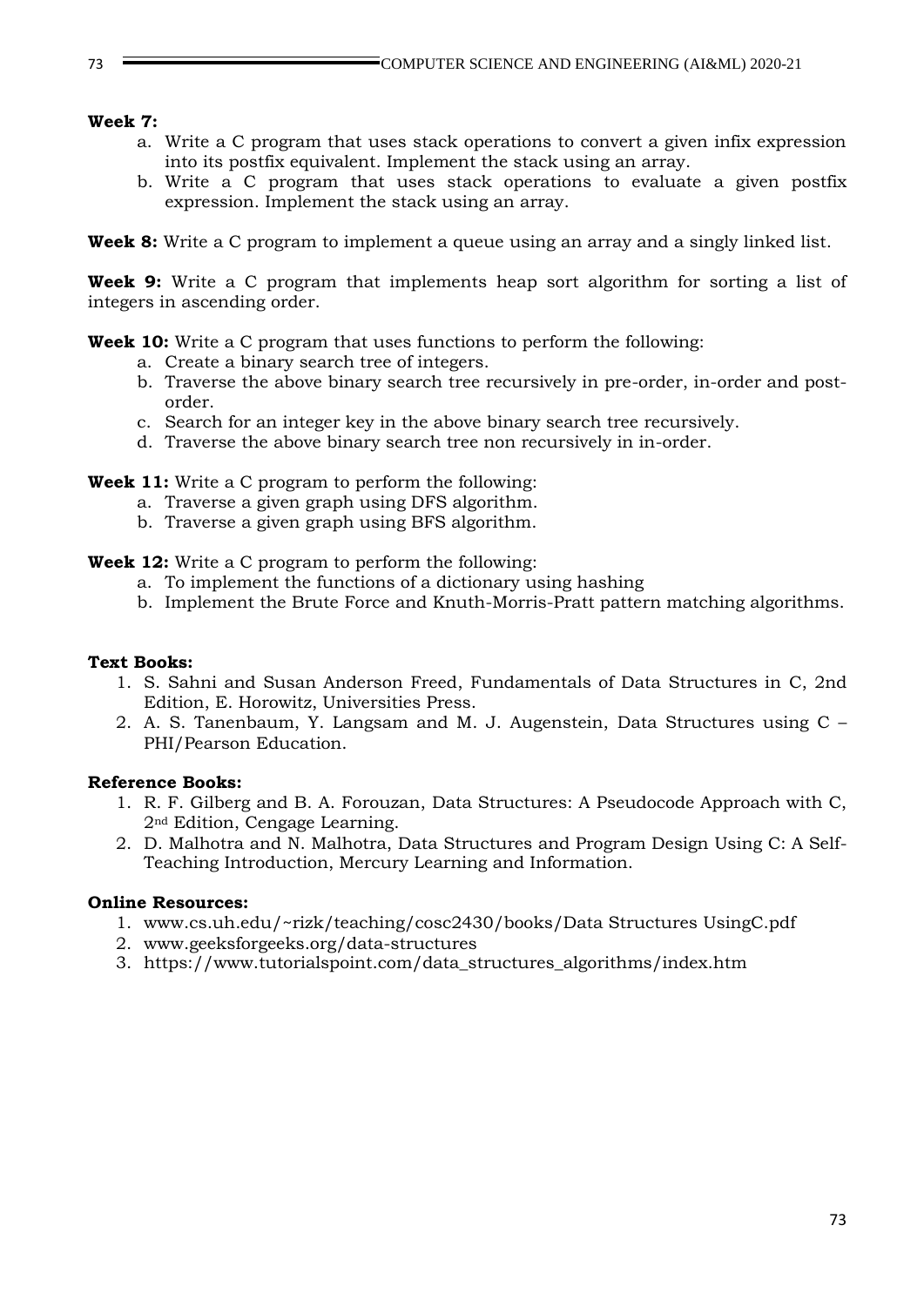**Week 7:**

a. Write a C program that uses stack operations to convert a given infix expression into its postfix equivalent. Implement the stack using an array.
b. Write a C program that uses stack operations to evaluate a given postfix expression. Implement the stack using an array.

**Week 8:** Write a C program to implement a queue using an array and a singly linked list.

**Week 9:** Write a C program that implements heap sort algorithm for sorting a list of integers in ascending order.

**Week 10:** Write a C program that uses functions to perform the following:

a. Create a binary search tree of integers.
b. Traverse the above binary search tree recursively in pre-order, in-order and post-order.
c. Search for an integer key in the above binary search tree recursively.
d. Traverse the above binary search tree non recursively in in-order.

**Week 11:** Write a C program to perform the following:

a. Traverse a given graph using DFS algorithm.
b. Traverse a given graph using BFS algorithm.

**Week 12:** Write a C program to perform the following:

a. To implement the functions of a dictionary using hashing
b. Implement the Brute Force and Knuth-Morris-Pratt pattern matching algorithms.

**Text Books:**

1. S. Sahni and Susan Anderson Freed, Fundamentals of Data Structures in C, 2nd Edition, E. Horowitz, Universities Press.
2. A. S. Tanenbaum, Y. Langsam and M. J. Augenstein, Data Structures using C – PHI/Pearson Education.

**Reference Books:**

1. R. F. Gilberg and B. A. Forouzan, Data Structures: A Pseudocode Approach with C, 2nd Edition, Cengage Learning.
2. D. Malhotra and N. Malhotra, Data Structures and Program Design Using C: A Self-Teaching Introduction, Mercury Learning and Information.

**Online Resources:**

1. www.cs.uh.edu/~rizk/teaching/cosc2430/books/Data Structures UsingC.pdf
2. www.geeksforgeeks.org/data-structures
3. https://www.tutorialspoint.com/data_structures_algorithms/index.htm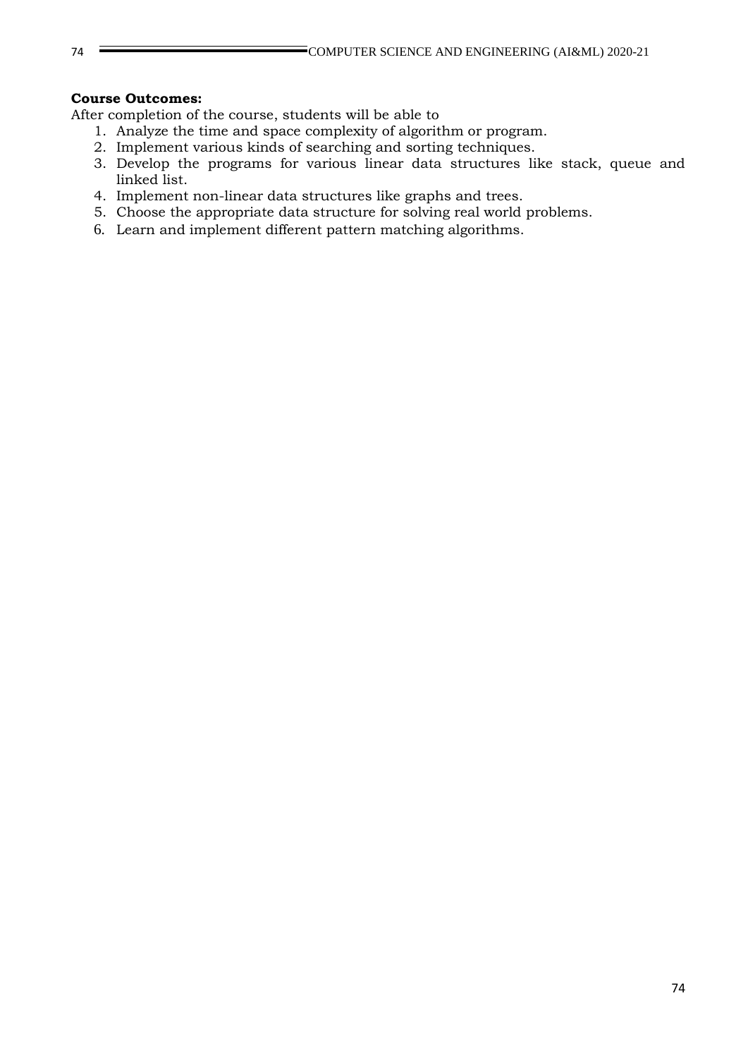**Course Outcomes:**

After completion of the course, students will be able to

1. Analyze the time and space complexity of algorithm or program.
2. Implement various kinds of searching and sorting techniques.
3. Develop the programs for various linear data structures like stack, queue and linked list.
4. Implement non-linear data structures like graphs and trees.
5. Choose the appropriate data structure for solving real world problems.
6. Learn and implement different pattern matching algorithms.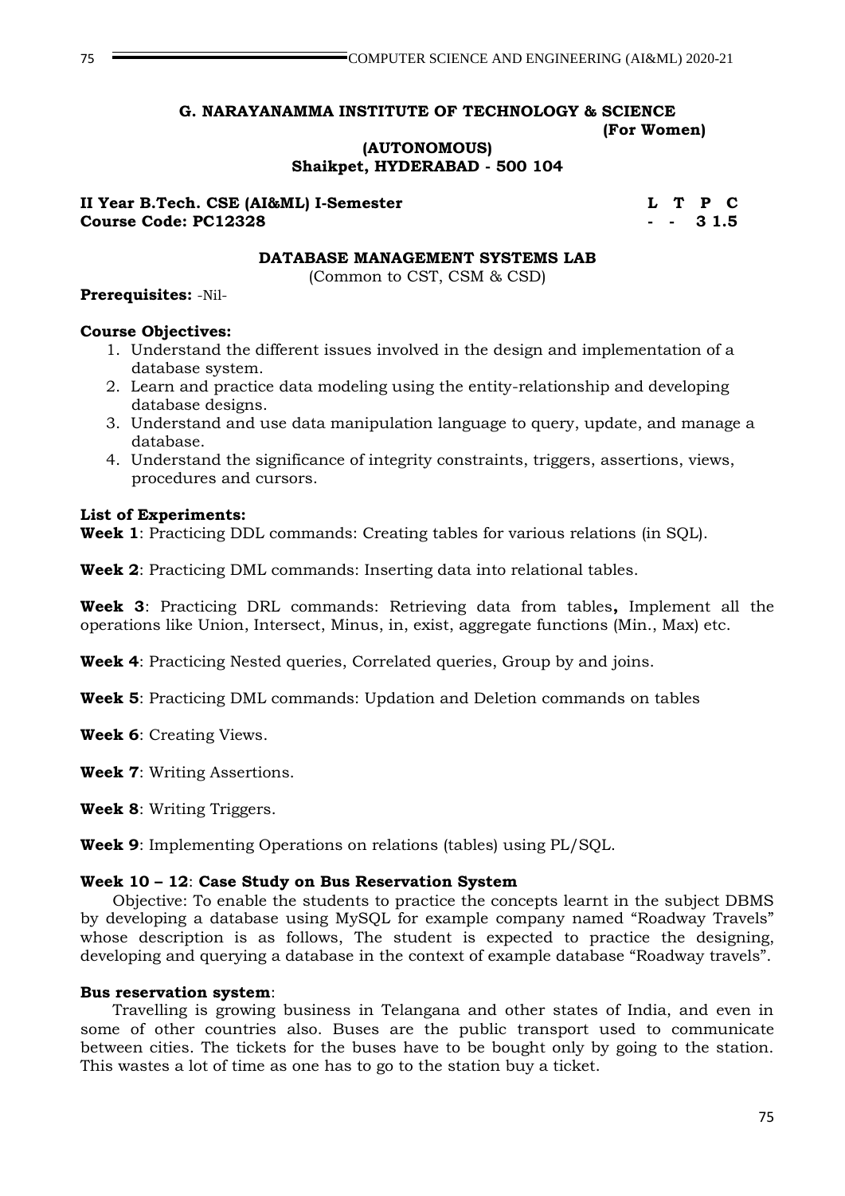**G. NARAYANAMMA INSTITUTE OF TECHNOLOGY & SCIENCE**
**(For Women)**
**(AUTONOMOUS)**
**Shaikpet, HYDERABAD - 500 104**

| II Year B.Tech. CSE (AI&ML) I-Semester | L | T | P | C |
|---|---|---|---|---|
| Course Code: PC12328 | - | - | 3 | 1.5 |

## DATABASE MANAGEMENT SYSTEMS LAB

(Common to CST, CSM & CSD)

**Prerequisites:** -Nil-

**Course Objectives:**

1. Understand the different issues involved in the design and implementation of a database system.
2. Learn and practice data modeling using the entity-relationship and developing database designs.
3. Understand and use data manipulation language to query, update, and manage a database.
4. Understand the significance of integrity constraints, triggers, assertions, views, procedures and cursors.

**List of Experiments:**

**Week 1**: Practicing DDL commands: Creating tables for various relations (in SQL).

**Week 2**: Practicing DML commands: Inserting data into relational tables.

**Week 3**: Practicing DRL commands: Retrieving data from tables**,** Implement all the operations like Union, Intersect, Minus, in, exist, aggregate functions (Min., Max) etc.

**Week 4**: Practicing Nested queries, Correlated queries, Group by and joins.

**Week 5**: Practicing DML commands: Updation and Deletion commands on tables

**Week 6**: Creating Views.

**Week 7**: Writing Assertions.

**Week 8**: Writing Triggers.

**Week 9**: Implementing Operations on relations (tables) using PL/SQL.

**Week 10 – 12**: **Case Study on Bus Reservation System**

Objective: To enable the students to practice the concepts learnt in the subject DBMS by developing a database using MySQL for example company named "Roadway Travels" whose description is as follows, The student is expected to practice the designing, developing and querying a database in the context of example database "Roadway travels".

**Bus reservation system**:

Travelling is growing business in Telangana and other states of India, and even in some of other countries also. Buses are the public transport used to communicate between cities. The tickets for the buses have to be bought only by going to the station. This wastes a lot of time as one has to go to the station buy a ticket.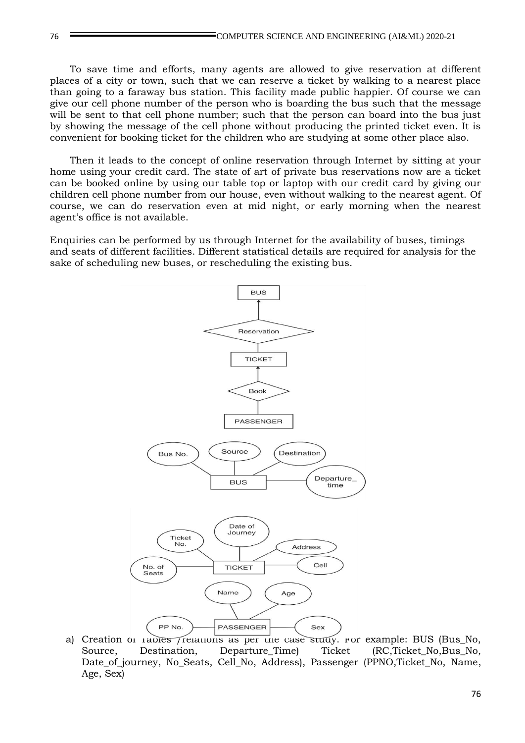To save time and efforts, many agents are allowed to give reservation at different places of a city or town, such that we can reserve a ticket by walking to a nearest place than going to a faraway bus station. This facility made public happier. Of course we can give our cell phone number of the person who is boarding the bus such that the message will be sent to that cell phone number; such that the person can board into the bus just by showing the message of the cell phone without producing the printed ticket even. It is convenient for booking ticket for the children who are studying at some other place also.

Then it leads to the concept of online reservation through Internet by sitting at your home using your credit card. The state of art of private bus reservations now are a ticket can be booked online by using our table top or laptop with our credit card by giving our children cell phone number from our house, even without walking to the nearest agent. Of course, we can do reservation even at mid night, or early morning when the nearest agent's office is not available.

Enquiries can be performed by us through Internet for the availability of buses, timings and seats of different facilities. Different statistical details are required for analysis for the sake of scheduling new buses, or rescheduling the existing bus.

a) Creation of Tables /relations as per the case study. For example: BUS (Bus_No, Source, Destination, Departure_Time) Ticket (RC,Ticket_No,Bus_No, Date_of_journey, No_Seats, Cell_No, Address), Passenger (PPNO,Ticket_No, Name, Age, Sex)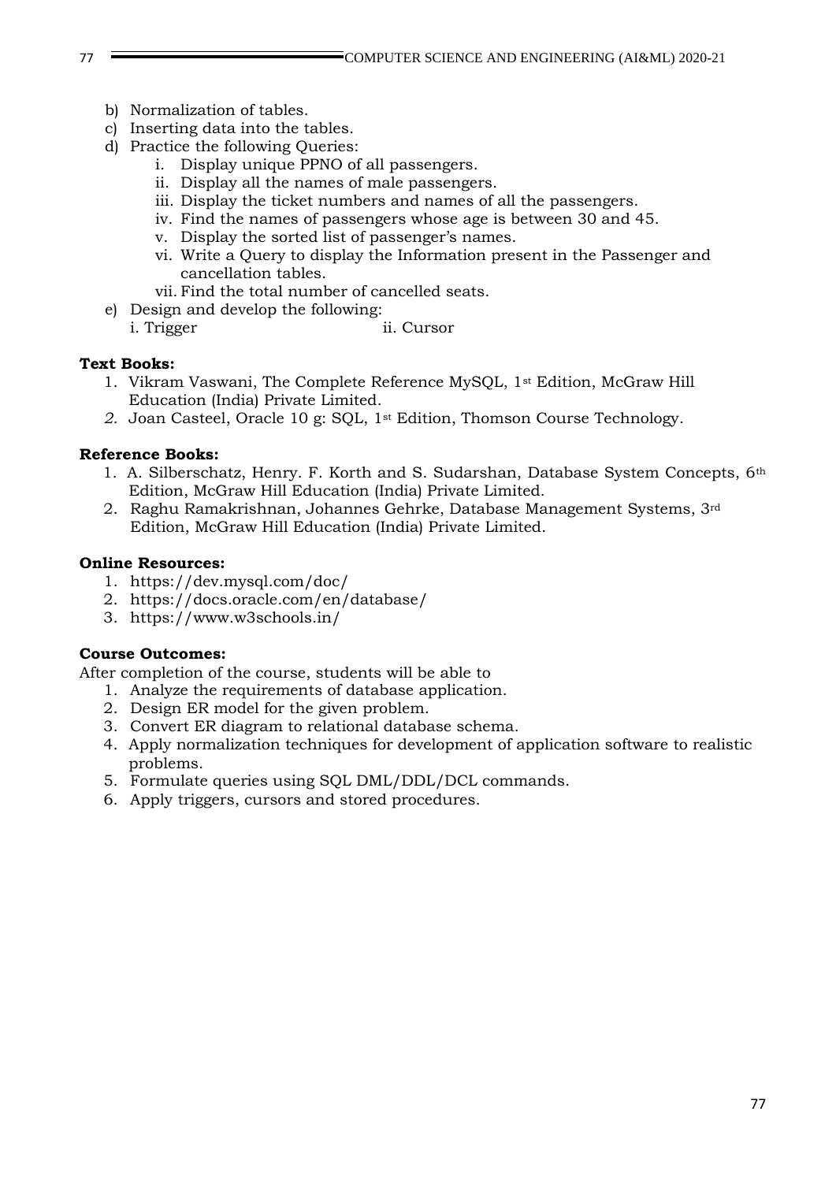b) Normalization of tables.
c) Inserting data into the tables.
d) Practice the following Queries:
    i. Display unique PPNO of all passengers.
    ii. Display all the names of male passengers.
    iii. Display the ticket numbers and names of all the passengers.
    iv. Find the names of passengers whose age is between 30 and 45.
    v. Display the sorted list of passenger's names.
    vi. Write a Query to display the Information present in the Passenger and cancellation tables.
    vii. Find the total number of cancelled seats.
e) Design and develop the following:
    i. Trigger    ii. Cursor

**Text Books:**

1. Vikram Vaswani, The Complete Reference MySQL, 1st Edition, McGraw Hill Education (India) Private Limited.
2. Joan Casteel, Oracle 10 g: SQL, 1st Edition, Thomson Course Technology.

**Reference Books:**

1. A. Silberschatz, Henry. F. Korth and S. Sudarshan, Database System Concepts, 6th Edition, McGraw Hill Education (India) Private Limited.
2. Raghu Ramakrishnan, Johannes Gehrke, Database Management Systems, 3rd Edition, McGraw Hill Education (India) Private Limited.

**Online Resources:**

1. https://dev.mysql.com/doc/
2. https://docs.oracle.com/en/database/
3. https://www.w3schools.in/

**Course Outcomes:**

After completion of the course, students will be able to

1. Analyze the requirements of database application.
2. Design ER model for the given problem.
3. Convert ER diagram to relational database schema.
4. Apply normalization techniques for development of application software to realistic problems.
5. Formulate queries using SQL DML/DDL/DCL commands.
6. Apply triggers, cursors and stored procedures.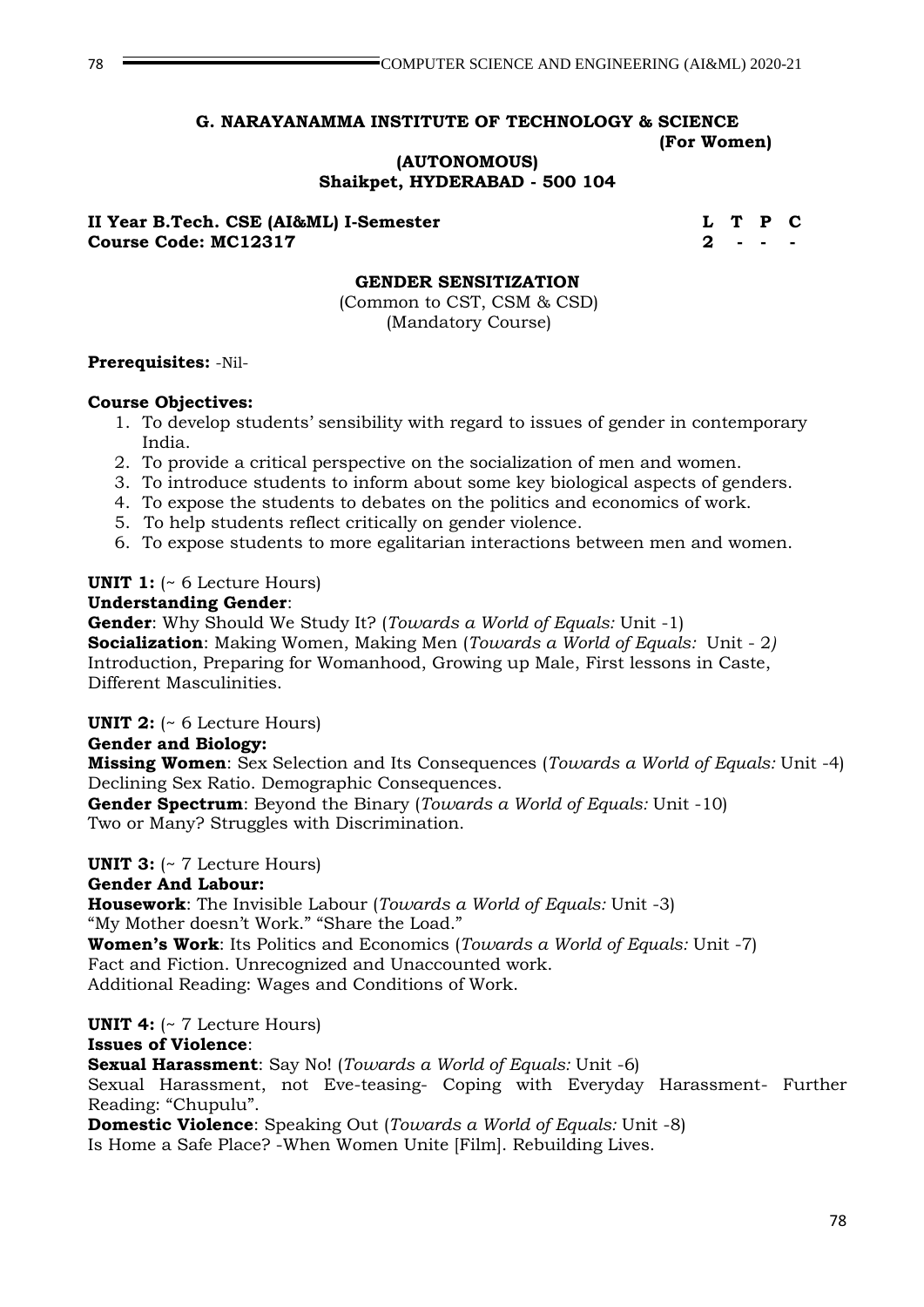**G. NARAYANAMMA INSTITUTE OF TECHNOLOGY & SCIENCE**
**(For Women)**
**(AUTONOMOUS)**
**Shaikpet, HYDERABAD - 500 104**

**II Year B.Tech. CSE (AI&ML) I-Semester**
**Course Code: MC12317**

| L | T | P | C |
|---|---|---|---|
| 2 | - | - | - |

## GENDER SENSITIZATION

(Common to CST, CSM & CSD)
(Mandatory Course)

**Prerequisites:** -Nil-

**Course Objectives:**

1. To develop students' sensibility with regard to issues of gender in contemporary India.
2. To provide a critical perspective on the socialization of men and women.
3. To introduce students to inform about some key biological aspects of genders.
4. To expose the students to debates on the politics and economics of work.
5. To help students reflect critically on gender violence.
6. To expose students to more egalitarian interactions between men and women.

**UNIT 1:** (~ 6 Lecture Hours)

**Understanding Gender**:

**Gender**: Why Should We Study It? (*Towards a World of Equals:* Unit -1)
**Socialization**: Making Women, Making Men (*Towards a World of Equals:* Unit - 2*)*
Introduction, Preparing for Womanhood, Growing up Male, First lessons in Caste, Different Masculinities.

**UNIT 2:** (~ 6 Lecture Hours)

**Gender and Biology:**

**Missing Women**: Sex Selection and Its Consequences (*Towards a World of Equals:* Unit -4)
Declining Sex Ratio. Demographic Consequences.
**Gender Spectrum**: Beyond the Binary (*Towards a World of Equals:* Unit -10)
Two or Many? Struggles with Discrimination.

**UNIT 3:** (~ 7 Lecture Hours)

**Gender And Labour:**

**Housework**: The Invisible Labour (*Towards a World of Equals:* Unit -3)
"My Mother doesn't Work." "Share the Load."
**Women's Work**: Its Politics and Economics (*Towards a World of Equals:* Unit -7)
Fact and Fiction. Unrecognized and Unaccounted work.
Additional Reading: Wages and Conditions of Work.

**UNIT 4:** (~ 7 Lecture Hours)

**Issues of Violence**:

**Sexual Harassment**: Say No! (*Towards a World of Equals:* Unit -6)
Sexual Harassment, not Eve-teasing- Coping with Everyday Harassment- Further Reading: "Chupulu".
**Domestic Violence**: Speaking Out (*Towards a World of Equals:* Unit -8)
Is Home a Safe Place? -When Women Unite [Film]. Rebuilding Lives.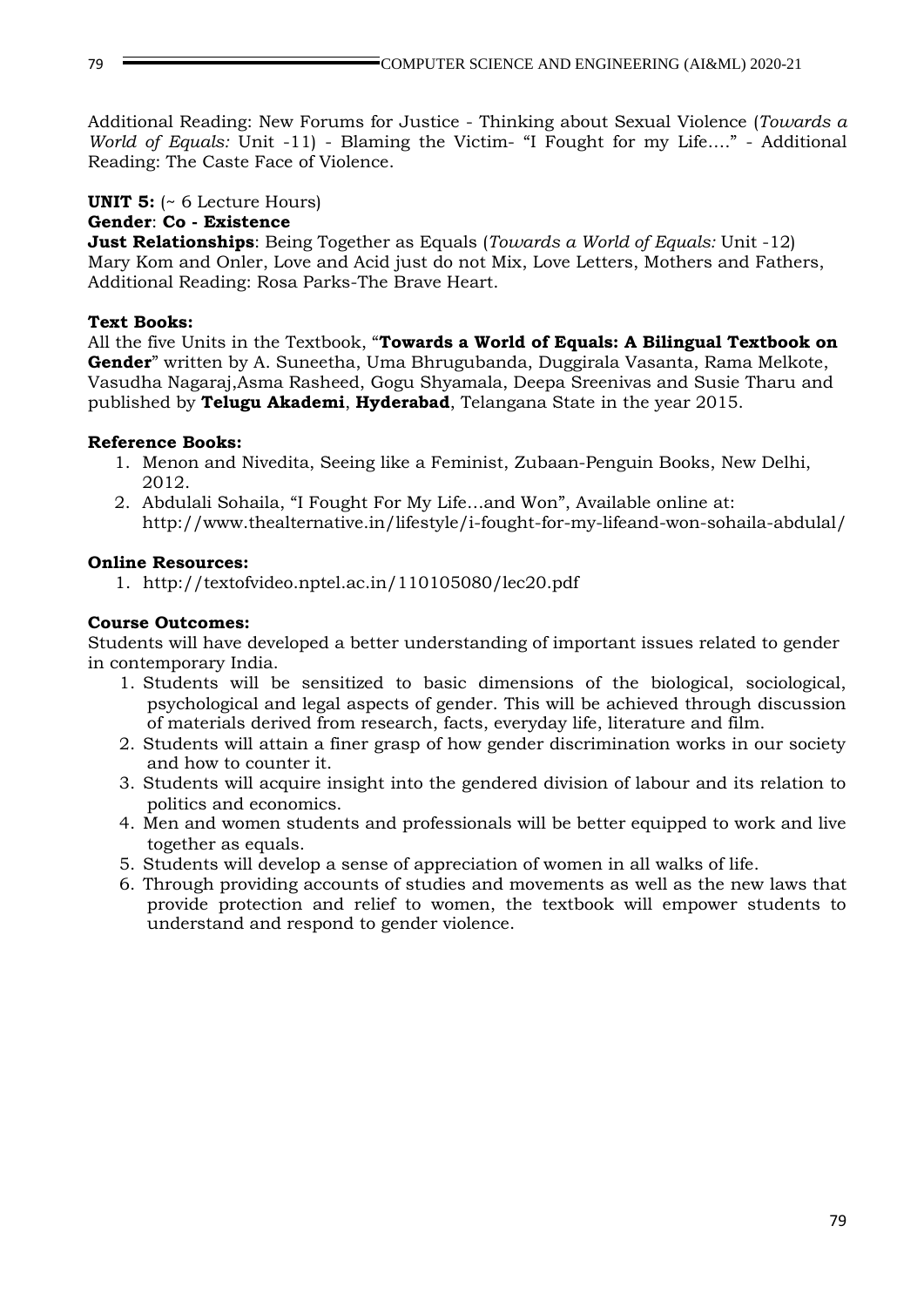Additional Reading: New Forums for Justice - Thinking about Sexual Violence (*Towards a World of Equals:* Unit -11) - Blaming the Victim- "I Fought for my Life…." - Additional Reading: The Caste Face of Violence.

**UNIT 5:** (~ 6 Lecture Hours)
**Gender**: **Co - Existence**
**Just Relationships**: Being Together as Equals (*Towards a World of Equals:* Unit -12) Mary Kom and Onler, Love and Acid just do not Mix, Love Letters, Mothers and Fathers, Additional Reading: Rosa Parks-The Brave Heart.

**Text Books:**
All the five Units in the Textbook, "**Towards a World of Equals: A Bilingual Textbook on Gender**" written by A. Suneetha, Uma Bhrugubanda, Duggirala Vasanta, Rama Melkote, Vasudha Nagaraj,Asma Rasheed, Gogu Shyamala, Deepa Sreenivas and Susie Tharu and published by **Telugu Akademi**, **Hyderabad**, Telangana State in the year 2015.

**Reference Books:**

1. Menon and Nivedita, Seeing like a Feminist, Zubaan-Penguin Books, New Delhi, 2012.
2. Abdulali Sohaila, "I Fought For My Life…and Won", Available online at: http://www.thealternative.in/lifestyle/i-fought-for-my-lifeand-won-sohaila-abdulal/

**Online Resources:**

1. http://textofvideo.nptel.ac.in/110105080/lec20.pdf

**Course Outcomes:**
Students will have developed a better understanding of important issues related to gender in contemporary India.

1. Students will be sensitized to basic dimensions of the biological, sociological, psychological and legal aspects of gender. This will be achieved through discussion of materials derived from research, facts, everyday life, literature and film.
2. Students will attain a finer grasp of how gender discrimination works in our society and how to counter it.
3. Students will acquire insight into the gendered division of labour and its relation to politics and economics.
4. Men and women students and professionals will be better equipped to work and live together as equals.
5. Students will develop a sense of appreciation of women in all walks of life.
6. Through providing accounts of studies and movements as well as the new laws that provide protection and relief to women, the textbook will empower students to understand and respond to gender violence.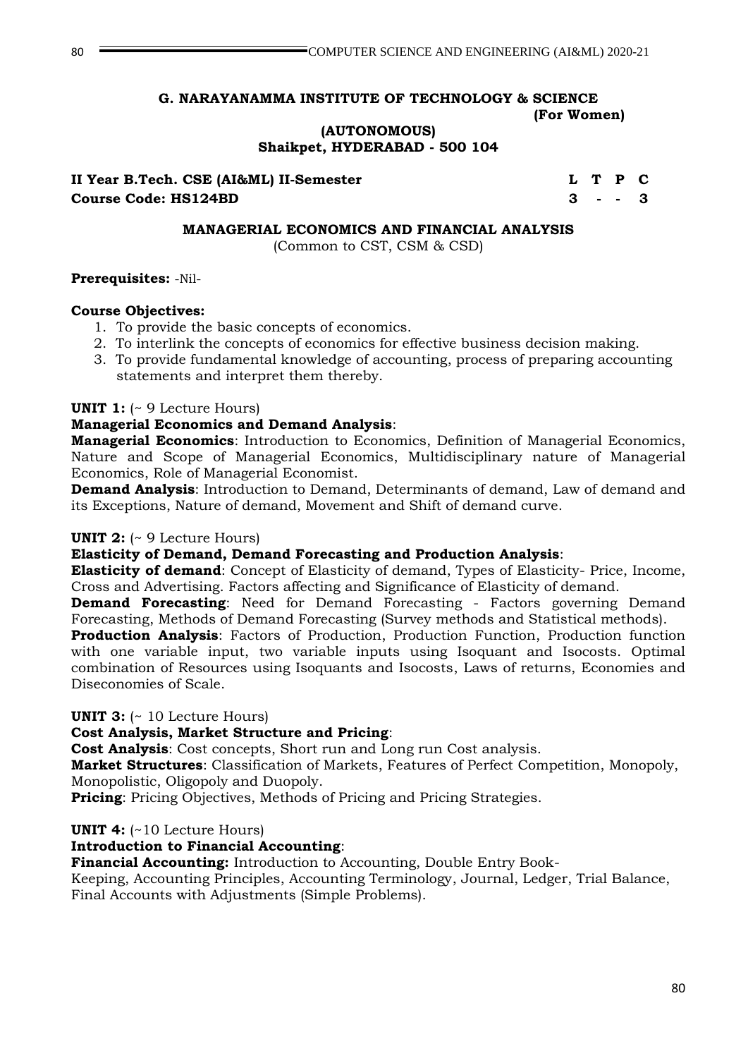**G. NARAYANAMMA INSTITUTE OF TECHNOLOGY & SCIENCE**
**(For Women)**
**(AUTONOMOUS)**
**Shaikpet, HYDERABAD - 500 104**

| **II Year B.Tech. CSE (AI&ML) II-Semester** | **L** | **T** | **P** | **C** |
|---|---|---|---|---|
| **Course Code: HS124BD** | **3** | **-** | **-** | **3** |

## MANAGERIAL ECONOMICS AND FINANCIAL ANALYSIS

(Common to CST, CSM & CSD)

**Prerequisites:** -Nil-

**Course Objectives:**

1. To provide the basic concepts of economics.
2. To interlink the concepts of economics for effective business decision making.
3. To provide fundamental knowledge of accounting, process of preparing accounting statements and interpret them thereby.

**UNIT 1:** (~ 9 Lecture Hours)

**Managerial Economics and Demand Analysis**:

**Managerial Economics**: Introduction to Economics, Definition of Managerial Economics, Nature and Scope of Managerial Economics, Multidisciplinary nature of Managerial Economics, Role of Managerial Economist.

**Demand Analysis**: Introduction to Demand, Determinants of demand, Law of demand and its Exceptions, Nature of demand, Movement and Shift of demand curve.

**UNIT 2:** (~ 9 Lecture Hours)

**Elasticity of Demand, Demand Forecasting and Production Analysis**:

**Elasticity of demand**: Concept of Elasticity of demand, Types of Elasticity- Price, Income, Cross and Advertising. Factors affecting and Significance of Elasticity of demand.

**Demand Forecasting**: Need for Demand Forecasting - Factors governing Demand Forecasting, Methods of Demand Forecasting (Survey methods and Statistical methods).

**Production Analysis**: Factors of Production, Production Function, Production function with one variable input, two variable inputs using Isoquant and Isocosts. Optimal combination of Resources using Isoquants and Isocosts, Laws of returns, Economies and Diseconomies of Scale.

**UNIT 3:** (~ 10 Lecture Hours)

**Cost Analysis, Market Structure and Pricing**:

**Cost Analysis**: Cost concepts, Short run and Long run Cost analysis.

**Market Structures**: Classification of Markets, Features of Perfect Competition, Monopoly, Monopolistic, Oligopoly and Duopoly.

**Pricing**: Pricing Objectives, Methods of Pricing and Pricing Strategies.

**UNIT 4:** (~10 Lecture Hours)

**Introduction to Financial Accounting**:

**Financial Accounting:** Introduction to Accounting, Double Entry Book-Keeping, Accounting Principles, Accounting Terminology, Journal, Ledger, Trial Balance, Final Accounts with Adjustments (Simple Problems).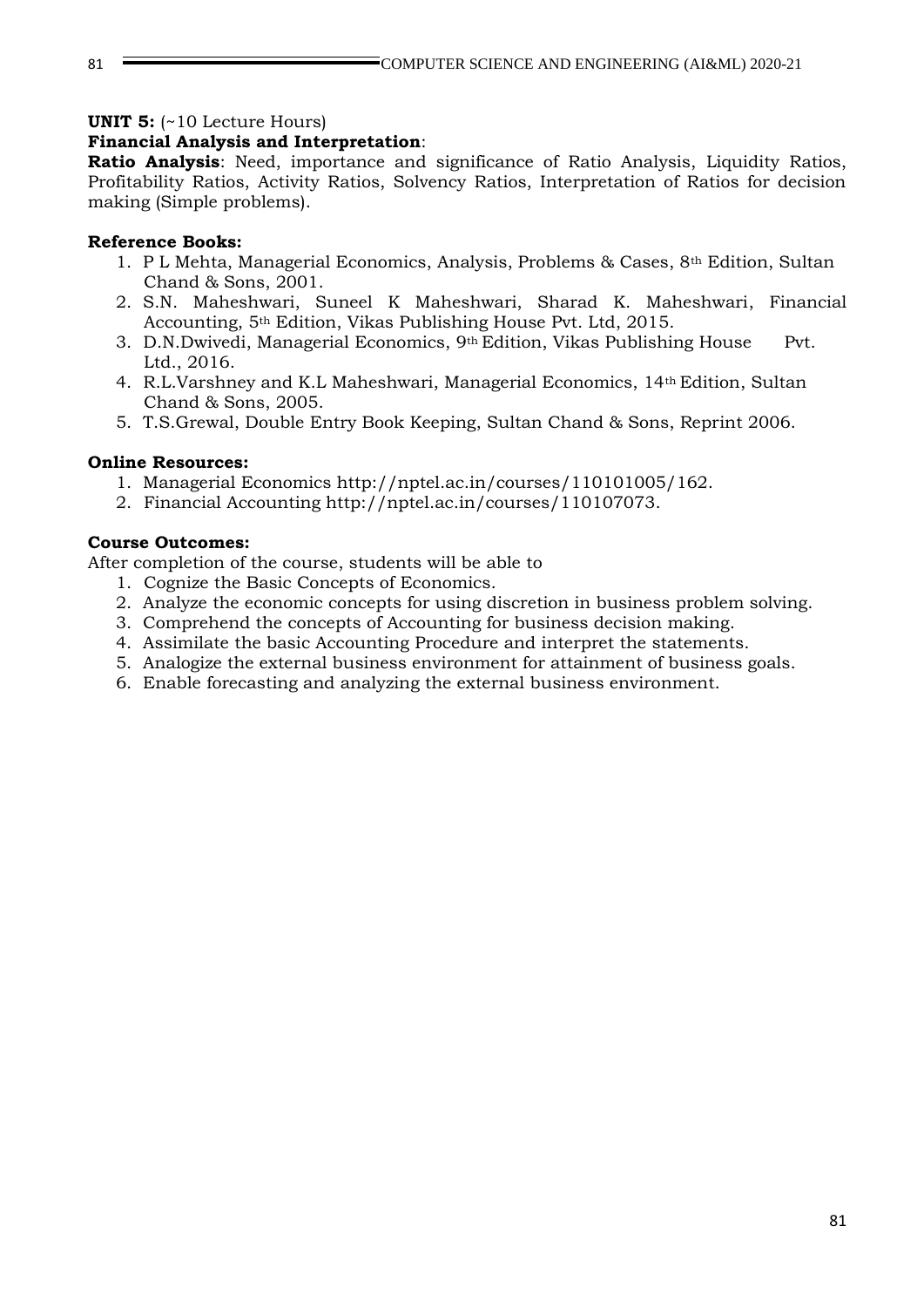**UNIT 5:** (~10 Lecture Hours)

**Financial Analysis and Interpretation**:

**Ratio Analysis**: Need, importance and significance of Ratio Analysis, Liquidity Ratios, Profitability Ratios, Activity Ratios, Solvency Ratios, Interpretation of Ratios for decision making (Simple problems).

**Reference Books:**

1. P L Mehta, Managerial Economics, Analysis, Problems & Cases, 8th Edition, Sultan Chand & Sons, 2001.
2. S.N. Maheshwari, Suneel K Maheshwari, Sharad K. Maheshwari, Financial Accounting, 5th Edition, Vikas Publishing House Pvt. Ltd, 2015.
3. D.N.Dwivedi, Managerial Economics, 9th Edition, Vikas Publishing House Pvt. Ltd., 2016.
4. R.L.Varshney and K.L Maheshwari, Managerial Economics, 14th Edition, Sultan Chand & Sons, 2005.
5. T.S.Grewal, Double Entry Book Keeping, Sultan Chand & Sons, Reprint 2006.

**Online Resources:**

1. Managerial Economics http://nptel.ac.in/courses/110101005/162.
2. Financial Accounting http://nptel.ac.in/courses/110107073.

**Course Outcomes:**

After completion of the course, students will be able to

1. Cognize the Basic Concepts of Economics.
2. Analyze the economic concepts for using discretion in business problem solving.
3. Comprehend the concepts of Accounting for business decision making.
4. Assimilate the basic Accounting Procedure and interpret the statements.
5. Analogize the external business environment for attainment of business goals.
6. Enable forecasting and analyzing the external business environment.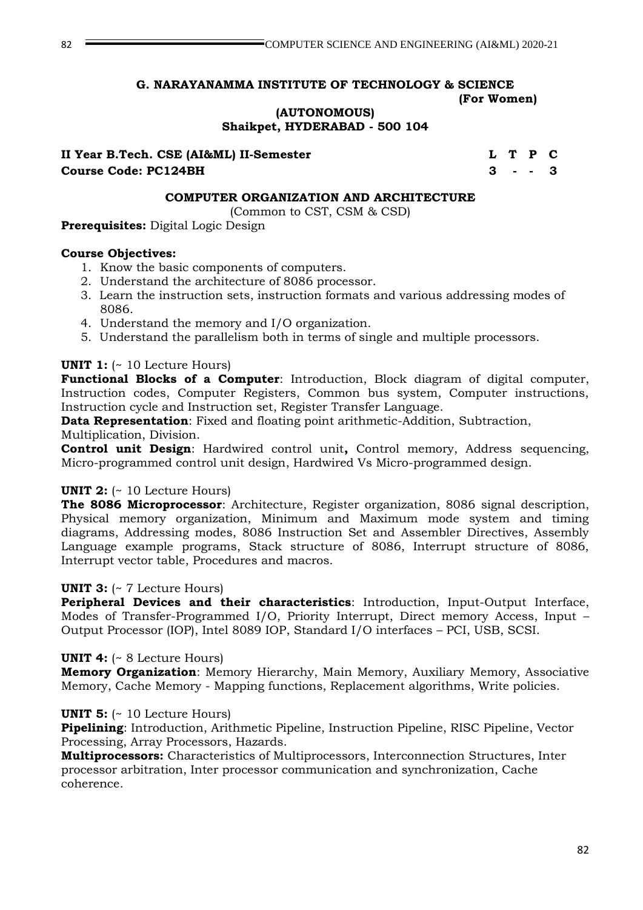**G. NARAYANAMMA INSTITUTE OF TECHNOLOGY & SCIENCE**
**(For Women)**
**(AUTONOMOUS)**
**Shaikpet, HYDERABAD - 500 104**

| **II Year B.Tech. CSE (AI&ML) II-Semester** | **L** | **T** | **P** | **C** |
|---|---|---|---|---|
| **Course Code: PC124BH** | **3** | **-** | **-** | **3** |

## COMPUTER ORGANIZATION AND ARCHITECTURE

(Common to CST, CSM & CSD)

**Prerequisites:** Digital Logic Design

**Course Objectives:**

1. Know the basic components of computers.
2. Understand the architecture of 8086 processor.
3. Learn the instruction sets, instruction formats and various addressing modes of 8086.
4. Understand the memory and I/O organization.
5. Understand the parallelism both in terms of single and multiple processors.

**UNIT 1:** (~ 10 Lecture Hours)

**Functional Blocks of a Computer**: Introduction, Block diagram of digital computer, Instruction codes, Computer Registers, Common bus system, Computer instructions, Instruction cycle and Instruction set, Register Transfer Language.

**Data Representation**: Fixed and floating point arithmetic-Addition, Subtraction, Multiplication, Division.

**Control unit Design**: Hardwired control unit**,** Control memory, Address sequencing, Micro-programmed control unit design, Hardwired Vs Micro-programmed design.

**UNIT 2:** (~ 10 Lecture Hours)

**The 8086 Microprocessor**: Architecture, Register organization, 8086 signal description, Physical memory organization, Minimum and Maximum mode system and timing diagrams, Addressing modes, 8086 Instruction Set and Assembler Directives, Assembly Language example programs, Stack structure of 8086, Interrupt structure of 8086, Interrupt vector table, Procedures and macros.

**UNIT 3:** (~ 7 Lecture Hours)

**Peripheral Devices and their characteristics**: Introduction, Input-Output Interface, Modes of Transfer-Programmed I/O, Priority Interrupt, Direct memory Access, Input – Output Processor (IOP), Intel 8089 IOP, Standard I/O interfaces – PCI, USB, SCSI.

**UNIT 4:** (~ 8 Lecture Hours)

**Memory Organization**: Memory Hierarchy, Main Memory, Auxiliary Memory, Associative Memory, Cache Memory - Mapping functions, Replacement algorithms, Write policies.

**UNIT 5:** (~ 10 Lecture Hours)

**Pipelining**: Introduction, Arithmetic Pipeline, Instruction Pipeline, RISC Pipeline, Vector Processing, Array Processors, Hazards.

**Multiprocessors:** Characteristics of Multiprocessors, Interconnection Structures, Inter processor arbitration, Inter processor communication and synchronization, Cache coherence.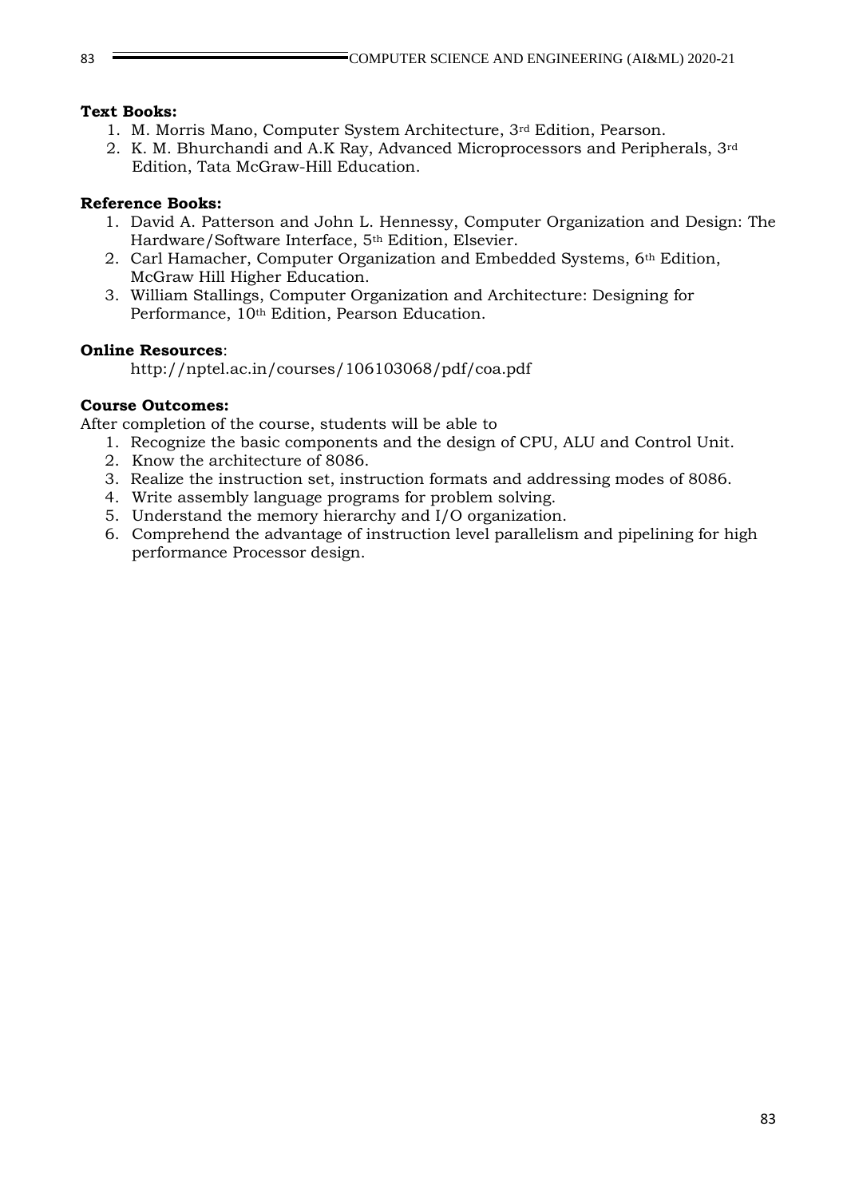**Text Books:**

1. M. Morris Mano, Computer System Architecture, 3rd Edition, Pearson.
2. K. M. Bhurchandi and A.K Ray, Advanced Microprocessors and Peripherals, 3rd Edition, Tata McGraw-Hill Education.

**Reference Books:**

1. David A. Patterson and John L. Hennessy, Computer Organization and Design: The Hardware/Software Interface, 5th Edition, Elsevier.
2. Carl Hamacher, Computer Organization and Embedded Systems, 6th Edition, McGraw Hill Higher Education.
3. William Stallings, Computer Organization and Architecture: Designing for Performance, 10th Edition, Pearson Education.

**Online Resources**:

http://nptel.ac.in/courses/106103068/pdf/coa.pdf

**Course Outcomes:**

After completion of the course, students will be able to

1. Recognize the basic components and the design of CPU, ALU and Control Unit.
2. Know the architecture of 8086.
3. Realize the instruction set, instruction formats and addressing modes of 8086.
4. Write assembly language programs for problem solving.
5. Understand the memory hierarchy and I/O organization.
6. Comprehend the advantage of instruction level parallelism and pipelining for high performance Processor design.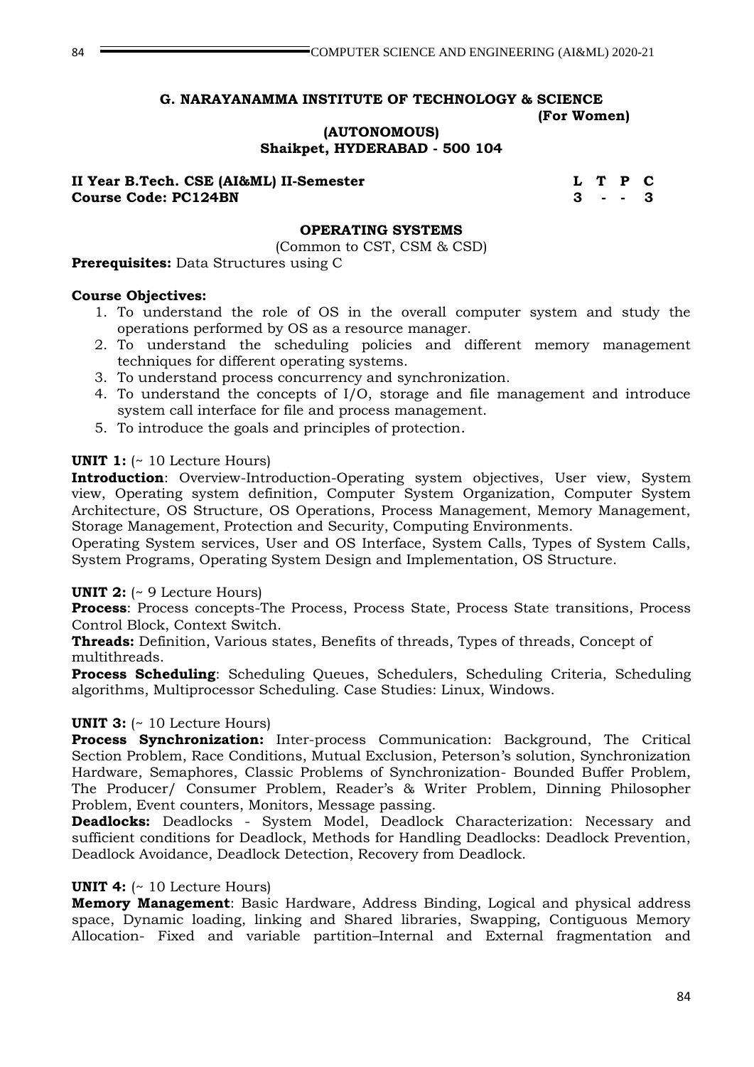**G. NARAYANAMMA INSTITUTE OF TECHNOLOGY & SCIENCE**
**(For Women)**
**(AUTONOMOUS)**
**Shaikpet, HYDERABAD - 500 104**

**II Year B.Tech. CSE (AI&ML) II-Semester**
**Course Code: PC124BN**

| L | T | P | C |
|---|---|---|---|
| 3 | - | - | 3 |

## OPERATING SYSTEMS

(Common to CST, CSM & CSD)

**Prerequisites:** Data Structures using C

**Course Objectives:**

1. To understand the role of OS in the overall computer system and study the operations performed by OS as a resource manager.
2. To understand the scheduling policies and different memory management techniques for different operating systems.
3. To understand process concurrency and synchronization.
4. To understand the concepts of I/O, storage and file management and introduce system call interface for file and process management.
5. To introduce the goals and principles of protection.

**UNIT 1:** (~ 10 Lecture Hours)

**Introduction**: Overview-Introduction-Operating system objectives, User view, System view, Operating system definition, Computer System Organization, Computer System Architecture, OS Structure, OS Operations, Process Management, Memory Management, Storage Management, Protection and Security, Computing Environments.

Operating System services, User and OS Interface, System Calls, Types of System Calls, System Programs, Operating System Design and Implementation, OS Structure.

**UNIT 2:** (~ 9 Lecture Hours)

**Process**: Process concepts-The Process, Process State, Process State transitions, Process Control Block, Context Switch.

**Threads:** Definition, Various states, Benefits of threads, Types of threads, Concept of multithreads.

**Process Scheduling**: Scheduling Queues, Schedulers, Scheduling Criteria, Scheduling algorithms, Multiprocessor Scheduling. Case Studies: Linux, Windows.

**UNIT 3:** (~ 10 Lecture Hours)

**Process Synchronization:** Inter-process Communication: Background, The Critical Section Problem, Race Conditions, Mutual Exclusion, Peterson's solution, Synchronization Hardware, Semaphores, Classic Problems of Synchronization- Bounded Buffer Problem, The Producer/ Consumer Problem, Reader's & Writer Problem, Dinning Philosopher Problem, Event counters, Monitors, Message passing.

**Deadlocks:** Deadlocks - System Model, Deadlock Characterization: Necessary and sufficient conditions for Deadlock, Methods for Handling Deadlocks: Deadlock Prevention, Deadlock Avoidance, Deadlock Detection, Recovery from Deadlock.

**UNIT 4:** (~ 10 Lecture Hours)

**Memory Management**: Basic Hardware, Address Binding, Logical and physical address space, Dynamic loading, linking and Shared libraries, Swapping, Contiguous Memory Allocation- Fixed and variable partition–Internal and External fragmentation and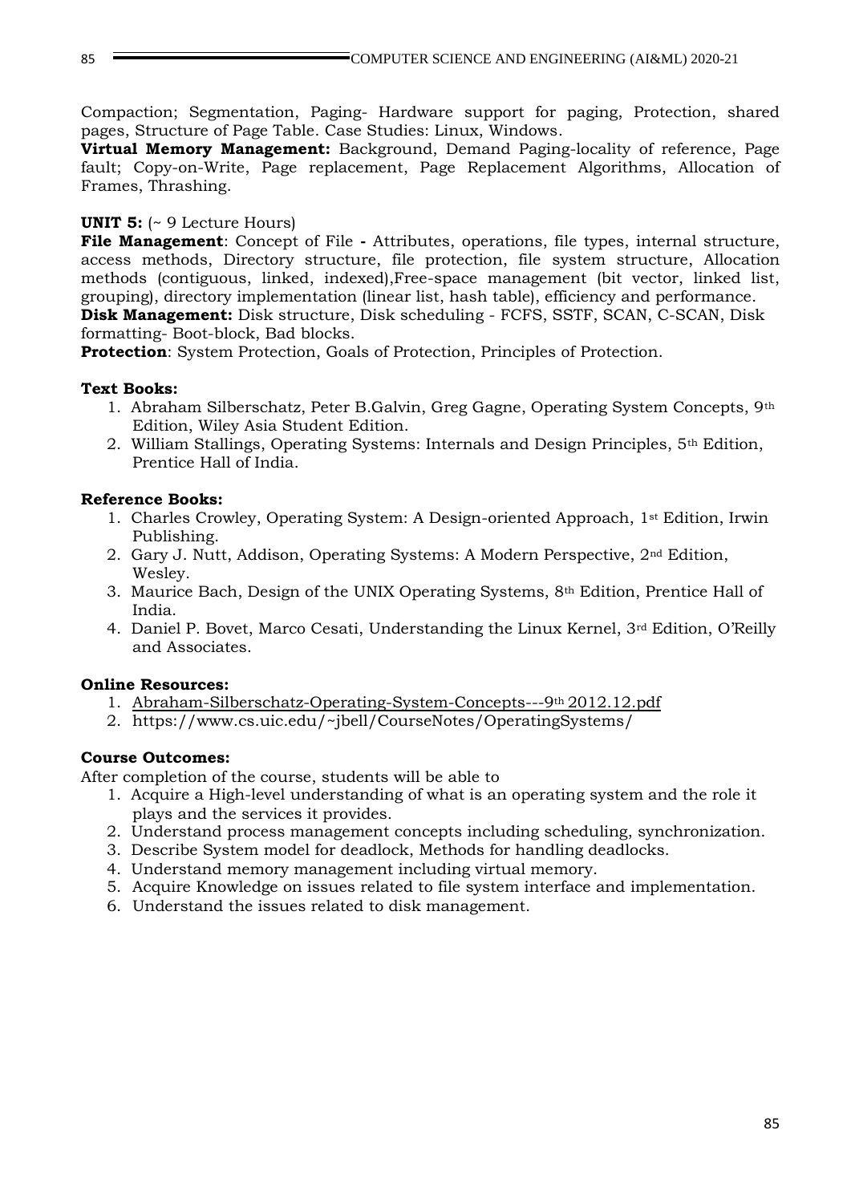Compaction; Segmentation, Paging- Hardware support for paging, Protection, shared pages, Structure of Page Table. Case Studies: Linux, Windows.

**Virtual Memory Management:** Background, Demand Paging-locality of reference, Page fault; Copy-on-Write, Page replacement, Page Replacement Algorithms, Allocation of Frames, Thrashing.

**UNIT 5:** (~ 9 Lecture Hours)

**File Management**: Concept of File **-** Attributes, operations, file types, internal structure, access methods, Directory structure, file protection, file system structure, Allocation methods (contiguous, linked, indexed),Free-space management (bit vector, linked list, grouping), directory implementation (linear list, hash table), efficiency and performance.

**Disk Management:** Disk structure, Disk scheduling - FCFS, SSTF, SCAN, C-SCAN, Disk formatting- Boot-block, Bad blocks.

**Protection**: System Protection, Goals of Protection, Principles of Protection.

**Text Books:**

1. Abraham Silberschatz, Peter B.Galvin, Greg Gagne, Operating System Concepts, 9th Edition, Wiley Asia Student Edition.
2. William Stallings, Operating Systems: Internals and Design Principles, 5th Edition, Prentice Hall of India.

**Reference Books:**

1. Charles Crowley, Operating System: A Design-oriented Approach, 1st Edition, Irwin Publishing.
2. Gary J. Nutt, Addison, Operating Systems: A Modern Perspective, 2nd Edition, Wesley.
3. Maurice Bach, Design of the UNIX Operating Systems, 8th Edition, Prentice Hall of India.
4. Daniel P. Bovet, Marco Cesati, Understanding the Linux Kernel, 3rd Edition, O'Reilly and Associates.

**Online Resources:**

1. Abraham-Silberschatz-Operating-System-Concepts---9th 2012.12.pdf
2. https://www.cs.uic.edu/~jbell/CourseNotes/OperatingSystems/

**Course Outcomes:**

After completion of the course, students will be able to

1. Acquire a High-level understanding of what is an operating system and the role it plays and the services it provides.
2. Understand process management concepts including scheduling, synchronization.
3. Describe System model for deadlock, Methods for handling deadlocks.
4. Understand memory management including virtual memory.
5. Acquire Knowledge on issues related to file system interface and implementation.
6. Understand the issues related to disk management.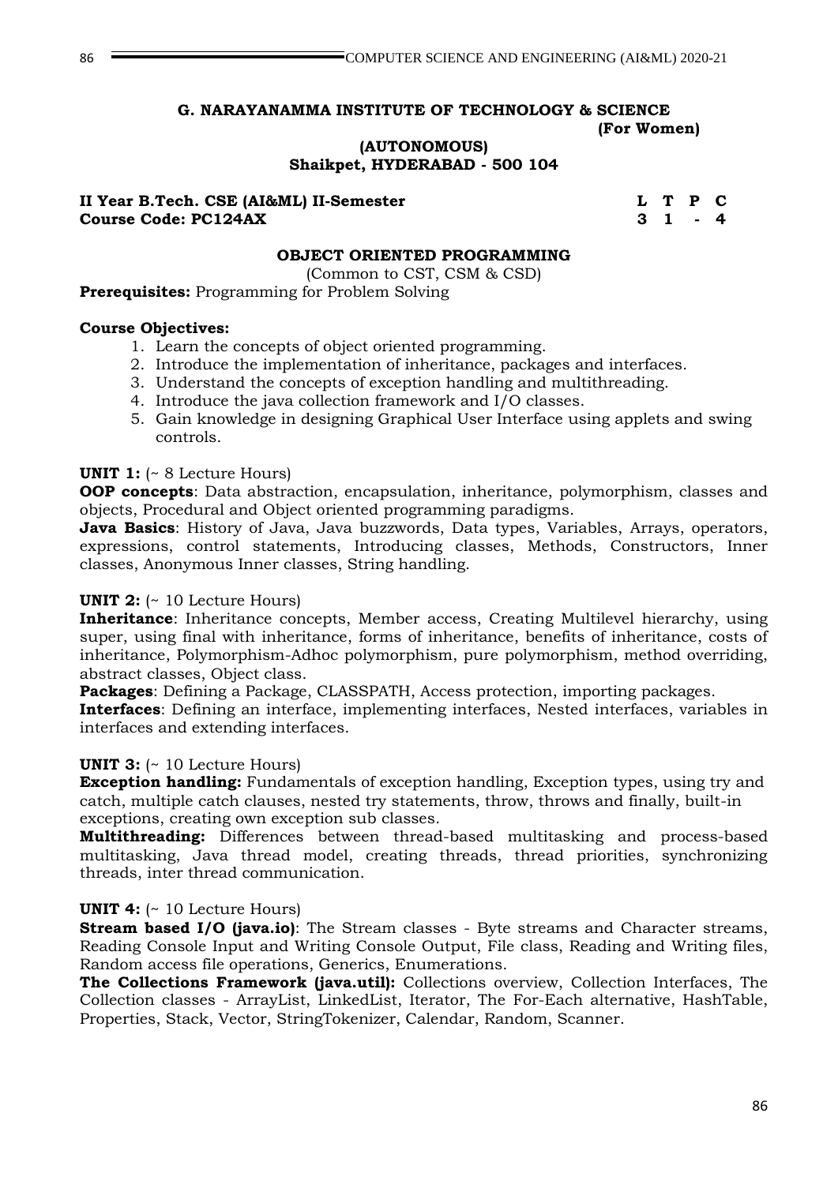**G. NARAYANAMMA INSTITUTE OF TECHNOLOGY & SCIENCE**
**(For Women)**
**(AUTONOMOUS)**
**Shaikpet, HYDERABAD - 500 104**

| **II Year B.Tech. CSE (AI&ML) II-Semester** | **L** | **T** | **P** | **C** |
|---|---|---|---|---|
| **Course Code: PC124AX** | **3** | **1** | **-** | **4** |

## OBJECT ORIENTED PROGRAMMING

(Common to CST, CSM & CSD)

**Prerequisites:** Programming for Problem Solving

**Course Objectives:**

1. Learn the concepts of object oriented programming.
2. Introduce the implementation of inheritance, packages and interfaces.
3. Understand the concepts of exception handling and multithreading.
4. Introduce the java collection framework and I/O classes.
5. Gain knowledge in designing Graphical User Interface using applets and swing controls.

**UNIT 1:** (~ 8 Lecture Hours)

**OOP concepts**: Data abstraction, encapsulation, inheritance, polymorphism, classes and objects, Procedural and Object oriented programming paradigms.

**Java Basics**: History of Java, Java buzzwords, Data types, Variables, Arrays, operators, expressions, control statements, Introducing classes, Methods, Constructors, Inner classes, Anonymous Inner classes, String handling.

**UNIT 2:** (~ 10 Lecture Hours)

**Inheritance**: Inheritance concepts, Member access, Creating Multilevel hierarchy, using super, using final with inheritance, forms of inheritance, benefits of inheritance, costs of inheritance, Polymorphism-Adhoc polymorphism, pure polymorphism, method overriding, abstract classes, Object class.

**Packages**: Defining a Package, CLASSPATH, Access protection, importing packages.

**Interfaces**: Defining an interface, implementing interfaces, Nested interfaces, variables in interfaces and extending interfaces.

**UNIT 3:** (~ 10 Lecture Hours)

**Exception handling:** Fundamentals of exception handling, Exception types, using try and catch, multiple catch clauses, nested try statements, throw, throws and finally, built-in exceptions, creating own exception sub classes.

**Multithreading:** Differences between thread-based multitasking and process-based multitasking, Java thread model, creating threads, thread priorities, synchronizing threads, inter thread communication.

**UNIT 4:** (~ 10 Lecture Hours)

**Stream based I/O (java.io)**: The Stream classes - Byte streams and Character streams, Reading Console Input and Writing Console Output, File class, Reading and Writing files, Random access file operations, Generics, Enumerations.

**The Collections Framework (java.util):** Collections overview, Collection Interfaces, The Collection classes - ArrayList, LinkedList, Iterator, The For-Each alternative, HashTable, Properties, Stack, Vector, StringTokenizer, Calendar, Random, Scanner.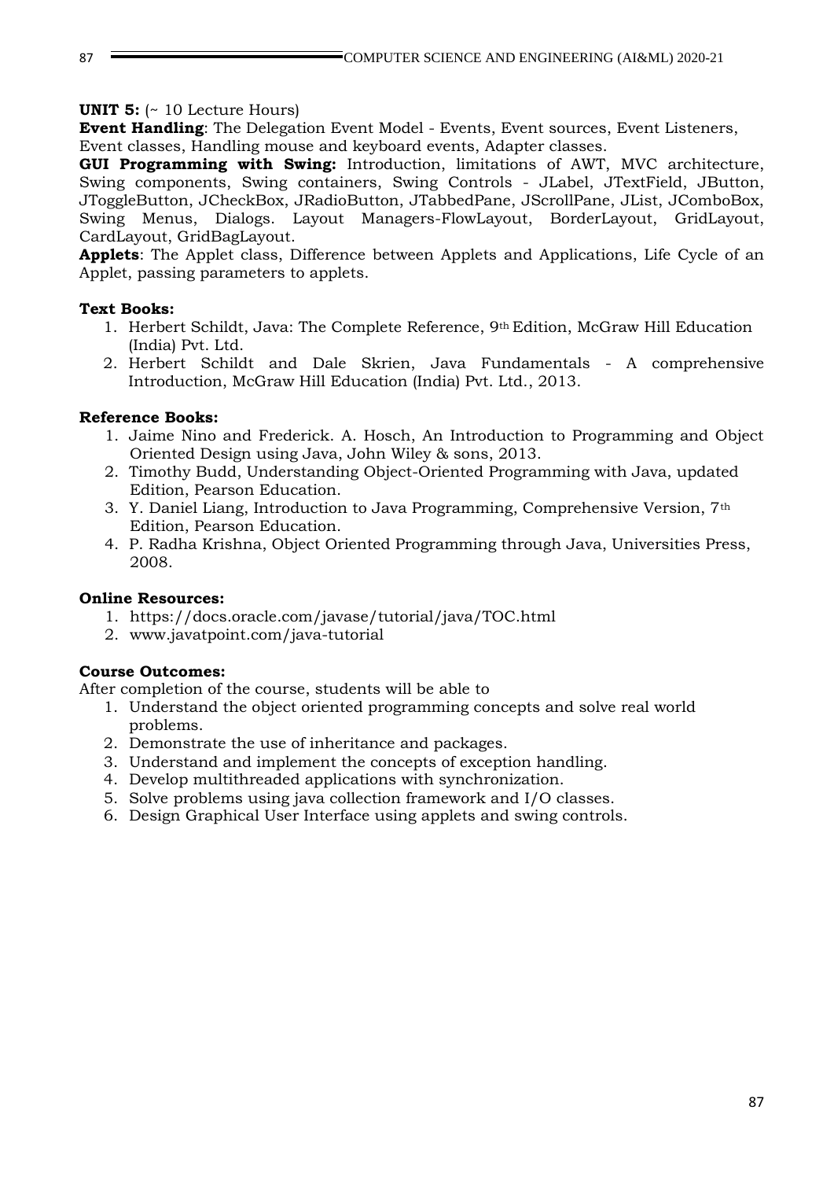**UNIT 5:** (~ 10 Lecture Hours)

**Event Handling**: The Delegation Event Model - Events, Event sources, Event Listeners, Event classes, Handling mouse and keyboard events, Adapter classes.

**GUI Programming with Swing:** Introduction, limitations of AWT, MVC architecture, Swing components, Swing containers, Swing Controls - JLabel, JTextField, JButton, JToggleButton, JCheckBox, JRadioButton, JTabbedPane, JScrollPane, JList, JComboBox, Swing Menus, Dialogs. Layout Managers-FlowLayout, BorderLayout, GridLayout, CardLayout, GridBagLayout.

**Applets**: The Applet class, Difference between Applets and Applications, Life Cycle of an Applet, passing parameters to applets.

**Text Books:**

1. Herbert Schildt, Java: The Complete Reference, 9th Edition, McGraw Hill Education (India) Pvt. Ltd.
2. Herbert Schildt and Dale Skrien, Java Fundamentals - A comprehensive Introduction, McGraw Hill Education (India) Pvt. Ltd., 2013.

**Reference Books:**

1. Jaime Nino and Frederick. A. Hosch, An Introduction to Programming and Object Oriented Design using Java, John Wiley & sons, 2013.
2. Timothy Budd, Understanding Object-Oriented Programming with Java, updated Edition, Pearson Education.
3. Y. Daniel Liang, Introduction to Java Programming, Comprehensive Version, 7th Edition, Pearson Education.
4. P. Radha Krishna, Object Oriented Programming through Java, Universities Press, 2008.

**Online Resources:**

1. https://docs.oracle.com/javase/tutorial/java/TOC.html
2. www.javatpoint.com/java-tutorial

**Course Outcomes:**

After completion of the course, students will be able to

1. Understand the object oriented programming concepts and solve real world problems.
2. Demonstrate the use of inheritance and packages.
3. Understand and implement the concepts of exception handling.
4. Develop multithreaded applications with synchronization.
5. Solve problems using java collection framework and I/O classes.
6. Design Graphical User Interface using applets and swing controls.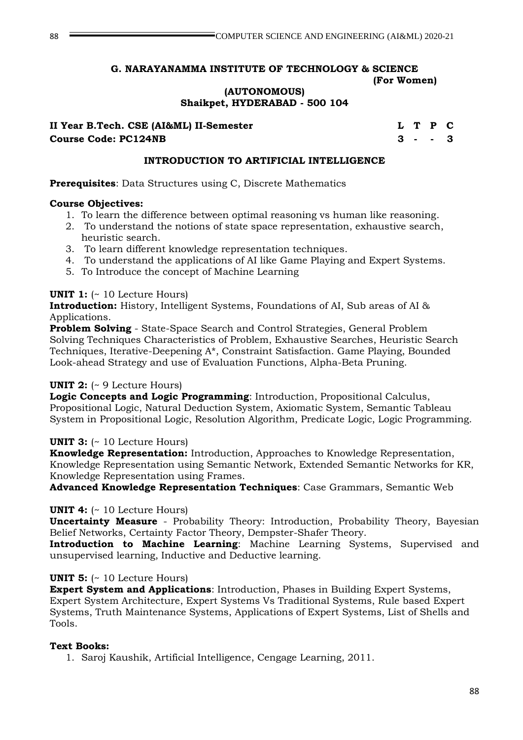**G. NARAYANAMMA INSTITUTE OF TECHNOLOGY & SCIENCE**
**(For Women)**
**(AUTONOMOUS)**
**Shaikpet, HYDERABAD - 500 104**

| **II Year B.Tech. CSE (AI&ML) II-Semester** | **L** | **T** | **P** | **C** |
|---|---|---|---|---|
| **Course Code: PC124NB** | **3** | **-** | **-** | **3** |

## INTRODUCTION TO ARTIFICIAL INTELLIGENCE

**Prerequisites**: Data Structures using C, Discrete Mathematics

**Course Objectives:**

1. To learn the difference between optimal reasoning vs human like reasoning.
2. To understand the notions of state space representation, exhaustive search, heuristic search.
3. To learn different knowledge representation techniques.
4. To understand the applications of AI like Game Playing and Expert Systems.
5. To Introduce the concept of Machine Learning

**UNIT 1:** (~ 10 Lecture Hours)
**Introduction:** History, Intelligent Systems, Foundations of AI, Sub areas of AI & Applications.
**Problem Solving** - State-Space Search and Control Strategies, General Problem Solving Techniques Characteristics of Problem, Exhaustive Searches, Heuristic Search Techniques, Iterative-Deepening A*, Constraint Satisfaction. Game Playing, Bounded Look-ahead Strategy and use of Evaluation Functions, Alpha-Beta Pruning.

**UNIT 2:** (~ 9 Lecture Hours)
**Logic Concepts and Logic Programming**: Introduction, Propositional Calculus, Propositional Logic, Natural Deduction System, Axiomatic System, Semantic Tableau System in Propositional Logic, Resolution Algorithm, Predicate Logic, Logic Programming.

**UNIT 3:** (~ 10 Lecture Hours)
**Knowledge Representation:** Introduction, Approaches to Knowledge Representation, Knowledge Representation using Semantic Network, Extended Semantic Networks for KR, Knowledge Representation using Frames.
**Advanced Knowledge Representation Techniques**: Case Grammars, Semantic Web

**UNIT 4:** (~ 10 Lecture Hours)
**Uncertainty Measure** - Probability Theory: Introduction, Probability Theory, Bayesian Belief Networks, Certainty Factor Theory, Dempster-Shafer Theory.
**Introduction to Machine Learning**: Machine Learning Systems, Supervised and unsupervised learning, Inductive and Deductive learning.

**UNIT 5:** (~ 10 Lecture Hours)
**Expert System and Applications**: Introduction, Phases in Building Expert Systems, Expert System Architecture, Expert Systems Vs Traditional Systems, Rule based Expert Systems, Truth Maintenance Systems, Applications of Expert Systems, List of Shells and Tools.

**Text Books:**

1. Saroj Kaushik, Artificial Intelligence, Cengage Learning, 2011.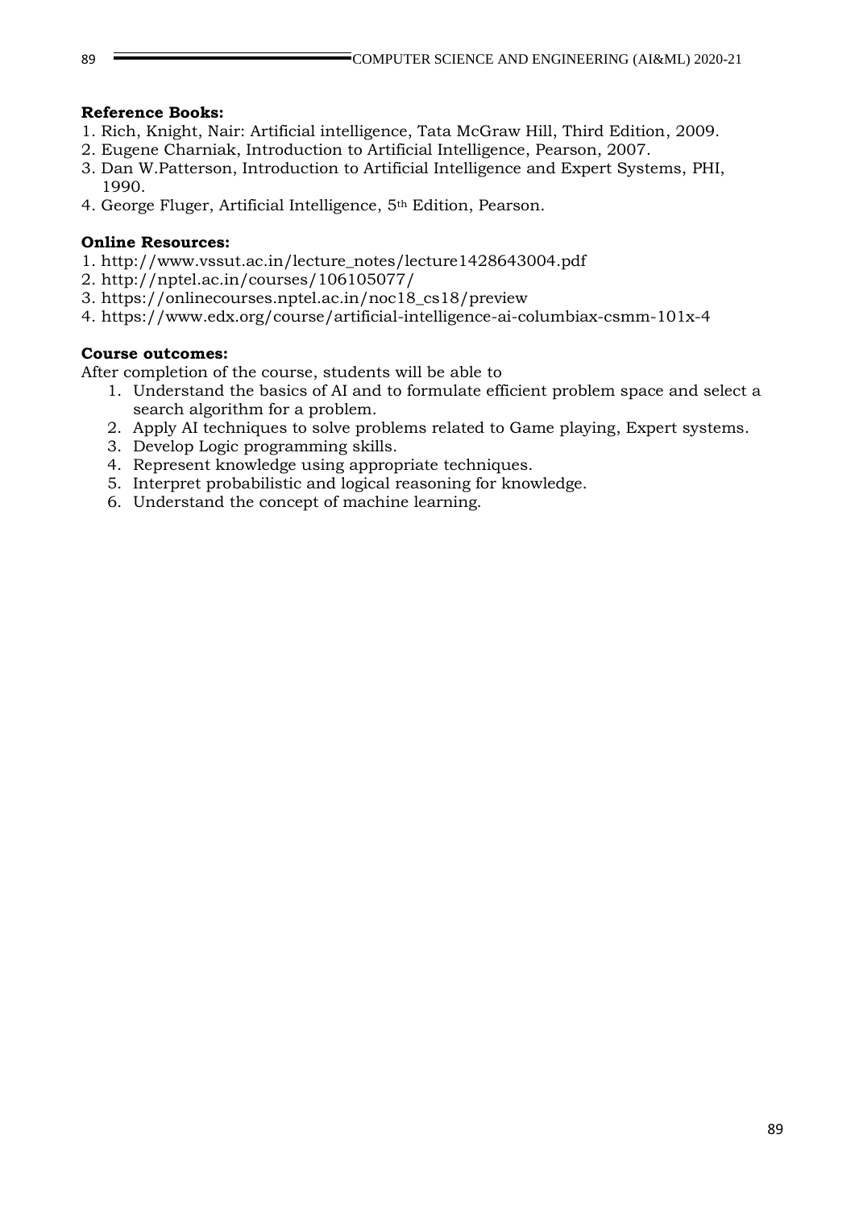**Reference Books:**

1. Rich, Knight, Nair: Artificial intelligence, Tata McGraw Hill, Third Edition, 2009.
2. Eugene Charniak, Introduction to Artificial Intelligence, Pearson, 2007.
3. Dan W.Patterson, Introduction to Artificial Intelligence and Expert Systems, PHI, 1990.
4. George Fluger, Artificial Intelligence, 5th Edition, Pearson.

**Online Resources:**

1. http://www.vssut.ac.in/lecture_notes/lecture1428643004.pdf
2. http://nptel.ac.in/courses/106105077/
3. https://onlinecourses.nptel.ac.in/noc18_cs18/preview
4. https://www.edx.org/course/artificial-intelligence-ai-columbiax-csmm-101x-4

**Course outcomes:**

After completion of the course, students will be able to

1. Understand the basics of AI and to formulate efficient problem space and select a search algorithm for a problem.
2. Apply AI techniques to solve problems related to Game playing, Expert systems.
3. Develop Logic programming skills.
4. Represent knowledge using appropriate techniques.
5. Interpret probabilistic and logical reasoning for knowledge.
6. Understand the concept of machine learning.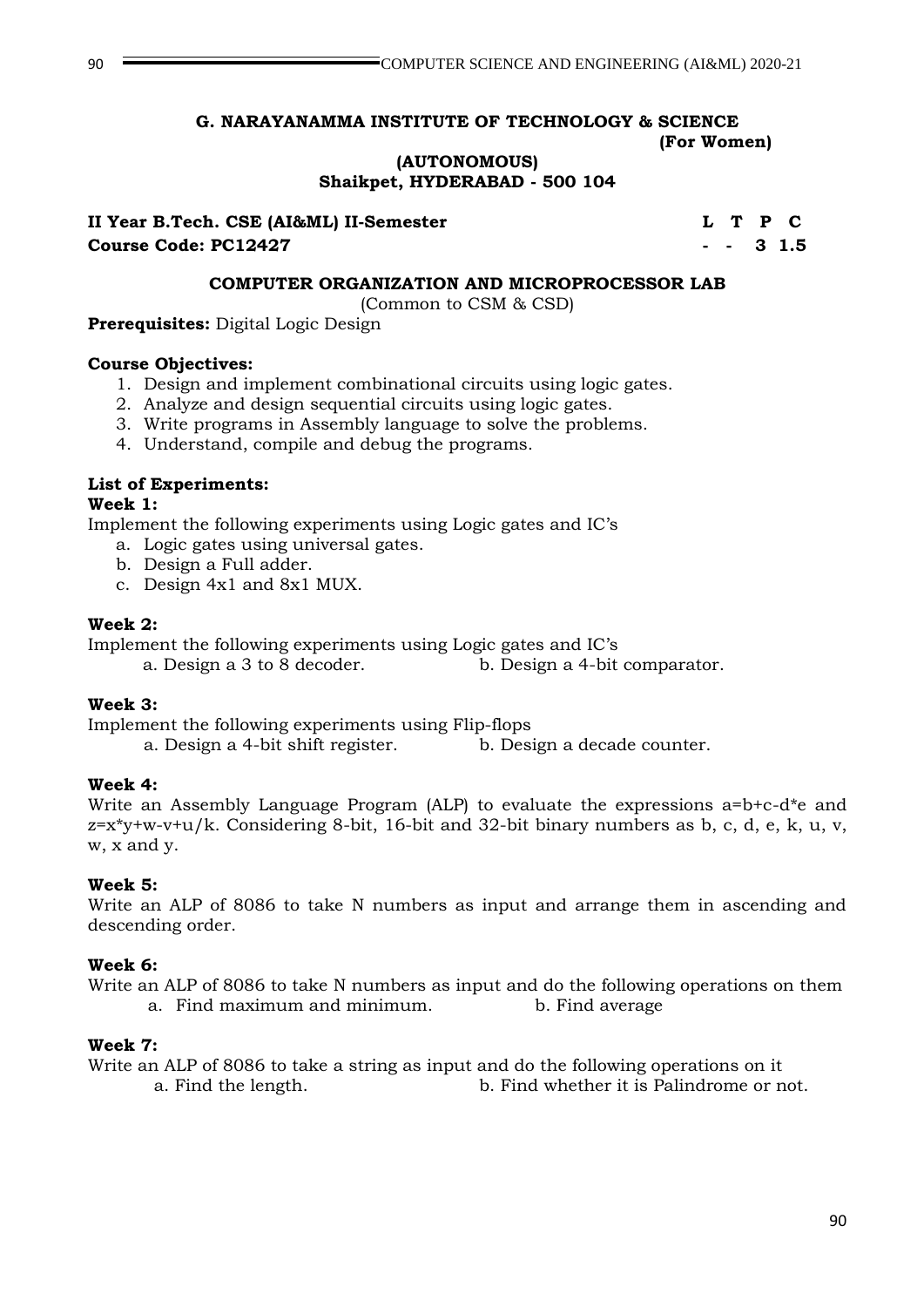**G. NARAYANAMMA INSTITUTE OF TECHNOLOGY & SCIENCE**
**(For Women)**
**(AUTONOMOUS)**
**Shaikpet, HYDERABAD - 500 104**

| **II Year B.Tech. CSE (AI&ML) II-Semester** | **L** | **T** | **P** | **C** |
|---|---|---|---|---|
| **Course Code: PC12427** | **-** | **-** | **3** | **1.5** |

## COMPUTER ORGANIZATION AND MICROPROCESSOR LAB

(Common to CSM & CSD)

**Prerequisites:** Digital Logic Design

**Course Objectives:**

1. Design and implement combinational circuits using logic gates.
2. Analyze and design sequential circuits using logic gates.
3. Write programs in Assembly language to solve the problems.
4. Understand, compile and debug the programs.

**List of Experiments:**

**Week 1:**

Implement the following experiments using Logic gates and IC's

a. Logic gates using universal gates.
b. Design a Full adder.
c. Design 4x1 and 8x1 MUX.

**Week 2:**

Implement the following experiments using Logic gates and IC's

a. Design a 3 to 8 decoder.
b. Design a 4-bit comparator.

**Week 3:**

Implement the following experiments using Flip-flops

a. Design a 4-bit shift register.
b. Design a decade counter.

**Week 4:**

Write an Assembly Language Program (ALP) to evaluate the expressions a=b+c-d*e and z=x*y+w-v+u/k. Considering 8-bit, 16-bit and 32-bit binary numbers as b, c, d, e, k, u, v, w, x and y.

**Week 5:**

Write an ALP of 8086 to take N numbers as input and arrange them in ascending and descending order.

**Week 6:**

Write an ALP of 8086 to take N numbers as input and do the following operations on them

a. Find maximum and minimum.
b. Find average

**Week 7:**

Write an ALP of 8086 to take a string as input and do the following operations on it

a. Find the length.
b. Find whether it is Palindrome or not.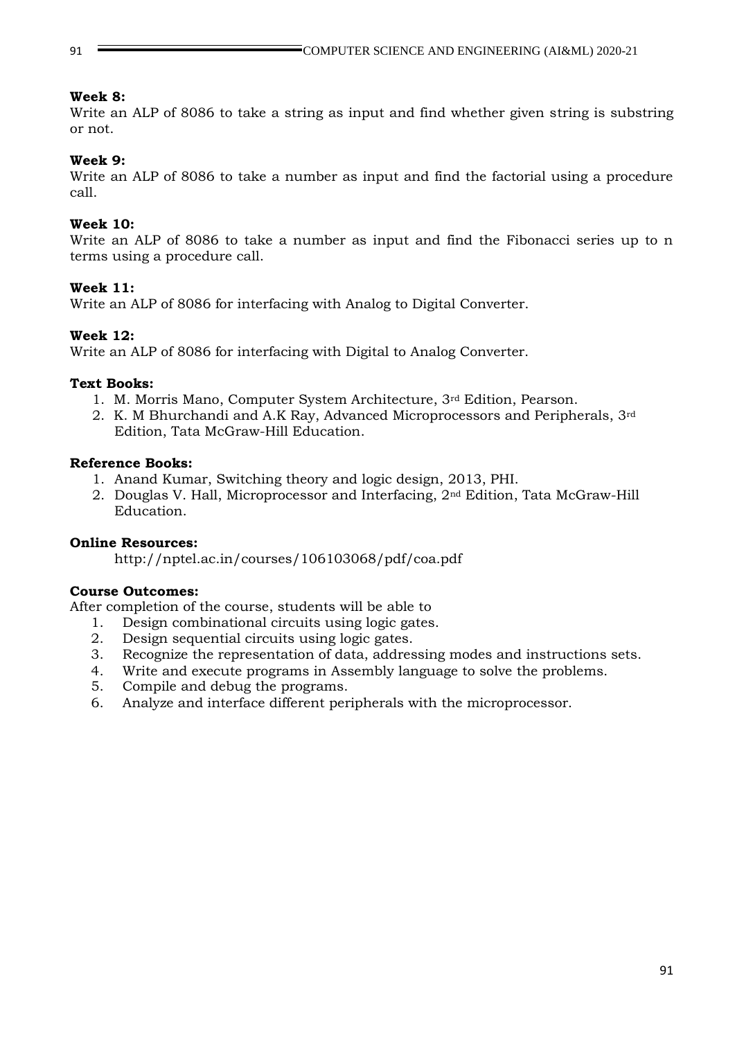**Week 8:**
Write an ALP of 8086 to take a string as input and find whether given string is substring or not.

**Week 9:**
Write an ALP of 8086 to take a number as input and find the factorial using a procedure call.

**Week 10:**
Write an ALP of 8086 to take a number as input and find the Fibonacci series up to n terms using a procedure call.

**Week 11:**
Write an ALP of 8086 for interfacing with Analog to Digital Converter.

**Week 12:**
Write an ALP of 8086 for interfacing with Digital to Analog Converter.

**Text Books:**

1. M. Morris Mano, Computer System Architecture, 3rd Edition, Pearson.
2. K. M Bhurchandi and A.K Ray, Advanced Microprocessors and Peripherals, 3rd Edition, Tata McGraw-Hill Education.

**Reference Books:**

1. Anand Kumar, Switching theory and logic design, 2013, PHI.
2. Douglas V. Hall, Microprocessor and Interfacing, 2nd Edition, Tata McGraw-Hill Education.

**Online Resources:**

http://nptel.ac.in/courses/106103068/pdf/coa.pdf

**Course Outcomes:**
After completion of the course, students will be able to

1. Design combinational circuits using logic gates.
2. Design sequential circuits using logic gates.
3. Recognize the representation of data, addressing modes and instructions sets.
4. Write and execute programs in Assembly language to solve the problems.
5. Compile and debug the programs.
6. Analyze and interface different peripherals with the microprocessor.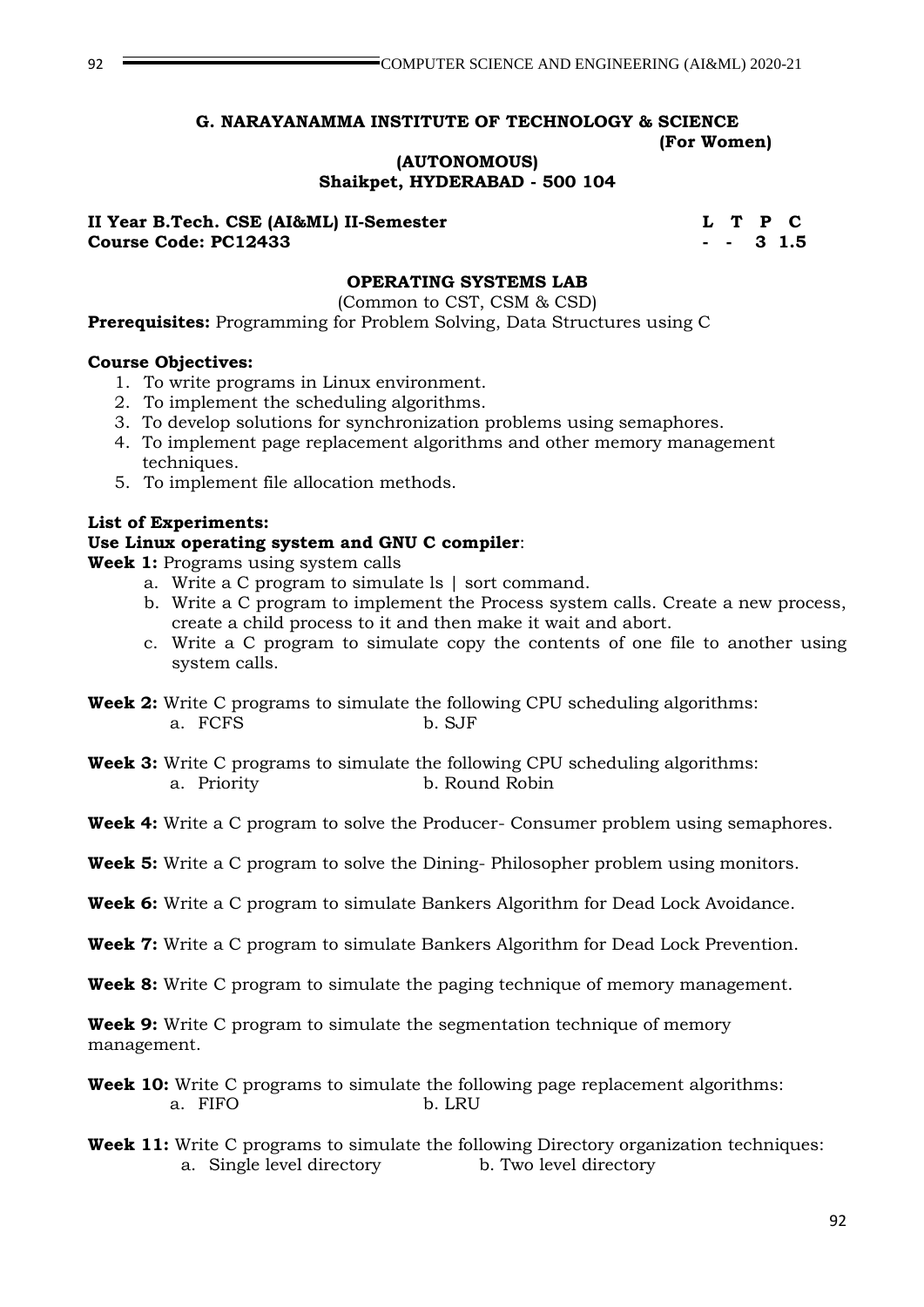**G. NARAYANAMMA INSTITUTE OF TECHNOLOGY & SCIENCE**
**(For Women)**
**(AUTONOMOUS)**
**Shaikpet, HYDERABAD - 500 104**

**II Year B.Tech. CSE (AI&ML) II-Semester** **L T P C**
**Course Code: PC12433** **- - 3 1.5**

## OPERATING SYSTEMS LAB

(Common to CST, CSM & CSD)

**Prerequisites:** Programming for Problem Solving, Data Structures using C

**Course Objectives:**

1. To write programs in Linux environment.
2. To implement the scheduling algorithms.
3. To develop solutions for synchronization problems using semaphores.
4. To implement page replacement algorithms and other memory management techniques.
5. To implement file allocation methods.

**List of Experiments:**

**Use Linux operating system and GNU C compiler**:

**Week 1:** Programs using system calls

a. Write a C program to simulate ls | sort command.
b. Write a C program to implement the Process system calls. Create a new process, create a child process to it and then make it wait and abort.
c. Write a C program to simulate copy the contents of one file to another using system calls.

**Week 2:** Write C programs to simulate the following CPU scheduling algorithms:
a. FCFS b. SJF

**Week 3:** Write C programs to simulate the following CPU scheduling algorithms:
a. Priority b. Round Robin

**Week 4:** Write a C program to solve the Producer- Consumer problem using semaphores.

**Week 5:** Write a C program to solve the Dining- Philosopher problem using monitors.

**Week 6:** Write a C program to simulate Bankers Algorithm for Dead Lock Avoidance.

**Week 7:** Write a C program to simulate Bankers Algorithm for Dead Lock Prevention.

**Week 8:** Write C program to simulate the paging technique of memory management.

**Week 9:** Write C program to simulate the segmentation technique of memory management.

**Week 10:** Write C programs to simulate the following page replacement algorithms:
a. FIFO b. LRU

**Week 11:** Write C programs to simulate the following Directory organization techniques:
a. Single level directory b. Two level directory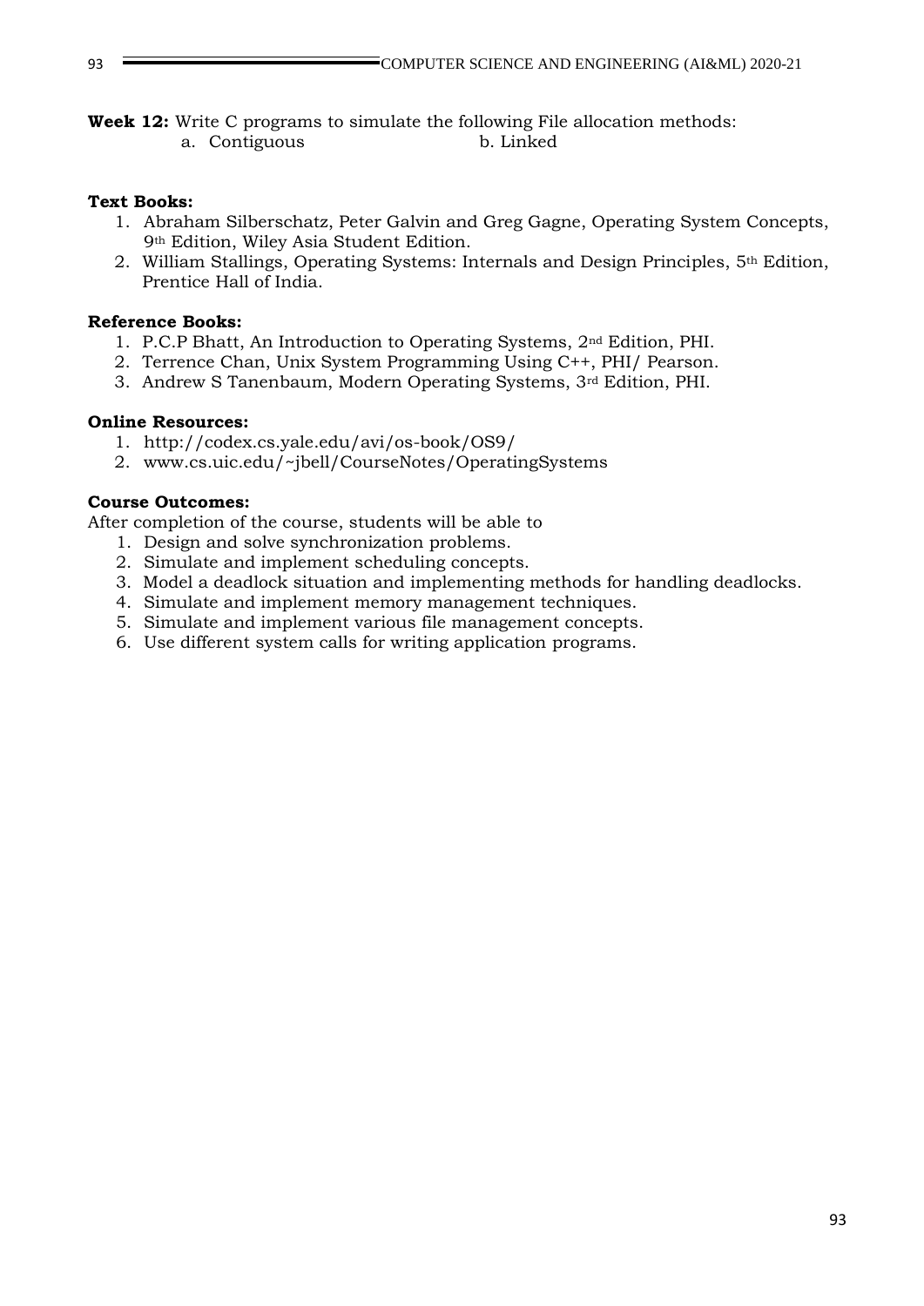**Week 12:** Write C programs to simulate the following File allocation methods:

a. Contiguous b. Linked

**Text Books:**

1. Abraham Silberschatz, Peter Galvin and Greg Gagne, Operating System Concepts, 9th Edition, Wiley Asia Student Edition.
2. William Stallings, Operating Systems: Internals and Design Principles, 5th Edition, Prentice Hall of India.

**Reference Books:**

1. P.C.P Bhatt, An Introduction to Operating Systems, 2nd Edition, PHI.
2. Terrence Chan, Unix System Programming Using C++, PHI/ Pearson.
3. Andrew S Tanenbaum, Modern Operating Systems, 3rd Edition, PHI.

**Online Resources:**

1. http://codex.cs.yale.edu/avi/os-book/OS9/
2. www.cs.uic.edu/~jbell/CourseNotes/OperatingSystems

**Course Outcomes:**

After completion of the course, students will be able to

1. Design and solve synchronization problems.
2. Simulate and implement scheduling concepts.
3. Model a deadlock situation and implementing methods for handling deadlocks.
4. Simulate and implement memory management techniques.
5. Simulate and implement various file management concepts.
6. Use different system calls for writing application programs.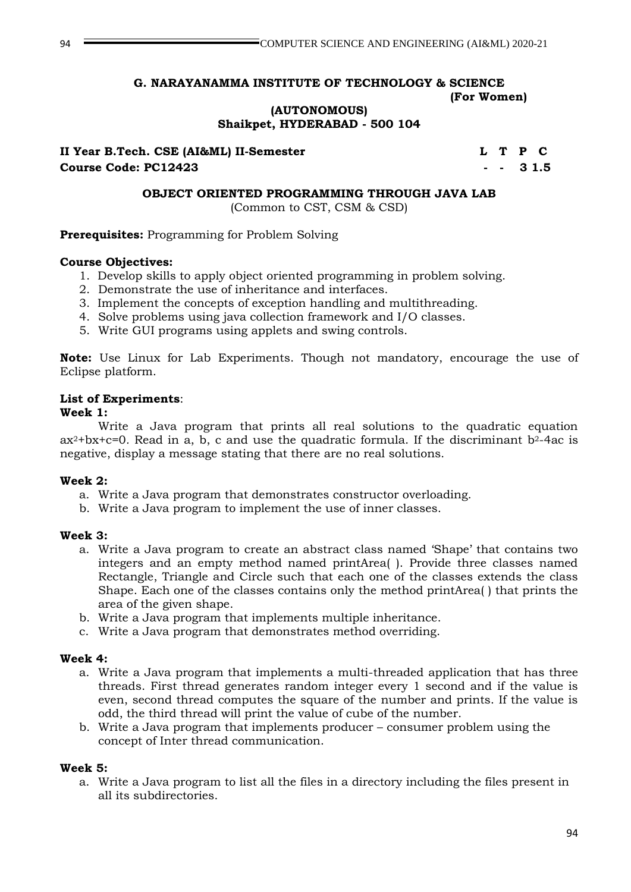**G. NARAYANAMMA INSTITUTE OF TECHNOLOGY & SCIENCE**
**(For Women)**
**(AUTONOMOUS)**
**Shaikpet, HYDERABAD - 500 104**

| **II Year B.Tech. CSE (AI&ML) II-Semester** | **L** | **T** | **P** | **C** |
|---|---|---|---|---|
| **Course Code: PC12423** | **-** | **-** | **3** | **1.5** |

**OBJECT ORIENTED PROGRAMMING THROUGH JAVA LAB**
(Common to CST, CSM & CSD)

**Prerequisites:** Programming for Problem Solving

**Course Objectives:**

1. Develop skills to apply object oriented programming in problem solving.
2. Demonstrate the use of inheritance and interfaces.
3. Implement the concepts of exception handling and multithreading.
4. Solve problems using java collection framework and I/O classes.
5. Write GUI programs using applets and swing controls.

**Note:** Use Linux for Lab Experiments. Though not mandatory, encourage the use of Eclipse platform.

**List of Experiments**:

**Week 1:**

Write a Java program that prints all real solutions to the quadratic equation $ax^2+bx+c=0$. Read in a, b, c and use the quadratic formula. If the discriminant $b^2-4ac$ is negative, display a message stating that there are no real solutions.

**Week 2:**

a. Write a Java program that demonstrates constructor overloading.
b. Write a Java program to implement the use of inner classes.

**Week 3:**

a. Write a Java program to create an abstract class named 'Shape' that contains two integers and an empty method named printArea( ). Provide three classes named Rectangle, Triangle and Circle such that each one of the classes extends the class Shape. Each one of the classes contains only the method printArea( ) that prints the area of the given shape.
b. Write a Java program that implements multiple inheritance.
c. Write a Java program that demonstrates method overriding.

**Week 4:**

a. Write a Java program that implements a multi-threaded application that has three threads. First thread generates random integer every 1 second and if the value is even, second thread computes the square of the number and prints. If the value is odd, the third thread will print the value of cube of the number.
b. Write a Java program that implements producer – consumer problem using the concept of Inter thread communication.

**Week 5:**

a. Write a Java program to list all the files in a directory including the files present in all its subdirectories.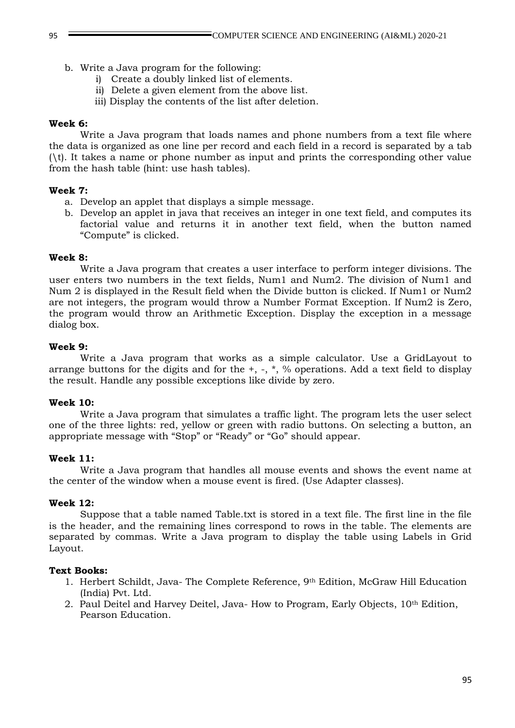b. Write a Java program for the following:
   i) Create a doubly linked list of elements.
   ii) Delete a given element from the above list.
   iii) Display the contents of the list after deletion.

**Week 6:**

Write a Java program that loads names and phone numbers from a text file where the data is organized as one line per record and each field in a record is separated by a tab (\t). It takes a name or phone number as input and prints the corresponding other value from the hash table (hint: use hash tables).

**Week 7:**

a. Develop an applet that displays a simple message.
b. Develop an applet in java that receives an integer in one text field, and computes its factorial value and returns it in another text field, when the button named "Compute" is clicked.

**Week 8:**

Write a Java program that creates a user interface to perform integer divisions. The user enters two numbers in the text fields, Num1 and Num2. The division of Num1 and Num 2 is displayed in the Result field when the Divide button is clicked. If Num1 or Num2 are not integers, the program would throw a Number Format Exception. If Num2 is Zero, the program would throw an Arithmetic Exception. Display the exception in a message dialog box.

**Week 9:**

Write a Java program that works as a simple calculator. Use a GridLayout to arrange buttons for the digits and for the +, -, *, % operations. Add a text field to display the result. Handle any possible exceptions like divide by zero.

**Week 10:**

Write a Java program that simulates a traffic light. The program lets the user select one of the three lights: red, yellow or green with radio buttons. On selecting a button, an appropriate message with "Stop" or "Ready" or "Go" should appear.

**Week 11:**

Write a Java program that handles all mouse events and shows the event name at the center of the window when a mouse event is fired. (Use Adapter classes).

**Week 12:**

Suppose that a table named Table.txt is stored in a text file. The first line in the file is the header, and the remaining lines correspond to rows in the table. The elements are separated by commas. Write a Java program to display the table using Labels in Grid Layout.

**Text Books:**

1. Herbert Schildt, Java- The Complete Reference, 9th Edition, McGraw Hill Education (India) Pvt. Ltd.
2. Paul Deitel and Harvey Deitel, Java- How to Program, Early Objects, 10th Edition, Pearson Education.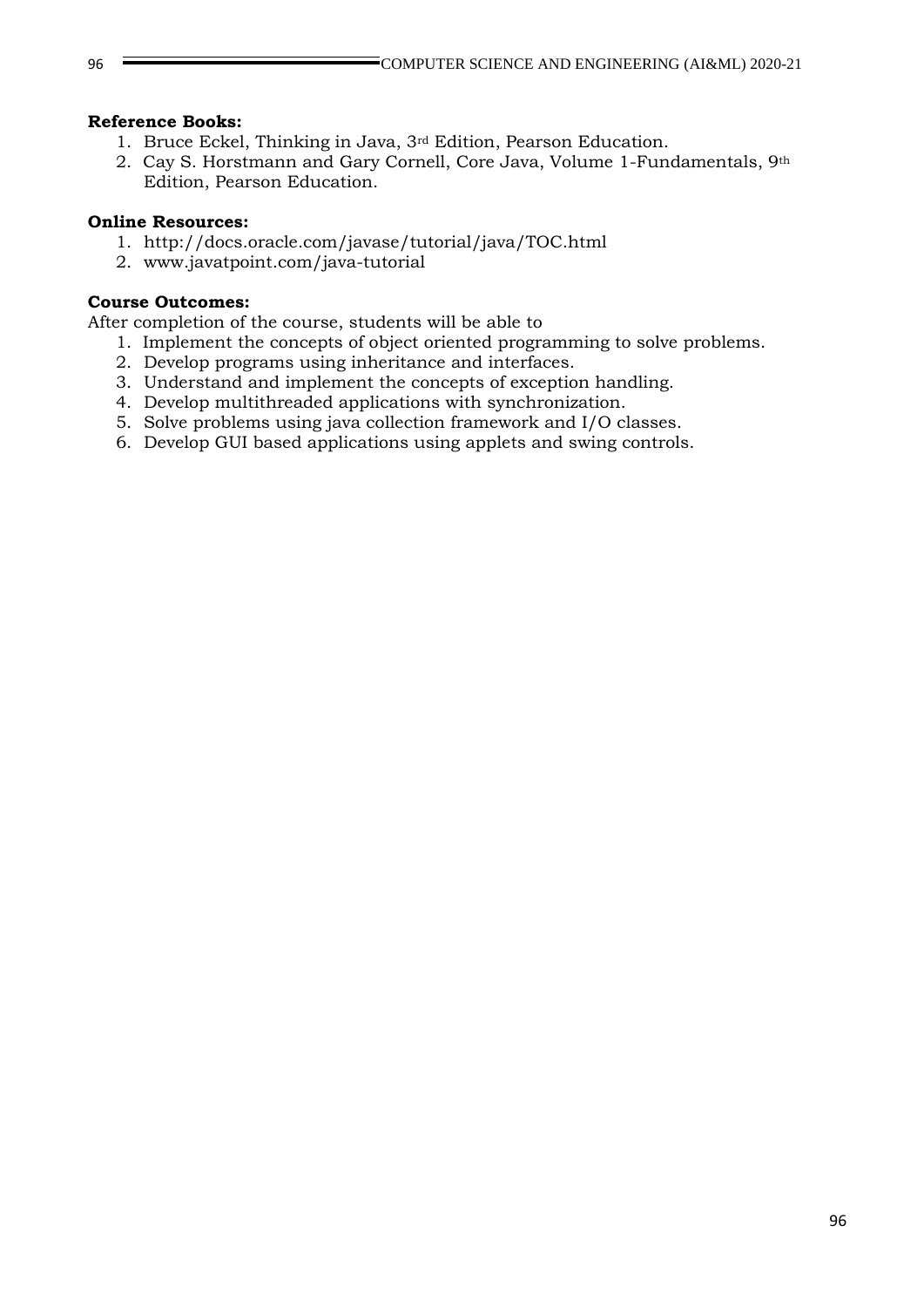**Reference Books:**

1. Bruce Eckel, Thinking in Java, 3rd Edition, Pearson Education.
2. Cay S. Horstmann and Gary Cornell, Core Java, Volume 1-Fundamentals, 9th Edition, Pearson Education.

**Online Resources:**

1. http://docs.oracle.com/javase/tutorial/java/TOC.html
2. www.javatpoint.com/java-tutorial

**Course Outcomes:**

After completion of the course, students will be able to

1. Implement the concepts of object oriented programming to solve problems.
2. Develop programs using inheritance and interfaces.
3. Understand and implement the concepts of exception handling.
4. Develop multithreaded applications with synchronization.
5. Solve problems using java collection framework and I/O classes.
6. Develop GUI based applications using applets and swing controls.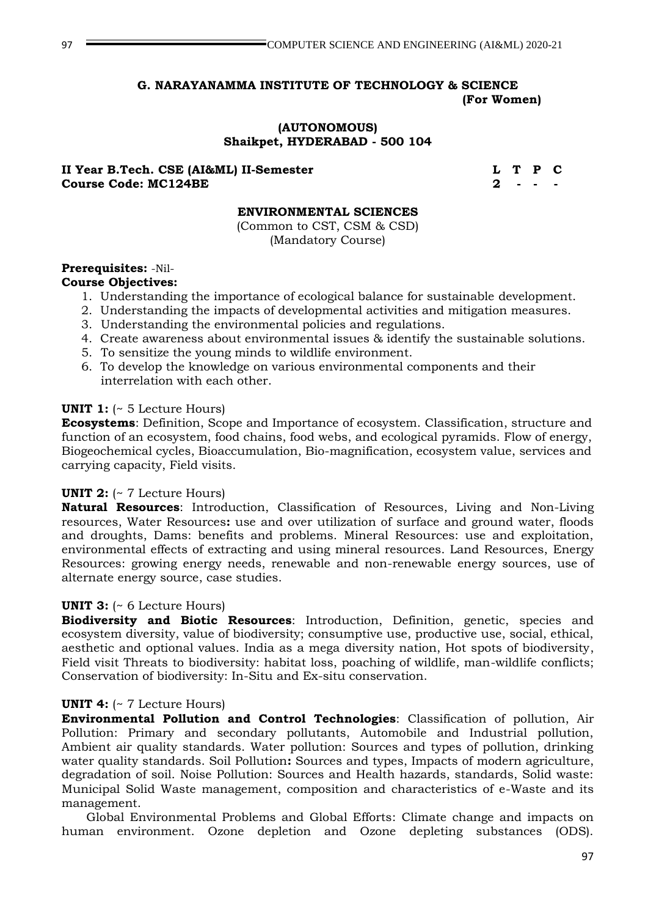**G. NARAYANAMMA INSTITUTE OF TECHNOLOGY & SCIENCE**
**(For Women)**

**(AUTONOMOUS)**
**Shaikpet, HYDERABAD - 500 104**

**II Year B.Tech. CSE (AI&ML) II-Semester**
**Course Code: MC124BE**

| L | T | P | C |
|---|---|---|---|
| 2 | - | - | - |

## ENVIRONMENTAL SCIENCES

(Common to CST, CSM & CSD)
(Mandatory Course)

**Prerequisites:** -Nil-

**Course Objectives:**

1. Understanding the importance of ecological balance for sustainable development.
2. Understanding the impacts of developmental activities and mitigation measures.
3. Understanding the environmental policies and regulations.
4. Create awareness about environmental issues & identify the sustainable solutions.
5. To sensitize the young minds to wildlife environment.
6. To develop the knowledge on various environmental components and their interrelation with each other.

**UNIT 1:** (~ 5 Lecture Hours)

**Ecosystems**: Definition, Scope and Importance of ecosystem. Classification, structure and function of an ecosystem, food chains, food webs, and ecological pyramids. Flow of energy, Biogeochemical cycles, Bioaccumulation, Bio-magnification, ecosystem value, services and carrying capacity, Field visits.

**UNIT 2:** (~ 7 Lecture Hours)

**Natural Resources**: Introduction, Classification of Resources, Living and Non-Living resources, Water Resources**:** use and over utilization of surface and ground water, floods and droughts, Dams: benefits and problems. Mineral Resources: use and exploitation, environmental effects of extracting and using mineral resources. Land Resources, Energy Resources: growing energy needs, renewable and non-renewable energy sources, use of alternate energy source, case studies.

**UNIT 3:** (~ 6 Lecture Hours)

**Biodiversity and Biotic Resources**: Introduction, Definition, genetic, species and ecosystem diversity, value of biodiversity; consumptive use, productive use, social, ethical, aesthetic and optional values. India as a mega diversity nation, Hot spots of biodiversity, Field visit Threats to biodiversity: habitat loss, poaching of wildlife, man-wildlife conflicts; Conservation of biodiversity: In-Situ and Ex-situ conservation.

**UNIT 4:** (~ 7 Lecture Hours)

**Environmental Pollution and Control Technologies**: Classification of pollution, Air Pollution: Primary and secondary pollutants, Automobile and Industrial pollution, Ambient air quality standards. Water pollution: Sources and types of pollution, drinking water quality standards. Soil Pollution**:** Sources and types, Impacts of modern agriculture, degradation of soil. Noise Pollution: Sources and Health hazards, standards, Solid waste: Municipal Solid Waste management, composition and characteristics of e-Waste and its management.

Global Environmental Problems and Global Efforts: Climate change and impacts on human environment. Ozone depletion and Ozone depleting substances (ODS).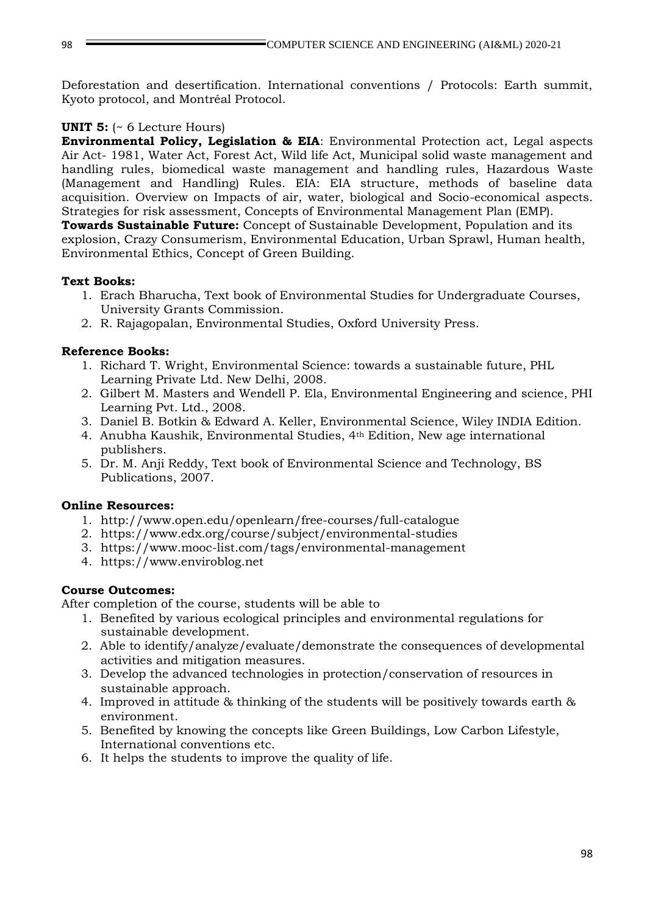Deforestation and desertification. International conventions / Protocols: Earth summit, Kyoto protocol, and Montréal Protocol.

**UNIT 5:** (~ 6 Lecture Hours)

**Environmental Policy, Legislation & EIA**: Environmental Protection act, Legal aspects Air Act- 1981, Water Act, Forest Act, Wild life Act, Municipal solid waste management and handling rules, biomedical waste management and handling rules, Hazardous Waste (Management and Handling) Rules. EIA: EIA structure, methods of baseline data acquisition. Overview on Impacts of air, water, biological and Socio-economical aspects. Strategies for risk assessment, Concepts of Environmental Management Plan (EMP).

**Towards Sustainable Future:** Concept of Sustainable Development, Population and its explosion, Crazy Consumerism, Environmental Education, Urban Sprawl, Human health, Environmental Ethics, Concept of Green Building.

**Text Books:**

1. Erach Bharucha, Text book of Environmental Studies for Undergraduate Courses, University Grants Commission.
2. R. Rajagopalan, Environmental Studies, Oxford University Press.

**Reference Books:**

1. Richard T. Wright, Environmental Science: towards a sustainable future, PHL Learning Private Ltd. New Delhi, 2008.
2. Gilbert M. Masters and Wendell P. Ela, Environmental Engineering and science, PHI Learning Pvt. Ltd., 2008.
3. Daniel B. Botkin & Edward A. Keller, Environmental Science, Wiley INDIA Edition.
4. Anubha Kaushik, Environmental Studies, 4th Edition, New age international publishers.
5. Dr. M. Anji Reddy, Text book of Environmental Science and Technology, BS Publications, 2007.

**Online Resources:**

1. http://www.open.edu/openlearn/free-courses/full-catalogue
2. https://www.edx.org/course/subject/environmental-studies
3. https://www.mooc-list.com/tags/environmental-management
4. https://www.enviroblog.net

**Course Outcomes:**

After completion of the course, students will be able to

1. Benefited by various ecological principles and environmental regulations for sustainable development.
2. Able to identify/analyze/evaluate/demonstrate the consequences of developmental activities and mitigation measures.
3. Develop the advanced technologies in protection/conservation of resources in sustainable approach.
4. Improved in attitude & thinking of the students will be positively towards earth & environment.
5. Benefited by knowing the concepts like Green Buildings, Low Carbon Lifestyle, International conventions etc.
6. It helps the students to improve the quality of life.